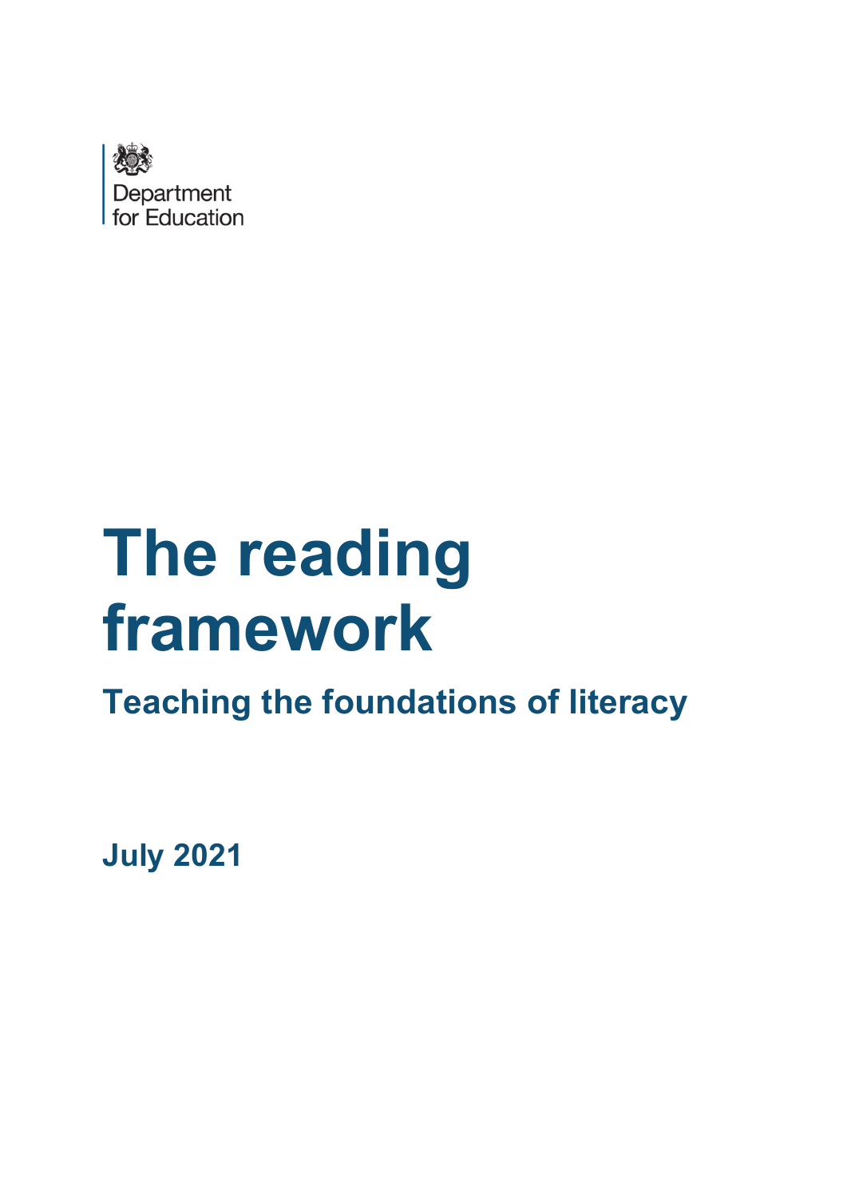Department for Education

# The reading framework

## Teaching the foundations of literacy

**July 2021**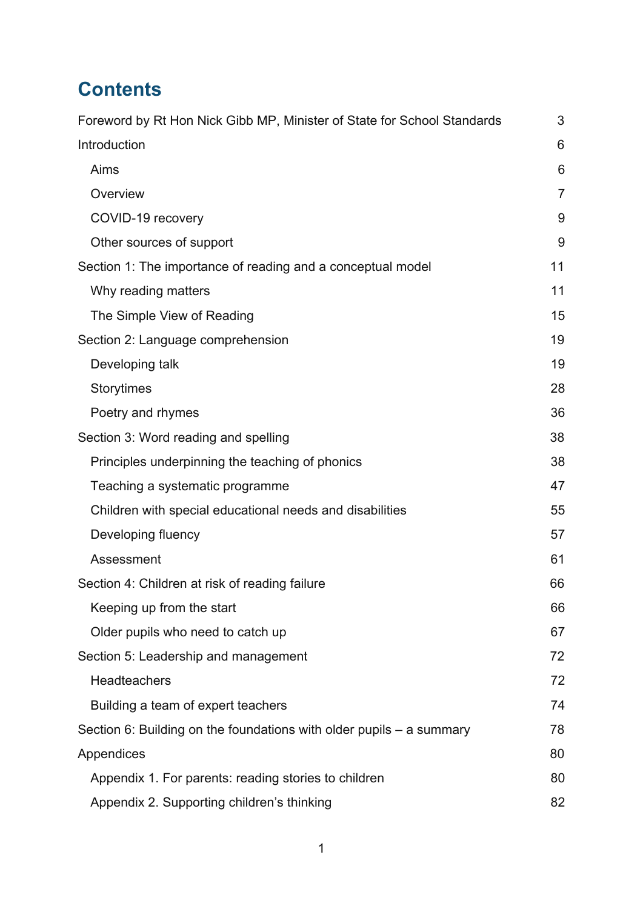# Contents

Foreword by Rt Hon Nick Gibb MP, Minister of State for School Standards 3

Introduction 6

- Aims 6
- Overview 7
- COVID-19 recovery 9
- Other sources of support 9

Section 1: The importance of reading and a conceptual model 11

- Why reading matters 11
- The Simple View of Reading 15

Section 2: Language comprehension 19

- Developing talk 19
- Storytimes 28
- Poetry and rhymes 36

Section 3: Word reading and spelling 38

- Principles underpinning the teaching of phonics 38
- Teaching a systematic programme 47
- Children with special educational needs and disabilities 55
- Developing fluency 57
- Assessment 61

Section 4: Children at risk of reading failure 66

- Keeping up from the start 66
- Older pupils who need to catch up 67

Section 5: Leadership and management 72

- Headteachers 72
- Building a team of expert teachers 74

Section 6: Building on the foundations with older pupils – a summary 78

Appendices 80

- Appendix 1. For parents: reading stories to children 80
- Appendix 2. Supporting children's thinking 82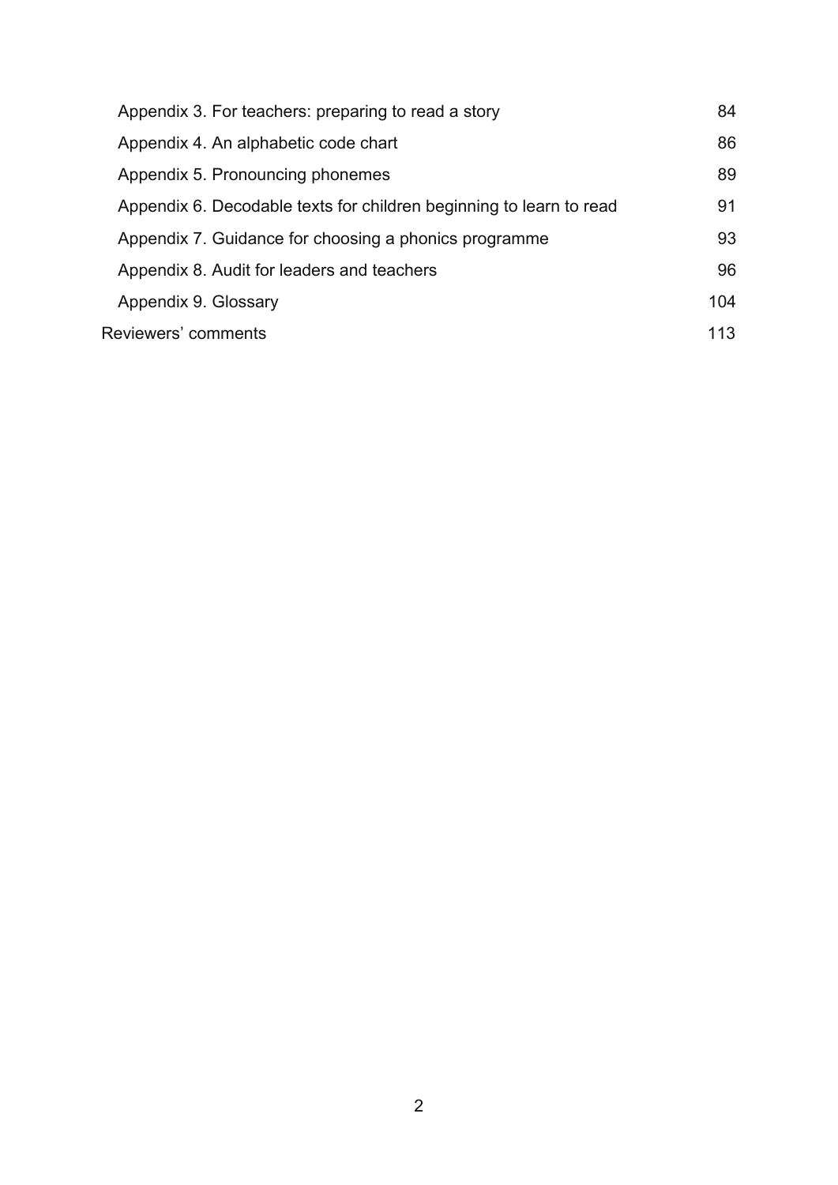| | |
|---|---|
| Appendix 3. For teachers: preparing to read a story | 84 |
| Appendix 4. An alphabetic code chart | 86 |
| Appendix 5. Pronouncing phonemes | 89 |
| Appendix 6. Decodable texts for children beginning to learn to read | 91 |
| Appendix 7. Guidance for choosing a phonics programme | 93 |
| Appendix 8. Audit for leaders and teachers | 96 |
| Appendix 9. Glossary | 104 |
| Reviewers' comments | 113 |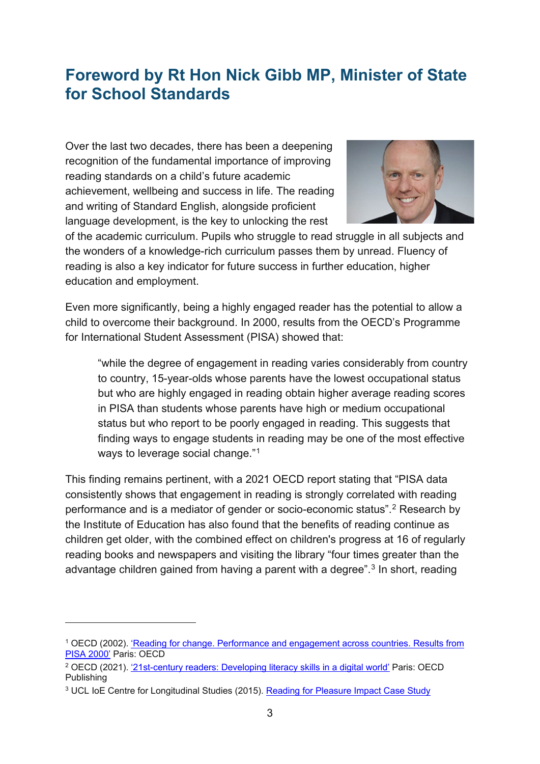## Foreword by Rt Hon Nick Gibb MP, Minister of State for School Standards

Over the last two decades, there has been a deepening recognition of the fundamental importance of improving reading standards on a child's future academic achievement, wellbeing and success in life. The reading and writing of Standard English, alongside proficient language development, is the key to unlocking the rest of the academic curriculum. Pupils who struggle to read struggle in all subjects and the wonders of a knowledge-rich curriculum passes them by unread. Fluency of reading is also a key indicator for future success in further education, higher education and employment.

Even more significantly, being a highly engaged reader has the potential to allow a child to overcome their background. In 2000, results from the OECD's Programme for International Student Assessment (PISA) showed that:

> "while the degree of engagement in reading varies considerably from country to country, 15-year-olds whose parents have the lowest occupational status but who are highly engaged in reading obtain higher average reading scores in PISA than students whose parents have high or medium occupational status but who report to be poorly engaged in reading. This suggests that finding ways to engage students in reading may be one of the most effective ways to leverage social change."[1]

This finding remains pertinent, with a 2021 OECD report stating that "PISA data consistently shows that engagement in reading is strongly correlated with reading performance and is a mediator of gender or socio-economic status".[2] Research by the Institute of Education has also found that the benefits of reading continue as children get older, with the combined effect on children's progress at 16 of regularly reading books and newspapers and visiting the library "four times greater than the advantage children gained from having a parent with a degree".[3] In short, reading

---

[1] OECD (2002). 'Reading for change. Performance and engagement across countries. Results from PISA 2000' Paris: OECD

[2] OECD (2021). '21st-century readers: Developing literacy skills in a digital world' Paris: OECD Publishing

[3] UCL IoE Centre for Longitudinal Studies (2015). Reading for Pleasure Impact Case Study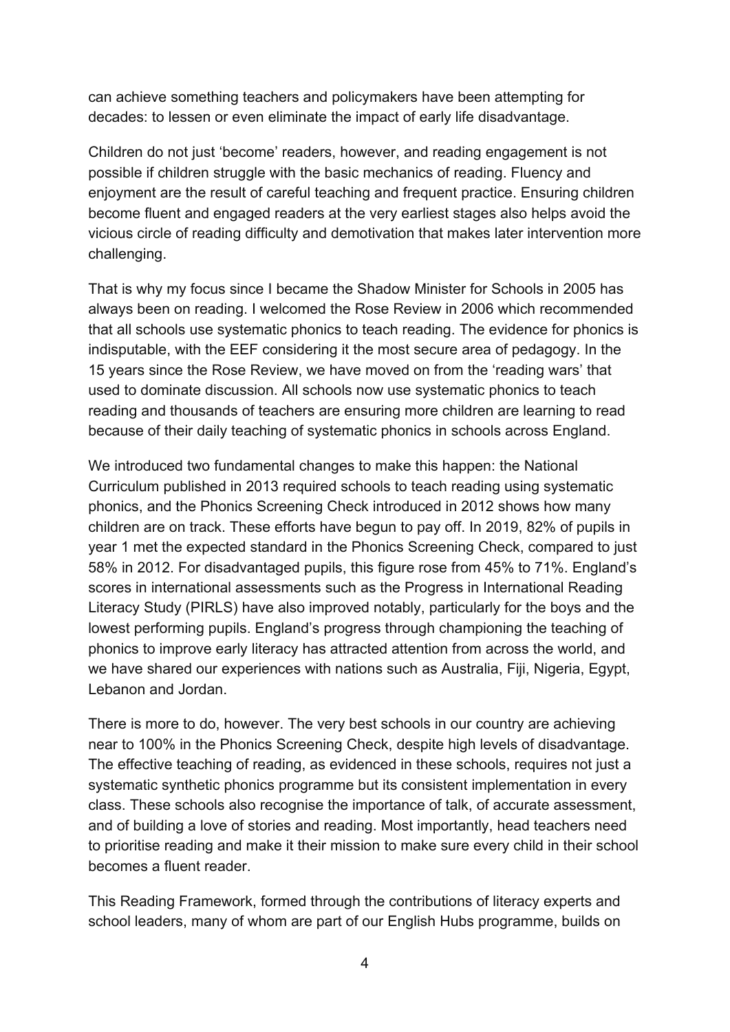can achieve something teachers and policymakers have been attempting for decades: to lessen or even eliminate the impact of early life disadvantage.

Children do not just 'become' readers, however, and reading engagement is not possible if children struggle with the basic mechanics of reading. Fluency and enjoyment are the result of careful teaching and frequent practice. Ensuring children become fluent and engaged readers at the very earliest stages also helps avoid the vicious circle of reading difficulty and demotivation that makes later intervention more challenging.

That is why my focus since I became the Shadow Minister for Schools in 2005 has always been on reading. I welcomed the Rose Review in 2006 which recommended that all schools use systematic phonics to teach reading. The evidence for phonics is indisputable, with the EEF considering it the most secure area of pedagogy. In the 15 years since the Rose Review, we have moved on from the 'reading wars' that used to dominate discussion. All schools now use systematic phonics to teach reading and thousands of teachers are ensuring more children are learning to read because of their daily teaching of systematic phonics in schools across England.

We introduced two fundamental changes to make this happen: the National Curriculum published in 2013 required schools to teach reading using systematic phonics, and the Phonics Screening Check introduced in 2012 shows how many children are on track. These efforts have begun to pay off. In 2019, 82% of pupils in year 1 met the expected standard in the Phonics Screening Check, compared to just 58% in 2012. For disadvantaged pupils, this figure rose from 45% to 71%. England's scores in international assessments such as the Progress in International Reading Literacy Study (PIRLS) have also improved notably, particularly for the boys and the lowest performing pupils. England's progress through championing the teaching of phonics to improve early literacy has attracted attention from across the world, and we have shared our experiences with nations such as Australia, Fiji, Nigeria, Egypt, Lebanon and Jordan.

There is more to do, however. The very best schools in our country are achieving near to 100% in the Phonics Screening Check, despite high levels of disadvantage. The effective teaching of reading, as evidenced in these schools, requires not just a systematic synthetic phonics programme but its consistent implementation in every class. These schools also recognise the importance of talk, of accurate assessment, and of building a love of stories and reading. Most importantly, head teachers need to prioritise reading and make it their mission to make sure every child in their school becomes a fluent reader.

This Reading Framework, formed through the contributions of literacy experts and school leaders, many of whom are part of our English Hubs programme, builds on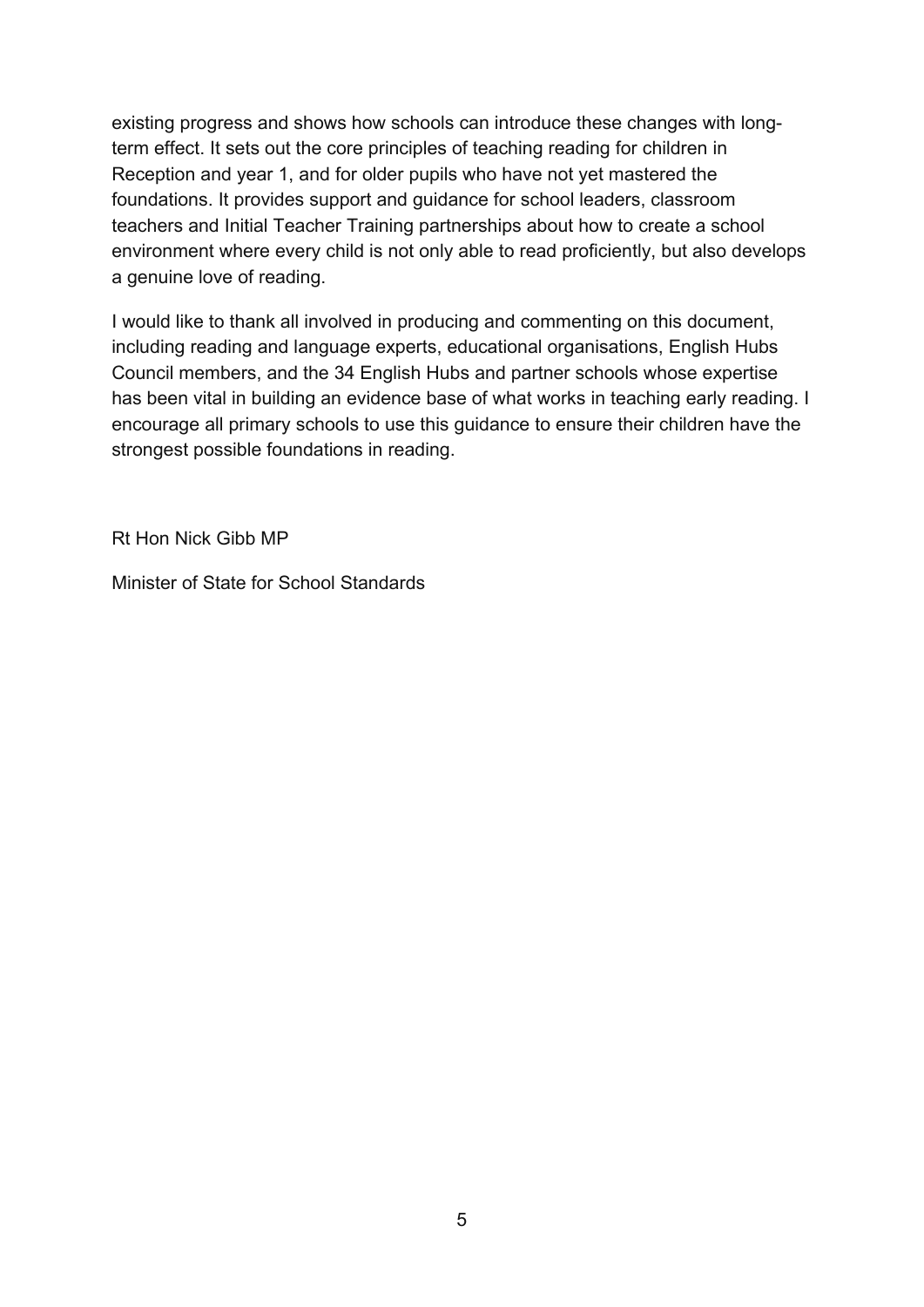existing progress and shows how schools can introduce these changes with long-term effect. It sets out the core principles of teaching reading for children in Reception and year 1, and for older pupils who have not yet mastered the foundations. It provides support and guidance for school leaders, classroom teachers and Initial Teacher Training partnerships about how to create a school environment where every child is not only able to read proficiently, but also develops a genuine love of reading.

I would like to thank all involved in producing and commenting on this document, including reading and language experts, educational organisations, English Hubs Council members, and the 34 English Hubs and partner schools whose expertise has been vital in building an evidence base of what works in teaching early reading. I encourage all primary schools to use this guidance to ensure their children have the strongest possible foundations in reading.

Rt Hon Nick Gibb MP

Minister of State for School Standards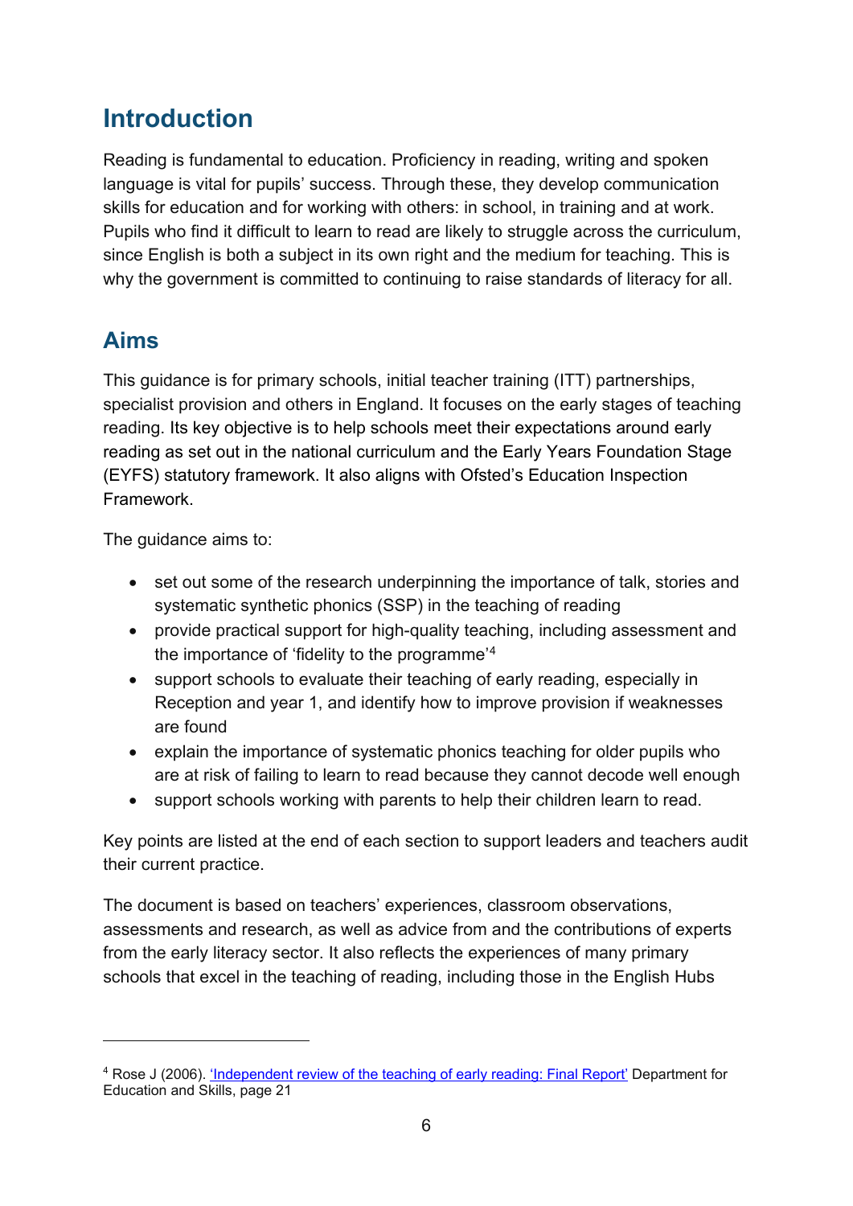# Introduction

Reading is fundamental to education. Proficiency in reading, writing and spoken language is vital for pupils' success. Through these, they develop communication skills for education and for working with others: in school, in training and at work. Pupils who find it difficult to learn to read are likely to struggle across the curriculum, since English is both a subject in its own right and the medium for teaching. This is why the government is committed to continuing to raise standards of literacy for all.

## Aims

This guidance is for primary schools, initial teacher training (ITT) partnerships, specialist provision and others in England. It focuses on the early stages of teaching reading. Its key objective is to help schools meet their expectations around early reading as set out in the national curriculum and the Early Years Foundation Stage (EYFS) statutory framework. It also aligns with Ofsted's Education Inspection Framework.

The guidance aims to:

- set out some of the research underpinning the importance of talk, stories and systematic synthetic phonics (SSP) in the teaching of reading
- provide practical support for high-quality teaching, including assessment and the importance of 'fidelity to the programme'[4]
- support schools to evaluate their teaching of early reading, especially in Reception and year 1, and identify how to improve provision if weaknesses are found
- explain the importance of systematic phonics teaching for older pupils who are at risk of failing to learn to read because they cannot decode well enough
- support schools working with parents to help their children learn to read.

Key points are listed at the end of each section to support leaders and teachers audit their current practice.

The document is based on teachers' experiences, classroom observations, assessments and research, as well as advice from and the contributions of experts from the early literacy sector. It also reflects the experiences of many primary schools that excel in the teaching of reading, including those in the English Hubs

---

[4] Rose J (2006). 'Independent review of the teaching of early reading: Final Report' Department for Education and Skills, page 21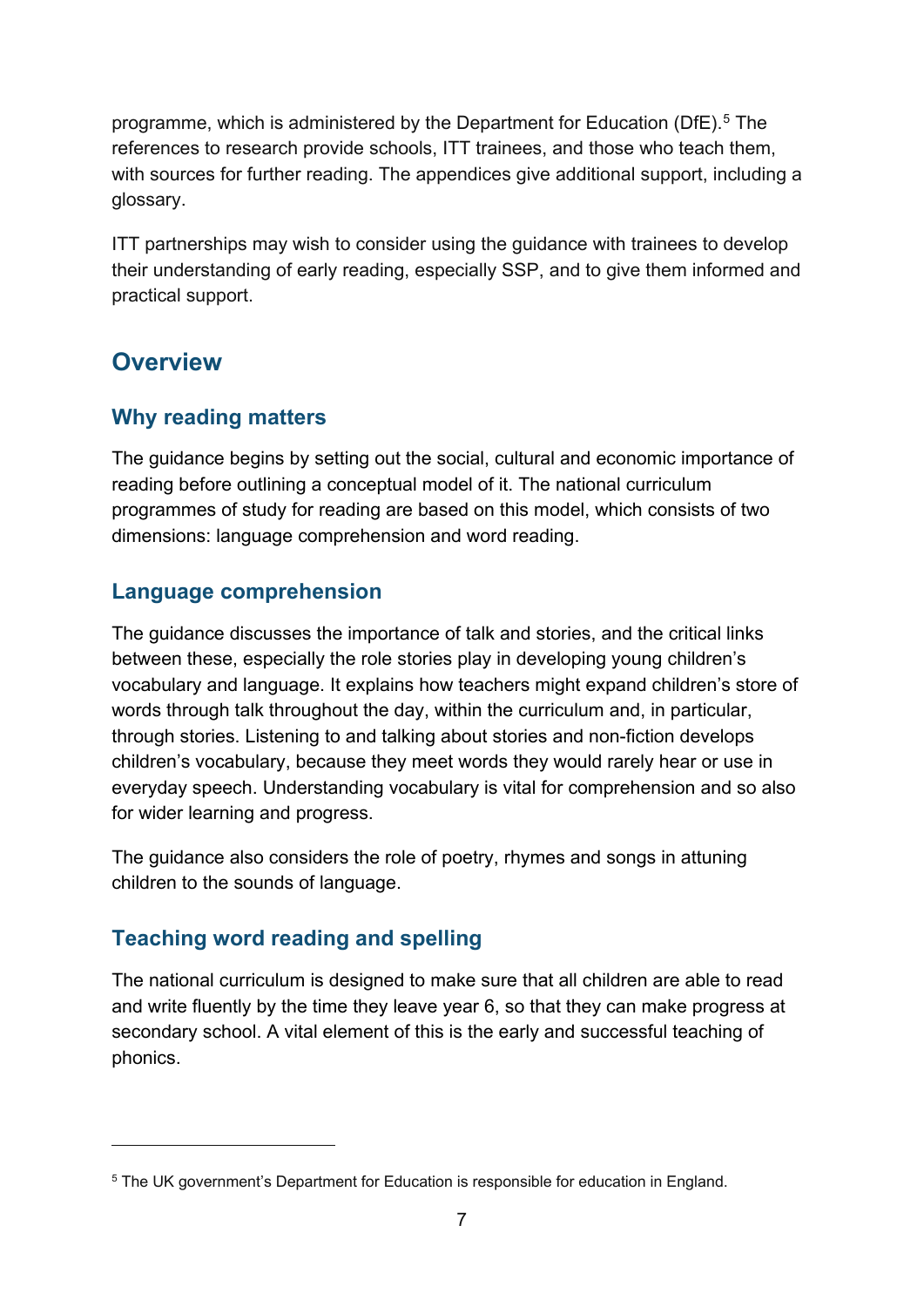programme, which is administered by the Department for Education (DfE).[5] The references to research provide schools, ITT trainees, and those who teach them, with sources for further reading. The appendices give additional support, including a glossary.

ITT partnerships may wish to consider using the guidance with trainees to develop their understanding of early reading, especially SSP, and to give them informed and practical support.

## Overview

### Why reading matters

The guidance begins by setting out the social, cultural and economic importance of reading before outlining a conceptual model of it. The national curriculum programmes of study for reading are based on this model, which consists of two dimensions: language comprehension and word reading.

### Language comprehension

The guidance discusses the importance of talk and stories, and the critical links between these, especially the role stories play in developing young children's vocabulary and language. It explains how teachers might expand children's store of words through talk throughout the day, within the curriculum and, in particular, through stories. Listening to and talking about stories and non-fiction develops children's vocabulary, because they meet words they would rarely hear or use in everyday speech. Understanding vocabulary is vital for comprehension and so also for wider learning and progress.

The guidance also considers the role of poetry, rhymes and songs in attuning children to the sounds of language.

### Teaching word reading and spelling

The national curriculum is designed to make sure that all children are able to read and write fluently by the time they leave year 6, so that they can make progress at secondary school. A vital element of this is the early and successful teaching of phonics.

---

[5] The UK government's Department for Education is responsible for education in England.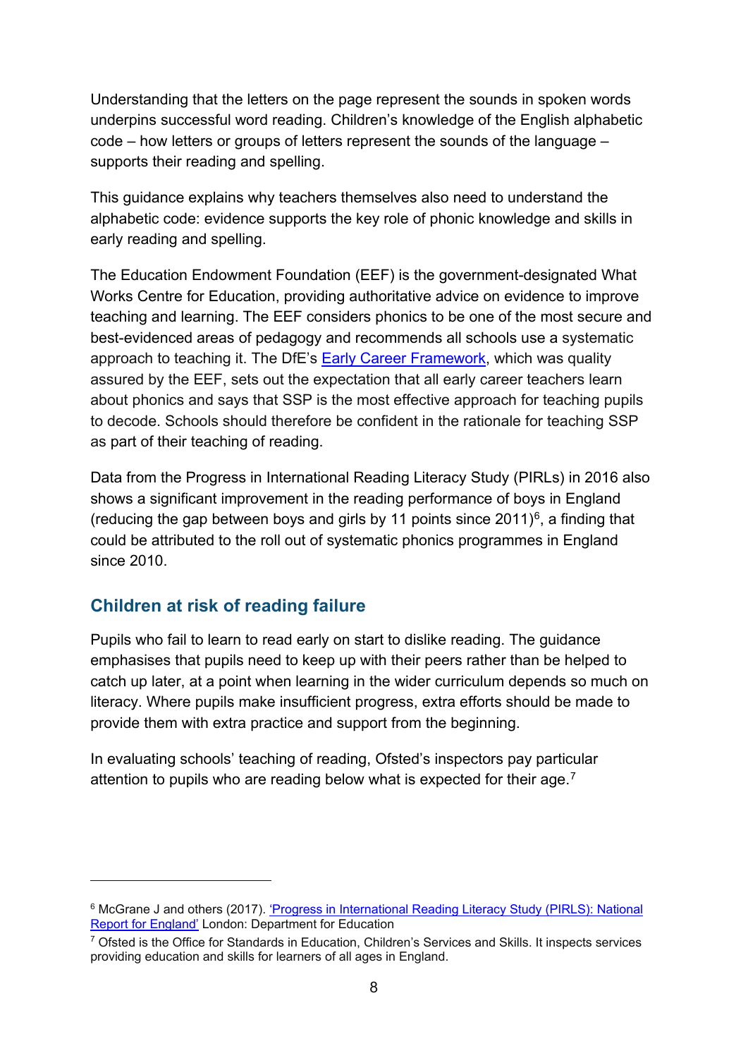Understanding that the letters on the page represent the sounds in spoken words underpins successful word reading. Children's knowledge of the English alphabetic code – how letters or groups of letters represent the sounds of the language – supports their reading and spelling.

This guidance explains why teachers themselves also need to understand the alphabetic code: evidence supports the key role of phonic knowledge and skills in early reading and spelling.

The Education Endowment Foundation (EEF) is the government-designated What Works Centre for Education, providing authoritative advice on evidence to improve teaching and learning. The EEF considers phonics to be one of the most secure and best-evidenced areas of pedagogy and recommends all schools use a systematic approach to teaching it. The DfE's Early Career Framework, which was quality assured by the EEF, sets out the expectation that all early career teachers learn about phonics and says that SSP is the most effective approach for teaching pupils to decode. Schools should therefore be confident in the rationale for teaching SSP as part of their teaching of reading.

Data from the Progress in International Reading Literacy Study (PIRLs) in 2016 also shows a significant improvement in the reading performance of boys in England (reducing the gap between boys and girls by 11 points since 2011)[6], a finding that could be attributed to the roll out of systematic phonics programmes in England since 2010.

## Children at risk of reading failure

Pupils who fail to learn to read early on start to dislike reading. The guidance emphasises that pupils need to keep up with their peers rather than be helped to catch up later, at a point when learning in the wider curriculum depends so much on literacy. Where pupils make insufficient progress, extra efforts should be made to provide them with extra practice and support from the beginning.

In evaluating schools' teaching of reading, Ofsted's inspectors pay particular attention to pupils who are reading below what is expected for their age.[7]

---

[6] McGrane J and others (2017). 'Progress in International Reading Literacy Study (PIRLS): National Report for England' London: Department for Education

[7] Ofsted is the Office for Standards in Education, Children's Services and Skills. It inspects services providing education and skills for learners of all ages in England.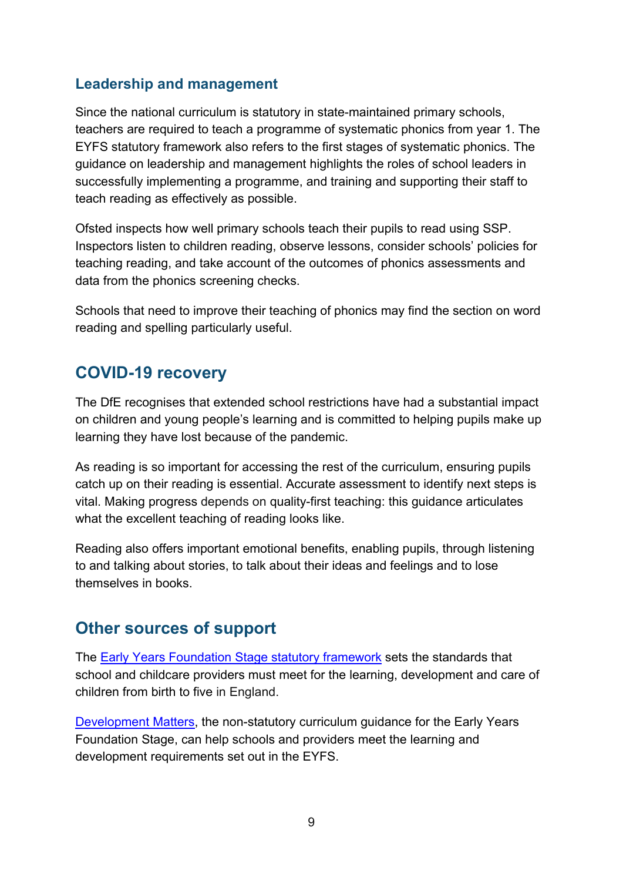### Leadership and management

Since the national curriculum is statutory in state-maintained primary schools, teachers are required to teach a programme of systematic phonics from year 1. The EYFS statutory framework also refers to the first stages of systematic phonics. The guidance on leadership and management highlights the roles of school leaders in successfully implementing a programme, and training and supporting their staff to teach reading as effectively as possible.

Ofsted inspects how well primary schools teach their pupils to read using SSP. Inspectors listen to children reading, observe lessons, consider schools' policies for teaching reading, and take account of the outcomes of phonics assessments and data from the phonics screening checks.

Schools that need to improve their teaching of phonics may find the section on word reading and spelling particularly useful.

## COVID-19 recovery

The DfE recognises that extended school restrictions have had a substantial impact on children and young people's learning and is committed to helping pupils make up learning they have lost because of the pandemic.

As reading is so important for accessing the rest of the curriculum, ensuring pupils catch up on their reading is essential. Accurate assessment to identify next steps is vital. Making progress depends on quality-first teaching: this guidance articulates what the excellent teaching of reading looks like.

Reading also offers important emotional benefits, enabling pupils, through listening to and talking about stories, to talk about their ideas and feelings and to lose themselves in books.

## Other sources of support

The Early Years Foundation Stage statutory framework sets the standards that school and childcare providers must meet for the learning, development and care of children from birth to five in England.

Development Matters, the non-statutory curriculum guidance for the Early Years Foundation Stage, can help schools and providers meet the learning and development requirements set out in the EYFS.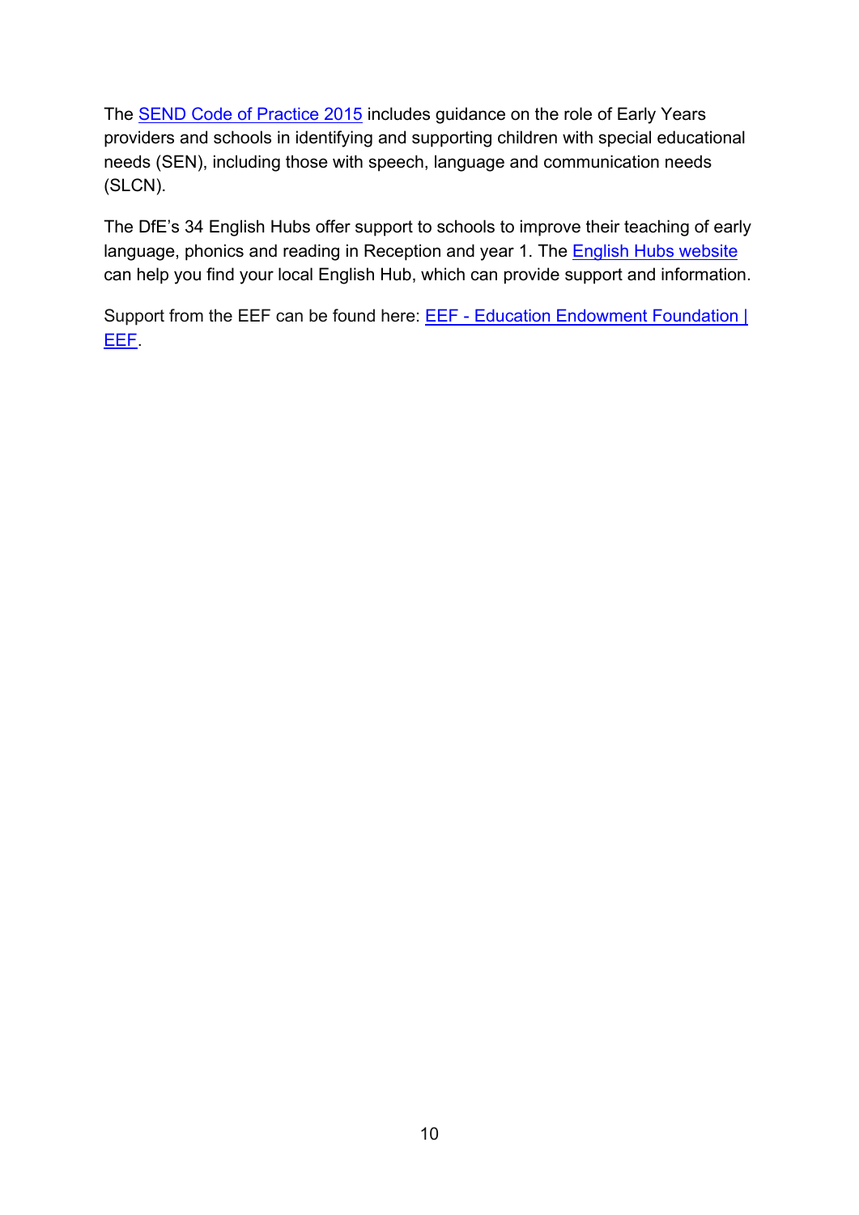The SEND Code of Practice 2015 includes guidance on the role of Early Years providers and schools in identifying and supporting children with special educational needs (SEN), including those with speech, language and communication needs (SLCN).

The DfE's 34 English Hubs offer support to schools to improve their teaching of early language, phonics and reading in Reception and year 1. The English Hubs website can help you find your local English Hub, which can provide support and information.

Support from the EEF can be found here: EEF - Education Endowment Foundation | EEF.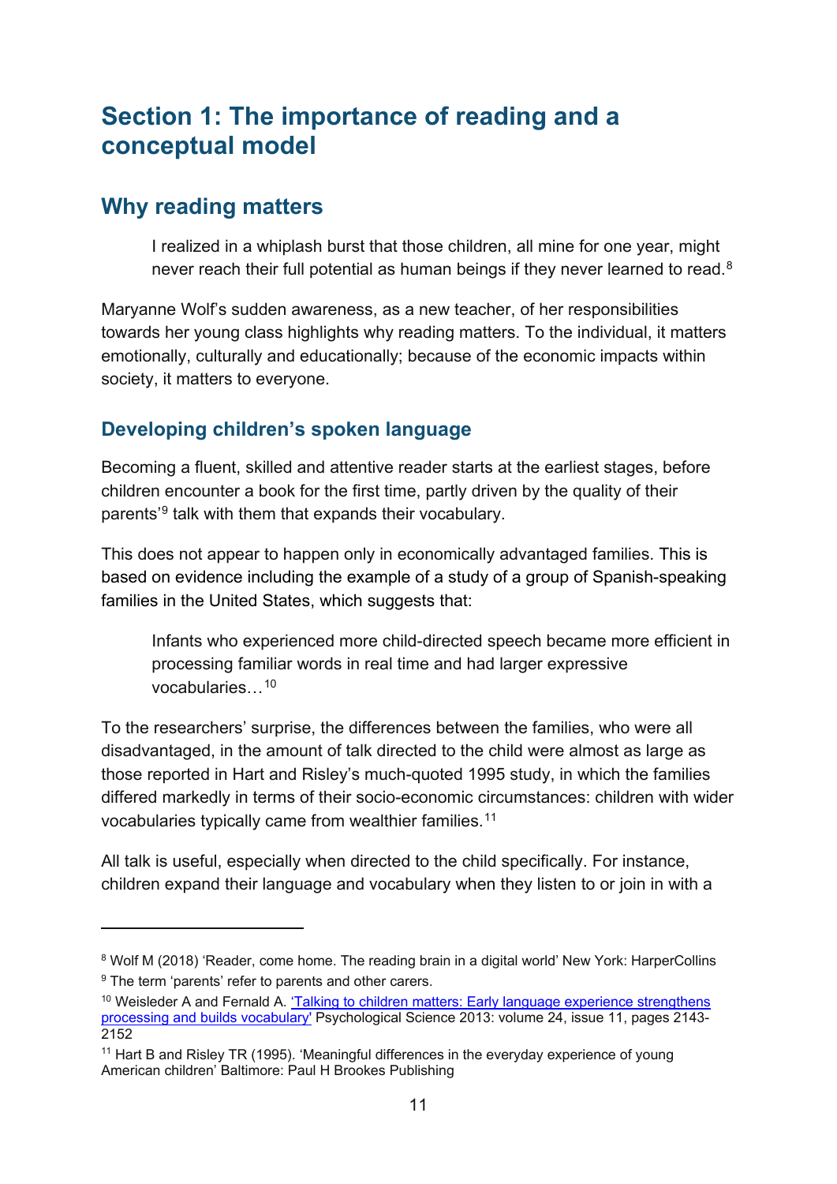# Section 1: The importance of reading and a conceptual model

## Why reading matters

> I realized in a whiplash burst that those children, all mine for one year, might never reach their full potential as human beings if they never learned to read.[8]

Maryanne Wolf's sudden awareness, as a new teacher, of her responsibilities towards her young class highlights why reading matters. To the individual, it matters emotionally, culturally and educationally; because of the economic impacts within society, it matters to everyone.

### Developing children's spoken language

Becoming a fluent, skilled and attentive reader starts at the earliest stages, before children encounter a book for the first time, partly driven by the quality of their parents'[9] talk with them that expands their vocabulary.

This does not appear to happen only in economically advantaged families. This is based on evidence including the example of a study of a group of Spanish-speaking families in the United States, which suggests that:

> Infants who experienced more child-directed speech became more efficient in processing familiar words in real time and had larger expressive vocabularies…[10]

To the researchers' surprise, the differences between the families, who were all disadvantaged, in the amount of talk directed to the child were almost as large as those reported in Hart and Risley's much-quoted 1995 study, in which the families differed markedly in terms of their socio-economic circumstances: children with wider vocabularies typically came from wealthier families.[11]

All talk is useful, especially when directed to the child specifically. For instance, children expand their language and vocabulary when they listen to or join in with a

---

[8] Wolf M (2018) 'Reader, come home. The reading brain in a digital world' New York: HarperCollins

[9] The term 'parents' refer to parents and other carers.

[10] Weisleder A and Fernald A. 'Talking to children matters: Early language experience strengthens processing and builds vocabulary' Psychological Science 2013: volume 24, issue 11, pages 2143-2152

[11] Hart B and Risley TR (1995). 'Meaningful differences in the everyday experience of young American children' Baltimore: Paul H Brookes Publishing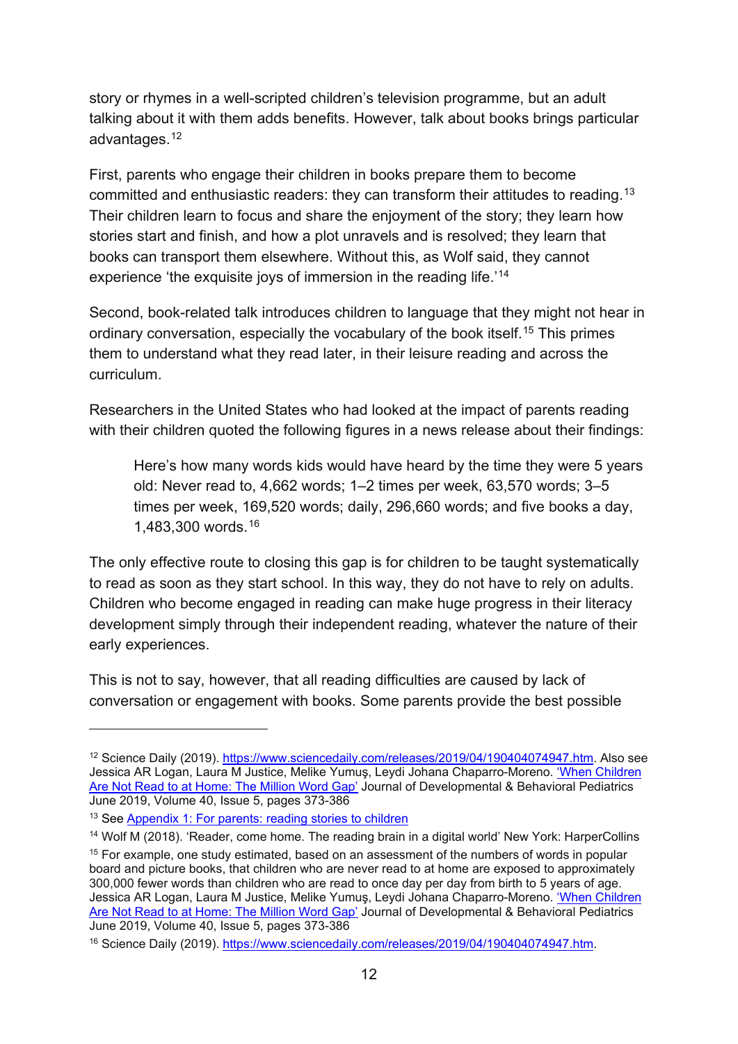story or rhymes in a well-scripted children's television programme, but an adult talking about it with them adds benefits. However, talk about books brings particular advantages.[12]

First, parents who engage their children in books prepare them to become committed and enthusiastic readers: they can transform their attitudes to reading.[13] Their children learn to focus and share the enjoyment of the story; they learn how stories start and finish, and how a plot unravels and is resolved; they learn that books can transport them elsewhere. Without this, as Wolf said, they cannot experience 'the exquisite joys of immersion in the reading life.'[14]

Second, book-related talk introduces children to language that they might not hear in ordinary conversation, especially the vocabulary of the book itself.[15] This primes them to understand what they read later, in their leisure reading and across the curriculum.

Researchers in the United States who had looked at the impact of parents reading with their children quoted the following figures in a news release about their findings:

> Here's how many words kids would have heard by the time they were 5 years old: Never read to, 4,662 words; 1–2 times per week, 63,570 words; 3–5 times per week, 169,520 words; daily, 296,660 words; and five books a day, 1,483,300 words.[16]

The only effective route to closing this gap is for children to be taught systematically to read as soon as they start school. In this way, they do not have to rely on adults. Children who become engaged in reading can make huge progress in their literacy development simply through their independent reading, whatever the nature of their early experiences.

This is not to say, however, that all reading difficulties are caused by lack of conversation or engagement with books. Some parents provide the best possible

---

[12] Science Daily (2019). [https://www.sciencedaily.com/releases/2019/04/190404074947.htm](https://www.sciencedaily.com/releases/2019/04/190404074947.htm). Also see Jessica AR Logan, Laura M Justice, Melike Yumuş, Leydi Johana Chaparro-Moreno. ['When Children Are Not Read to at Home: The Million Word Gap'](#) Journal of Developmental & Behavioral Pediatrics June 2019, Volume 40, Issue 5, pages 373-386

[13] See [Appendix 1: For parents: reading stories to children](#)

[14] Wolf M (2018). 'Reader, come home. The reading brain in a digital world' New York: HarperCollins

[15] For example, one study estimated, based on an assessment of the numbers of words in popular board and picture books, that children who are never read to at home are exposed to approximately 300,000 fewer words than children who are read to once day per day from birth to 5 years of age. Jessica AR Logan, Laura M Justice, Melike Yumuş, Leydi Johana Chaparro-Moreno. ['When Children Are Not Read to at Home: The Million Word Gap'](#) Journal of Developmental & Behavioral Pediatrics June 2019, Volume 40, Issue 5, pages 373-386

[16] Science Daily (2019). [https://www.sciencedaily.com/releases/2019/04/190404074947.htm](https://www.sciencedaily.com/releases/2019/04/190404074947.htm).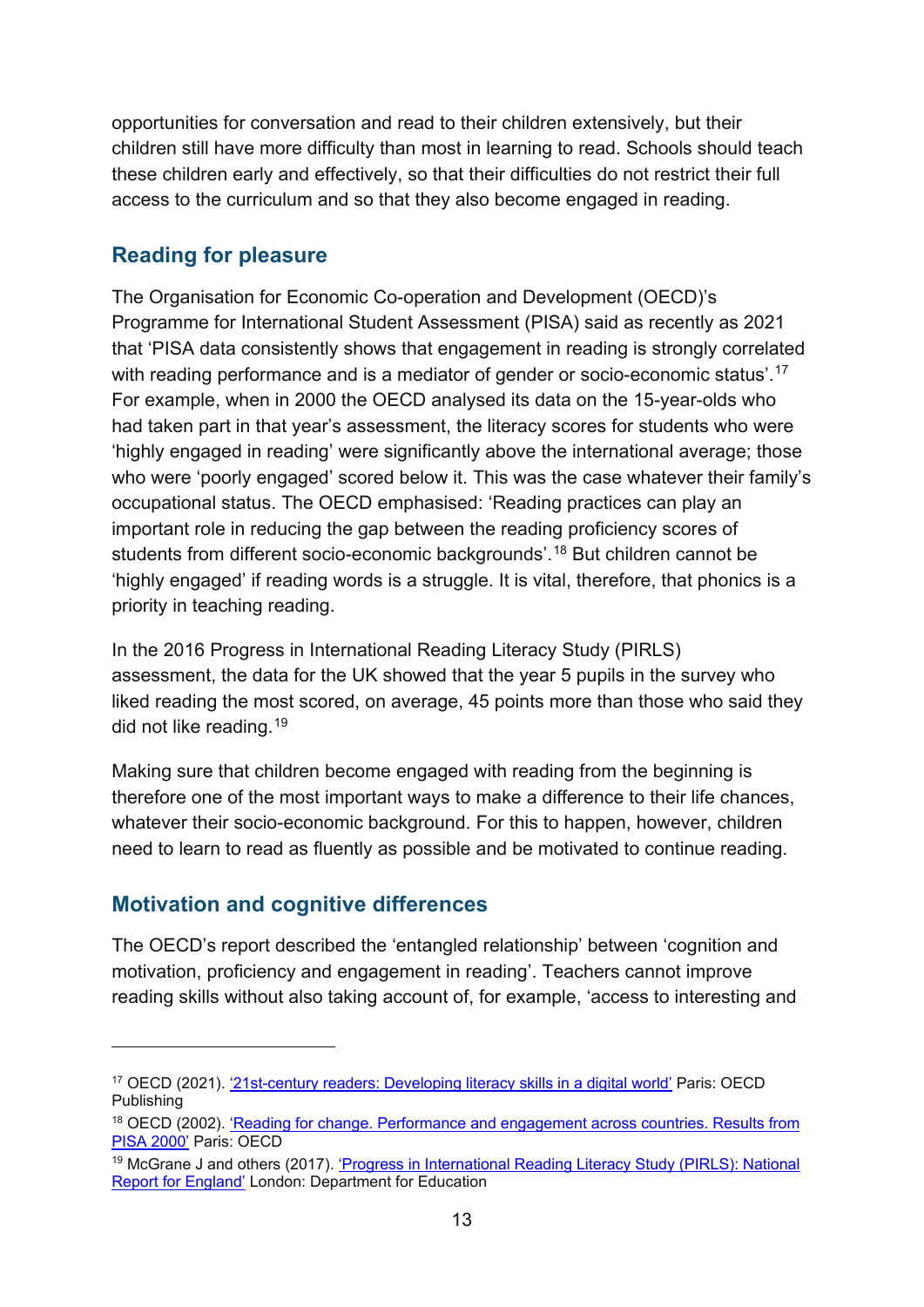opportunities for conversation and read to their children extensively, but their children still have more difficulty than most in learning to read. Schools should teach these children early and effectively, so that their difficulties do not restrict their full access to the curriculum and so that they also become engaged in reading.

## Reading for pleasure

The Organisation for Economic Co-operation and Development (OECD)'s Programme for International Student Assessment (PISA) said as recently as 2021 that 'PISA data consistently shows that engagement in reading is strongly correlated with reading performance and is a mediator of gender or socio-economic status'.[17] For example, when in 2000 the OECD analysed its data on the 15-year-olds who had taken part in that year's assessment, the literacy scores for students who were 'highly engaged in reading' were significantly above the international average; those who were 'poorly engaged' scored below it. This was the case whatever their family's occupational status. The OECD emphasised: 'Reading practices can play an important role in reducing the gap between the reading proficiency scores of students from different socio-economic backgrounds'.[18] But children cannot be 'highly engaged' if reading words is a struggle. It is vital, therefore, that phonics is a priority in teaching reading.

In the 2016 Progress in International Reading Literacy Study (PIRLS) assessment, the data for the UK showed that the year 5 pupils in the survey who liked reading the most scored, on average, 45 points more than those who said they did not like reading.[19]

Making sure that children become engaged with reading from the beginning is therefore one of the most important ways to make a difference to their life chances, whatever their socio-economic background. For this to happen, however, children need to learn to read as fluently as possible and be motivated to continue reading.

## Motivation and cognitive differences

The OECD's report described the 'entangled relationship' between 'cognition and motivation, proficiency and engagement in reading'. Teachers cannot improve reading skills without also taking account of, for example, 'access to interesting and

---

[17] OECD (2021). '21st-century readers: Developing literacy skills in a digital world' Paris: OECD Publishing

[18] OECD (2002). 'Reading for change. Performance and engagement across countries. Results from PISA 2000' Paris: OECD

[19] McGrane J and others (2017). 'Progress in International Reading Literacy Study (PIRLS): National Report for England' London: Department for Education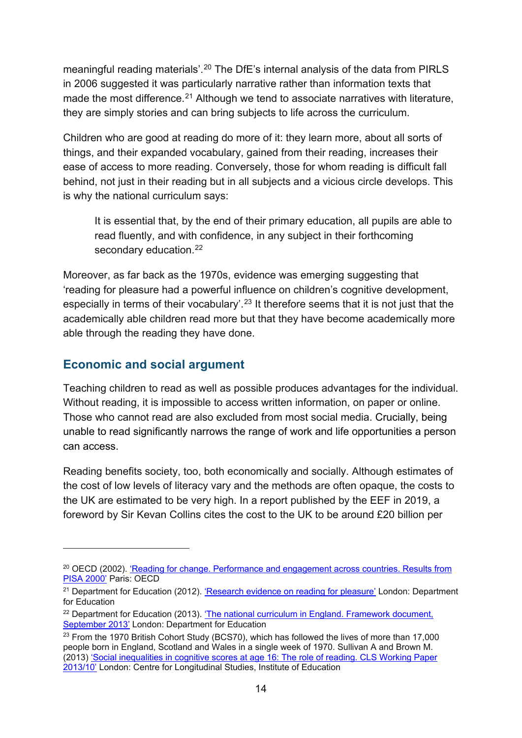meaningful reading materials'.[20] The DfE's internal analysis of the data from PIRLS in 2006 suggested it was particularly narrative rather than information texts that made the most difference.[21] Although we tend to associate narratives with literature, they are simply stories and can bring subjects to life across the curriculum.

Children who are good at reading do more of it: they learn more, about all sorts of things, and their expanded vocabulary, gained from their reading, increases their ease of access to more reading. Conversely, those for whom reading is difficult fall behind, not just in their reading but in all subjects and a vicious circle develops. This is why the national curriculum says:

> It is essential that, by the end of their primary education, all pupils are able to read fluently, and with confidence, in any subject in their forthcoming secondary education.[22]

Moreover, as far back as the 1970s, evidence was emerging suggesting that 'reading for pleasure had a powerful influence on children's cognitive development, especially in terms of their vocabulary'.[23] It therefore seems that it is not just that the academically able children read more but that they have become academically more able through the reading they have done.

## Economic and social argument

Teaching children to read as well as possible produces advantages for the individual. Without reading, it is impossible to access written information, on paper or online. Those who cannot read are also excluded from most social media. Crucially, being unable to read significantly narrows the range of work and life opportunities a person can access.

Reading benefits society, too, both economically and socially. Although estimates of the cost of low levels of literacy vary and the methods are often opaque, the costs to the UK are estimated to be very high. In a report published by the EEF in 2019, a foreword by Sir Kevan Collins cites the cost to the UK to be around £20 billion per

---

[20] OECD (2002). 'Reading for change. Performance and engagement across countries. Results from PISA 2000' Paris: OECD

[21] Department for Education (2012). 'Research evidence on reading for pleasure' London: Department for Education

[22] Department for Education (2013). 'The national curriculum in England. Framework document, September 2013' London: Department for Education

[23] From the 1970 British Cohort Study (BCS70), which has followed the lives of more than 17,000 people born in England, Scotland and Wales in a single week of 1970. Sullivan A and Brown M. (2013) 'Social inequalities in cognitive scores at age 16: The role of reading. CLS Working Paper 2013/10' London: Centre for Longitudinal Studies, Institute of Education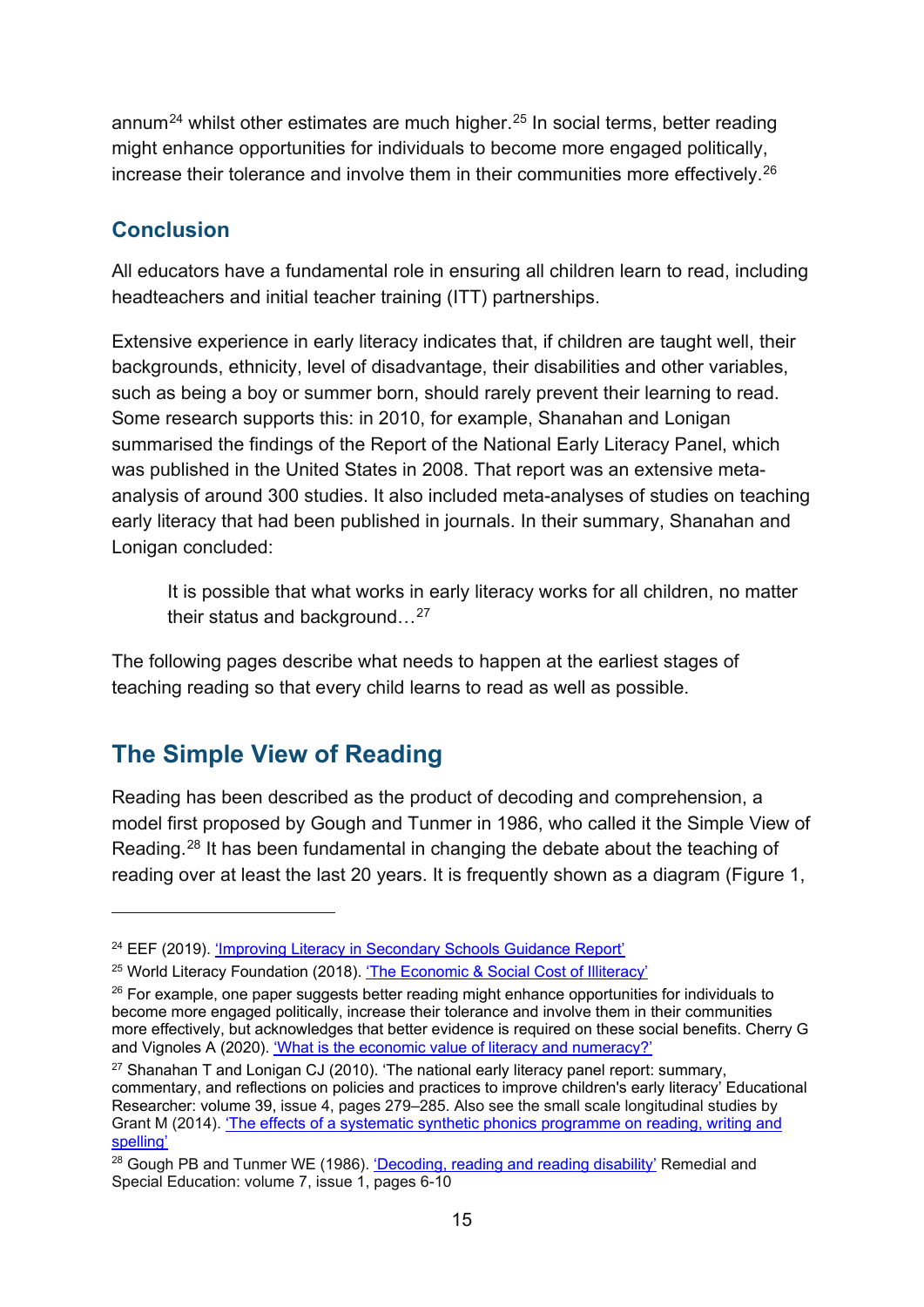annum[24] whilst other estimates are much higher.[25] In social terms, better reading might enhance opportunities for individuals to become more engaged politically, increase their tolerance and involve them in their communities more effectively.[26]

### Conclusion

All educators have a fundamental role in ensuring all children learn to read, including headteachers and initial teacher training (ITT) partnerships.

Extensive experience in early literacy indicates that, if children are taught well, their backgrounds, ethnicity, level of disadvantage, their disabilities and other variables, such as being a boy or summer born, should rarely prevent their learning to read. Some research supports this: in 2010, for example, Shanahan and Lonigan summarised the findings of the Report of the National Early Literacy Panel, which was published in the United States in 2008. That report was an extensive meta-analysis of around 300 studies. It also included meta-analyses of studies on teaching early literacy that had been published in journals. In their summary, Shanahan and Lonigan concluded:

> It is possible that what works in early literacy works for all children, no matter their status and background…[27]

The following pages describe what needs to happen at the earliest stages of teaching reading so that every child learns to read as well as possible.

## The Simple View of Reading

Reading has been described as the product of decoding and comprehension, a model first proposed by Gough and Tunmer in 1986, who called it the Simple View of Reading.[28] It has been fundamental in changing the debate about the teaching of reading over at least the last 20 years. It is frequently shown as a diagram (Figure 1,

---

[24] EEF (2019). 'Improving Literacy in Secondary Schools Guidance Report'

[25] World Literacy Foundation (2018). 'The Economic & Social Cost of Illiteracy'

[26] For example, one paper suggests better reading might enhance opportunities for individuals to become more engaged politically, increase their tolerance and involve them in their communities more effectively, but acknowledges that better evidence is required on these social benefits. Cherry G and Vignoles A (2020). 'What is the economic value of literacy and numeracy?'

[27] Shanahan T and Lonigan CJ (2010). 'The national early literacy panel report: summary, commentary, and reflections on policies and practices to improve children's early literacy' Educational Researcher: volume 39, issue 4, pages 279–285. Also see the small scale longitudinal studies by Grant M (2014). 'The effects of a systematic synthetic phonics programme on reading, writing and spelling'

[28] Gough PB and Tunmer WE (1986). 'Decoding, reading and reading disability' Remedial and Special Education: volume 7, issue 1, pages 6-10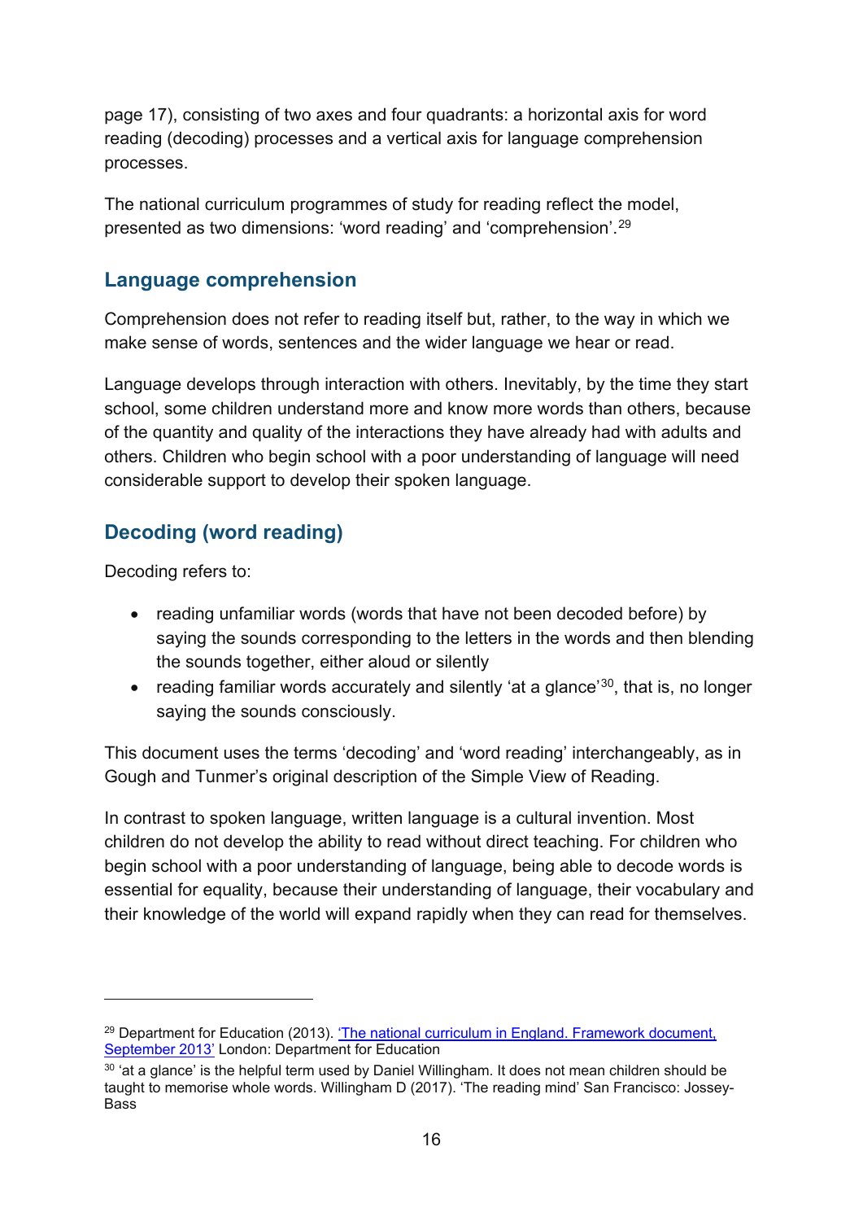page 17), consisting of two axes and four quadrants: a horizontal axis for word reading (decoding) processes and a vertical axis for language comprehension processes.

The national curriculum programmes of study for reading reflect the model, presented as two dimensions: 'word reading' and 'comprehension'.[29]

## Language comprehension

Comprehension does not refer to reading itself but, rather, to the way in which we make sense of words, sentences and the wider language we hear or read.

Language develops through interaction with others. Inevitably, by the time they start school, some children understand more and know more words than others, because of the quantity and quality of the interactions they have already had with adults and others. Children who begin school with a poor understanding of language will need considerable support to develop their spoken language.

## Decoding (word reading)

Decoding refers to:

- reading unfamiliar words (words that have not been decoded before) by saying the sounds corresponding to the letters in the words and then blending the sounds together, either aloud or silently
- reading familiar words accurately and silently 'at a glance'[30], that is, no longer saying the sounds consciously.

This document uses the terms 'decoding' and 'word reading' interchangeably, as in Gough and Tunmer's original description of the Simple View of Reading.

In contrast to spoken language, written language is a cultural invention. Most children do not develop the ability to read without direct teaching. For children who begin school with a poor understanding of language, being able to decode words is essential for equality, because their understanding of language, their vocabulary and their knowledge of the world will expand rapidly when they can read for themselves.

---

[29] Department for Education (2013). 'The national curriculum in England. Framework document, September 2013' London: Department for Education

[30] 'at a glance' is the helpful term used by Daniel Willingham. It does not mean children should be taught to memorise whole words. Willingham D (2017). 'The reading mind' San Francisco: Jossey-Bass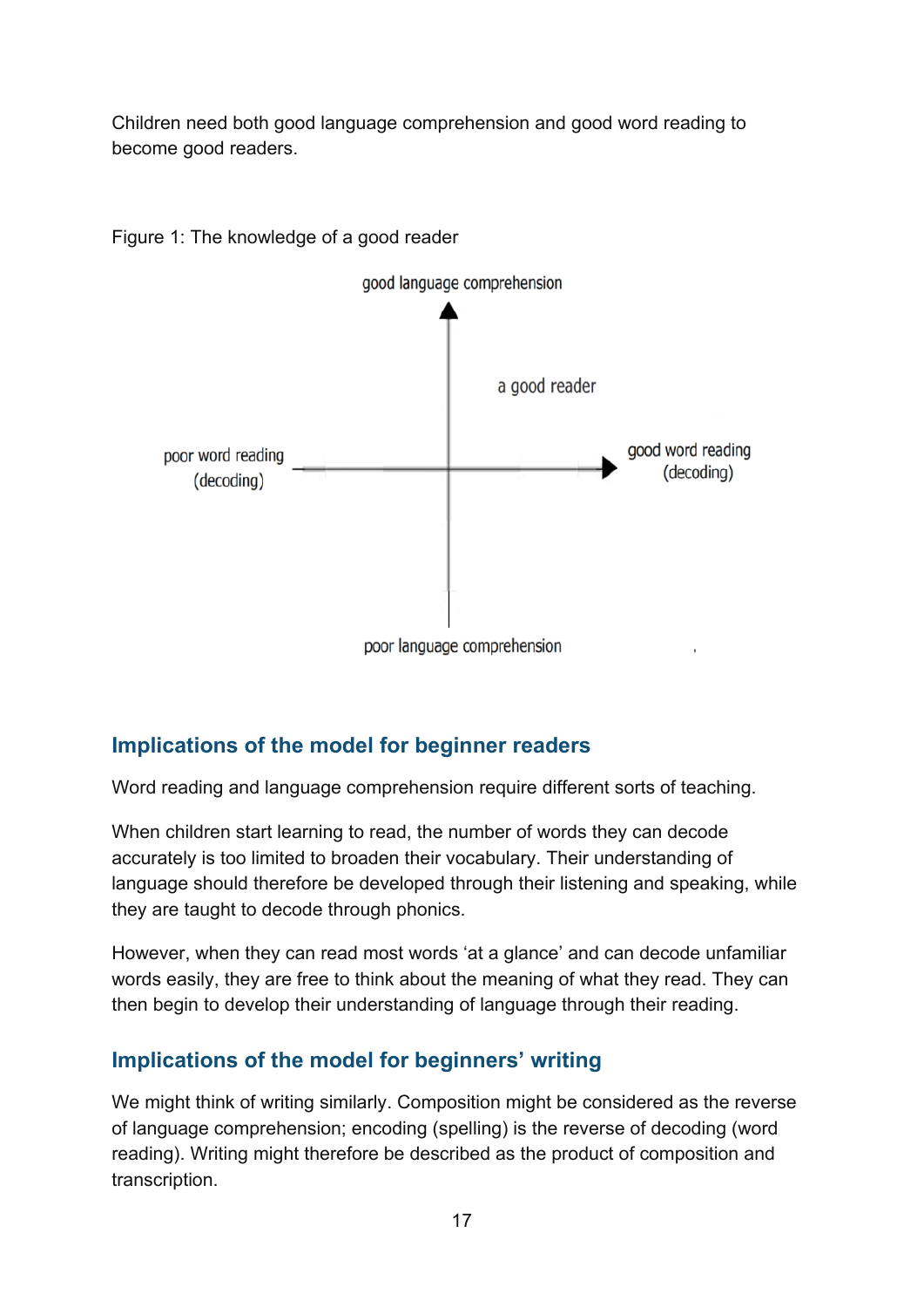Children need both good language comprehension and good word reading to become good readers.

Figure 1: The knowledge of a good reader

good language comprehension

a good reader

poor word reading (decoding)

good word reading (decoding)

poor language comprehension

## Implications of the model for beginner readers

Word reading and language comprehension require different sorts of teaching.

When children start learning to read, the number of words they can decode accurately is too limited to broaden their vocabulary. Their understanding of language should therefore be developed through their listening and speaking, while they are taught to decode through phonics.

However, when they can read most words 'at a glance' and can decode unfamiliar words easily, they are free to think about the meaning of what they read. They can then begin to develop their understanding of language through their reading.

## Implications of the model for beginners' writing

We might think of writing similarly. Composition might be considered as the reverse of language comprehension; encoding (spelling) is the reverse of decoding (word reading). Writing might therefore be described as the product of composition and transcription.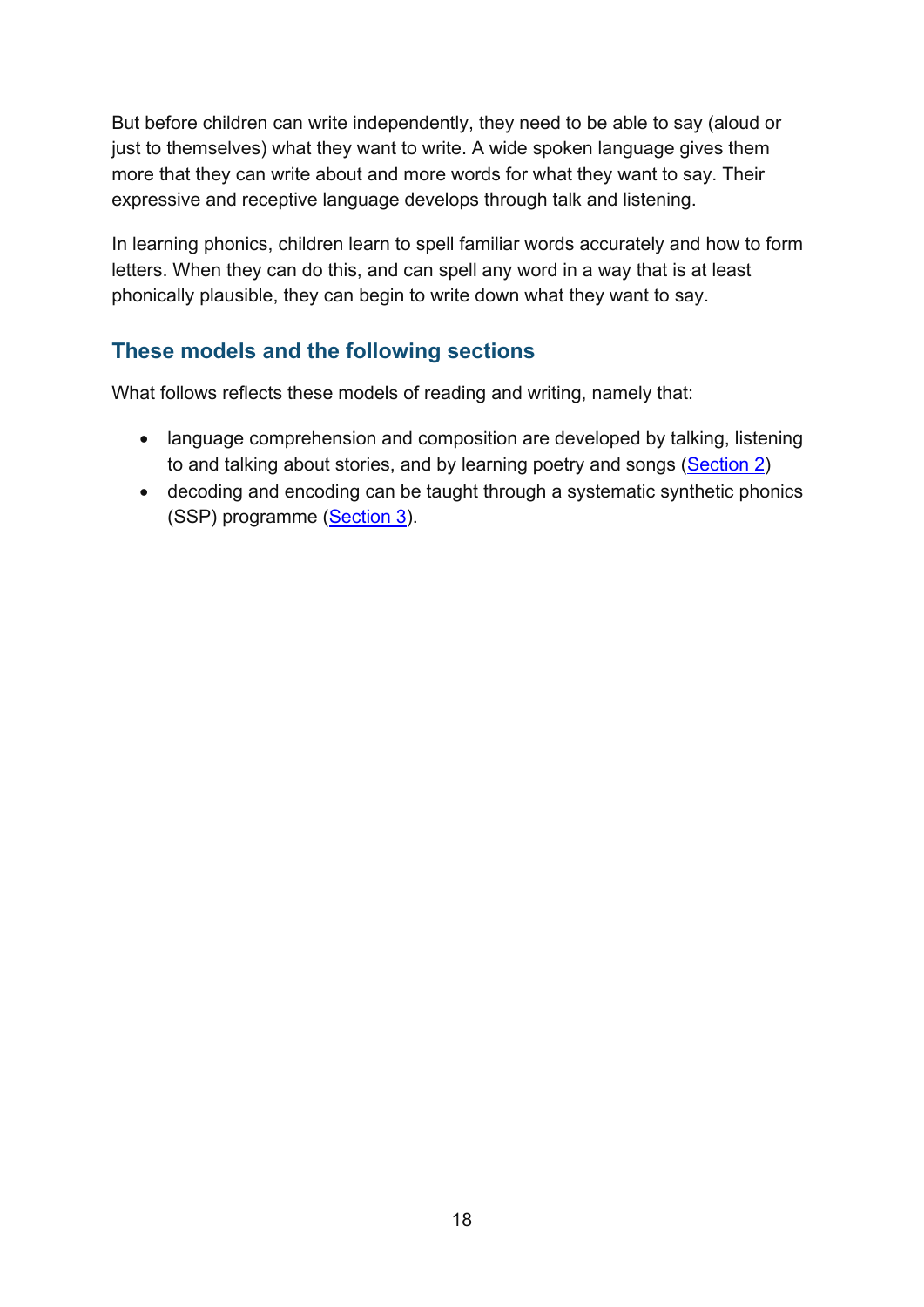But before children can write independently, they need to be able to say (aloud or just to themselves) what they want to write. A wide spoken language gives them more that they can write about and more words for what they want to say. Their expressive and receptive language develops through talk and listening.

In learning phonics, children learn to spell familiar words accurately and how to form letters. When they can do this, and can spell any word in a way that is at least phonically plausible, they can begin to write down what they want to say.

## These models and the following sections

What follows reflects these models of reading and writing, namely that:

- language comprehension and composition are developed by talking, listening to and talking about stories, and by learning poetry and songs (Section 2)
- decoding and encoding can be taught through a systematic synthetic phonics (SSP) programme (Section 3).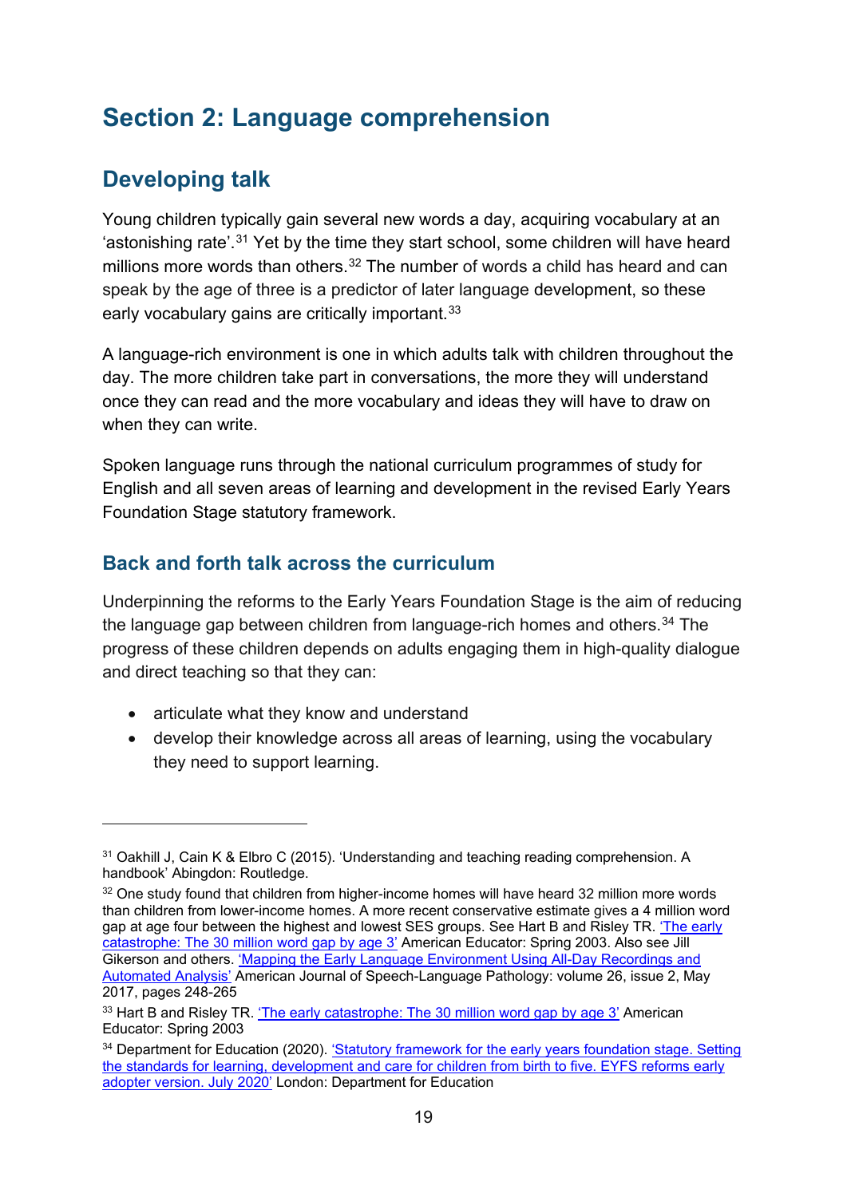# Section 2: Language comprehension

## Developing talk

Young children typically gain several new words a day, acquiring vocabulary at an 'astonishing rate'.[31] Yet by the time they start school, some children will have heard millions more words than others.[32] The number of words a child has heard and can speak by the age of three is a predictor of later language development, so these early vocabulary gains are critically important.[33]

A language-rich environment is one in which adults talk with children throughout the day. The more children take part in conversations, the more they will understand once they can read and the more vocabulary and ideas they will have to draw on when they can write.

Spoken language runs through the national curriculum programmes of study for English and all seven areas of learning and development in the revised Early Years Foundation Stage statutory framework.

### Back and forth talk across the curriculum

Underpinning the reforms to the Early Years Foundation Stage is the aim of reducing the language gap between children from language-rich homes and others.[34] The progress of these children depends on adults engaging them in high-quality dialogue and direct teaching so that they can:

- articulate what they know and understand
- develop their knowledge across all areas of learning, using the vocabulary they need to support learning.

---

[31] Oakhill J, Cain K & Elbro C (2015). 'Understanding and teaching reading comprehension. A handbook' Abingdon: Routledge.

[32] One study found that children from higher-income homes will have heard 32 million more words than children from lower-income homes. A more recent conservative estimate gives a 4 million word gap at age four between the highest and lowest SES groups. See Hart B and Risley TR. 'The early catastrophe: The 30 million word gap by age 3' American Educator: Spring 2003. Also see Jill Gikerson and others. 'Mapping the Early Language Environment Using All-Day Recordings and Automated Analysis' American Journal of Speech-Language Pathology: volume 26, issue 2, May 2017, pages 248-265

[33] Hart B and Risley TR. 'The early catastrophe: The 30 million word gap by age 3' American Educator: Spring 2003

[34] Department for Education (2020). 'Statutory framework for the early years foundation stage. Setting the standards for learning, development and care for children from birth to five. EYFS reforms early adopter version. July 2020' London: Department for Education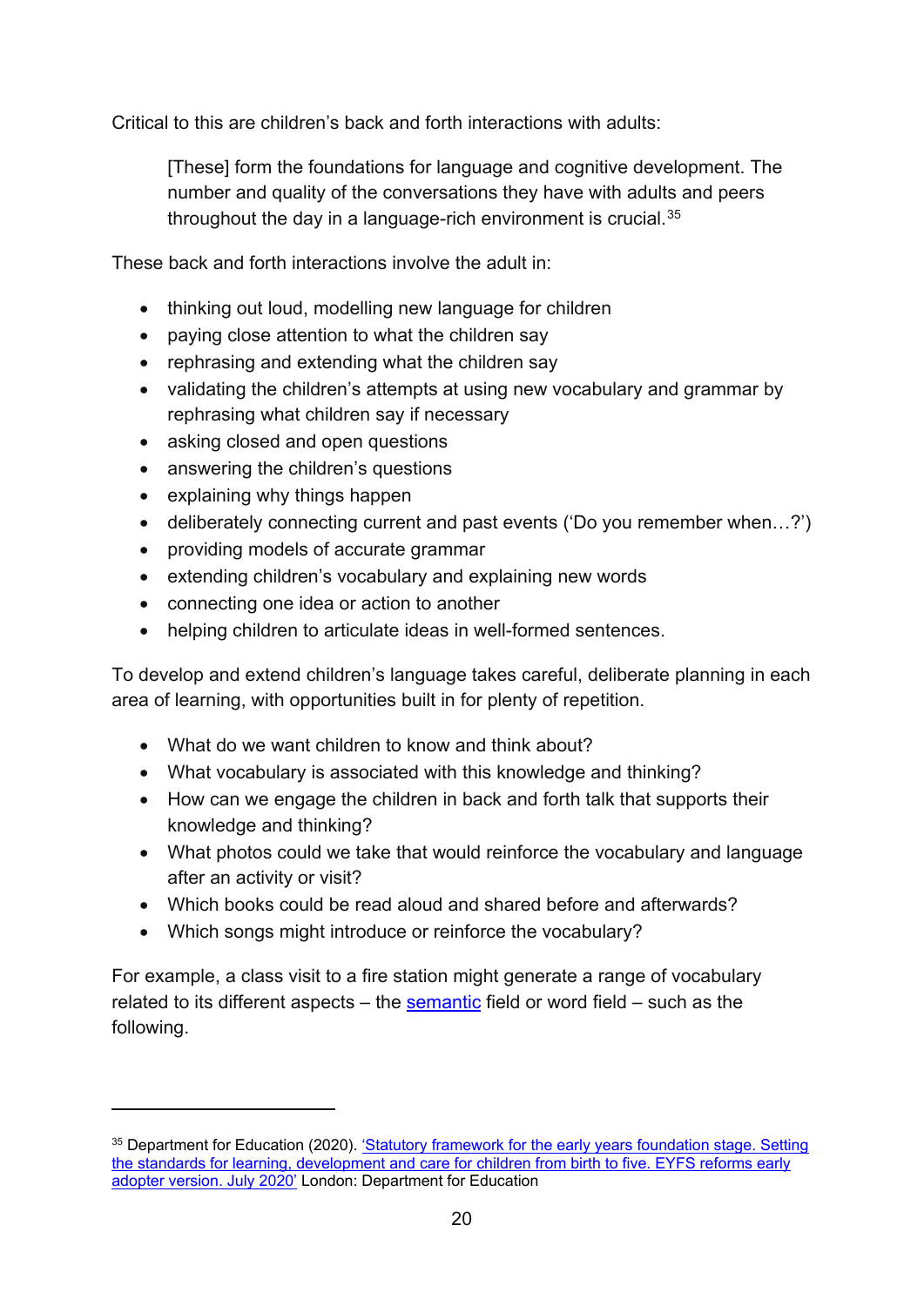Critical to this are children's back and forth interactions with adults:

> [These] form the foundations for language and cognitive development. The number and quality of the conversations they have with adults and peers throughout the day in a language-rich environment is crucial.[35]

These back and forth interactions involve the adult in:

- thinking out loud, modelling new language for children
- paying close attention to what the children say
- rephrasing and extending what the children say
- validating the children's attempts at using new vocabulary and grammar by rephrasing what children say if necessary
- asking closed and open questions
- answering the children's questions
- explaining why things happen
- deliberately connecting current and past events ('Do you remember when…?')
- providing models of accurate grammar
- extending children's vocabulary and explaining new words
- connecting one idea or action to another
- helping children to articulate ideas in well-formed sentences.

To develop and extend children's language takes careful, deliberate planning in each area of learning, with opportunities built in for plenty of repetition.

- What do we want children to know and think about?
- What vocabulary is associated with this knowledge and thinking?
- How can we engage the children in back and forth talk that supports their knowledge and thinking?
- What photos could we take that would reinforce the vocabulary and language after an activity or visit?
- Which books could be read aloud and shared before and afterwards?
- Which songs might introduce or reinforce the vocabulary?

For example, a class visit to a fire station might generate a range of vocabulary related to its different aspects – the semantic field or word field – such as the following.

---

[35] Department for Education (2020). 'Statutory framework for the early years foundation stage. Setting the standards for learning, development and care for children from birth to five. EYFS reforms early adopter version. July 2020' London: Department for Education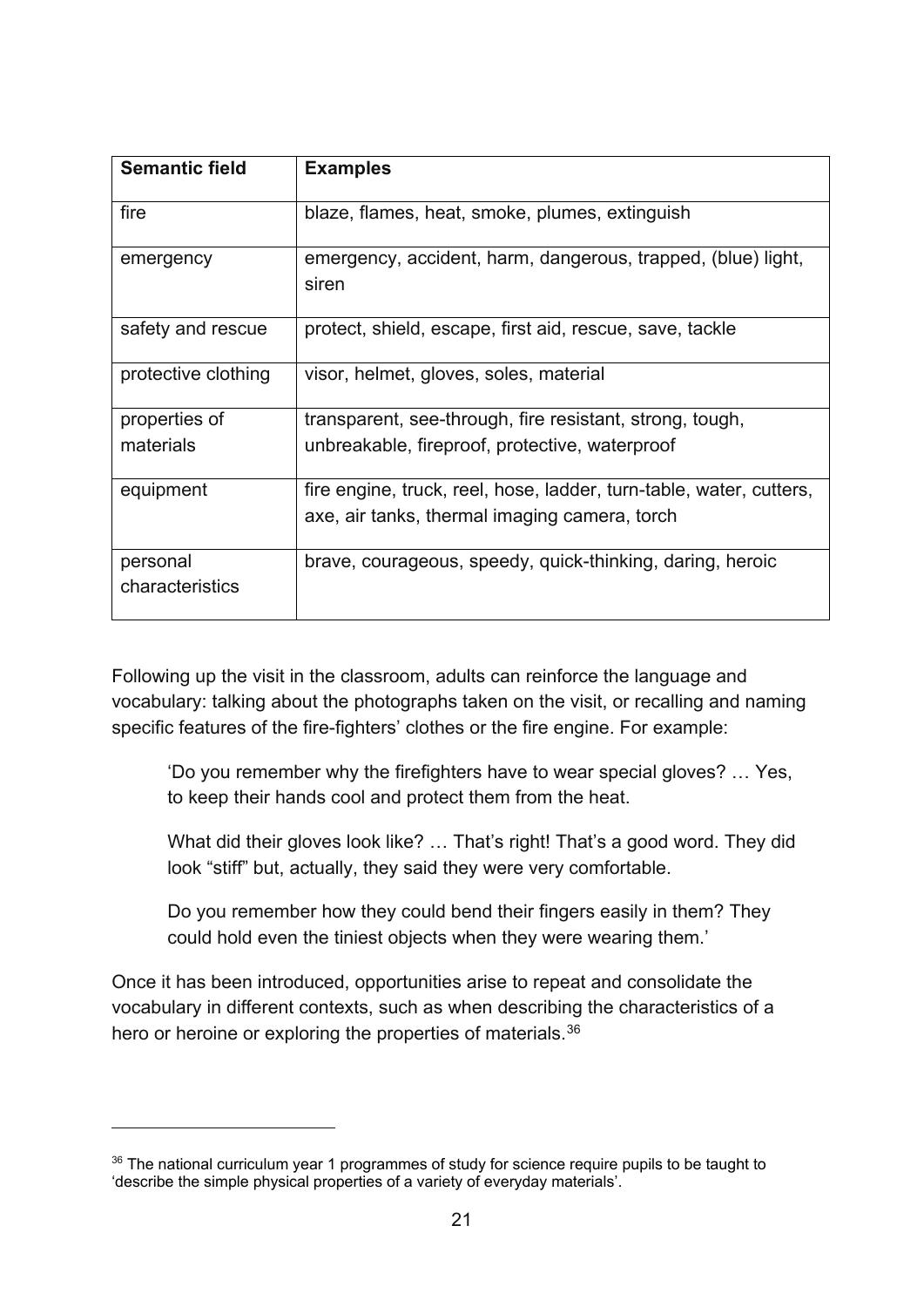| Semantic field | Examples |
| --- | --- |
| fire | blaze, flames, heat, smoke, plumes, extinguish |
| emergency | emergency, accident, harm, dangerous, trapped, (blue) light, siren |
| safety and rescue | protect, shield, escape, first aid, rescue, save, tackle |
| protective clothing | visor, helmet, gloves, soles, material |
| properties of materials | transparent, see-through, fire resistant, strong, tough, unbreakable, fireproof, protective, waterproof |
| equipment | fire engine, truck, reel, hose, ladder, turn-table, water, cutters, axe, air tanks, thermal imaging camera, torch |
| personal characteristics | brave, courageous, speedy, quick-thinking, daring, heroic |

Following up the visit in the classroom, adults can reinforce the language and vocabulary: talking about the photographs taken on the visit, or recalling and naming specific features of the fire-fighters' clothes or the fire engine. For example:

> 'Do you remember why the firefighters have to wear special gloves? … Yes, to keep their hands cool and protect them from the heat.
>
> What did their gloves look like? … That's right! That's a good word. They did look "stiff" but, actually, they said they were very comfortable.
>
> Do you remember how they could bend their fingers easily in them? They could hold even the tiniest objects when they were wearing them.'

Once it has been introduced, opportunities arise to repeat and consolidate the vocabulary in different contexts, such as when describing the characteristics of a hero or heroine or exploring the properties of materials.[36]

---

[36] The national curriculum year 1 programmes of study for science require pupils to be taught to 'describe the simple physical properties of a variety of everyday materials'.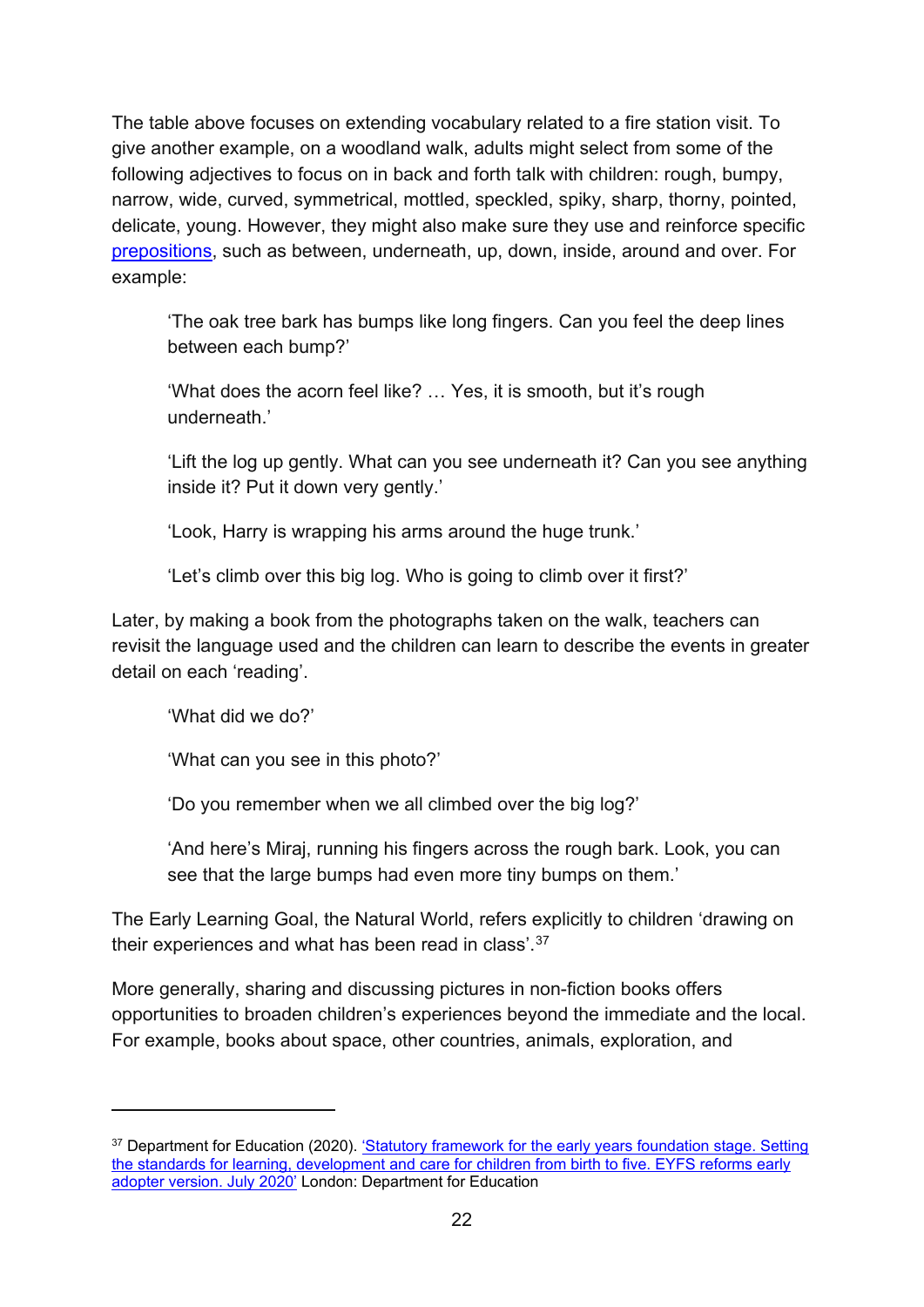The table above focuses on extending vocabulary related to a fire station visit. To give another example, on a woodland walk, adults might select from some of the following adjectives to focus on in back and forth talk with children: rough, bumpy, narrow, wide, curved, symmetrical, mottled, speckled, spiky, sharp, thorny, pointed, delicate, young. However, they might also make sure they use and reinforce specific prepositions, such as between, underneath, up, down, inside, around and over. For example:

> 'The oak tree bark has bumps like long fingers. Can you feel the deep lines between each bump?'
>
> 'What does the acorn feel like? … Yes, it is smooth, but it's rough underneath.'
>
> 'Lift the log up gently. What can you see underneath it? Can you see anything inside it? Put it down very gently.'
>
> 'Look, Harry is wrapping his arms around the huge trunk.'
>
> 'Let's climb over this big log. Who is going to climb over it first?'

Later, by making a book from the photographs taken on the walk, teachers can revisit the language used and the children can learn to describe the events in greater detail on each 'reading'.

> 'What did we do?'
>
> 'What can you see in this photo?'
>
> 'Do you remember when we all climbed over the big log?'
>
> 'And here's Miraj, running his fingers across the rough bark. Look, you can see that the large bumps had even more tiny bumps on them.'

The Early Learning Goal, the Natural World, refers explicitly to children 'drawing on their experiences and what has been read in class'.[37]

More generally, sharing and discussing pictures in non-fiction books offers opportunities to broaden children's experiences beyond the immediate and the local. For example, books about space, other countries, animals, exploration, and

---

[37] Department for Education (2020). 'Statutory framework for the early years foundation stage. Setting the standards for learning, development and care for children from birth to five. EYFS reforms early adopter version. July 2020' London: Department for Education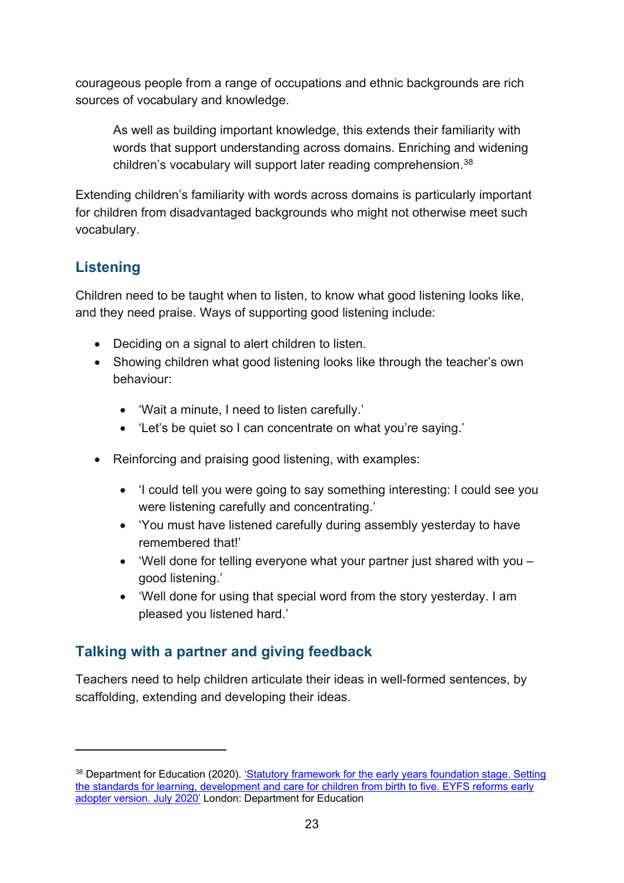courageous people from a range of occupations and ethnic backgrounds are rich sources of vocabulary and knowledge.

> As well as building important knowledge, this extends their familiarity with words that support understanding across domains. Enriching and widening children's vocabulary will support later reading comprehension.[38]

Extending children's familiarity with words across domains is particularly important for children from disadvantaged backgrounds who might not otherwise meet such vocabulary.

## Listening

Children need to be taught when to listen, to know what good listening looks like, and they need praise. Ways of supporting good listening include:

- Deciding on a signal to alert children to listen.
- Showing children what good listening looks like through the teacher's own behaviour:
  - 'Wait a minute, I need to listen carefully.'
  - 'Let's be quiet so I can concentrate on what you're saying.'
- Reinforcing and praising good listening, with examples:
  - 'I could tell you were going to say something interesting: I could see you were listening carefully and concentrating.'
  - 'You must have listened carefully during assembly yesterday to have remembered that!'
  - 'Well done for telling everyone what your partner just shared with you – good listening.'
  - 'Well done for using that special word from the story yesterday. I am pleased you listened hard.'

## Talking with a partner and giving feedback

Teachers need to help children articulate their ideas in well-formed sentences, by scaffolding, extending and developing their ideas.

---

[38] Department for Education (2020). 'Statutory framework for the early years foundation stage. Setting the standards for learning, development and care for children from birth to five. EYFS reforms early adopter version. July 2020' London: Department for Education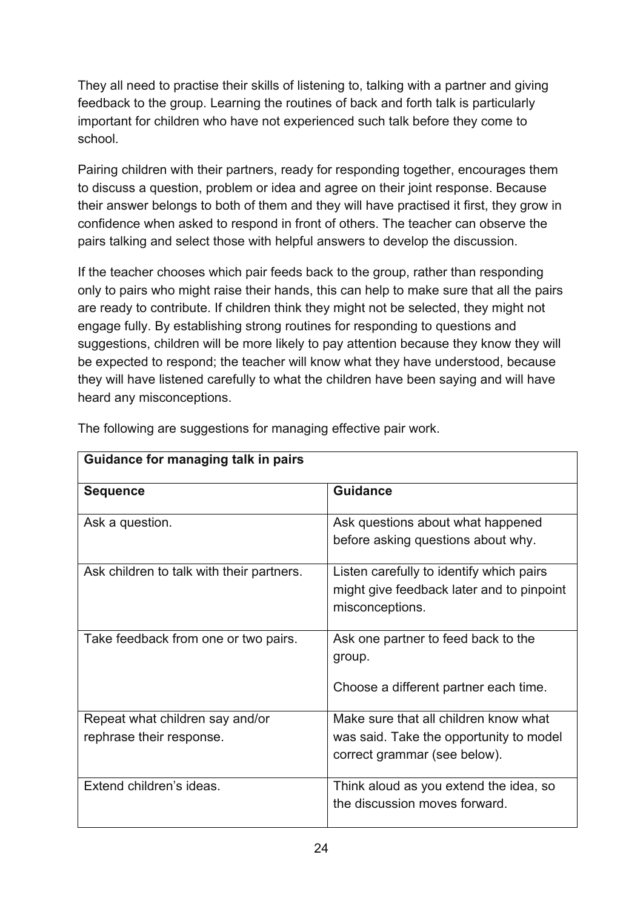They all need to practise their skills of listening to, talking with a partner and giving feedback to the group. Learning the routines of back and forth talk is particularly important for children who have not experienced such talk before they come to school.

Pairing children with their partners, ready for responding together, encourages them to discuss a question, problem or idea and agree on their joint response. Because their answer belongs to both of them and they will have practised it first, they grow in confidence when asked to respond in front of others. The teacher can observe the pairs talking and select those with helpful answers to develop the discussion.

If the teacher chooses which pair feeds back to the group, rather than responding only to pairs who might raise their hands, this can help to make sure that all the pairs are ready to contribute. If children think they might not be selected, they might not engage fully. By establishing strong routines for responding to questions and suggestions, children will be more likely to pay attention because they know they will be expected to respond; the teacher will know what they have understood, because they will have listened carefully to what the children have been saying and will have heard any misconceptions.

The following are suggestions for managing effective pair work.

| **Guidance for managing talk in pairs** | |
|---|---|
| **Sequence** | **Guidance** |
| Ask a question. | Ask questions about what happened before asking questions about why. |
| Ask children to talk with their partners. | Listen carefully to identify which pairs might give feedback later and to pinpoint misconceptions. |
| Take feedback from one or two pairs. | Ask one partner to feed back to the group.<br><br>Choose a different partner each time. |
| Repeat what children say and/or rephrase their response. | Make sure that all children know what was said. Take the opportunity to model correct grammar (see below). |
| Extend children's ideas. | Think aloud as you extend the idea, so the discussion moves forward. |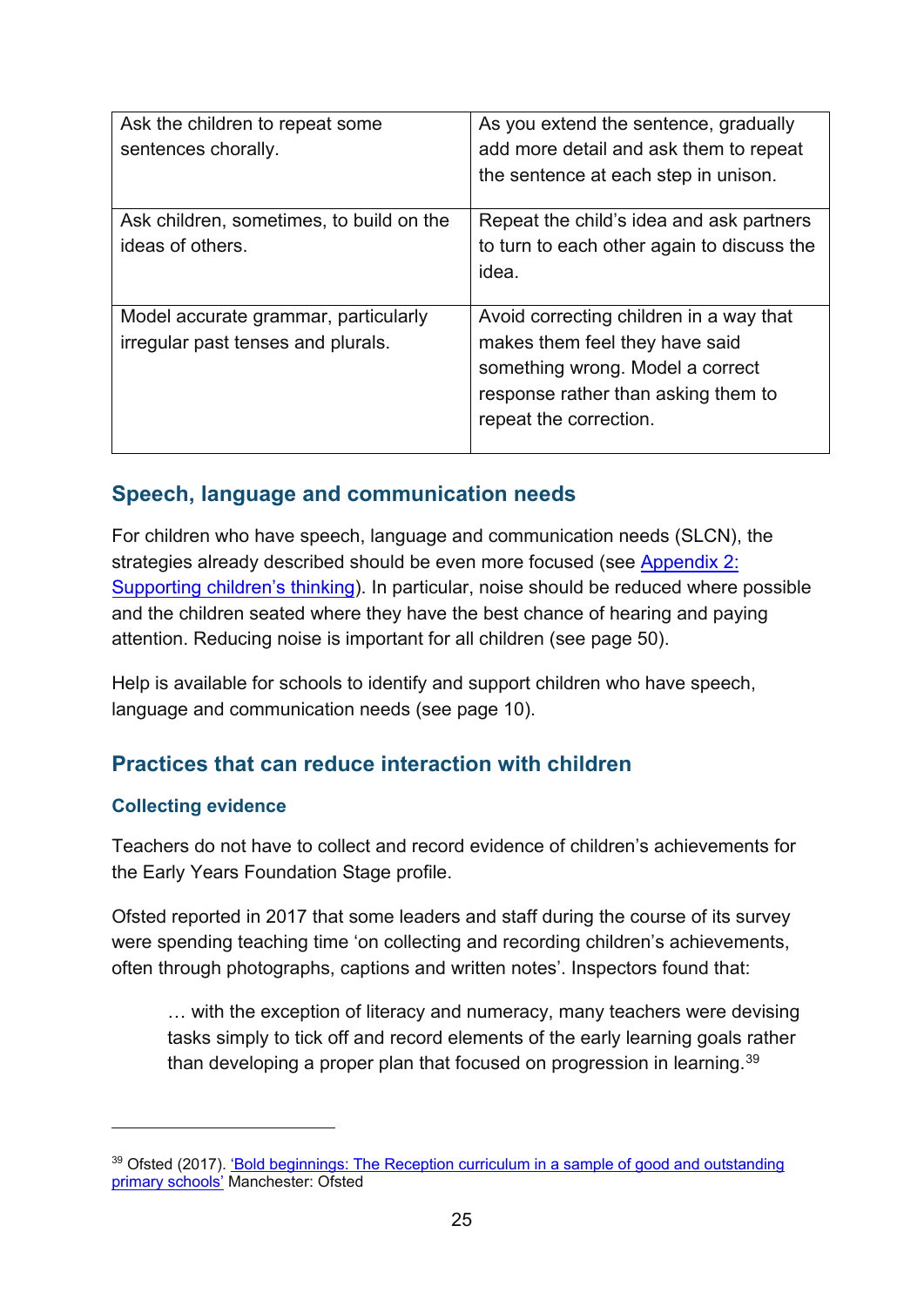| | |
|---|---|
| Ask the children to repeat some sentences chorally. | As you extend the sentence, gradually add more detail and ask them to repeat the sentence at each step in unison. |
| Ask children, sometimes, to build on the ideas of others. | Repeat the child's idea and ask partners to turn to each other again to discuss the idea. |
| Model accurate grammar, particularly irregular past tenses and plurals. | Avoid correcting children in a way that makes them feel they have said something wrong. Model a correct response rather than asking them to repeat the correction. |

## Speech, language and communication needs

For children who have speech, language and communication needs (SLCN), the strategies already described should be even more focused (see [Appendix 2: Supporting children's thinking](#)). In particular, noise should be reduced where possible and the children seated where they have the best chance of hearing and paying attention. Reducing noise is important for all children (see page 50).

Help is available for schools to identify and support children who have speech, language and communication needs (see page 10).

## Practices that can reduce interaction with children

### Collecting evidence

Teachers do not have to collect and record evidence of children's achievements for the Early Years Foundation Stage profile.

Ofsted reported in 2017 that some leaders and staff during the course of its survey were spending teaching time 'on collecting and recording children's achievements, often through photographs, captions and written notes'. Inspectors found that:

> … with the exception of literacy and numeracy, many teachers were devising tasks simply to tick off and record elements of the early learning goals rather than developing a proper plan that focused on progression in learning.[39]

---

[39] Ofsted (2017). ['Bold beginnings: The Reception curriculum in a sample of good and outstanding primary schools'](#) Manchester: Ofsted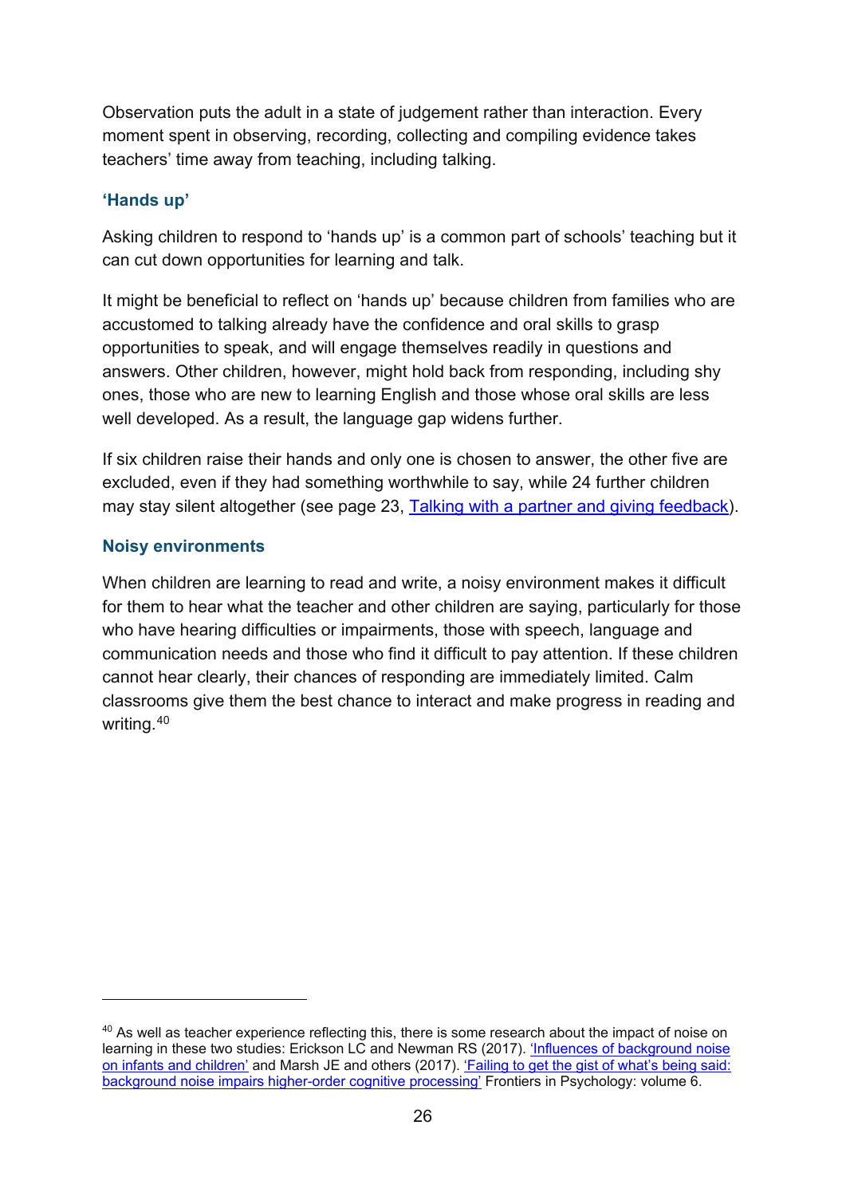Observation puts the adult in a state of judgement rather than interaction. Every moment spent in observing, recording, collecting and compiling evidence takes teachers' time away from teaching, including talking.

### 'Hands up'

Asking children to respond to 'hands up' is a common part of schools' teaching but it can cut down opportunities for learning and talk.

It might be beneficial to reflect on 'hands up' because children from families who are accustomed to talking already have the confidence and oral skills to grasp opportunities to speak, and will engage themselves readily in questions and answers. Other children, however, might hold back from responding, including shy ones, those who are new to learning English and those whose oral skills are less well developed. As a result, the language gap widens further.

If six children raise their hands and only one is chosen to answer, the other five are excluded, even if they had something worthwhile to say, while 24 further children may stay silent altogether (see page 23, Talking with a partner and giving feedback).

### Noisy environments

When children are learning to read and write, a noisy environment makes it difficult for them to hear what the teacher and other children are saying, particularly for those who have hearing difficulties or impairments, those with speech, language and communication needs and those who find it difficult to pay attention. If these children cannot hear clearly, their chances of responding are immediately limited. Calm classrooms give them the best chance to interact and make progress in reading and writing.[40]

---

[40] As well as teacher experience reflecting this, there is some research about the impact of noise on learning in these two studies: Erickson LC and Newman RS (2017). 'Influences of background noise on infants and children' and Marsh JE and others (2017). 'Failing to get the gist of what's being said: background noise impairs higher-order cognitive processing' Frontiers in Psychology: volume 6.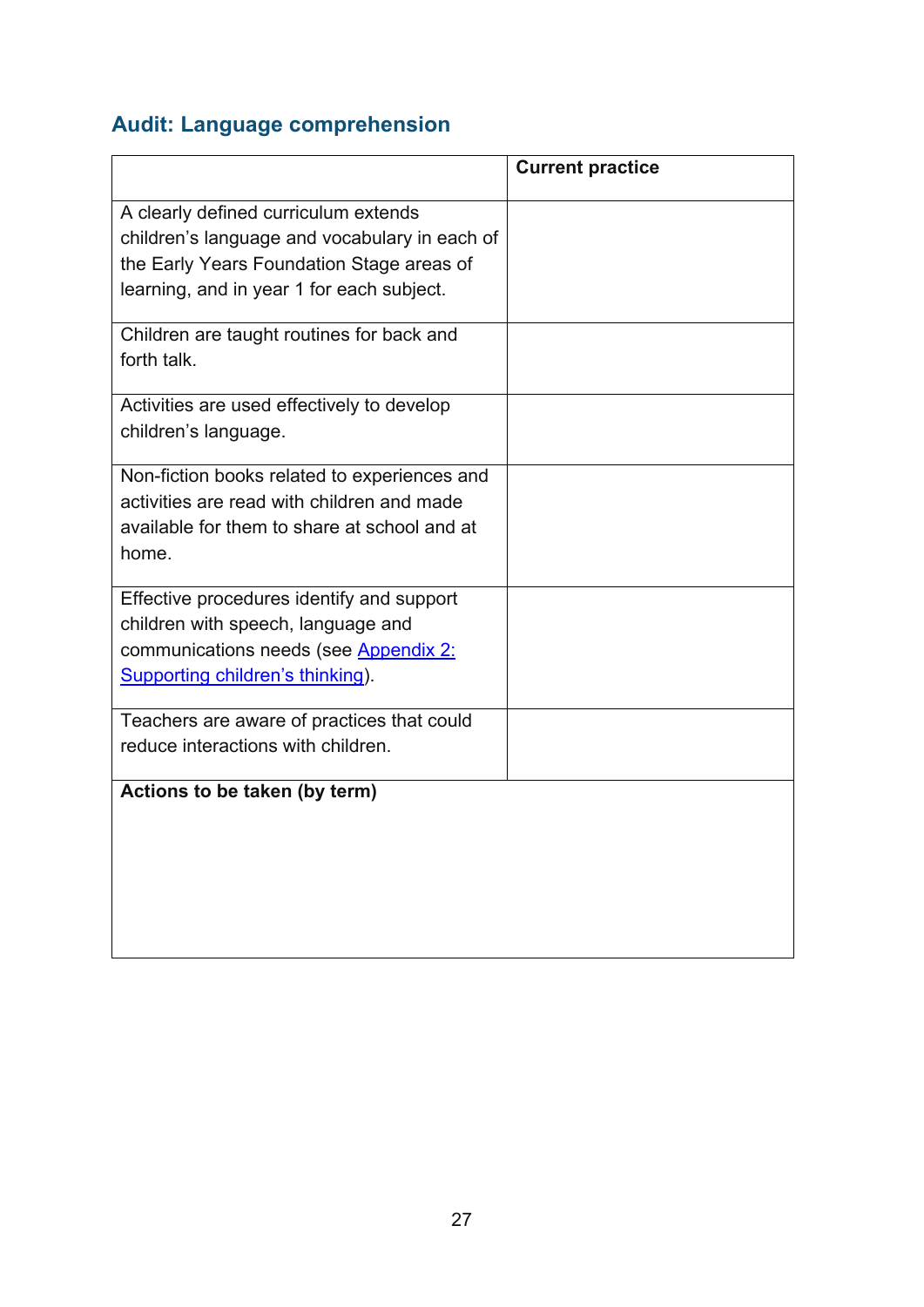## Audit: Language comprehension

| | Current practice |
|---|---|
| A clearly defined curriculum extends children's language and vocabulary in each of the Early Years Foundation Stage areas of learning, and in year 1 for each subject. | |
| Children are taught routines for back and forth talk. | |
| Activities are used effectively to develop children's language. | |
| Non-fiction books related to experiences and activities are read with children and made available for them to share at school and at home. | |
| Effective procedures identify and support children with speech, language and communications needs (see Appendix 2: Supporting children's thinking). | |
| Teachers are aware of practices that could reduce interactions with children. | |
| **Actions to be taken (by term)** | |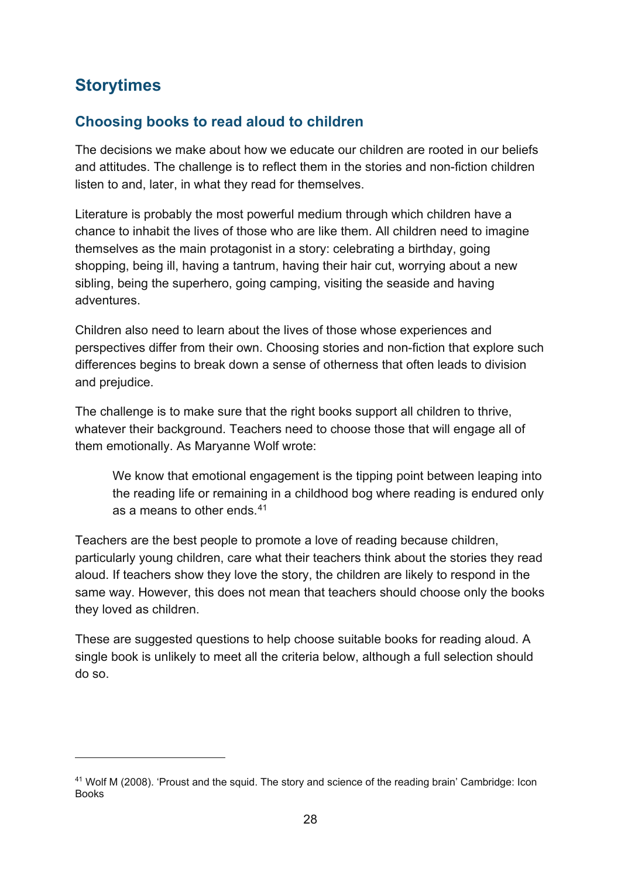## Storytimes

### Choosing books to read aloud to children

The decisions we make about how we educate our children are rooted in our beliefs and attitudes. The challenge is to reflect them in the stories and non-fiction children listen to and, later, in what they read for themselves.

Literature is probably the most powerful medium through which children have a chance to inhabit the lives of those who are like them. All children need to imagine themselves as the main protagonist in a story: celebrating a birthday, going shopping, being ill, having a tantrum, having their hair cut, worrying about a new sibling, being the superhero, going camping, visiting the seaside and having adventures.

Children also need to learn about the lives of those whose experiences and perspectives differ from their own. Choosing stories and non-fiction that explore such differences begins to break down a sense of otherness that often leads to division and prejudice.

The challenge is to make sure that the right books support all children to thrive, whatever their background. Teachers need to choose those that will engage all of them emotionally. As Maryanne Wolf wrote:

> We know that emotional engagement is the tipping point between leaping into the reading life or remaining in a childhood bog where reading is endured only as a means to other ends.[41]

Teachers are the best people to promote a love of reading because children, particularly young children, care what their teachers think about the stories they read aloud. If teachers show they love the story, the children are likely to respond in the same way. However, this does not mean that teachers should choose only the books they loved as children.

These are suggested questions to help choose suitable books for reading aloud. A single book is unlikely to meet all the criteria below, although a full selection should do so.

---

[41] Wolf M (2008). 'Proust and the squid. The story and science of the reading brain' Cambridge: Icon Books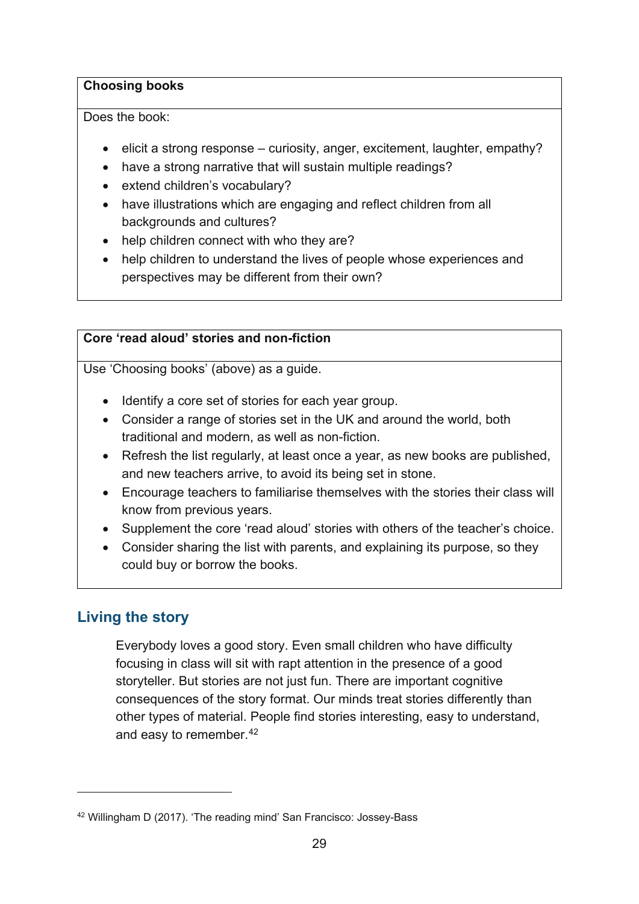| **Choosing books** |
| --- |
| Does the book:<br><br>• elicit a strong response – curiosity, anger, excitement, laughter, empathy?<br>• have a strong narrative that will sustain multiple readings?<br>• extend children's vocabulary?<br>• have illustrations which are engaging and reflect children from all backgrounds and cultures?<br>• help children connect with who they are?<br>• help children to understand the lives of people whose experiences and perspectives may be different from their own? |

| **Core 'read aloud' stories and non-fiction** |
| --- |
| Use 'Choosing books' (above) as a guide.<br><br>• Identify a core set of stories for each year group.<br>• Consider a range of stories set in the UK and around the world, both traditional and modern, as well as non-fiction.<br>• Refresh the list regularly, at least once a year, as new books are published, and new teachers arrive, to avoid its being set in stone.<br>• Encourage teachers to familiarise themselves with the stories their class will know from previous years.<br>• Supplement the core 'read aloud' stories with others of the teacher's choice.<br>• Consider sharing the list with parents, and explaining its purpose, so they could buy or borrow the books. |

## Living the story

> Everybody loves a good story. Even small children who have difficulty focusing in class will sit with rapt attention in the presence of a good storyteller. But stories are not just fun. There are important cognitive consequences of the story format. Our minds treat stories differently than other types of material. People find stories interesting, easy to understand, and easy to remember.[42]

[42] Willingham D (2017). 'The reading mind' San Francisco: Jossey-Bass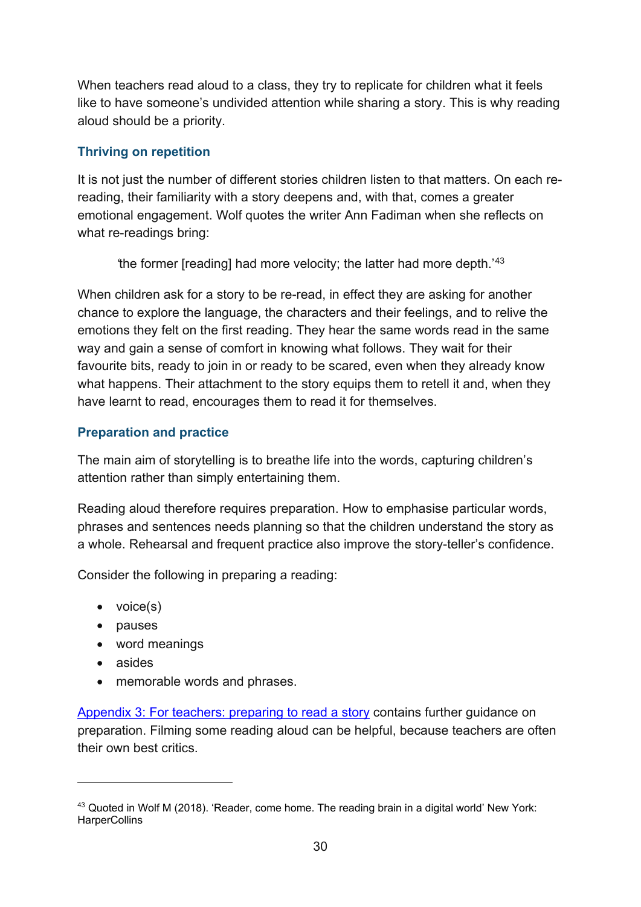When teachers read aloud to a class, they try to replicate for children what it feels like to have someone's undivided attention while sharing a story. This is why reading aloud should be a priority.

### Thriving on repetition

It is not just the number of different stories children listen to that matters. On each re-reading, their familiarity with a story deepens and, with that, comes a greater emotional engagement. Wolf quotes the writer Ann Fadiman when she reflects on what re-readings bring:

> 'the former [reading] had more velocity; the latter had more depth.'[43]

When children ask for a story to be re-read, in effect they are asking for another chance to explore the language, the characters and their feelings, and to relive the emotions they felt on the first reading. They hear the same words read in the same way and gain a sense of comfort in knowing what follows. They wait for their favourite bits, ready to join in or ready to be scared, even when they already know what happens. Their attachment to the story equips them to retell it and, when they have learnt to read, encourages them to read it for themselves.

### Preparation and practice

The main aim of storytelling is to breathe life into the words, capturing children's attention rather than simply entertaining them.

Reading aloud therefore requires preparation. How to emphasise particular words, phrases and sentences needs planning so that the children understand the story as a whole. Rehearsal and frequent practice also improve the story-teller's confidence.

Consider the following in preparing a reading:

- voice(s)
- pauses
- word meanings
- asides
- memorable words and phrases.

[Appendix 3: For teachers: preparing to read a story] contains further guidance on preparation. Filming some reading aloud can be helpful, because teachers are often their own best critics.

---

[43] Quoted in Wolf M (2018). 'Reader, come home. The reading brain in a digital world' New York: HarperCollins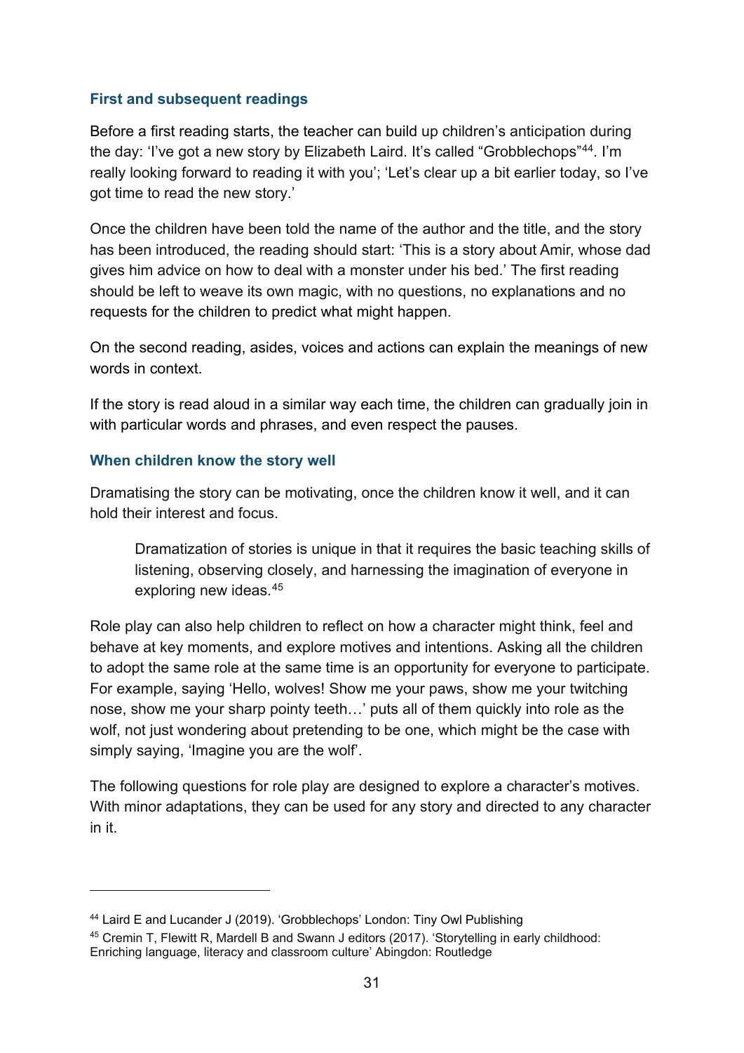### First and subsequent readings

Before a first reading starts, the teacher can build up children's anticipation during the day: 'I've got a new story by Elizabeth Laird. It's called "Grobblechops"[44]. I'm really looking forward to reading it with you'; 'Let's clear up a bit earlier today, so I've got time to read the new story.'

Once the children have been told the name of the author and the title, and the story has been introduced, the reading should start: 'This is a story about Amir, whose dad gives him advice on how to deal with a monster under his bed.' The first reading should be left to weave its own magic, with no questions, no explanations and no requests for the children to predict what might happen.

On the second reading, asides, voices and actions can explain the meanings of new words in context.

If the story is read aloud in a similar way each time, the children can gradually join in with particular words and phrases, and even respect the pauses.

### When children know the story well

Dramatising the story can be motivating, once the children know it well, and it can hold their interest and focus.

> Dramatization of stories is unique in that it requires the basic teaching skills of listening, observing closely, and harnessing the imagination of everyone in exploring new ideas.[45]

Role play can also help children to reflect on how a character might think, feel and behave at key moments, and explore motives and intentions. Asking all the children to adopt the same role at the same time is an opportunity for everyone to participate. For example, saying 'Hello, wolves! Show me your paws, show me your twitching nose, show me your sharp pointy teeth…' puts all of them quickly into role as the wolf, not just wondering about pretending to be one, which might be the case with simply saying, 'Imagine you are the wolf'.

The following questions for role play are designed to explore a character's motives. With minor adaptations, they can be used for any story and directed to any character in it.

---

[44] Laird E and Lucander J (2019). 'Grobblechops' London: Tiny Owl Publishing

[45] Cremin T, Flewitt R, Mardell B and Swann J editors (2017). 'Storytelling in early childhood: Enriching language, literacy and classroom culture' Abingdon: Routledge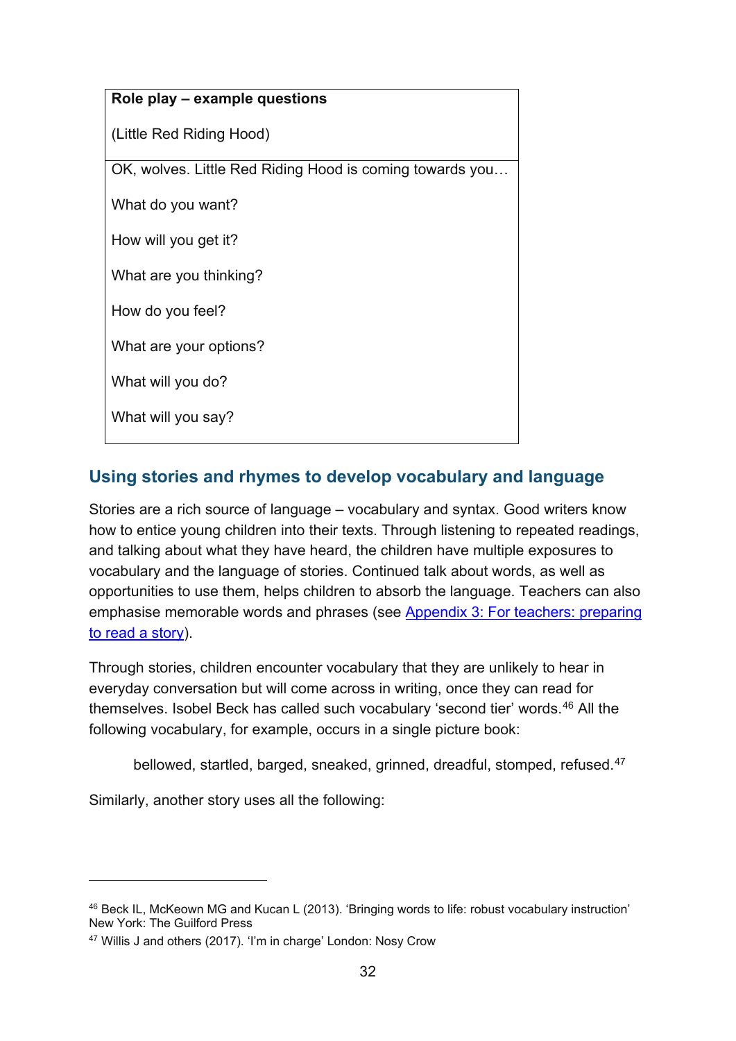| Role play – example questions<br><br>(Little Red Riding Hood) |
| --- |
| OK, wolves. Little Red Riding Hood is coming towards you…<br><br>What do you want?<br><br>How will you get it?<br><br>What are you thinking?<br><br>How do you feel?<br><br>What are your options?<br><br>What will you do?<br><br>What will you say? |

## Using stories and rhymes to develop vocabulary and language

Stories are a rich source of language – vocabulary and syntax. Good writers know how to entice young children into their texts. Through listening to repeated readings, and talking about what they have heard, the children have multiple exposures to vocabulary and the language of stories. Continued talk about words, as well as opportunities to use them, helps children to absorb the language. Teachers can also emphasise memorable words and phrases (see [Appendix 3: For teachers: preparing to read a story]).

Through stories, children encounter vocabulary that they are unlikely to hear in everyday conversation but will come across in writing, once they can read for themselves. Isobel Beck has called such vocabulary 'second tier' words.[46] All the following vocabulary, for example, occurs in a single picture book:

> bellowed, startled, barged, sneaked, grinned, dreadful, stomped, refused.[47]

Similarly, another story uses all the following:

---

[46] Beck IL, McKeown MG and Kucan L (2013). 'Bringing words to life: robust vocabulary instruction' New York: The Guilford Press

[47] Willis J and others (2017). 'I'm in charge' London: Nosy Crow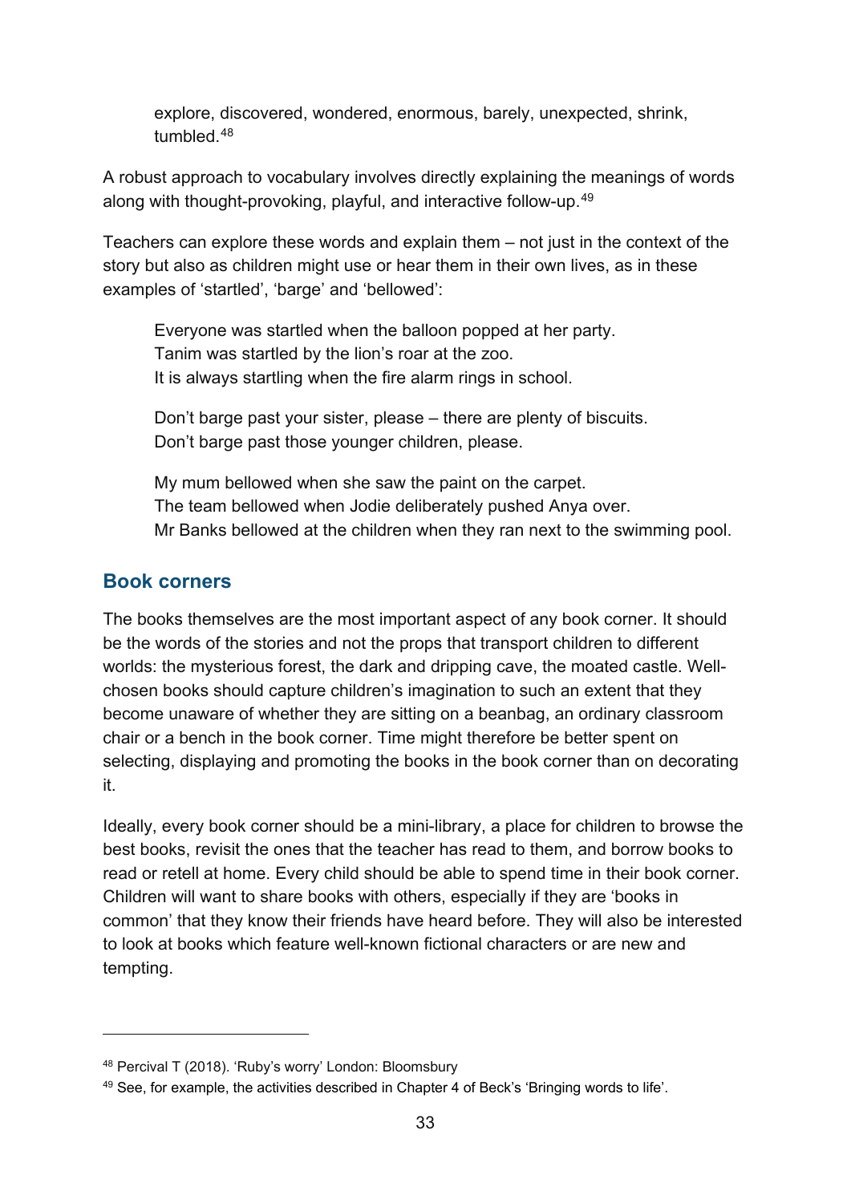> explore, discovered, wondered, enormous, barely, unexpected, shrink, tumbled.[48]

A robust approach to vocabulary involves directly explaining the meanings of words along with thought-provoking, playful, and interactive follow-up.[49]

Teachers can explore these words and explain them – not just in the context of the story but also as children might use or hear them in their own lives, as in these examples of 'startled', 'barge' and 'bellowed':

> Everyone was startled when the balloon popped at her party.
> Tanim was startled by the lion's roar at the zoo.
> It is always startling when the fire alarm rings in school.
>
> Don't barge past your sister, please – there are plenty of biscuits.
> Don't barge past those younger children, please.
>
> My mum bellowed when she saw the paint on the carpet.
> The team bellowed when Jodie deliberately pushed Anya over.
> Mr Banks bellowed at the children when they ran next to the swimming pool.

## Book corners

The books themselves are the most important aspect of any book corner. It should be the words of the stories and not the props that transport children to different worlds: the mysterious forest, the dark and dripping cave, the moated castle. Well-chosen books should capture children's imagination to such an extent that they become unaware of whether they are sitting on a beanbag, an ordinary classroom chair or a bench in the book corner. Time might therefore be better spent on selecting, displaying and promoting the books in the book corner than on decorating it.

Ideally, every book corner should be a mini-library, a place for children to browse the best books, revisit the ones that the teacher has read to them, and borrow books to read or retell at home. Every child should be able to spend time in their book corner. Children will want to share books with others, especially if they are 'books in common' that they know their friends have heard before. They will also be interested to look at books which feature well-known fictional characters or are new and tempting.

---

[48] Percival T (2018). 'Ruby's worry' London: Bloomsbury

[49] See, for example, the activities described in Chapter 4 of Beck's 'Bringing words to life'.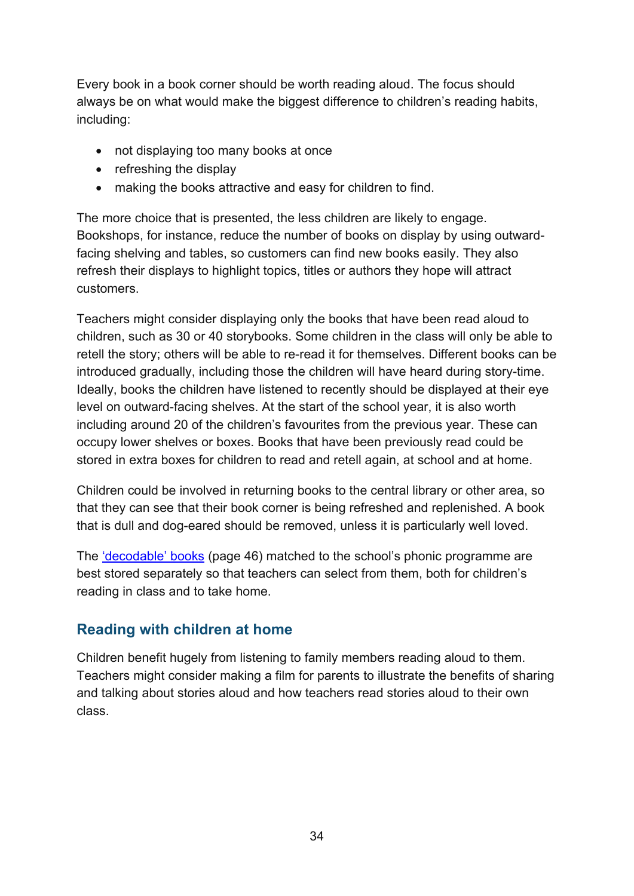Every book in a book corner should be worth reading aloud. The focus should always be on what would make the biggest difference to children's reading habits, including:

- not displaying too many books at once
- refreshing the display
- making the books attractive and easy for children to find.

The more choice that is presented, the less children are likely to engage. Bookshops, for instance, reduce the number of books on display by using outward-facing shelving and tables, so customers can find new books easily. They also refresh their displays to highlight topics, titles or authors they hope will attract customers.

Teachers might consider displaying only the books that have been read aloud to children, such as 30 or 40 storybooks. Some children in the class will only be able to retell the story; others will be able to re-read it for themselves. Different books can be introduced gradually, including those the children will have heard during story-time. Ideally, books the children have listened to recently should be displayed at their eye level on outward-facing shelves. At the start of the school year, it is also worth including around 20 of the children's favourites from the previous year. These can occupy lower shelves or boxes. Books that have been previously read could be stored in extra boxes for children to read and retell again, at school and at home.

Children could be involved in returning books to the central library or other area, so that they can see that their book corner is being refreshed and replenished. A book that is dull and dog-eared should be removed, unless it is particularly well loved.

The 'decodable' books (page 46) matched to the school's phonic programme are best stored separately so that teachers can select from them, both for children's reading in class and to take home.

## Reading with children at home

Children benefit hugely from listening to family members reading aloud to them. Teachers might consider making a film for parents to illustrate the benefits of sharing and talking about stories aloud and how teachers read stories aloud to their own class.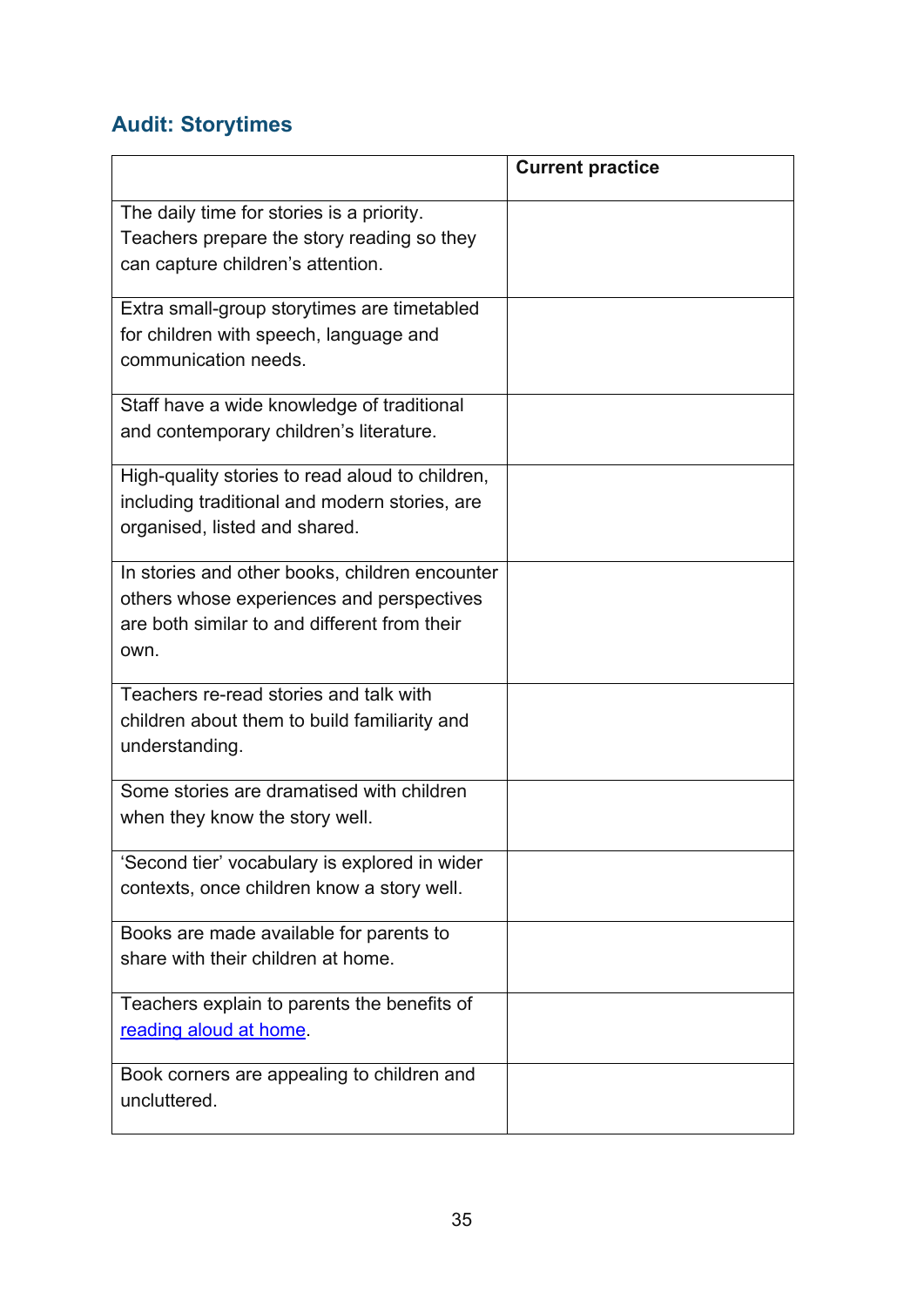## Audit: Storytimes

| | Current practice |
|---|---|
| The daily time for stories is a priority. Teachers prepare the story reading so they can capture children's attention. | |
| Extra small-group storytimes are timetabled for children with speech, language and communication needs. | |
| Staff have a wide knowledge of traditional and contemporary children's literature. | |
| High-quality stories to read aloud to children, including traditional and modern stories, are organised, listed and shared. | |
| In stories and other books, children encounter others whose experiences and perspectives are both similar to and different from their own. | |
| Teachers re-read stories and talk with children about them to build familiarity and understanding. | |
| Some stories are dramatised with children when they know the story well. | |
| 'Second tier' vocabulary is explored in wider contexts, once children know a story well. | |
| Books are made available for parents to share with their children at home. | |
| Teachers explain to parents the benefits of reading aloud at home. | |
| Book corners are appealing to children and uncluttered. | |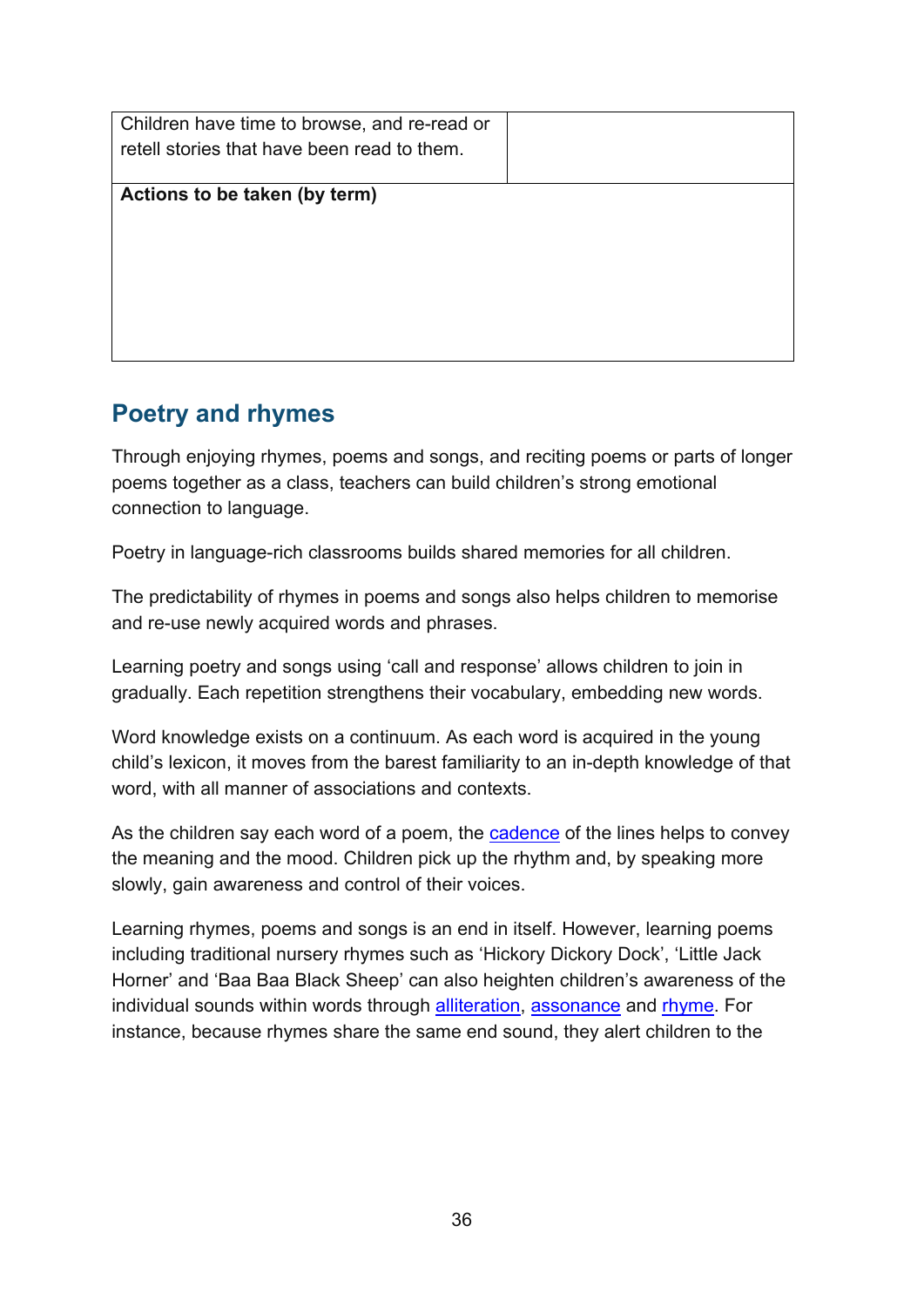| Children have time to browse, and re-read or retell stories that have been read to them. | |
| --- | --- |
| **Actions to be taken (by term)** | |

## Poetry and rhymes

Through enjoying rhymes, poems and songs, and reciting poems or parts of longer poems together as a class, teachers can build children's strong emotional connection to language.

Poetry in language-rich classrooms builds shared memories for all children.

The predictability of rhymes in poems and songs also helps children to memorise and re-use newly acquired words and phrases.

Learning poetry and songs using 'call and response' allows children to join in gradually. Each repetition strengthens their vocabulary, embedding new words.

Word knowledge exists on a continuum. As each word is acquired in the young child's lexicon, it moves from the barest familiarity to an in-depth knowledge of that word, with all manner of associations and contexts.

As the children say each word of a poem, the cadence of the lines helps to convey the meaning and the mood. Children pick up the rhythm and, by speaking more slowly, gain awareness and control of their voices.

Learning rhymes, poems and songs is an end in itself. However, learning poems including traditional nursery rhymes such as 'Hickory Dickory Dock', 'Little Jack Horner' and 'Baa Baa Black Sheep' can also heighten children's awareness of the individual sounds within words through alliteration, assonance and rhyme. For instance, because rhymes share the same end sound, they alert children to the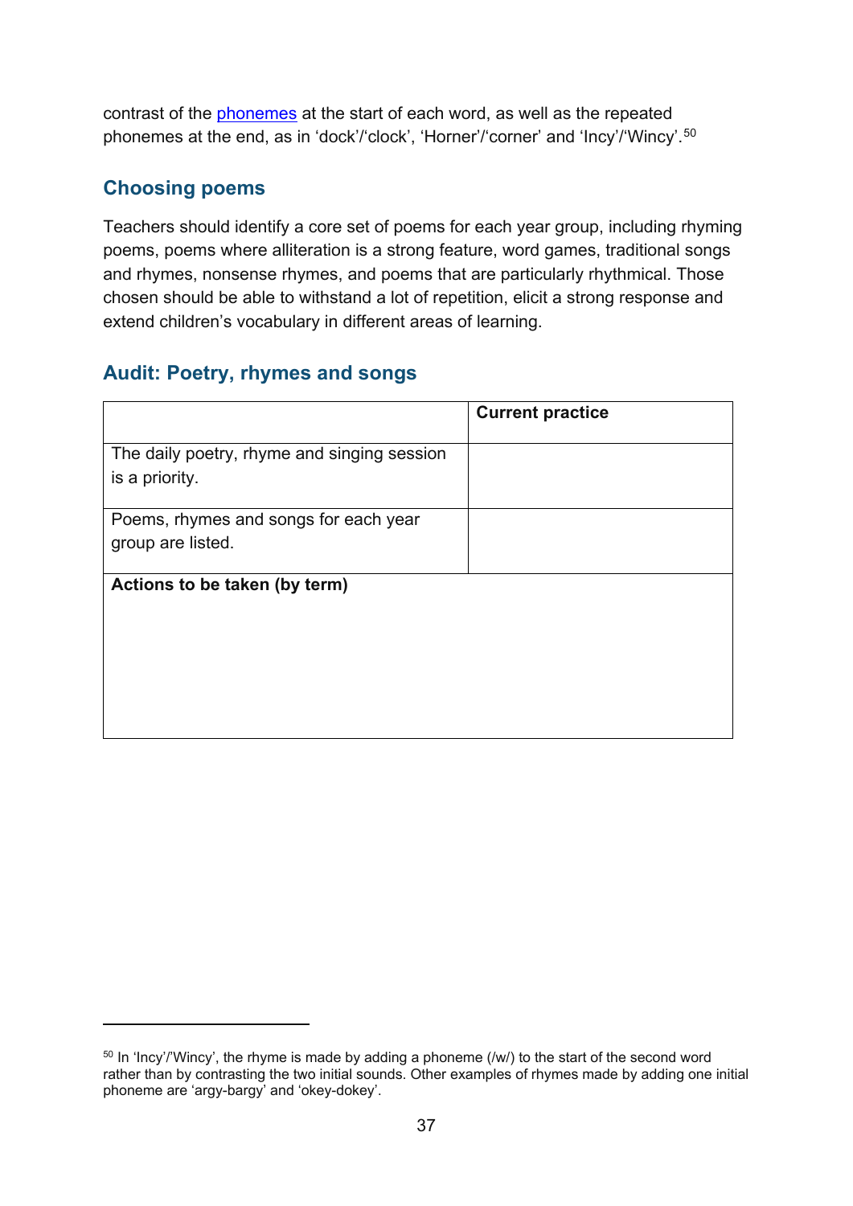contrast of the phonemes at the start of each word, as well as the repeated phonemes at the end, as in 'dock'/'clock', 'Horner'/'corner' and 'Incy'/'Wincy'.[50]

## Choosing poems

Teachers should identify a core set of poems for each year group, including rhyming poems, poems where alliteration is a strong feature, word games, traditional songs and rhymes, nonsense rhymes, and poems that are particularly rhythmical. Those chosen should be able to withstand a lot of repetition, elicit a strong response and extend children's vocabulary in different areas of learning.

## Audit: Poetry, rhymes and songs

| | **Current practice** |
|---|---|
| The daily poetry, rhyme and singing session is a priority. | |
| Poems, rhymes and songs for each year group are listed. | |
| **Actions to be taken (by term)** | |

[50] In 'Incy'/'Wincy', the rhyme is made by adding a phoneme (/w/) to the start of the second word rather than by contrasting the two initial sounds. Other examples of rhymes made by adding one initial phoneme are 'argy-bargy' and 'okey-dokey'.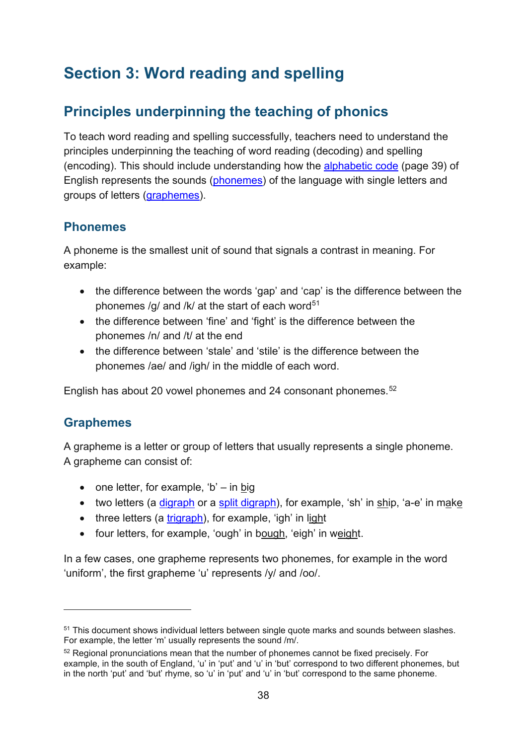# Section 3: Word reading and spelling

## Principles underpinning the teaching of phonics

To teach word reading and spelling successfully, teachers need to understand the principles underpinning the teaching of word reading (decoding) and spelling (encoding). This should include understanding how the alphabetic code (page 39) of English represents the sounds (phonemes) of the language with single letters and groups of letters (graphemes).

### Phonemes

A phoneme is the smallest unit of sound that signals a contrast in meaning. For example:

- the difference between the words 'gap' and 'cap' is the difference between the phonemes /g/ and /k/ at the start of each word[51]
- the difference between 'fine' and 'fight' is the difference between the phonemes /n/ and /t/ at the end
- the difference between 'stale' and 'stile' is the difference between the phonemes /ae/ and /igh/ in the middle of each word.

English has about 20 vowel phonemes and 24 consonant phonemes.[52]

### Graphemes

A grapheme is a letter or group of letters that usually represents a single phoneme. A grapheme can consist of:

- one letter, for example, 'b' – in big
- two letters (a digraph or a split digraph), for example, 'sh' in ship, 'a-e' in make
- three letters (a trigraph), for example, 'igh' in light
- four letters, for example, 'ough' in bough, 'eigh' in weight.

In a few cases, one grapheme represents two phonemes, for example in the word 'uniform', the first grapheme 'u' represents /y/ and /oo/.

---

[51] This document shows individual letters between single quote marks and sounds between slashes. For example, the letter 'm' usually represents the sound /m/.

[52] Regional pronunciations mean that the number of phonemes cannot be fixed precisely. For example, in the south of England, 'u' in 'put' and 'u' in 'but' correspond to two different phonemes, but in the north 'put' and 'but' rhyme, so 'u' in 'put' and 'u' in 'but' correspond to the same phoneme.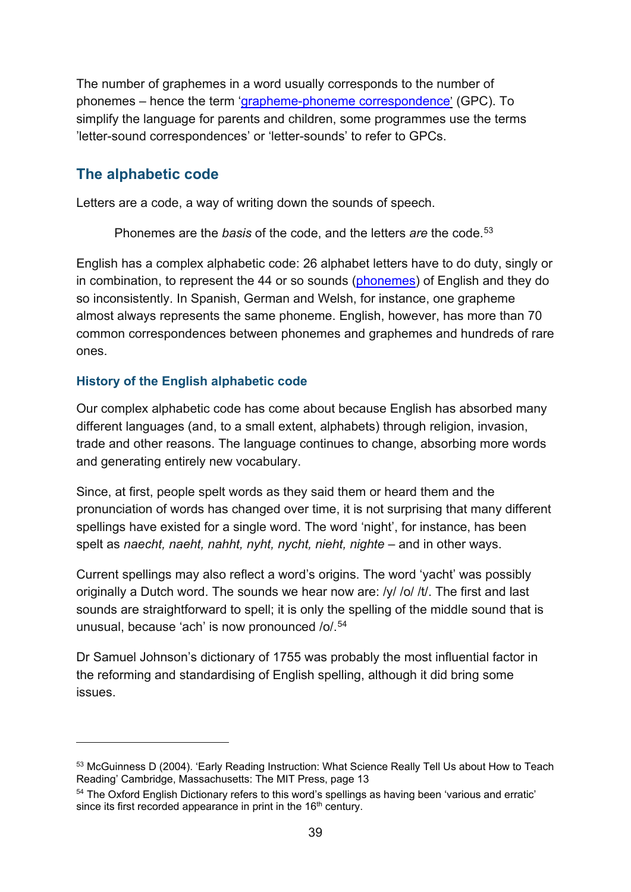The number of graphemes in a word usually corresponds to the number of phonemes – hence the term 'grapheme-phoneme correspondence' (GPC). To simplify the language for parents and children, some programmes use the terms 'letter-sound correspondences' or 'letter-sounds' to refer to GPCs.

## The alphabetic code

Letters are a code, a way of writing down the sounds of speech.

> Phonemes are the *basis* of the code, and the letters *are* the code.[53]

English has a complex alphabetic code: 26 alphabet letters have to do duty, singly or in combination, to represent the 44 or so sounds (phonemes) of English and they do so inconsistently. In Spanish, German and Welsh, for instance, one grapheme almost always represents the same phoneme. English, however, has more than 70 common correspondences between phonemes and graphemes and hundreds of rare ones.

### History of the English alphabetic code

Our complex alphabetic code has come about because English has absorbed many different languages (and, to a small extent, alphabets) through religion, invasion, trade and other reasons. The language continues to change, absorbing more words and generating entirely new vocabulary.

Since, at first, people spelt words as they said them or heard them and the pronunciation of words has changed over time, it is not surprising that many different spellings have existed for a single word. The word 'night', for instance, has been spelt as *naecht, naeht, nahht, nyht, nycht, nieht, nighte* – and in other ways.

Current spellings may also reflect a word's origins. The word 'yacht' was possibly originally a Dutch word. The sounds we hear now are: /y/ /o/ /t/. The first and last sounds are straightforward to spell; it is only the spelling of the middle sound that is unusual, because 'ach' is now pronounced /o/.[54]

Dr Samuel Johnson's dictionary of 1755 was probably the most influential factor in the reforming and standardising of English spelling, although it did bring some issues.

---

[53] McGuinness D (2004). 'Early Reading Instruction: What Science Really Tell Us about How to Teach Reading' Cambridge, Massachusetts: The MIT Press, page 13

[54] The Oxford English Dictionary refers to this word's spellings as having been 'various and erratic' since its first recorded appearance in print in the 16th century.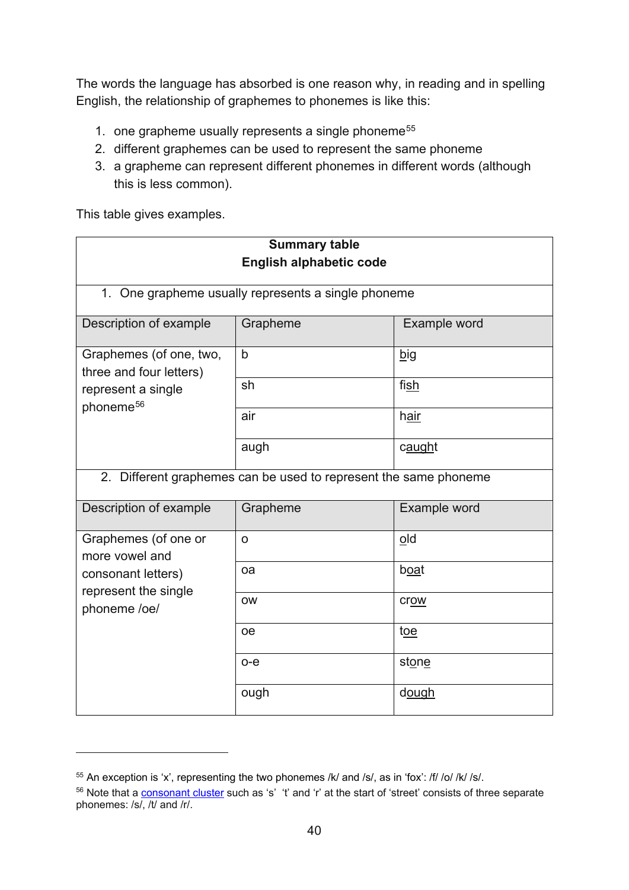The words the language has absorbed is one reason why, in reading and in spelling English, the relationship of graphemes to phonemes is like this:

1. one grapheme usually represents a single phoneme[55]
2. different graphemes can be used to represent the same phoneme
3. a grapheme can represent different phonemes in different words (although this is less common).

This table gives examples.

| **Summary table**<br>**English alphabetic code** | | |
|---|---|---|
| 1. One grapheme usually represents a single phoneme | | |
| Description of example | Grapheme | Example word |
| Graphemes (of one, two, three and four letters) represent a single phoneme[56] | b | big |
| | sh | fish |
| | air | hair |
| | augh | caught |
| 2. Different graphemes can be used to represent the same phoneme | | |
| Description of example | Grapheme | Example word |
| Graphemes (of one or more vowel and consonant letters) represent the single phoneme /oe/ | o | old |
| | oa | boat |
| | ow | crow |
| | oe | toe |
| | o-e | stone |
| | ough | dough |

[55] An exception is 'x', representing the two phonemes /k/ and /s/, as in 'fox': /f/ /o/ /k/ /s/.

[56] Note that a consonant cluster such as 's' 't' and 'r' at the start of 'street' consists of three separate phonemes: /s/, /t/ and /r/.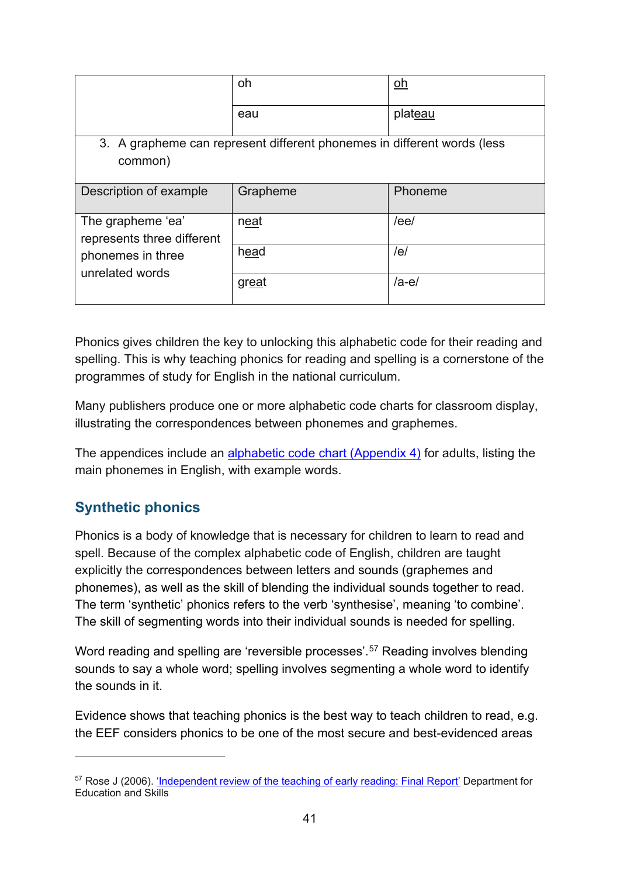| | | |
|---|---|---|
| | oh | oh |
| | eau | plateau |
| 3. A grapheme can represent different phonemes in different words (less common) | | |
| Description of example | Grapheme | Phoneme |
| The grapheme 'ea' represents three different phonemes in three unrelated words | neat | /ee/ |
| | head | /e/ |
| | great | /a-e/ |

Phonics gives children the key to unlocking this alphabetic code for their reading and spelling. This is why teaching phonics for reading and spelling is a cornerstone of the programmes of study for English in the national curriculum.

Many publishers produce one or more alphabetic code charts for classroom display, illustrating the correspondences between phonemes and graphemes.

The appendices include an alphabetic code chart (Appendix 4) for adults, listing the main phonemes in English, with example words.

## Synthetic phonics

Phonics is a body of knowledge that is necessary for children to learn to read and spell. Because of the complex alphabetic code of English, children are taught explicitly the correspondences between letters and sounds (graphemes and phonemes), as well as the skill of blending the individual sounds together to read. The term 'synthetic' phonics refers to the verb 'synthesise', meaning 'to combine'. The skill of segmenting words into their individual sounds is needed for spelling.

Word reading and spelling are 'reversible processes'.[57] Reading involves blending sounds to say a whole word; spelling involves segmenting a whole word to identify the sounds in it.

Evidence shows that teaching phonics is the best way to teach children to read, e.g. the EEF considers phonics to be one of the most secure and best-evidenced areas

---

[57] Rose J (2006). 'Independent review of the teaching of early reading: Final Report' Department for Education and Skills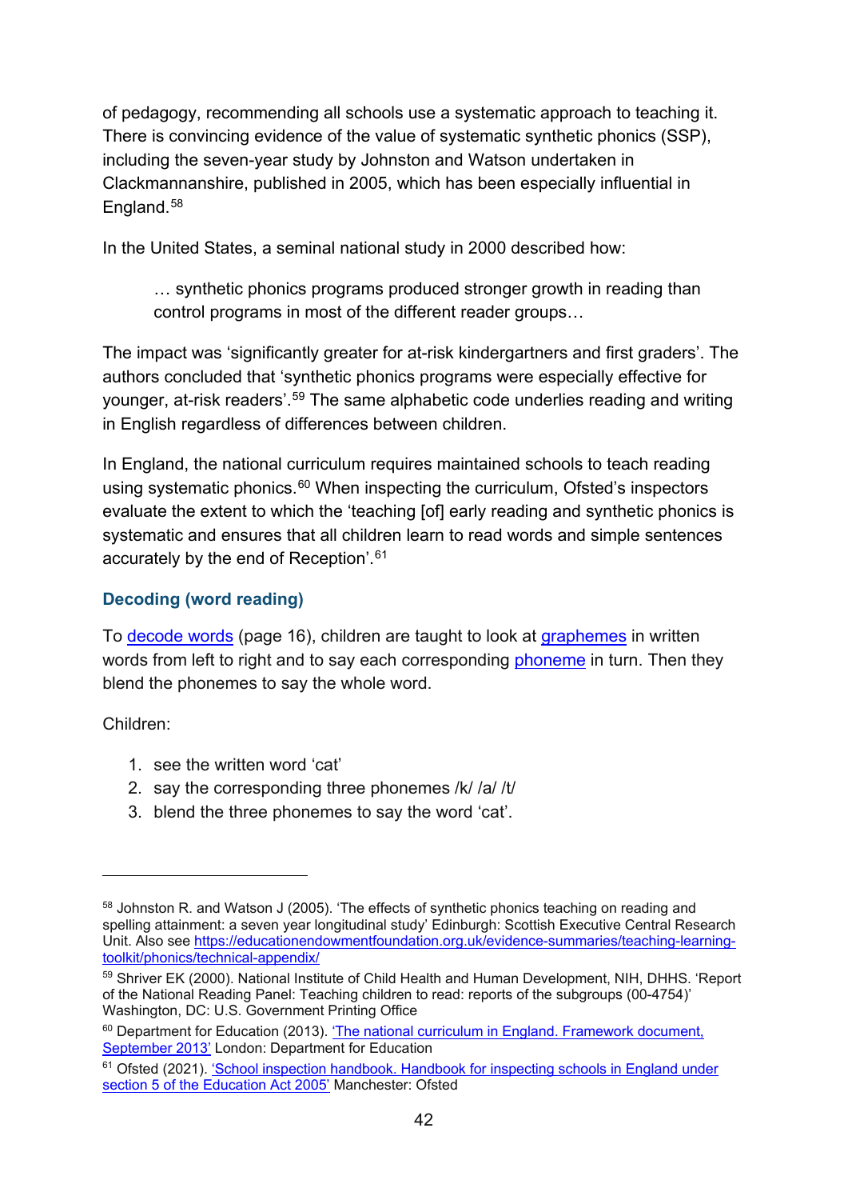of pedagogy, recommending all schools use a systematic approach to teaching it. There is convincing evidence of the value of systematic synthetic phonics (SSP), including the seven-year study by Johnston and Watson undertaken in Clackmannanshire, published in 2005, which has been especially influential in England.[58]

In the United States, a seminal national study in 2000 described how:

> … synthetic phonics programs produced stronger growth in reading than control programs in most of the different reader groups…

The impact was 'significantly greater for at-risk kindergartners and first graders'. The authors concluded that 'synthetic phonics programs were especially effective for younger, at-risk readers'.[59] The same alphabetic code underlies reading and writing in English regardless of differences between children.

In England, the national curriculum requires maintained schools to teach reading using systematic phonics.[60] When inspecting the curriculum, Ofsted's inspectors evaluate the extent to which the 'teaching [of] early reading and synthetic phonics is systematic and ensures that all children learn to read words and simple sentences accurately by the end of Reception'.[61]

### Decoding (word reading)

To decode words (page 16), children are taught to look at graphemes in written words from left to right and to say each corresponding phoneme in turn. Then they blend the phonemes to say the whole word.

Children:

1. see the written word 'cat'
2. say the corresponding three phonemes /k/ /a/ /t/
3. blend the three phonemes to say the word 'cat'.

---

[58] Johnston R. and Watson J (2005). 'The effects of synthetic phonics teaching on reading and spelling attainment: a seven year longitudinal study' Edinburgh: Scottish Executive Central Research Unit. Also see https://educationendowmentfoundation.org.uk/evidence-summaries/teaching-learning-toolkit/phonics/technical-appendix/

[59] Shriver EK (2000). National Institute of Child Health and Human Development, NIH, DHHS. 'Report of the National Reading Panel: Teaching children to read: reports of the subgroups (00-4754)' Washington, DC: U.S. Government Printing Office

[60] Department for Education (2013). 'The national curriculum in England. Framework document, September 2013' London: Department for Education

[61] Ofsted (2021). 'School inspection handbook. Handbook for inspecting schools in England under section 5 of the Education Act 2005' Manchester: Ofsted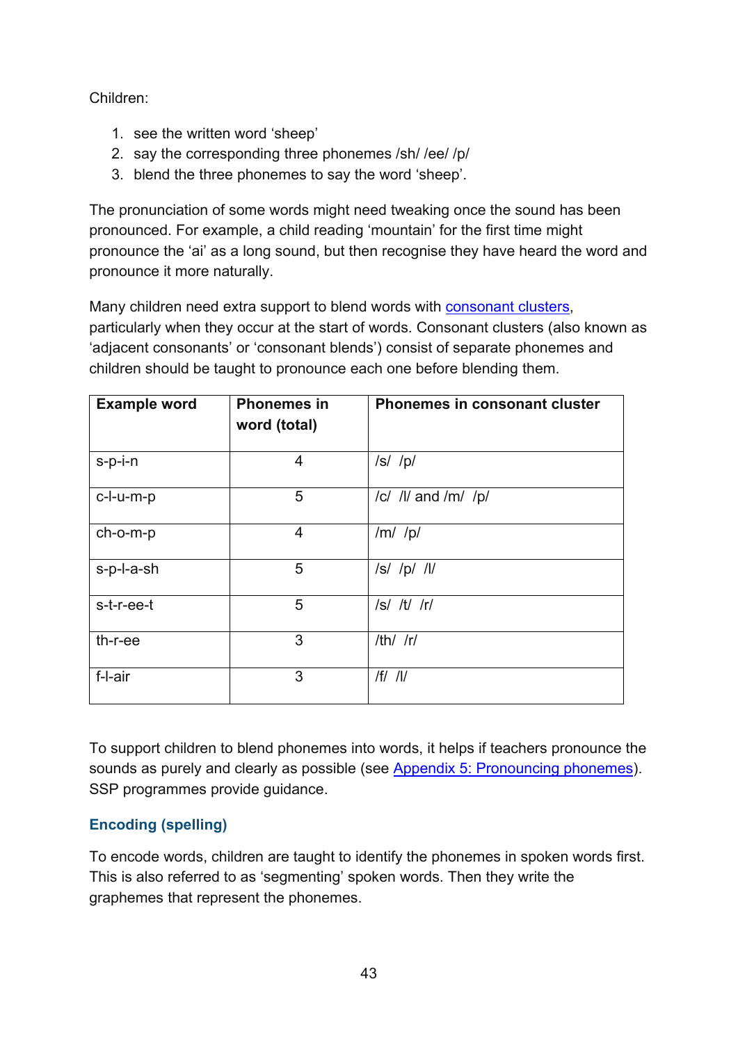Children:

1. see the written word ‘sheep’
2. say the corresponding three phonemes /sh/ /ee/ /p/
3. blend the three phonemes to say the word ‘sheep’.

The pronunciation of some words might need tweaking once the sound has been pronounced. For example, a child reading ‘mountain’ for the first time might pronounce the ‘ai’ as a long sound, but then recognise they have heard the word and pronounce it more naturally.

Many children need extra support to blend words with consonant clusters, particularly when they occur at the start of words. Consonant clusters (also known as ‘adjacent consonants’ or ‘consonant blends’) consist of separate phonemes and children should be taught to pronounce each one before blending them.

| Example word | Phonemes in word (total) | Phonemes in consonant cluster |
|---|---|---|
| s-p-i-n | 4 | /s/ /p/ |
| c-l-u-m-p | 5 | /c/ /l/ and /m/ /p/ |
| ch-o-m-p | 4 | /m/ /p/ |
| s-p-l-a-sh | 5 | /s/ /p/ /l/ |
| s-t-r-ee-t | 5 | /s/ /t/ /r/ |
| th-r-ee | 3 | /th/ /r/ |
| f-l-air | 3 | /f/ /l/ |

To support children to blend phonemes into words, it helps if teachers pronounce the sounds as purely and clearly as possible (see Appendix 5: Pronouncing phonemes). SSP programmes provide guidance.

### Encoding (spelling)

To encode words, children are taught to identify the phonemes in spoken words first. This is also referred to as ‘segmenting’ spoken words. Then they write the graphemes that represent the phonemes.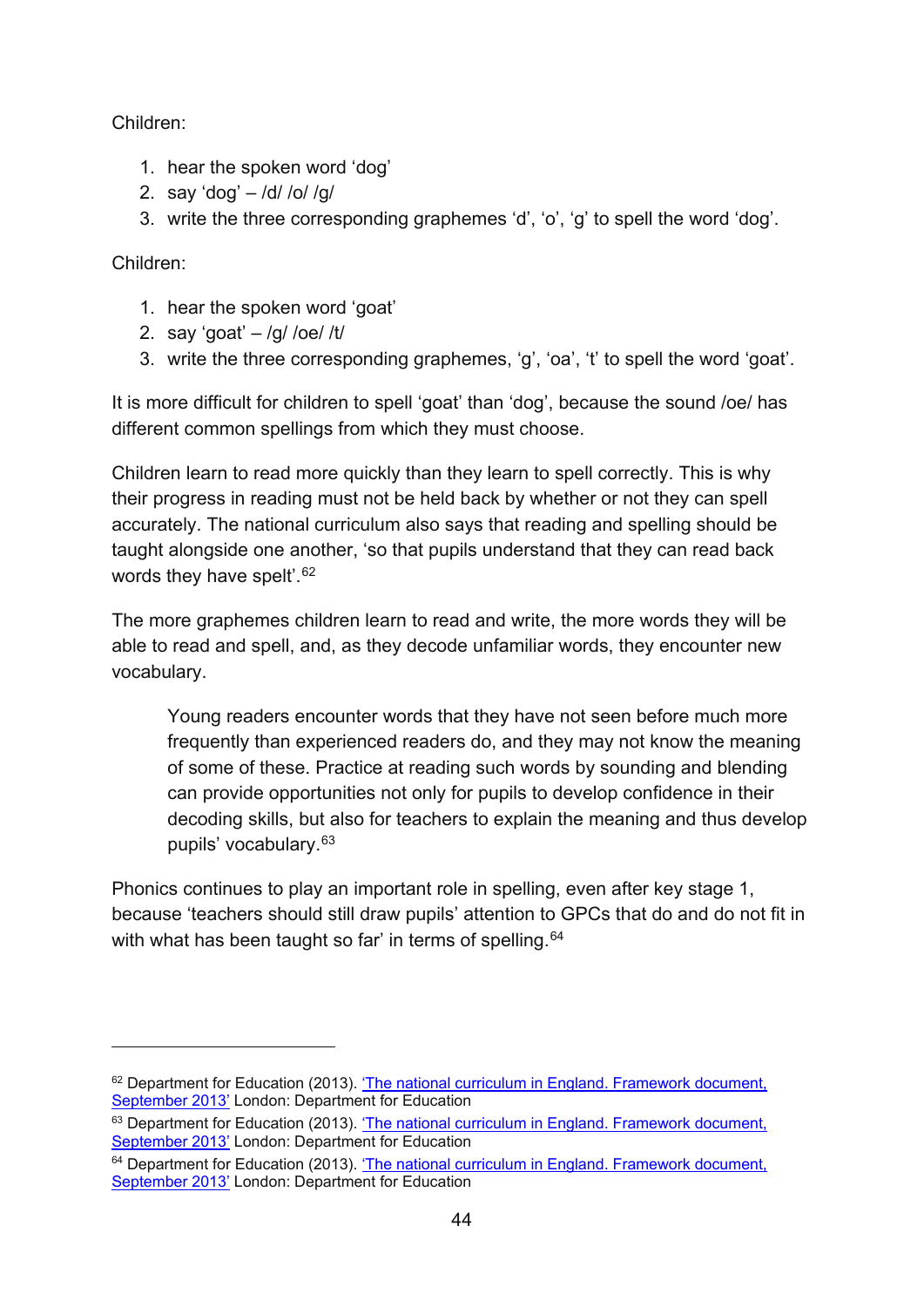Children:

1. hear the spoken word ‘dog’
2. say ‘dog’ – /d/ /o/ /g/
3. write the three corresponding graphemes ‘d’, ‘o’, ‘g’ to spell the word ‘dog’.

Children:

1. hear the spoken word ‘goat’
2. say ‘goat’ – /g/ /oe/ /t/
3. write the three corresponding graphemes, ‘g’, ‘oa’, ‘t’ to spell the word ‘goat’.

It is more difficult for children to spell ‘goat’ than ‘dog’, because the sound /oe/ has different common spellings from which they must choose.

Children learn to read more quickly than they learn to spell correctly. This is why their progress in reading must not be held back by whether or not they can spell accurately. The national curriculum also says that reading and spelling should be taught alongside one another, ‘so that pupils understand that they can read back words they have spelt’.[62]

The more graphemes children learn to read and write, the more words they will be able to read and spell, and, as they decode unfamiliar words, they encounter new vocabulary.

> Young readers encounter words that they have not seen before much more frequently than experienced readers do, and they may not know the meaning of some of these. Practice at reading such words by sounding and blending can provide opportunities not only for pupils to develop confidence in their decoding skills, but also for teachers to explain the meaning and thus develop pupils’ vocabulary.[63]

Phonics continues to play an important role in spelling, even after key stage 1, because ‘teachers should still draw pupils’ attention to GPCs that do and do not fit in with what has been taught so far’ in terms of spelling.[64]

---

[62] Department for Education (2013). ‘The national curriculum in England. Framework document, September 2013’ London: Department for Education

[63] Department for Education (2013). ‘The national curriculum in England. Framework document, September 2013’ London: Department for Education

[64] Department for Education (2013). ‘The national curriculum in England. Framework document, September 2013’ London: Department for Education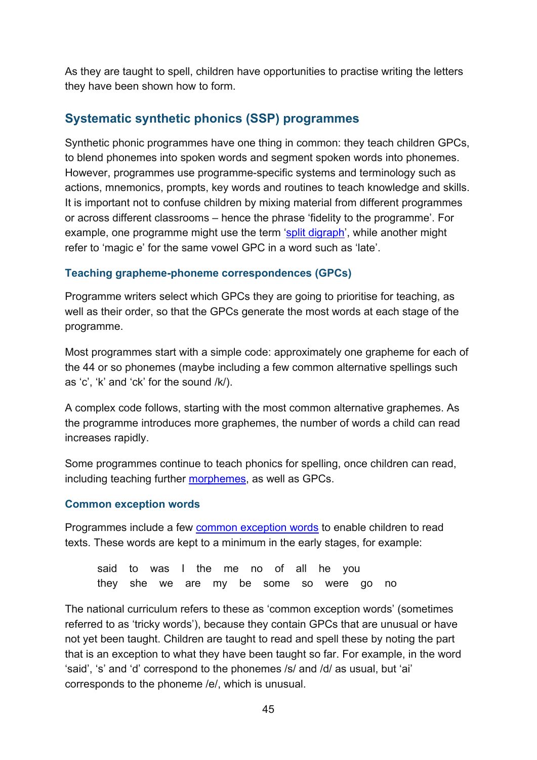As they are taught to spell, children have opportunities to practise writing the letters they have been shown how to form.

## Systematic synthetic phonics (SSP) programmes

Synthetic phonic programmes have one thing in common: they teach children GPCs, to blend phonemes into spoken words and segment spoken words into phonemes. However, programmes use programme-specific systems and terminology such as actions, mnemonics, prompts, key words and routines to teach knowledge and skills. It is important not to confuse children by mixing material from different programmes or across different classrooms – hence the phrase 'fidelity to the programme'. For example, one programme might use the term 'split digraph', while another might refer to 'magic e' for the same vowel GPC in a word such as 'late'.

### Teaching grapheme-phoneme correspondences (GPCs)

Programme writers select which GPCs they are going to prioritise for teaching, as well as their order, so that the GPCs generate the most words at each stage of the programme.

Most programmes start with a simple code: approximately one grapheme for each of the 44 or so phonemes (maybe including a few common alternative spellings such as 'c', 'k' and 'ck' for the sound /k/).

A complex code follows, starting with the most common alternative graphemes. As the programme introduces more graphemes, the number of words a child can read increases rapidly.

Some programmes continue to teach phonics for spelling, once children can read, including teaching further morphemes, as well as GPCs.

### Common exception words

Programmes include a few common exception words to enable children to read texts. These words are kept to a minimum in the early stages, for example:

> said to was I the me no of all he you
> they she we are my be some so were go no

The national curriculum refers to these as 'common exception words' (sometimes referred to as 'tricky words'), because they contain GPCs that are unusual or have not yet been taught. Children are taught to read and spell these by noting the part that is an exception to what they have been taught so far. For example, in the word 'said', 's' and 'd' correspond to the phonemes /s/ and /d/ as usual, but 'ai' corresponds to the phoneme /e/, which is unusual.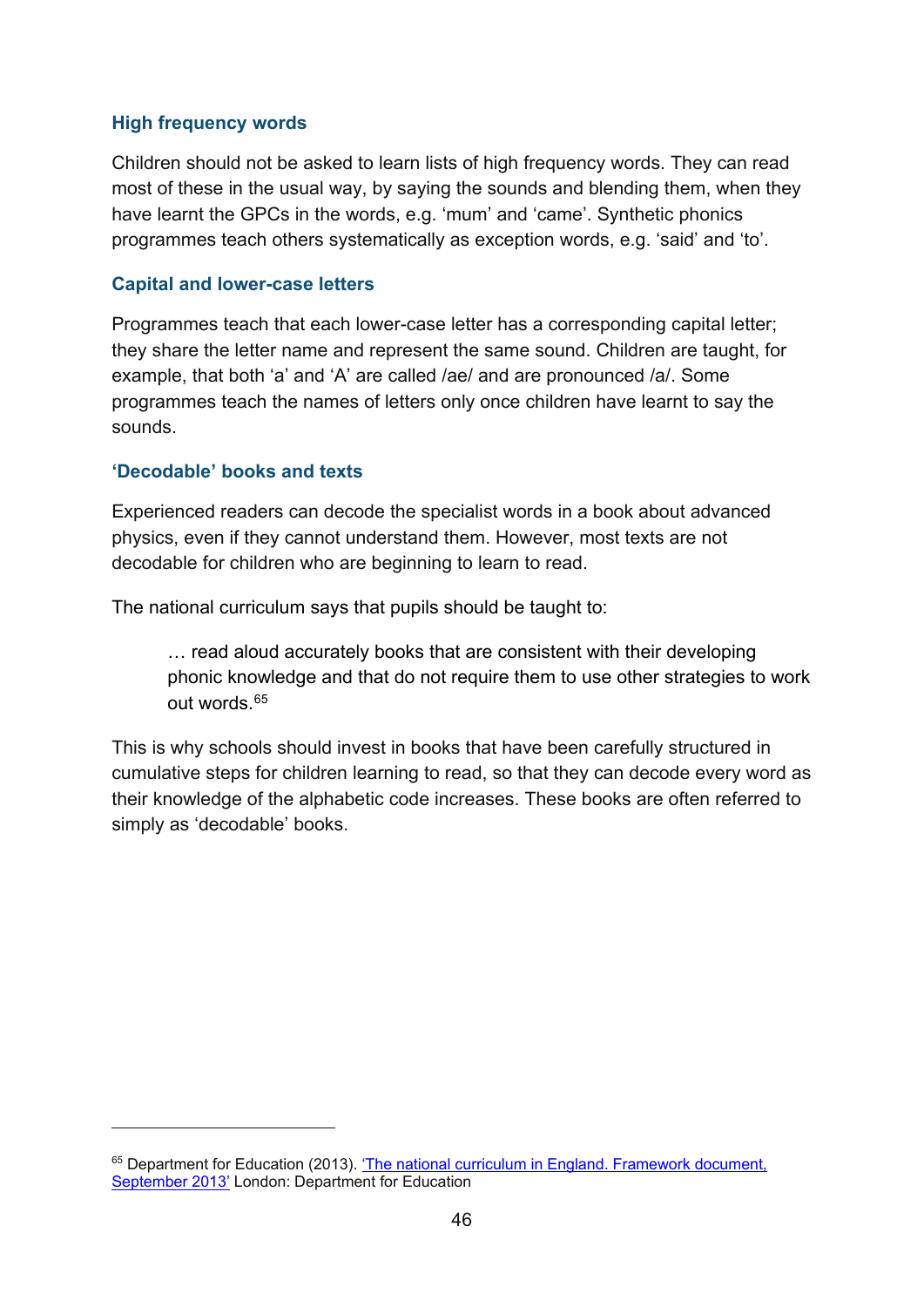### High frequency words

Children should not be asked to learn lists of high frequency words. They can read most of these in the usual way, by saying the sounds and blending them, when they have learnt the GPCs in the words, e.g. 'mum' and 'came'. Synthetic phonics programmes teach others systematically as exception words, e.g. 'said' and 'to'.

### Capital and lower-case letters

Programmes teach that each lower-case letter has a corresponding capital letter; they share the letter name and represent the same sound. Children are taught, for example, that both 'a' and 'A' are called /ae/ and are pronounced /a/. Some programmes teach the names of letters only once children have learnt to say the sounds.

### 'Decodable' books and texts

Experienced readers can decode the specialist words in a book about advanced physics, even if they cannot understand them. However, most texts are not decodable for children who are beginning to learn to read.

The national curriculum says that pupils should be taught to:

> … read aloud accurately books that are consistent with their developing phonic knowledge and that do not require them to use other strategies to work out words.[65]

This is why schools should invest in books that have been carefully structured in cumulative steps for children learning to read, so that they can decode every word as their knowledge of the alphabetic code increases. These books are often referred to simply as 'decodable' books.

---

[65] Department for Education (2013). 'The national curriculum in England. Framework document, September 2013' London: Department for Education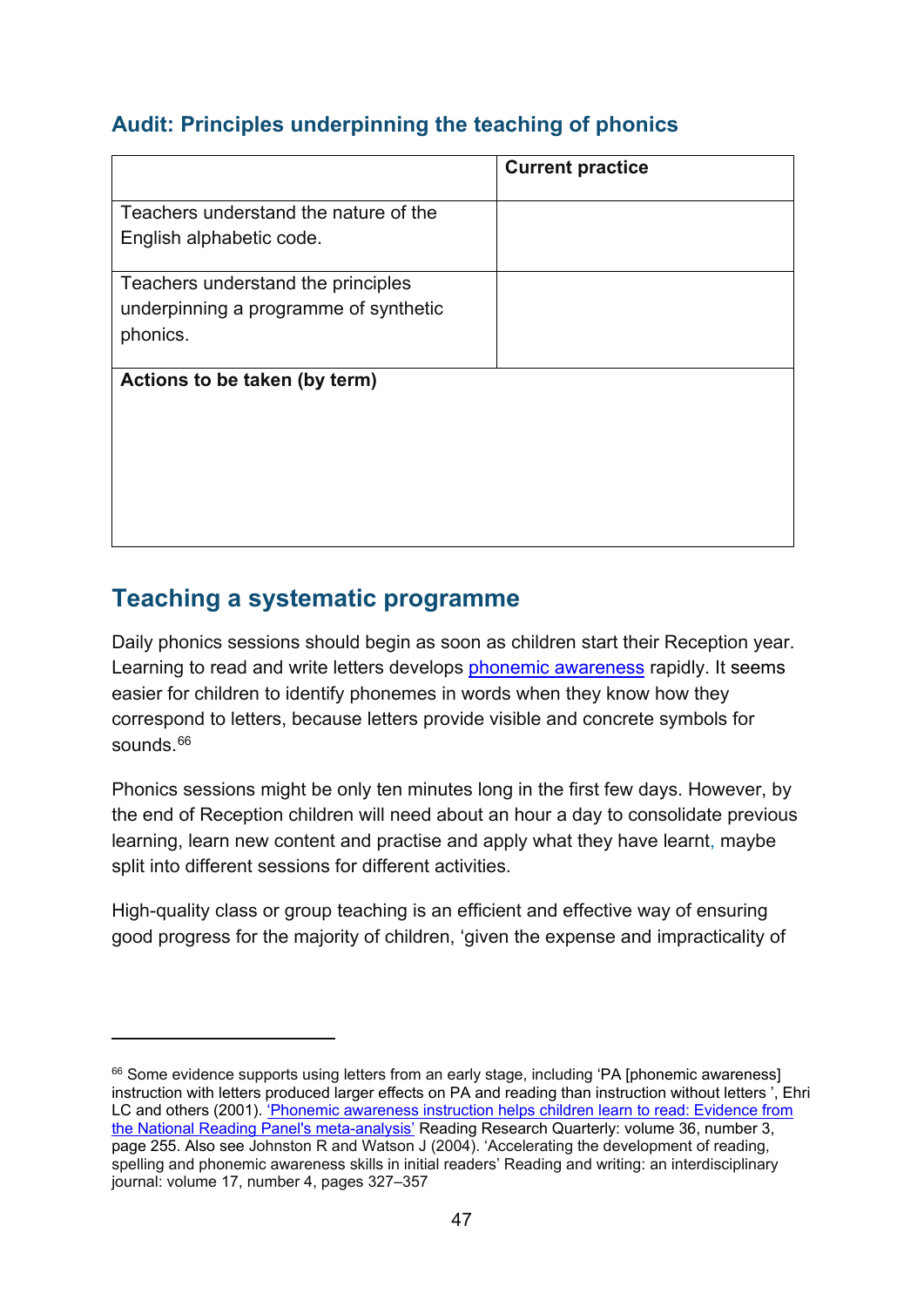### Audit: Principles underpinning the teaching of phonics

| | **Current practice** |
|---|---|
| Teachers understand the nature of the English alphabetic code. | |
| Teachers understand the principles underpinning a programme of synthetic phonics. | |
| **Actions to be taken (by term)** | |

## Teaching a systematic programme

Daily phonics sessions should begin as soon as children start their Reception year. Learning to read and write letters develops phonemic awareness rapidly. It seems easier for children to identify phonemes in words when they know how they correspond to letters, because letters provide visible and concrete symbols for sounds.[66]

Phonics sessions might be only ten minutes long in the first few days. However, by the end of Reception children will need about an hour a day to consolidate previous learning, learn new content and practise and apply what they have learnt, maybe split into different sessions for different activities.

High-quality class or group teaching is an efficient and effective way of ensuring good progress for the majority of children, 'given the expense and impracticality of

---

[66] Some evidence supports using letters from an early stage, including 'PA [phonemic awareness] instruction with letters produced larger effects on PA and reading than instruction without letters ', Ehri LC and others (2001). 'Phonemic awareness instruction helps children learn to read: Evidence from the National Reading Panel's meta-analysis' Reading Research Quarterly: volume 36, number 3, page 255. Also see Johnston R and Watson J (2004). 'Accelerating the development of reading, spelling and phonemic awareness skills in initial readers' Reading and writing: an interdisciplinary journal: volume 17, number 4, pages 327–357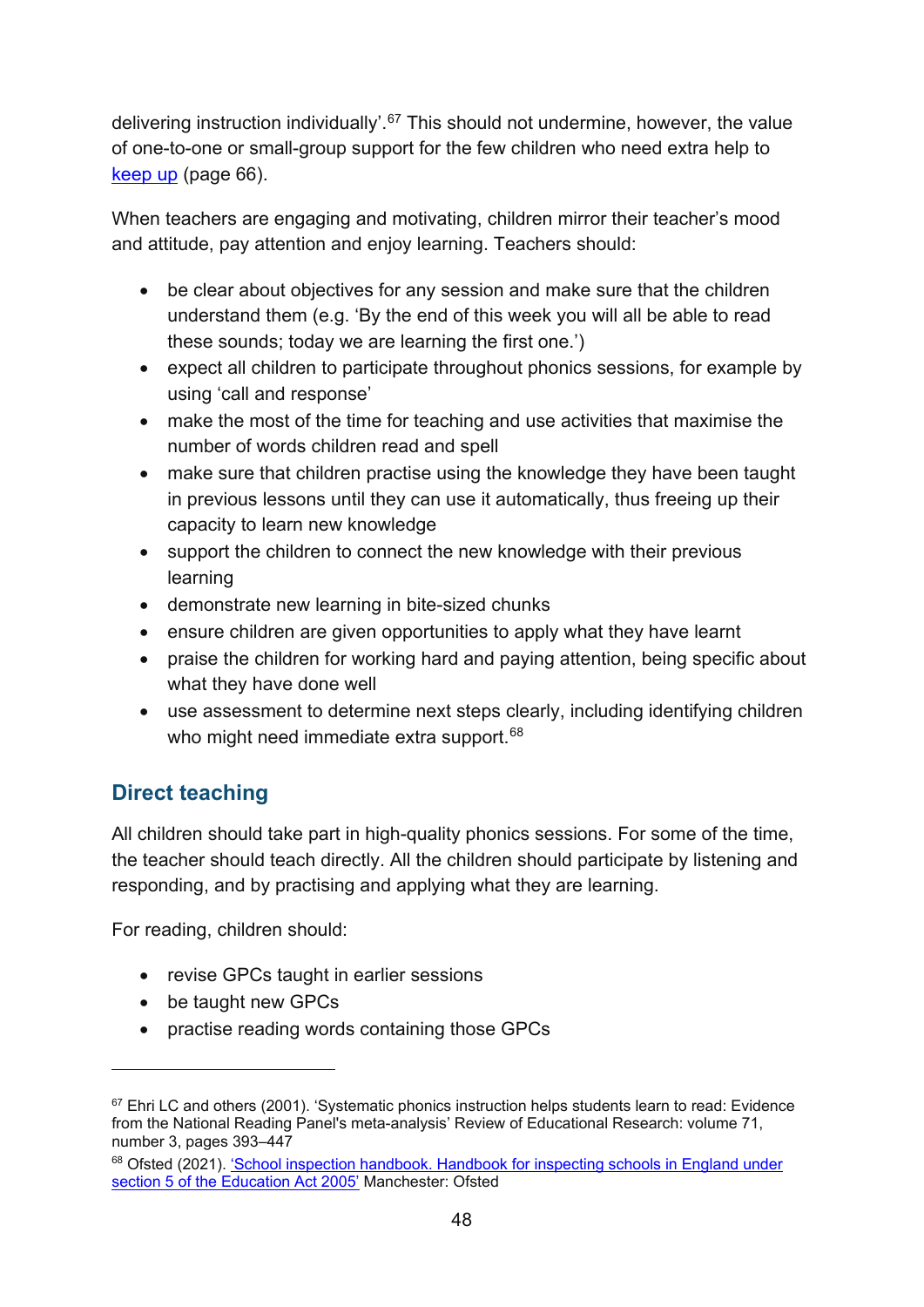delivering instruction individually'.[67] This should not undermine, however, the value of one-to-one or small-group support for the few children who need extra help to [keep up](#) (page 66).

When teachers are engaging and motivating, children mirror their teacher's mood and attitude, pay attention and enjoy learning. Teachers should:

- be clear about objectives for any session and make sure that the children understand them (e.g. 'By the end of this week you will all be able to read these sounds; today we are learning the first one.')
- expect all children to participate throughout phonics sessions, for example by using 'call and response'
- make the most of the time for teaching and use activities that maximise the number of words children read and spell
- make sure that children practise using the knowledge they have been taught in previous lessons until they can use it automatically, thus freeing up their capacity to learn new knowledge
- support the children to connect the new knowledge with their previous learning
- demonstrate new learning in bite-sized chunks
- ensure children are given opportunities to apply what they have learnt
- praise the children for working hard and paying attention, being specific about what they have done well
- use assessment to determine next steps clearly, including identifying children who might need immediate extra support.[68]

## Direct teaching

All children should take part in high-quality phonics sessions. For some of the time, the teacher should teach directly. All the children should participate by listening and responding, and by practising and applying what they are learning.

For reading, children should:

- revise GPCs taught in earlier sessions
- be taught new GPCs
- practise reading words containing those GPCs

---

[67] Ehri LC and others (2001). 'Systematic phonics instruction helps students learn to read: Evidence from the National Reading Panel's meta-analysis' Review of Educational Research: volume 71, number 3, pages 393–447

[68] Ofsted (2021). ['School inspection handbook. Handbook for inspecting schools in England under section 5 of the Education Act 2005'](#) Manchester: Ofsted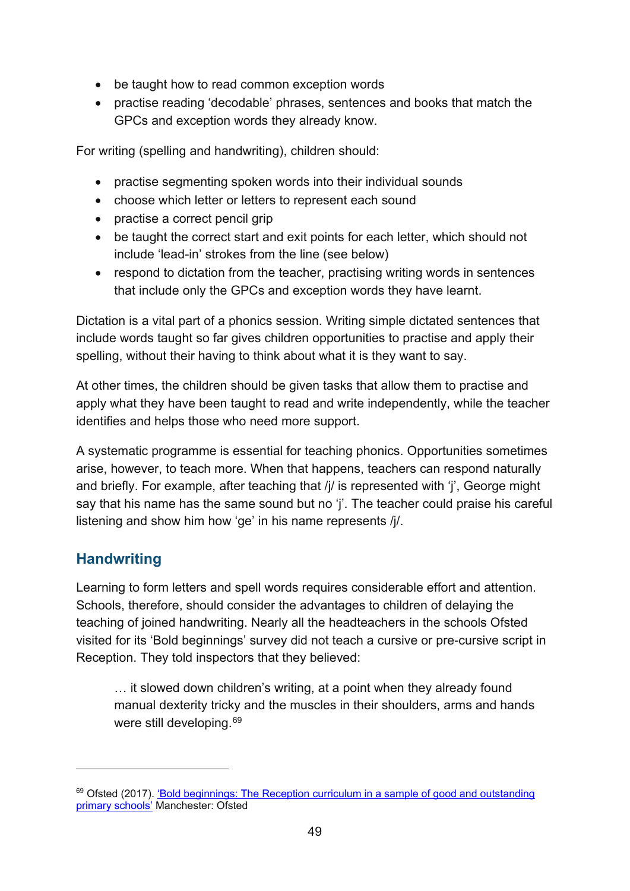- be taught how to read common exception words
- practise reading 'decodable' phrases, sentences and books that match the GPCs and exception words they already know.

For writing (spelling and handwriting), children should:

- practise segmenting spoken words into their individual sounds
- choose which letter or letters to represent each sound
- practise a correct pencil grip
- be taught the correct start and exit points for each letter, which should not include 'lead-in' strokes from the line (see below)
- respond to dictation from the teacher, practising writing words in sentences that include only the GPCs and exception words they have learnt.

Dictation is a vital part of a phonics session. Writing simple dictated sentences that include words taught so far gives children opportunities to practise and apply their spelling, without their having to think about what it is they want to say.

At other times, the children should be given tasks that allow them to practise and apply what they have been taught to read and write independently, while the teacher identifies and helps those who need more support.

A systematic programme is essential for teaching phonics. Opportunities sometimes arise, however, to teach more. When that happens, teachers can respond naturally and briefly. For example, after teaching that /j/ is represented with 'j', George might say that his name has the same sound but no 'j'. The teacher could praise his careful listening and show him how 'ge' in his name represents /j/.

## Handwriting

Learning to form letters and spell words requires considerable effort and attention. Schools, therefore, should consider the advantages to children of delaying the teaching of joined handwriting. Nearly all the headteachers in the schools Ofsted visited for its 'Bold beginnings' survey did not teach a cursive or pre-cursive script in Reception. They told inspectors that they believed:

> … it slowed down children's writing, at a point when they already found manual dexterity tricky and the muscles in their shoulders, arms and hands were still developing.[69]

---

[69] Ofsted (2017). 'Bold beginnings: The Reception curriculum in a sample of good and outstanding primary schools' Manchester: Ofsted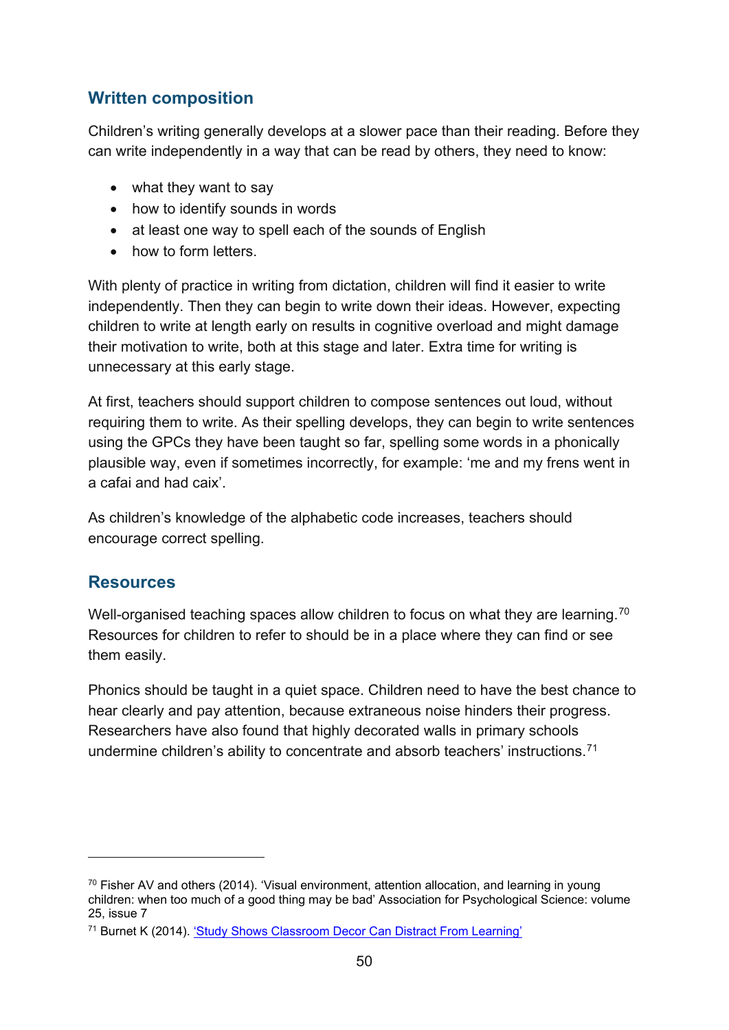## Written composition

Children's writing generally develops at a slower pace than their reading. Before they can write independently in a way that can be read by others, they need to know:

- what they want to say
- how to identify sounds in words
- at least one way to spell each of the sounds of English
- how to form letters.

With plenty of practice in writing from dictation, children will find it easier to write independently. Then they can begin to write down their ideas. However, expecting children to write at length early on results in cognitive overload and might damage their motivation to write, both at this stage and later. Extra time for writing is unnecessary at this early stage.

At first, teachers should support children to compose sentences out loud, without requiring them to write. As their spelling develops, they can begin to write sentences using the GPCs they have been taught so far, spelling some words in a phonically plausible way, even if sometimes incorrectly, for example: 'me and my frens went in a cafai and had caix'.

As children's knowledge of the alphabetic code increases, teachers should encourage correct spelling.

## Resources

Well-organised teaching spaces allow children to focus on what they are learning.[70] Resources for children to refer to should be in a place where they can find or see them easily.

Phonics should be taught in a quiet space. Children need to have the best chance to hear clearly and pay attention, because extraneous noise hinders their progress. Researchers have also found that highly decorated walls in primary schools undermine children's ability to concentrate and absorb teachers' instructions.[71]

---

[70] Fisher AV and others (2014). 'Visual environment, attention allocation, and learning in young children: when too much of a good thing may be bad' Association for Psychological Science: volume 25, issue 7

[71] Burnet K (2014). ['Study Shows Classroom Decor Can Distract From Learning']()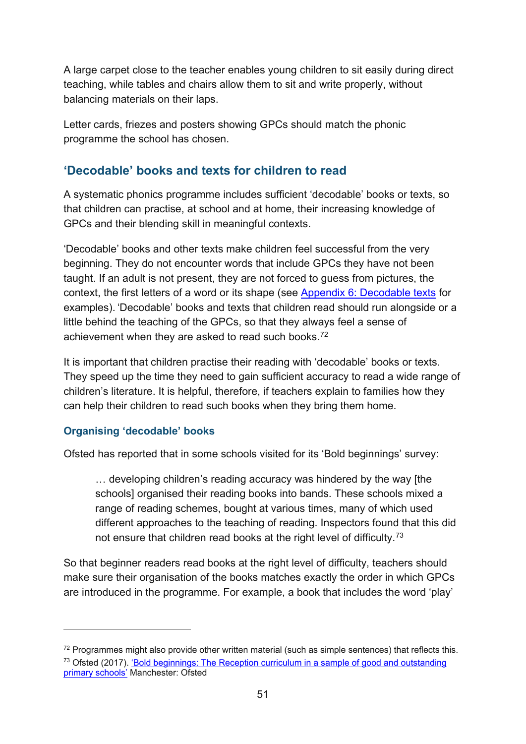A large carpet close to the teacher enables young children to sit easily during direct teaching, while tables and chairs allow them to sit and write properly, without balancing materials on their laps.

Letter cards, friezes and posters showing GPCs should match the phonic programme the school has chosen.

## 'Decodable' books and texts for children to read

A systematic phonics programme includes sufficient 'decodable' books or texts, so that children can practise, at school and at home, their increasing knowledge of GPCs and their blending skill in meaningful contexts.

'Decodable' books and other texts make children feel successful from the very beginning. They do not encounter words that include GPCs they have not been taught. If an adult is not present, they are not forced to guess from pictures, the context, the first letters of a word or its shape (see [Appendix 6: Decodable texts](#) for examples). 'Decodable' books and texts that children read should run alongside or a little behind the teaching of the GPCs, so that they always feel a sense of achievement when they are asked to read such books.[72]

It is important that children practise their reading with 'decodable' books or texts. They speed up the time they need to gain sufficient accuracy to read a wide range of children's literature. It is helpful, therefore, if teachers explain to families how they can help their children to read such books when they bring them home.

### Organising 'decodable' books

Ofsted has reported that in some schools visited for its 'Bold beginnings' survey:

> … developing children's reading accuracy was hindered by the way [the schools] organised their reading books into bands. These schools mixed a range of reading schemes, bought at various times, many of which used different approaches to the teaching of reading. Inspectors found that this did not ensure that children read books at the right level of difficulty.[73]

So that beginner readers read books at the right level of difficulty, teachers should make sure their organisation of the books matches exactly the order in which GPCs are introduced in the programme. For example, a book that includes the word 'play'

---

[72] Programmes might also provide other written material (such as simple sentences) that reflects this.

[73] Ofsted (2017). ['Bold beginnings: The Reception curriculum in a sample of good and outstanding primary schools'](#) Manchester: Ofsted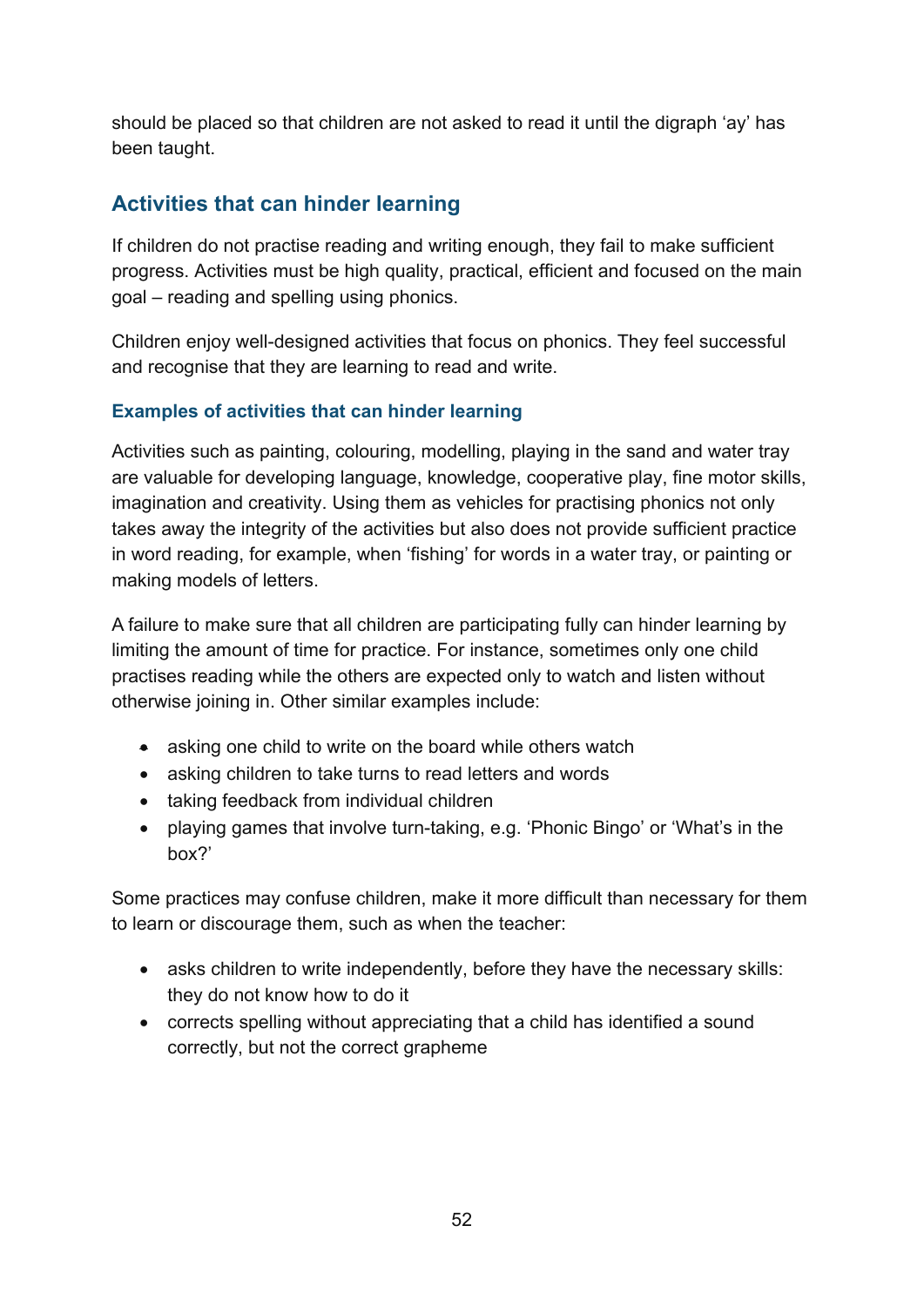should be placed so that children are not asked to read it until the digraph 'ay' has been taught.

## Activities that can hinder learning

If children do not practise reading and writing enough, they fail to make sufficient progress. Activities must be high quality, practical, efficient and focused on the main goal – reading and spelling using phonics.

Children enjoy well-designed activities that focus on phonics. They feel successful and recognise that they are learning to read and write.

### Examples of activities that can hinder learning

Activities such as painting, colouring, modelling, playing in the sand and water tray are valuable for developing language, knowledge, cooperative play, fine motor skills, imagination and creativity. Using them as vehicles for practising phonics not only takes away the integrity of the activities but also does not provide sufficient practice in word reading, for example, when 'fishing' for words in a water tray, or painting or making models of letters.

A failure to make sure that all children are participating fully can hinder learning by limiting the amount of time for practice. For instance, sometimes only one child practises reading while the others are expected only to watch and listen without otherwise joining in. Other similar examples include:

- asking one child to write on the board while others watch
- asking children to take turns to read letters and words
- taking feedback from individual children
- playing games that involve turn-taking, e.g. 'Phonic Bingo' or 'What's in the box?'

Some practices may confuse children, make it more difficult than necessary for them to learn or discourage them, such as when the teacher:

- asks children to write independently, before they have the necessary skills: they do not know how to do it
- corrects spelling without appreciating that a child has identified a sound correctly, but not the correct grapheme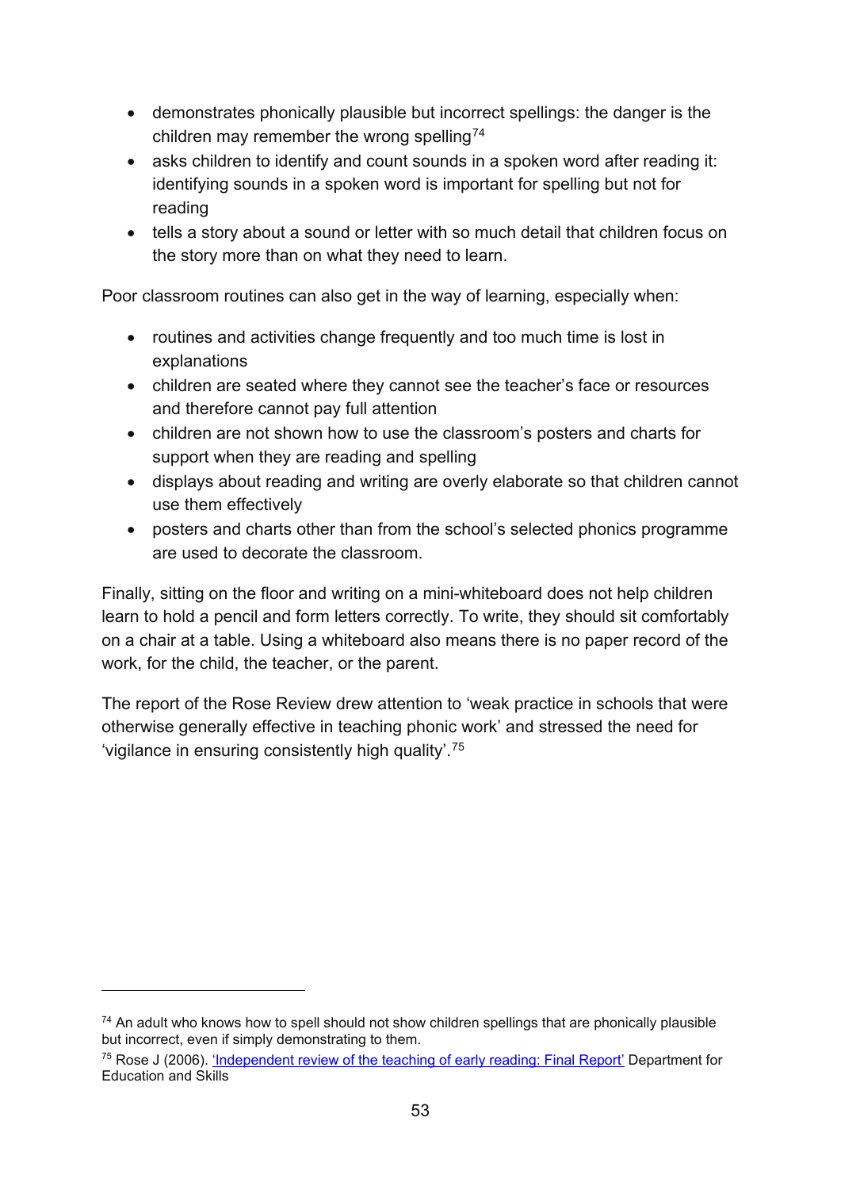- demonstrates phonically plausible but incorrect spellings: the danger is the children may remember the wrong spelling[74]
- asks children to identify and count sounds in a spoken word after reading it: identifying sounds in a spoken word is important for spelling but not for reading
- tells a story about a sound or letter with so much detail that children focus on the story more than on what they need to learn.

Poor classroom routines can also get in the way of learning, especially when:

- routines and activities change frequently and too much time is lost in explanations
- children are seated where they cannot see the teacher's face or resources and therefore cannot pay full attention
- children are not shown how to use the classroom's posters and charts for support when they are reading and spelling
- displays about reading and writing are overly elaborate so that children cannot use them effectively
- posters and charts other than from the school's selected phonics programme are used to decorate the classroom.

Finally, sitting on the floor and writing on a mini-whiteboard does not help children learn to hold a pencil and form letters correctly. To write, they should sit comfortably on a chair at a table. Using a whiteboard also means there is no paper record of the work, for the child, the teacher, or the parent.

The report of the Rose Review drew attention to 'weak practice in schools that were otherwise generally effective in teaching phonic work' and stressed the need for 'vigilance in ensuring consistently high quality'.[75]

---

[74] An adult who knows how to spell should not show children spellings that are phonically plausible but incorrect, even if simply demonstrating to them.

[75] Rose J (2006). 'Independent review of the teaching of early reading: Final Report' Department for Education and Skills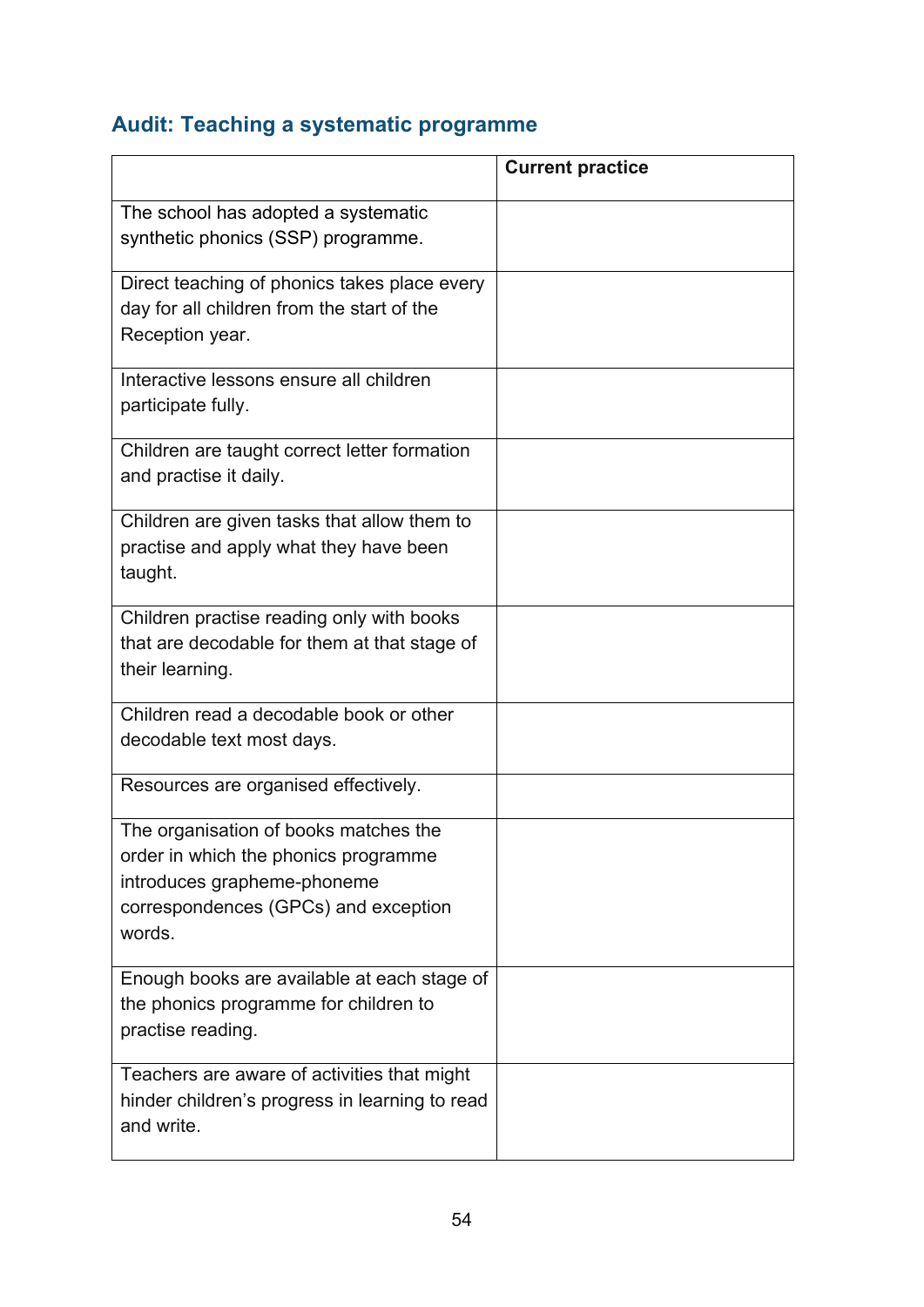## Audit: Teaching a systematic programme

| | Current practice |
|---|---|
| The school has adopted a systematic synthetic phonics (SSP) programme. | |
| Direct teaching of phonics takes place every day for all children from the start of the Reception year. | |
| Interactive lessons ensure all children participate fully. | |
| Children are taught correct letter formation and practise it daily. | |
| Children are given tasks that allow them to practise and apply what they have been taught. | |
| Children practise reading only with books that are decodable for them at that stage of their learning. | |
| Children read a decodable book or other decodable text most days. | |
| Resources are organised effectively. | |
| The organisation of books matches the order in which the phonics programme introduces grapheme-phoneme correspondences (GPCs) and exception words. | |
| Enough books are available at each stage of the phonics programme for children to practise reading. | |
| Teachers are aware of activities that might hinder children's progress in learning to read and write. | |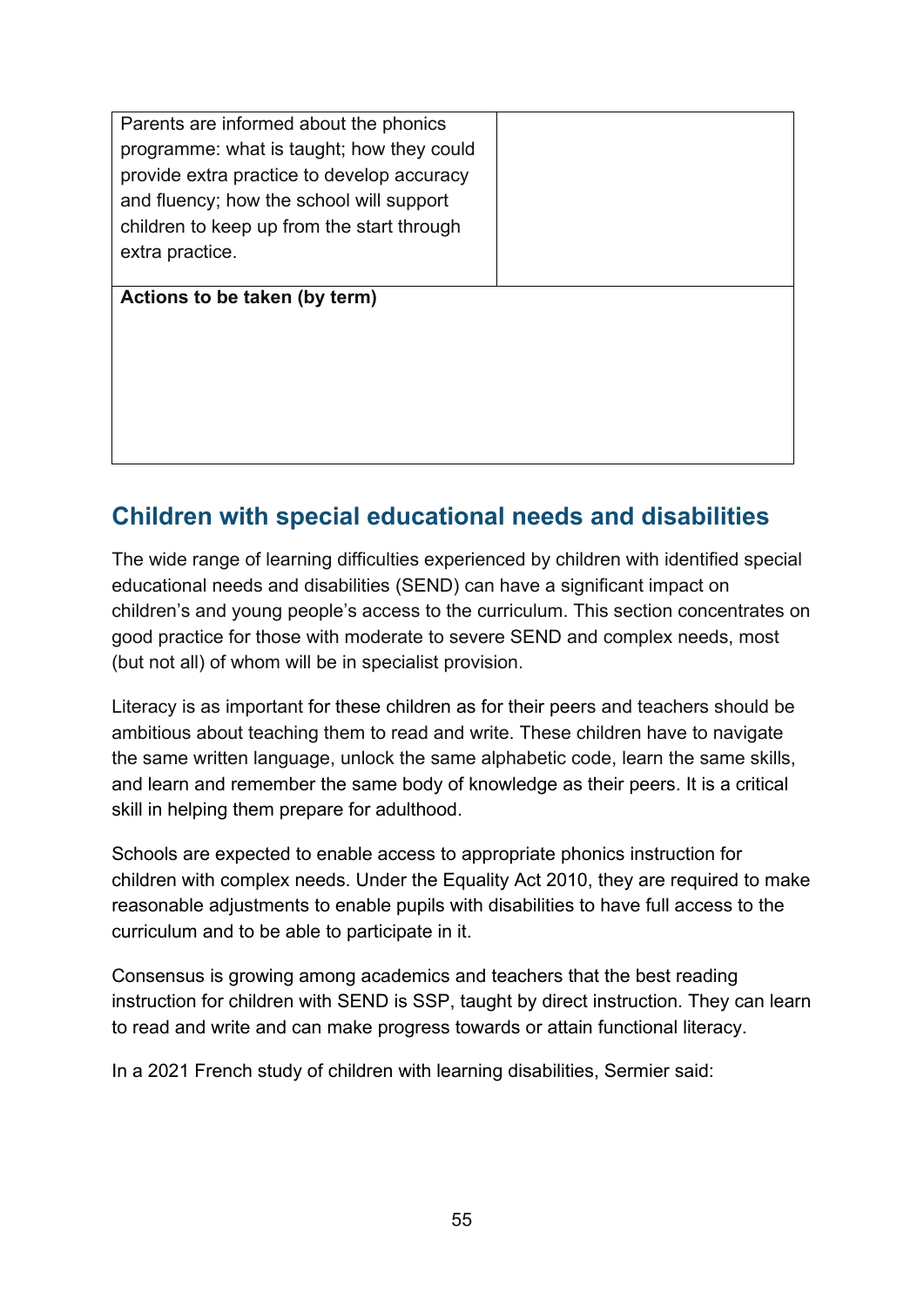| Parents are informed about the phonics programme: what is taught; how they could provide extra practice to develop accuracy and fluency; how the school will support children to keep up from the start through extra practice. | |
| --- | --- |
| **Actions to be taken (by term)** | |

## Children with special educational needs and disabilities

The wide range of learning difficulties experienced by children with identified special educational needs and disabilities (SEND) can have a significant impact on children's and young people's access to the curriculum. This section concentrates on good practice for those with moderate to severe SEND and complex needs, most (but not all) of whom will be in specialist provision.

Literacy is as important for these children as for their peers and teachers should be ambitious about teaching them to read and write. These children have to navigate the same written language, unlock the same alphabetic code, learn the same skills, and learn and remember the same body of knowledge as their peers. It is a critical skill in helping them prepare for adulthood.

Schools are expected to enable access to appropriate phonics instruction for children with complex needs. Under the Equality Act 2010, they are required to make reasonable adjustments to enable pupils with disabilities to have full access to the curriculum and to be able to participate in it.

Consensus is growing among academics and teachers that the best reading instruction for children with SEND is SSP, taught by direct instruction. They can learn to read and write and can make progress towards or attain functional literacy.

In a 2021 French study of children with learning disabilities, Sermier said: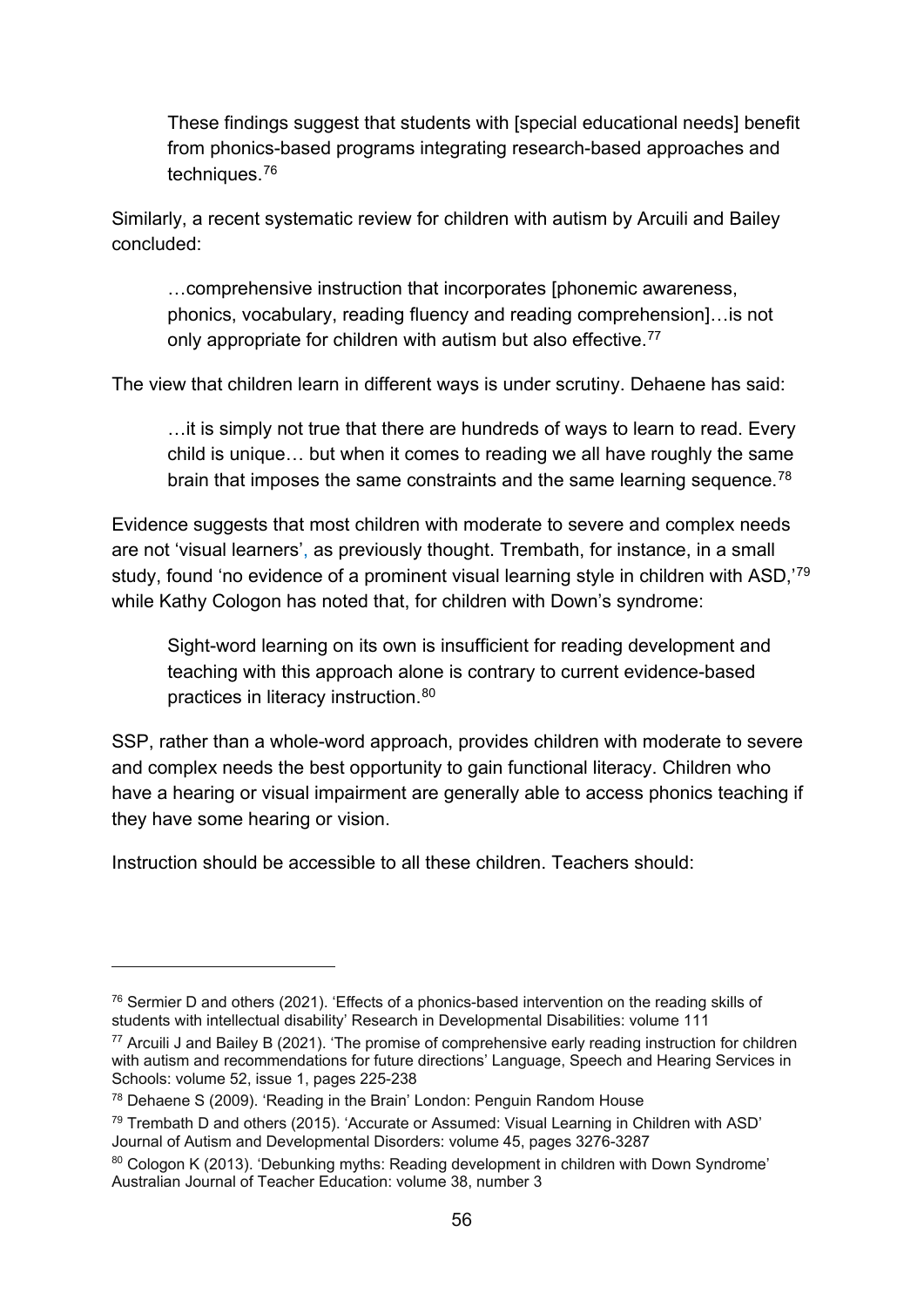> These findings suggest that students with [special educational needs] benefit from phonics-based programs integrating research-based approaches and techniques.[76]

Similarly, a recent systematic review for children with autism by Arcuili and Bailey concluded:

> …comprehensive instruction that incorporates [phonemic awareness, phonics, vocabulary, reading fluency and reading comprehension]…is not only appropriate for children with autism but also effective.[77]

The view that children learn in different ways is under scrutiny. Dehaene has said:

> …it is simply not true that there are hundreds of ways to learn to read. Every child is unique… but when it comes to reading we all have roughly the same brain that imposes the same constraints and the same learning sequence.[78]

Evidence suggests that most children with moderate to severe and complex needs are not 'visual learners', as previously thought. Trembath, for instance, in a small study, found 'no evidence of a prominent visual learning style in children with ASD,'[79] while Kathy Cologon has noted that, for children with Down's syndrome:

> Sight-word learning on its own is insufficient for reading development and teaching with this approach alone is contrary to current evidence-based practices in literacy instruction.[80]

SSP, rather than a whole-word approach, provides children with moderate to severe and complex needs the best opportunity to gain functional literacy. Children who have a hearing or visual impairment are generally able to access phonics teaching if they have some hearing or vision.

Instruction should be accessible to all these children. Teachers should:

---

[76] Sermier D and others (2021). 'Effects of a phonics-based intervention on the reading skills of students with intellectual disability' Research in Developmental Disabilities: volume 111

[77] Arcuili J and Bailey B (2021). 'The promise of comprehensive early reading instruction for children with autism and recommendations for future directions' Language, Speech and Hearing Services in Schools: volume 52, issue 1, pages 225-238

[78] Dehaene S (2009). 'Reading in the Brain' London: Penguin Random House

[79] Trembath D and others (2015). 'Accurate or Assumed: Visual Learning in Children with ASD' Journal of Autism and Developmental Disorders: volume 45, pages 3276-3287

[80] Cologon K (2013). 'Debunking myths: Reading development in children with Down Syndrome' Australian Journal of Teacher Education: volume 38, number 3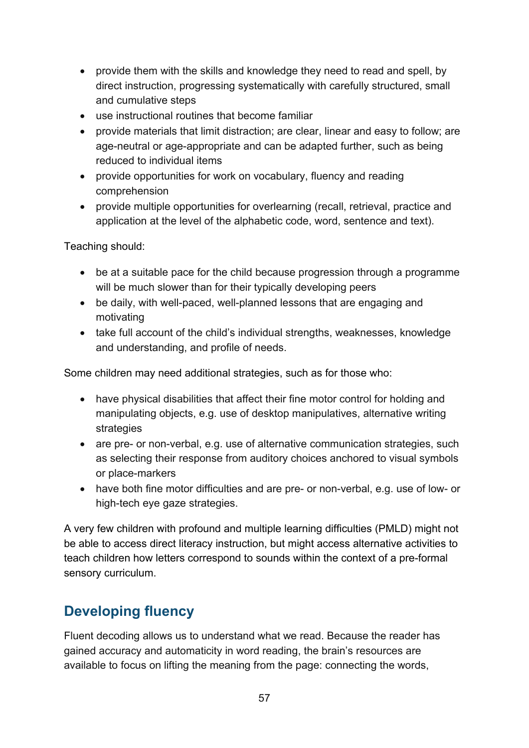- provide them with the skills and knowledge they need to read and spell, by direct instruction, progressing systematically with carefully structured, small and cumulative steps
- use instructional routines that become familiar
- provide materials that limit distraction; are clear, linear and easy to follow; are age-neutral or age-appropriate and can be adapted further, such as being reduced to individual items
- provide opportunities for work on vocabulary, fluency and reading comprehension
- provide multiple opportunities for overlearning (recall, retrieval, practice and application at the level of the alphabetic code, word, sentence and text).

Teaching should:

- be at a suitable pace for the child because progression through a programme will be much slower than for their typically developing peers
- be daily, with well-paced, well-planned lessons that are engaging and motivating
- take full account of the child's individual strengths, weaknesses, knowledge and understanding, and profile of needs.

Some children may need additional strategies, such as for those who:

- have physical disabilities that affect their fine motor control for holding and manipulating objects, e.g. use of desktop manipulatives, alternative writing strategies
- are pre- or non-verbal, e.g. use of alternative communication strategies, such as selecting their response from auditory choices anchored to visual symbols or place-markers
- have both fine motor difficulties and are pre- or non-verbal, e.g. use of low- or high-tech eye gaze strategies.

A very few children with profound and multiple learning difficulties (PMLD) might not be able to access direct literacy instruction, but might access alternative activities to teach children how letters correspond to sounds within the context of a pre-formal sensory curriculum.

## Developing fluency

Fluent decoding allows us to understand what we read. Because the reader has gained accuracy and automaticity in word reading, the brain's resources are available to focus on lifting the meaning from the page: connecting the words,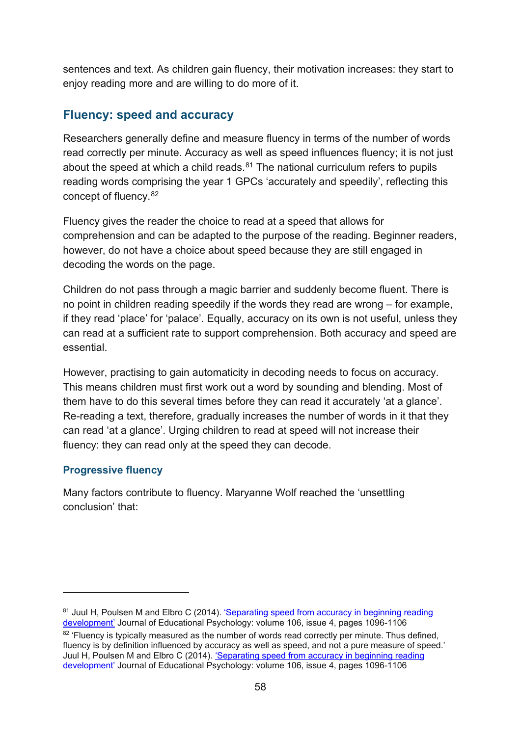sentences and text. As children gain fluency, their motivation increases: they start to enjoy reading more and are willing to do more of it.

## Fluency: speed and accuracy

Researchers generally define and measure fluency in terms of the number of words read correctly per minute. Accuracy as well as speed influences fluency; it is not just about the speed at which a child reads.[81] The national curriculum refers to pupils reading words comprising the year 1 GPCs 'accurately and speedily', reflecting this concept of fluency.[82]

Fluency gives the reader the choice to read at a speed that allows for comprehension and can be adapted to the purpose of the reading. Beginner readers, however, do not have a choice about speed because they are still engaged in decoding the words on the page.

Children do not pass through a magic barrier and suddenly become fluent. There is no point in children reading speedily if the words they read are wrong – for example, if they read 'place' for 'palace'. Equally, accuracy on its own is not useful, unless they can read at a sufficient rate to support comprehension. Both accuracy and speed are essential.

However, practising to gain automaticity in decoding needs to focus on accuracy. This means children must first work out a word by sounding and blending. Most of them have to do this several times before they can read it accurately 'at a glance'. Re-reading a text, therefore, gradually increases the number of words in it that they can read 'at a glance'. Urging children to read at speed will not increase their fluency: they can read only at the speed they can decode.

### Progressive fluency

Many factors contribute to fluency. Maryanne Wolf reached the 'unsettling conclusion' that:

---

[81] Juul H, Poulsen M and Elbro C (2014). 'Separating speed from accuracy in beginning reading development' Journal of Educational Psychology: volume 106, issue 4, pages 1096-1106

[82] 'Fluency is typically measured as the number of words read correctly per minute. Thus defined, fluency is by definition influenced by accuracy as well as speed, and not a pure measure of speed.' Juul H, Poulsen M and Elbro C (2014). 'Separating speed from accuracy in beginning reading development' Journal of Educational Psychology: volume 106, issue 4, pages 1096-1106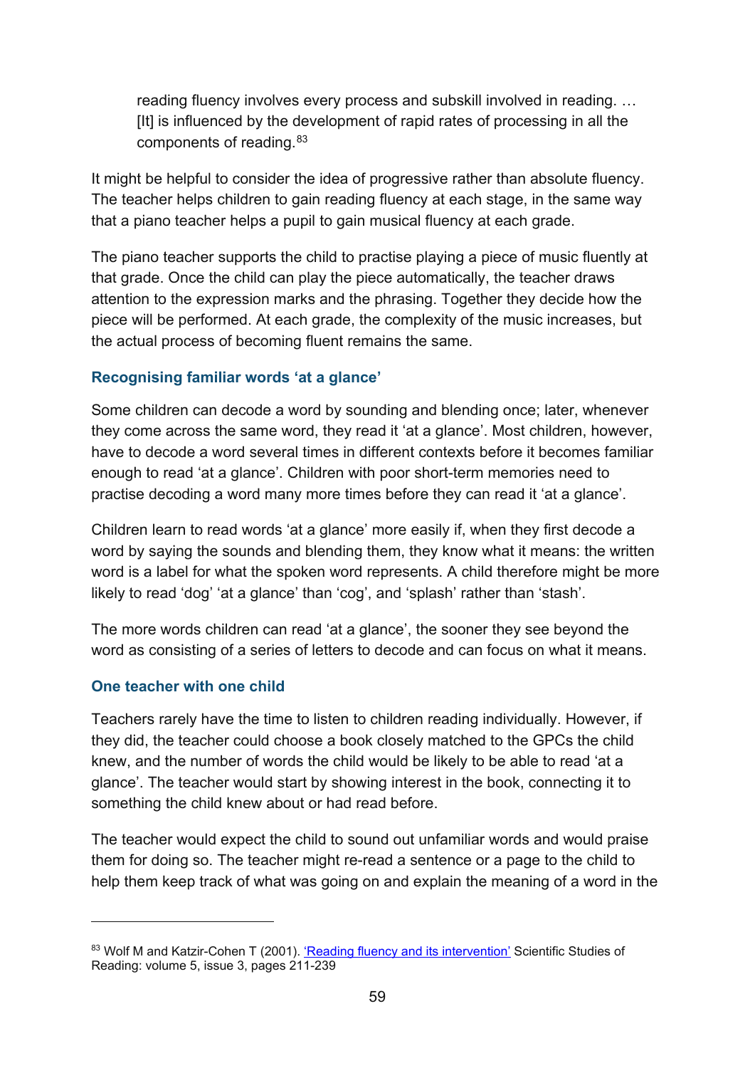> reading fluency involves every process and subskill involved in reading. … [It] is influenced by the development of rapid rates of processing in all the components of reading.[83]

It might be helpful to consider the idea of progressive rather than absolute fluency. The teacher helps children to gain reading fluency at each stage, in the same way that a piano teacher helps a pupil to gain musical fluency at each grade.

The piano teacher supports the child to practise playing a piece of music fluently at that grade. Once the child can play the piece automatically, the teacher draws attention to the expression marks and the phrasing. Together they decide how the piece will be performed. At each grade, the complexity of the music increases, but the actual process of becoming fluent remains the same.

### Recognising familiar words 'at a glance'

Some children can decode a word by sounding and blending once; later, whenever they come across the same word, they read it 'at a glance'. Most children, however, have to decode a word several times in different contexts before it becomes familiar enough to read 'at a glance'. Children with poor short-term memories need to practise decoding a word many more times before they can read it 'at a glance'.

Children learn to read words 'at a glance' more easily if, when they first decode a word by saying the sounds and blending them, they know what it means: the written word is a label for what the spoken word represents. A child therefore might be more likely to read 'dog' 'at a glance' than 'cog', and 'splash' rather than 'stash'.

The more words children can read 'at a glance', the sooner they see beyond the word as consisting of a series of letters to decode and can focus on what it means.

### One teacher with one child

Teachers rarely have the time to listen to children reading individually. However, if they did, the teacher could choose a book closely matched to the GPCs the child knew, and the number of words the child would be likely to be able to read 'at a glance'. The teacher would start by showing interest in the book, connecting it to something the child knew about or had read before.

The teacher would expect the child to sound out unfamiliar words and would praise them for doing so. The teacher might re-read a sentence or a page to the child to help them keep track of what was going on and explain the meaning of a word in the

---

[83] Wolf M and Katzir-Cohen T (2001). 'Reading fluency and its intervention' Scientific Studies of Reading: volume 5, issue 3, pages 211-239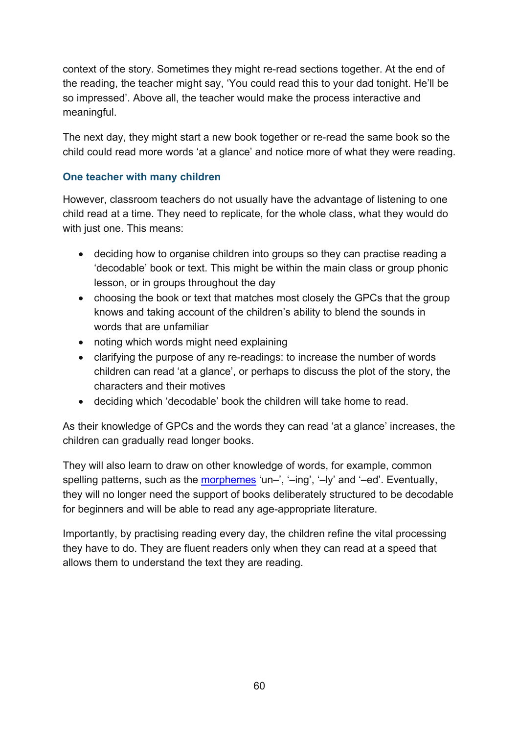context of the story. Sometimes they might re-read sections together. At the end of the reading, the teacher might say, 'You could read this to your dad tonight. He'll be so impressed'. Above all, the teacher would make the process interactive and meaningful.

The next day, they might start a new book together or re-read the same book so the child could read more words 'at a glance' and notice more of what they were reading.

### One teacher with many children

However, classroom teachers do not usually have the advantage of listening to one child read at a time. They need to replicate, for the whole class, what they would do with just one. This means:

- deciding how to organise children into groups so they can practise reading a 'decodable' book or text. This might be within the main class or group phonic lesson, or in groups throughout the day
- choosing the book or text that matches most closely the GPCs that the group knows and taking account of the children's ability to blend the sounds in words that are unfamiliar
- noting which words might need explaining
- clarifying the purpose of any re-readings: to increase the number of words children can read 'at a glance', or perhaps to discuss the plot of the story, the characters and their motives
- deciding which 'decodable' book the children will take home to read.

As their knowledge of GPCs and the words they can read 'at a glance' increases, the children can gradually read longer books.

They will also learn to draw on other knowledge of words, for example, common spelling patterns, such as the morphemes 'un–', '–ing', '–ly' and '–ed'. Eventually, they will no longer need the support of books deliberately structured to be decodable for beginners and will be able to read any age-appropriate literature.

Importantly, by practising reading every day, the children refine the vital processing they have to do. They are fluent readers only when they can read at a speed that allows them to understand the text they are reading.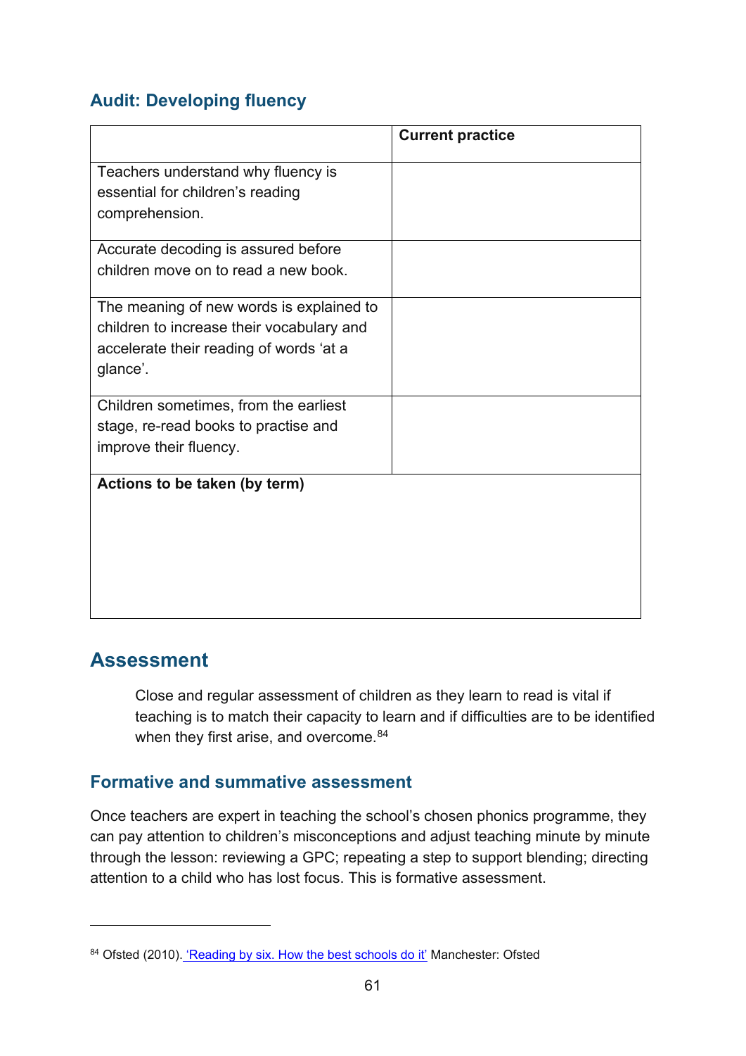### Audit: Developing fluency

| | Current practice |
|---|---|
| Teachers understand why fluency is essential for children's reading comprehension. | |
| Accurate decoding is assured before children move on to read a new book. | |
| The meaning of new words is explained to children to increase their vocabulary and accelerate their reading of words 'at a glance'. | |
| Children sometimes, from the earliest stage, re-read books to practise and improve their fluency. | |
| **Actions to be taken (by term)** | |

## Assessment

> Close and regular assessment of children as they learn to read is vital if teaching is to match their capacity to learn and if difficulties are to be identified when they first arise, and overcome.[84]

### Formative and summative assessment

Once teachers are expert in teaching the school's chosen phonics programme, they can pay attention to children's misconceptions and adjust teaching minute by minute through the lesson: reviewing a GPC; repeating a step to support blending; directing attention to a child who has lost focus. This is formative assessment.

---

[84] Ofsted (2010). 'Reading by six. How the best schools do it' Manchester: Ofsted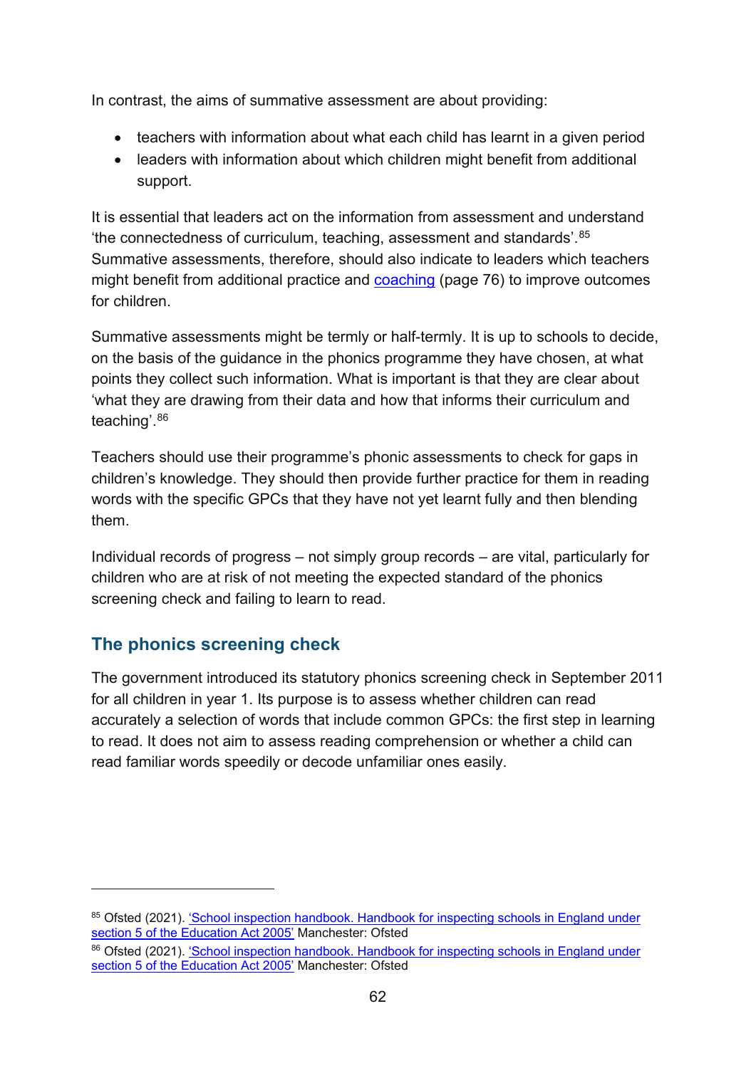In contrast, the aims of summative assessment are about providing:

- teachers with information about what each child has learnt in a given period
- leaders with information about which children might benefit from additional support.

It is essential that leaders act on the information from assessment and understand 'the connectedness of curriculum, teaching, assessment and standards'.[85] Summative assessments, therefore, should also indicate to leaders which teachers might benefit from additional practice and coaching (page 76) to improve outcomes for children.

Summative assessments might be termly or half-termly. It is up to schools to decide, on the basis of the guidance in the phonics programme they have chosen, at what points they collect such information. What is important is that they are clear about 'what they are drawing from their data and how that informs their curriculum and teaching'.[86]

Teachers should use their programme's phonic assessments to check for gaps in children's knowledge. They should then provide further practice for them in reading words with the specific GPCs that they have not yet learnt fully and then blending them.

Individual records of progress – not simply group records – are vital, particularly for children who are at risk of not meeting the expected standard of the phonics screening check and failing to learn to read.

## The phonics screening check

The government introduced its statutory phonics screening check in September 2011 for all children in year 1. Its purpose is to assess whether children can read accurately a selection of words that include common GPCs: the first step in learning to read. It does not aim to assess reading comprehension or whether a child can read familiar words speedily or decode unfamiliar ones easily.

---

[85] Ofsted (2021). 'School inspection handbook. Handbook for inspecting schools in England under section 5 of the Education Act 2005' Manchester: Ofsted

[86] Ofsted (2021). 'School inspection handbook. Handbook for inspecting schools in England under section 5 of the Education Act 2005' Manchester: Ofsted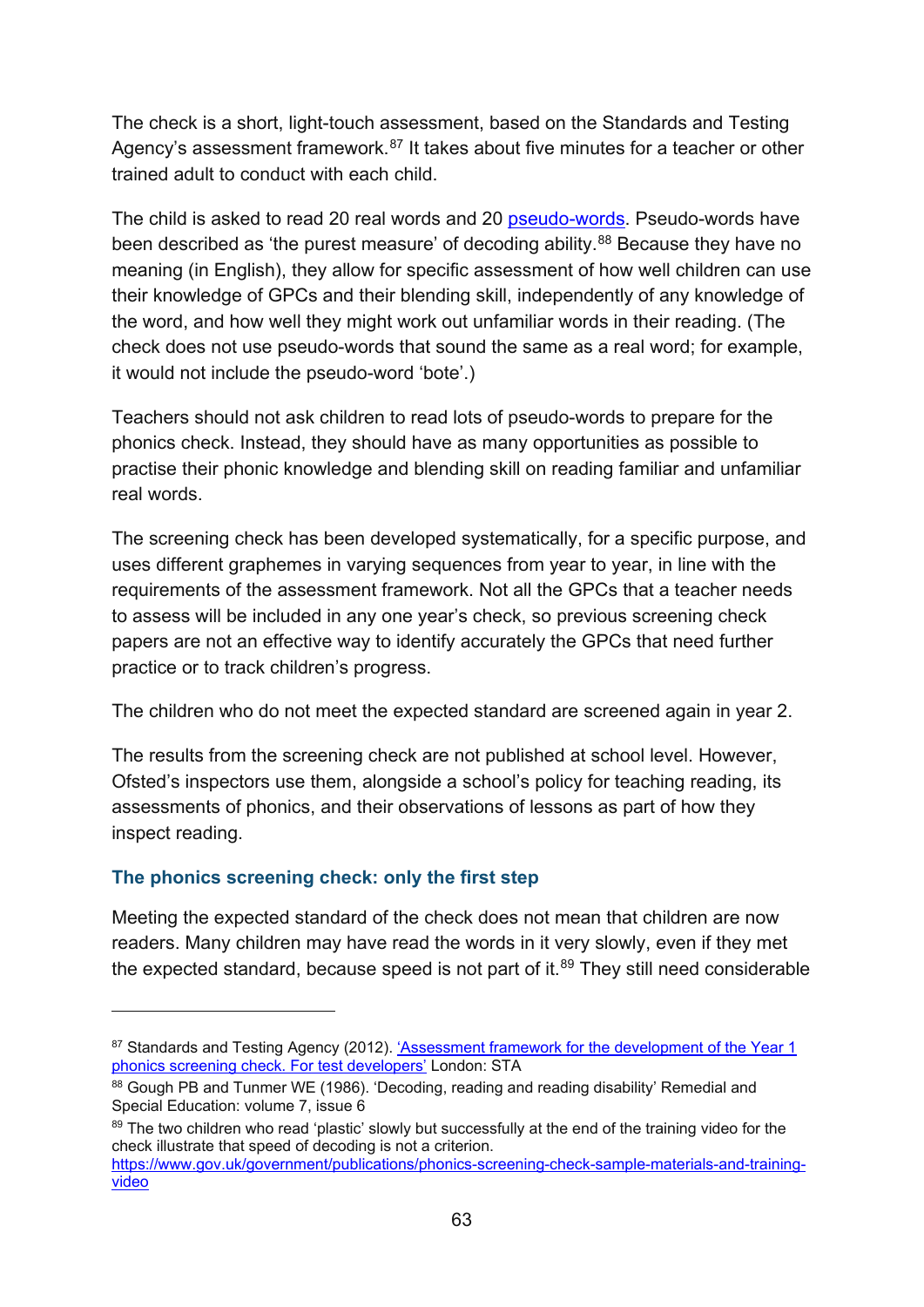The check is a short, light-touch assessment, based on the Standards and Testing Agency's assessment framework.[87] It takes about five minutes for a teacher or other trained adult to conduct with each child.

The child is asked to read 20 real words and 20 pseudo-words. Pseudo-words have been described as 'the purest measure' of decoding ability.[88] Because they have no meaning (in English), they allow for specific assessment of how well children can use their knowledge of GPCs and their blending skill, independently of any knowledge of the word, and how well they might work out unfamiliar words in their reading. (The check does not use pseudo-words that sound the same as a real word; for example, it would not include the pseudo-word 'bote'.)

Teachers should not ask children to read lots of pseudo-words to prepare for the phonics check. Instead, they should have as many opportunities as possible to practise their phonic knowledge and blending skill on reading familiar and unfamiliar real words.

The screening check has been developed systematically, for a specific purpose, and uses different graphemes in varying sequences from year to year, in line with the requirements of the assessment framework. Not all the GPCs that a teacher needs to assess will be included in any one year's check, so previous screening check papers are not an effective way to identify accurately the GPCs that need further practice or to track children's progress.

The children who do not meet the expected standard are screened again in year 2.

The results from the screening check are not published at school level. However, Ofsted's inspectors use them, alongside a school's policy for teaching reading, its assessments of phonics, and their observations of lessons as part of how they inspect reading.

### The phonics screening check: only the first step

Meeting the expected standard of the check does not mean that children are now readers. Many children may have read the words in it very slowly, even if they met the expected standard, because speed is not part of it.[89] They still need considerable

---

[87] Standards and Testing Agency (2012). 'Assessment framework for the development of the Year 1 phonics screening check. For test developers' London: STA

[88] Gough PB and Tunmer WE (1986). 'Decoding, reading and reading disability' Remedial and Special Education: volume 7, issue 6

[89] The two children who read 'plastic' slowly but successfully at the end of the training video for the check illustrate that speed of decoding is not a criterion. https://www.gov.uk/government/publications/phonics-screening-check-sample-materials-and-training-video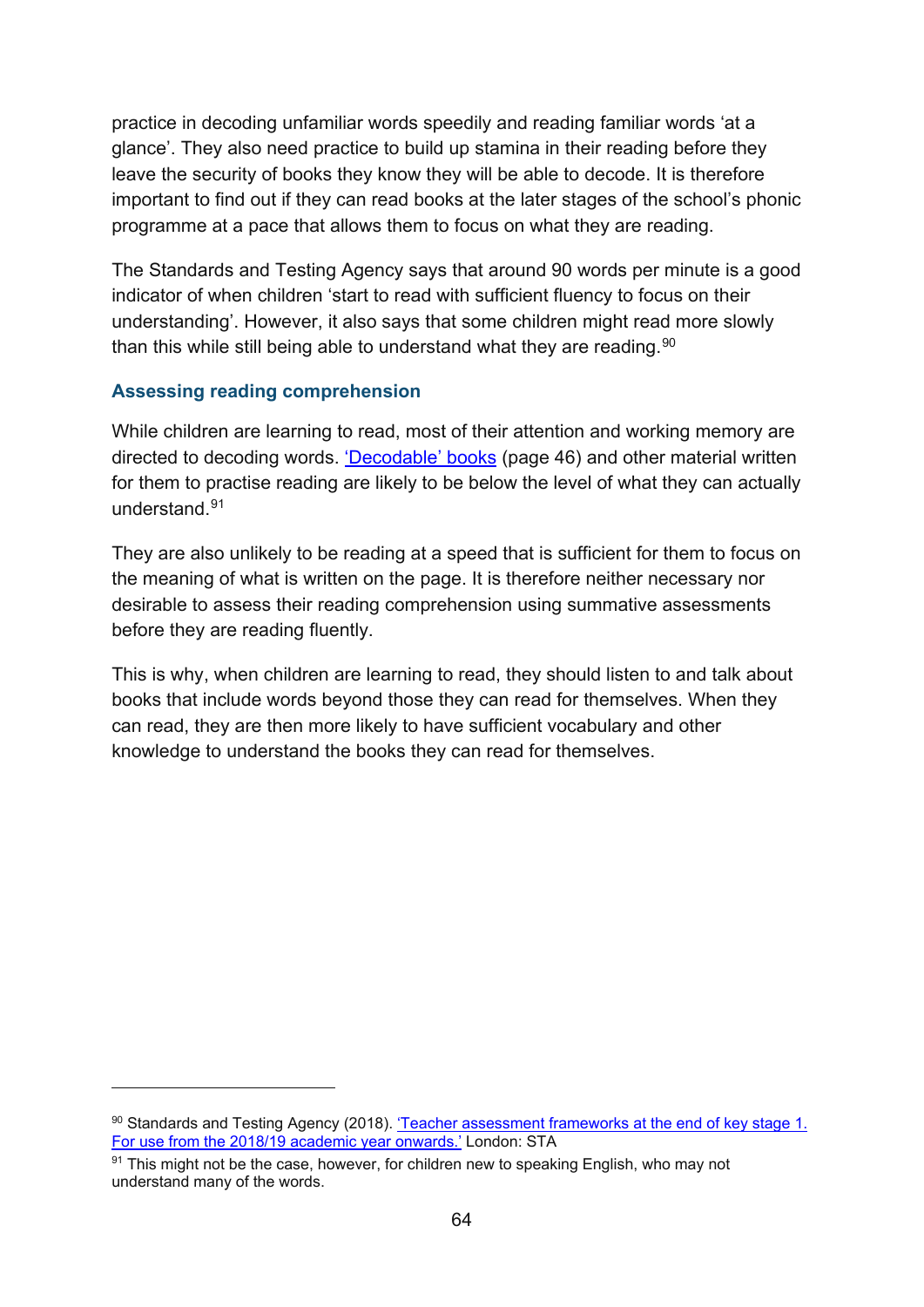practice in decoding unfamiliar words speedily and reading familiar words ‘at a glance’. They also need practice to build up stamina in their reading before they leave the security of books they know they will be able to decode. It is therefore important to find out if they can read books at the later stages of the school’s phonic programme at a pace that allows them to focus on what they are reading.

The Standards and Testing Agency says that around 90 words per minute is a good indicator of when children ‘start to read with sufficient fluency to focus on their understanding’. However, it also says that some children might read more slowly than this while still being able to understand what they are reading.[90]

### Assessing reading comprehension

While children are learning to read, most of their attention and working memory are directed to decoding words. ‘Decodable’ books (page 46) and other material written for them to practise reading are likely to be below the level of what they can actually understand.[91]

They are also unlikely to be reading at a speed that is sufficient for them to focus on the meaning of what is written on the page. It is therefore neither necessary nor desirable to assess their reading comprehension using summative assessments before they are reading fluently.

This is why, when children are learning to read, they should listen to and talk about books that include words beyond those they can read for themselves. When they can read, they are then more likely to have sufficient vocabulary and other knowledge to understand the books they can read for themselves.

---

[90] Standards and Testing Agency (2018). ‘Teacher assessment frameworks at the end of key stage 1. For use from the 2018/19 academic year onwards.’ London: STA

[91] This might not be the case, however, for children new to speaking English, who may not understand many of the words.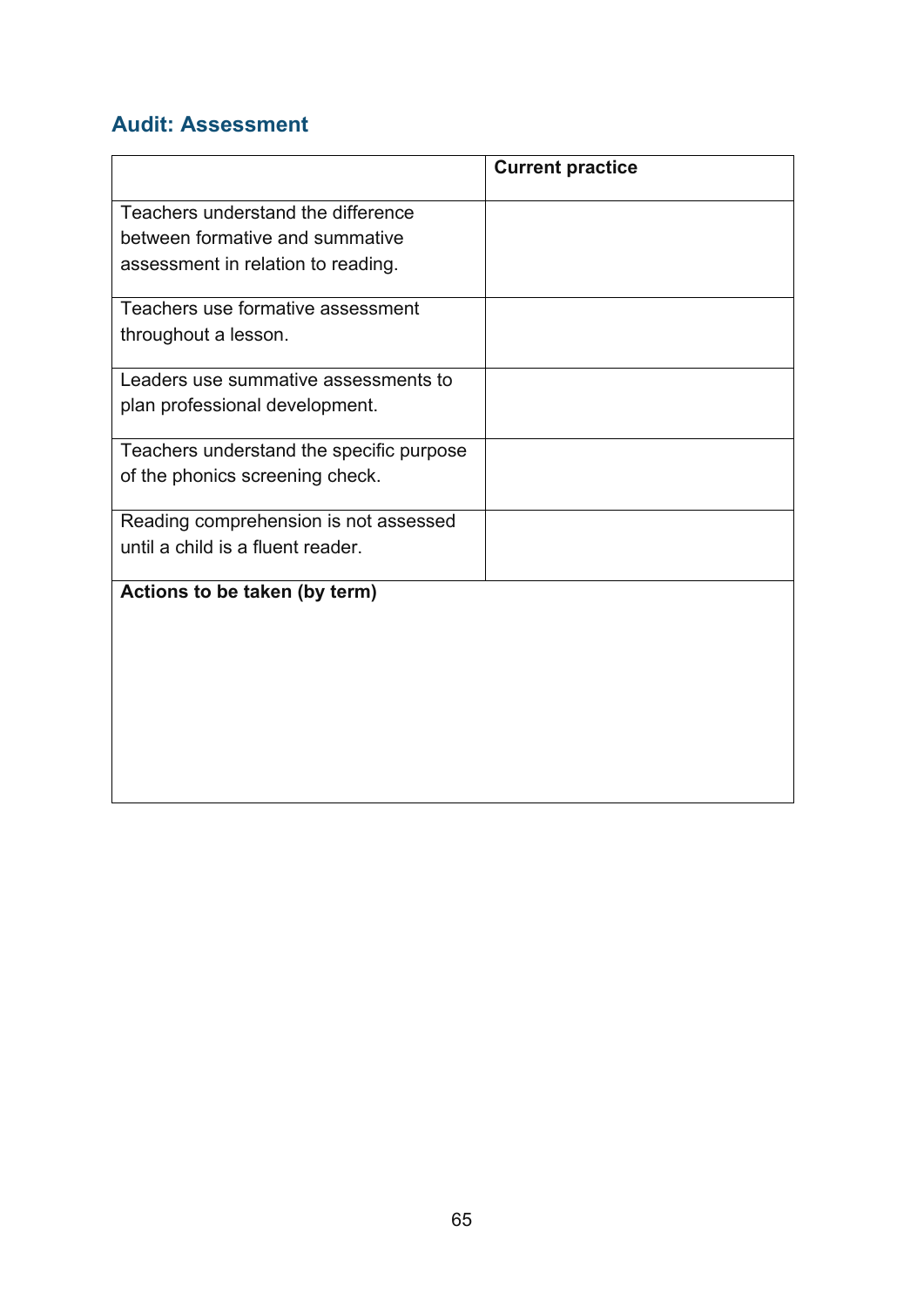## Audit: Assessment

| | Current practice |
|---|---|
| Teachers understand the difference between formative and summative assessment in relation to reading. | |
| Teachers use formative assessment throughout a lesson. | |
| Leaders use summative assessments to plan professional development. | |
| Teachers understand the specific purpose of the phonics screening check. | |
| Reading comprehension is not assessed until a child is a fluent reader. | |
| **Actions to be taken (by term)** | |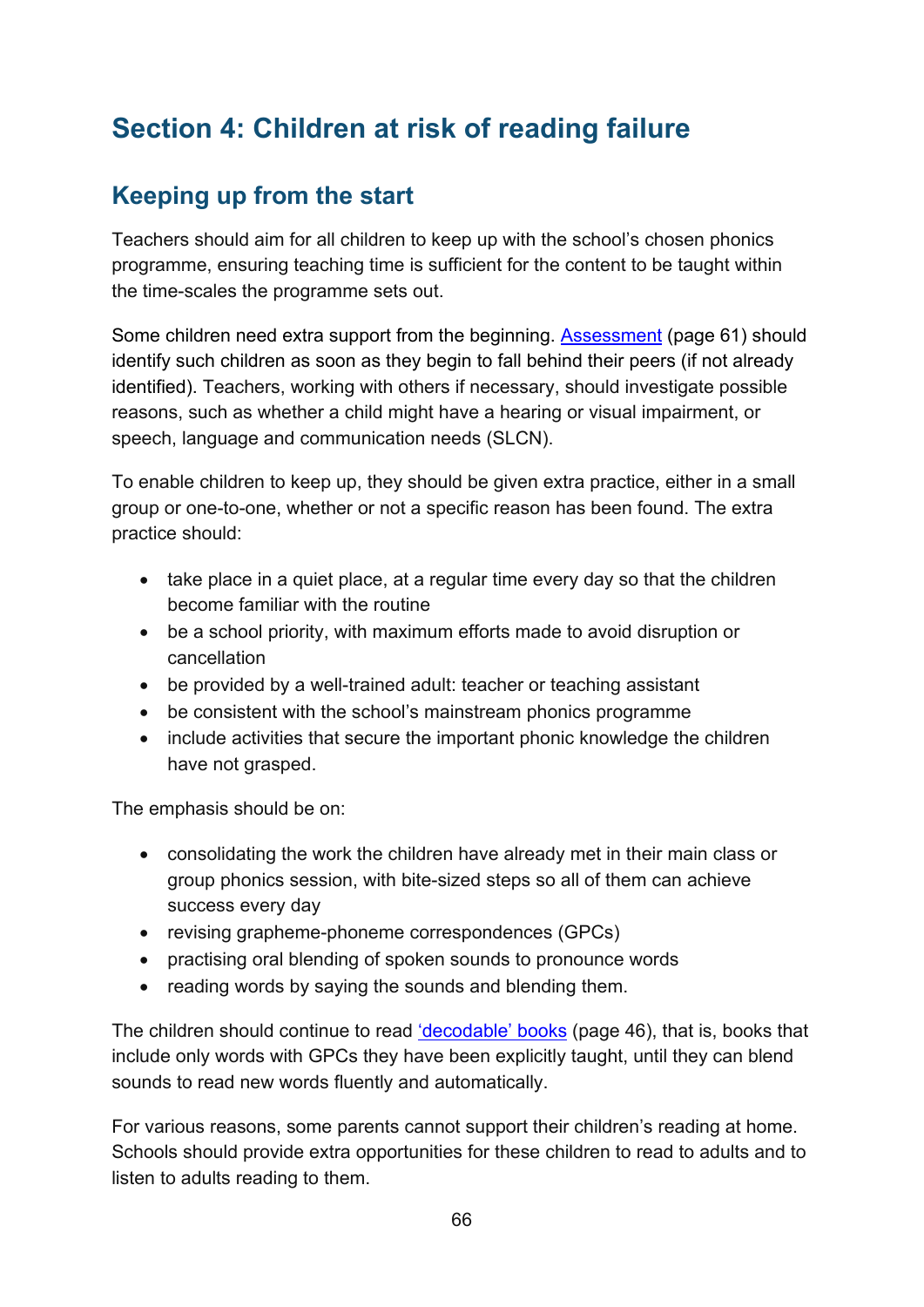# Section 4: Children at risk of reading failure

## Keeping up from the start

Teachers should aim for all children to keep up with the school's chosen phonics programme, ensuring teaching time is sufficient for the content to be taught within the time-scales the programme sets out.

Some children need extra support from the beginning. Assessment (page 61) should identify such children as soon as they begin to fall behind their peers (if not already identified). Teachers, working with others if necessary, should investigate possible reasons, such as whether a child might have a hearing or visual impairment, or speech, language and communication needs (SLCN).

To enable children to keep up, they should be given extra practice, either in a small group or one-to-one, whether or not a specific reason has been found. The extra practice should:

- take place in a quiet place, at a regular time every day so that the children become familiar with the routine
- be a school priority, with maximum efforts made to avoid disruption or cancellation
- be provided by a well-trained adult: teacher or teaching assistant
- be consistent with the school's mainstream phonics programme
- include activities that secure the important phonic knowledge the children have not grasped.

The emphasis should be on:

- consolidating the work the children have already met in their main class or group phonics session, with bite-sized steps so all of them can achieve success every day
- revising grapheme-phoneme correspondences (GPCs)
- practising oral blending of spoken sounds to pronounce words
- reading words by saying the sounds and blending them.

The children should continue to read 'decodable' books (page 46), that is, books that include only words with GPCs they have been explicitly taught, until they can blend sounds to read new words fluently and automatically.

For various reasons, some parents cannot support their children's reading at home. Schools should provide extra opportunities for these children to read to adults and to listen to adults reading to them.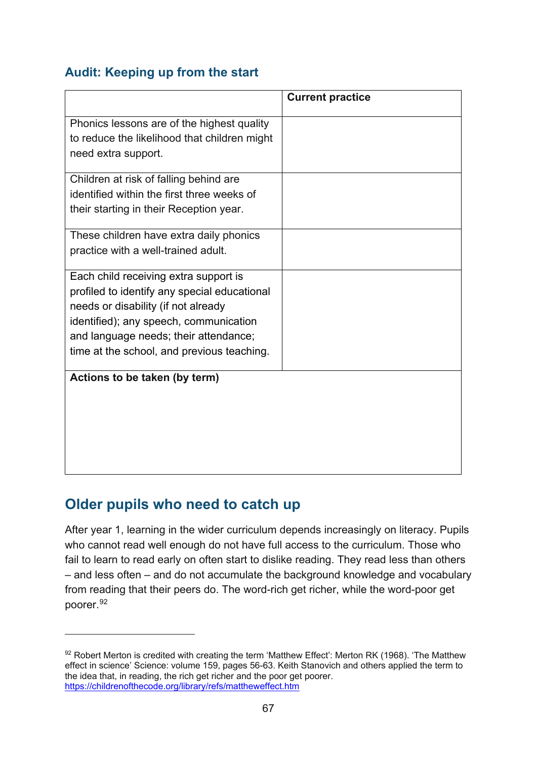### Audit: Keeping up from the start

| | Current practice |
|---|---|
| Phonics lessons are of the highest quality to reduce the likelihood that children might need extra support. | |
| Children at risk of falling behind are identified within the first three weeks of their starting in their Reception year. | |
| These children have extra daily phonics practice with a well-trained adult. | |
| Each child receiving extra support is profiled to identify any special educational needs or disability (if not already identified); any speech, communication and language needs; their attendance; time at the school, and previous teaching. | |
| **Actions to be taken (by term)** | |

## Older pupils who need to catch up

After year 1, learning in the wider curriculum depends increasingly on literacy. Pupils who cannot read well enough do not have full access to the curriculum. Those who fail to learn to read early on often start to dislike reading. They read less than others – and less often – and do not accumulate the background knowledge and vocabulary from reading that their peers do. The word-rich get richer, while the word-poor get poorer.[92]

---

[92] Robert Merton is credited with creating the term 'Matthew Effect': Merton RK (1968). 'The Matthew effect in science' Science: volume 159, pages 56-63. Keith Stanovich and others applied the term to the idea that, in reading, the rich get richer and the poor get poorer. https://childrenofthecode.org/library/refs/mattheweffect.htm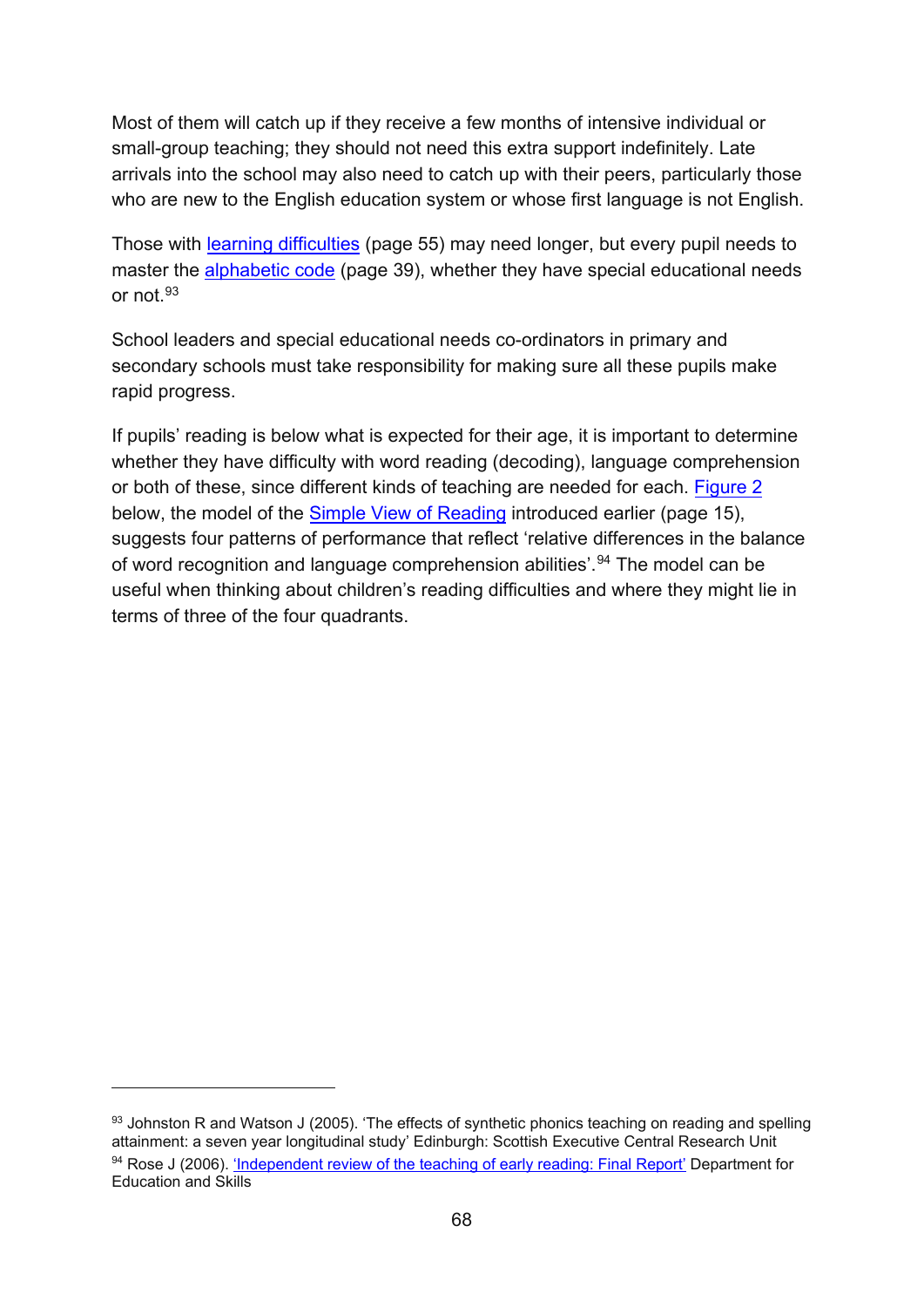Most of them will catch up if they receive a few months of intensive individual or small-group teaching; they should not need this extra support indefinitely. Late arrivals into the school may also need to catch up with their peers, particularly those who are new to the English education system or whose first language is not English.

Those with learning difficulties (page 55) may need longer, but every pupil needs to master the alphabetic code (page 39), whether they have special educational needs or not.[93]

School leaders and special educational needs co-ordinators in primary and secondary schools must take responsibility for making sure all these pupils make rapid progress.

If pupils' reading is below what is expected for their age, it is important to determine whether they have difficulty with word reading (decoding), language comprehension or both of these, since different kinds of teaching are needed for each. Figure 2 below, the model of the Simple View of Reading introduced earlier (page 15), suggests four patterns of performance that reflect 'relative differences in the balance of word recognition and language comprehension abilities'.[94] The model can be useful when thinking about children's reading difficulties and where they might lie in terms of three of the four quadrants.

---

[93] Johnston R and Watson J (2005). 'The effects of synthetic phonics teaching on reading and spelling attainment: a seven year longitudinal study' Edinburgh: Scottish Executive Central Research Unit

[94] Rose J (2006). 'Independent review of the teaching of early reading: Final Report' Department for Education and Skills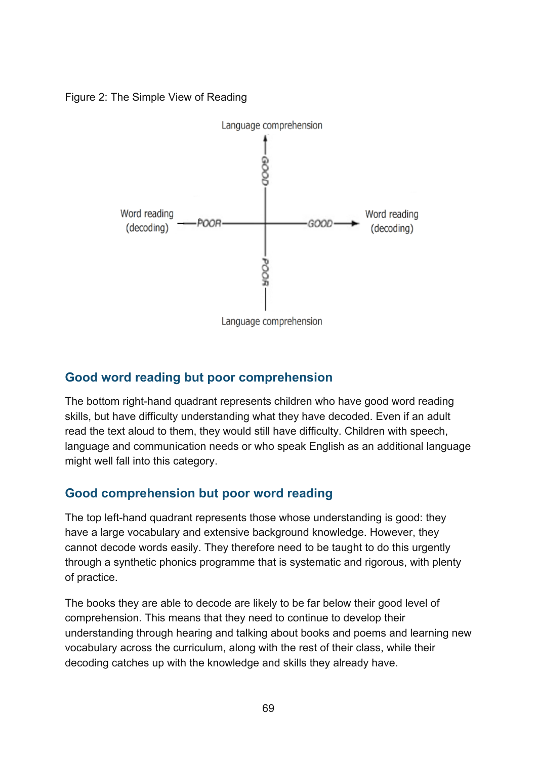Figure 2: The Simple View of Reading

## Good word reading but poor comprehension

The bottom right-hand quadrant represents children who have good word reading skills, but have difficulty understanding what they have decoded. Even if an adult read the text aloud to them, they would still have difficulty. Children with speech, language and communication needs or who speak English as an additional language might well fall into this category.

## Good comprehension but poor word reading

The top left-hand quadrant represents those whose understanding is good: they have a large vocabulary and extensive background knowledge. However, they cannot decode words easily. They therefore need to be taught to do this urgently through a synthetic phonics programme that is systematic and rigorous, with plenty of practice.

The books they are able to decode are likely to be far below their good level of comprehension. This means that they need to continue to develop their understanding through hearing and talking about books and poems and learning new vocabulary across the curriculum, along with the rest of their class, while their decoding catches up with the knowledge and skills they already have.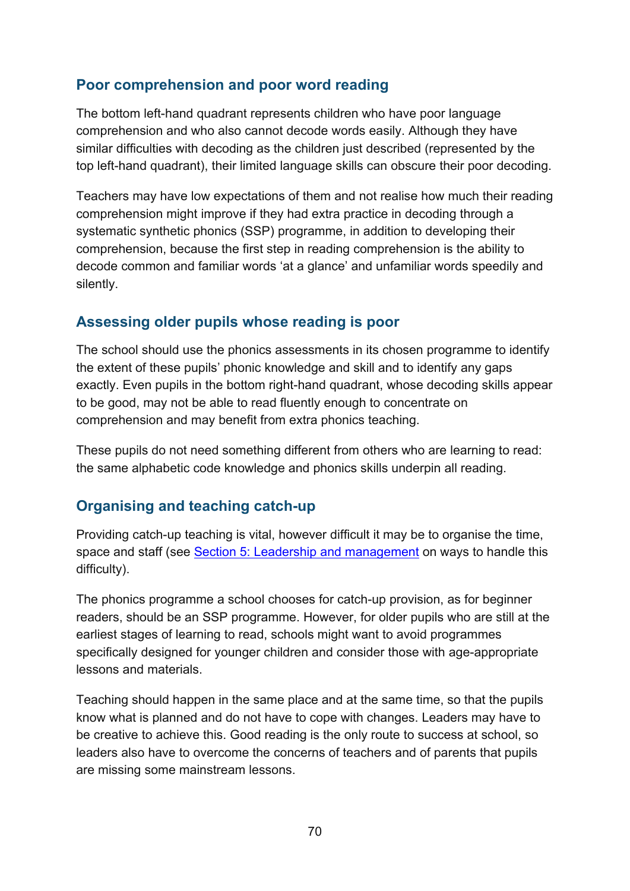## Poor comprehension and poor word reading

The bottom left-hand quadrant represents children who have poor language comprehension and who also cannot decode words easily. Although they have similar difficulties with decoding as the children just described (represented by the top left-hand quadrant), their limited language skills can obscure their poor decoding.

Teachers may have low expectations of them and not realise how much their reading comprehension might improve if they had extra practice in decoding through a systematic synthetic phonics (SSP) programme, in addition to developing their comprehension, because the first step in reading comprehension is the ability to decode common and familiar words 'at a glance' and unfamiliar words speedily and silently.

## Assessing older pupils whose reading is poor

The school should use the phonics assessments in its chosen programme to identify the extent of these pupils' phonic knowledge and skill and to identify any gaps exactly. Even pupils in the bottom right-hand quadrant, whose decoding skills appear to be good, may not be able to read fluently enough to concentrate on comprehension and may benefit from extra phonics teaching.

These pupils do not need something different from others who are learning to read: the same alphabetic code knowledge and phonics skills underpin all reading.

## Organising and teaching catch-up

Providing catch-up teaching is vital, however difficult it may be to organise the time, space and staff (see [Section 5: Leadership and management]() on ways to handle this difficulty).

The phonics programme a school chooses for catch-up provision, as for beginner readers, should be an SSP programme. However, for older pupils who are still at the earliest stages of learning to read, schools might want to avoid programmes specifically designed for younger children and consider those with age-appropriate lessons and materials.

Teaching should happen in the same place and at the same time, so that the pupils know what is planned and do not have to cope with changes. Leaders may have to be creative to achieve this. Good reading is the only route to success at school, so leaders also have to overcome the concerns of teachers and of parents that pupils are missing some mainstream lessons.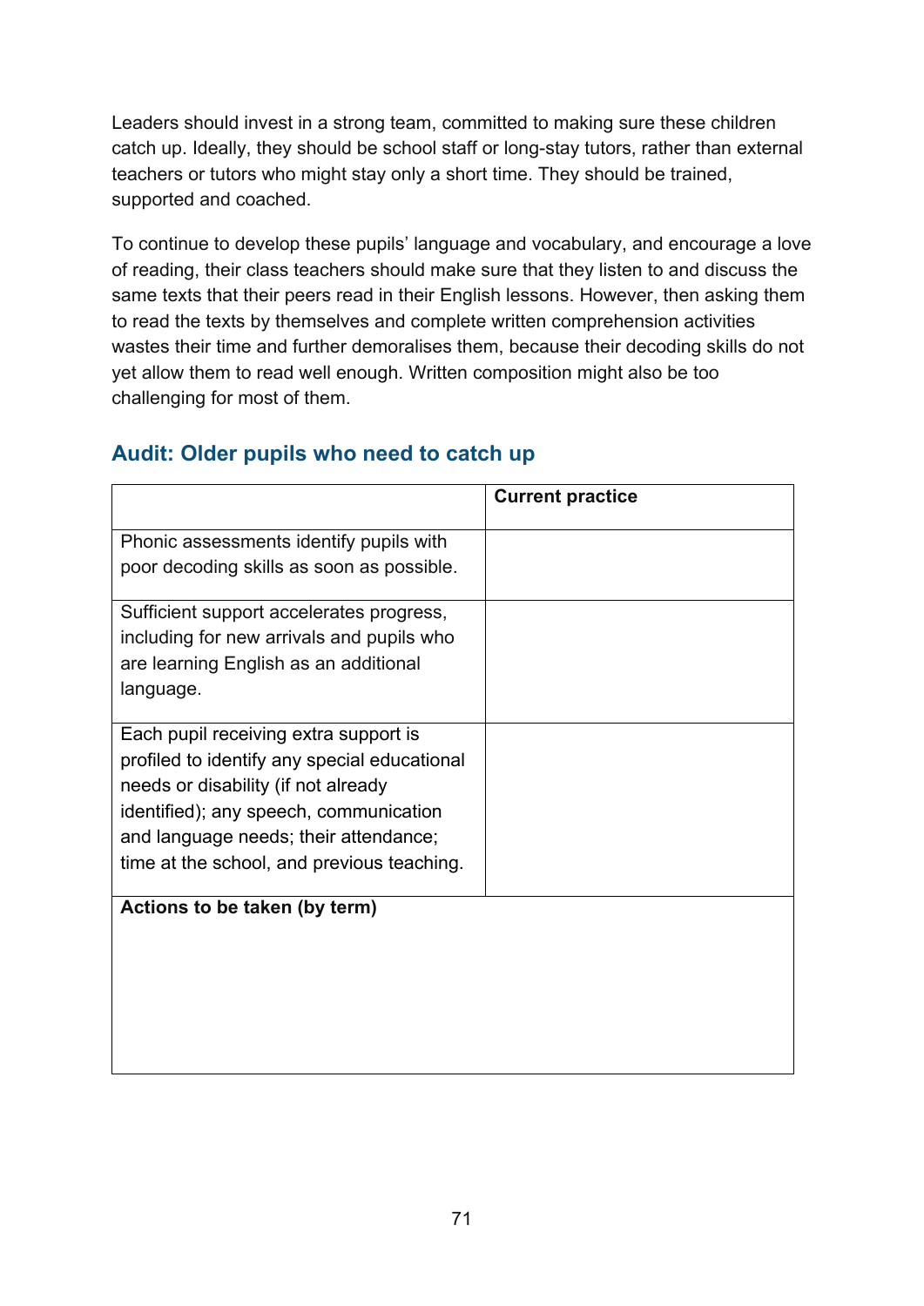Leaders should invest in a strong team, committed to making sure these children catch up. Ideally, they should be school staff or long-stay tutors, rather than external teachers or tutors who might stay only a short time. They should be trained, supported and coached.

To continue to develop these pupils' language and vocabulary, and encourage a love of reading, their class teachers should make sure that they listen to and discuss the same texts that their peers read in their English lessons. However, then asking them to read the texts by themselves and complete written comprehension activities wastes their time and further demoralises them, because their decoding skills do not yet allow them to read well enough. Written composition might also be too challenging for most of them.

## Audit: Older pupils who need to catch up

| | **Current practice** |
|---|---|
| Phonic assessments identify pupils with poor decoding skills as soon as possible. | |
| Sufficient support accelerates progress, including for new arrivals and pupils who are learning English as an additional language. | |
| Each pupil receiving extra support is profiled to identify any special educational needs or disability (if not already identified); any speech, communication and language needs; their attendance; time at the school, and previous teaching. | |
| **Actions to be taken (by term)** | |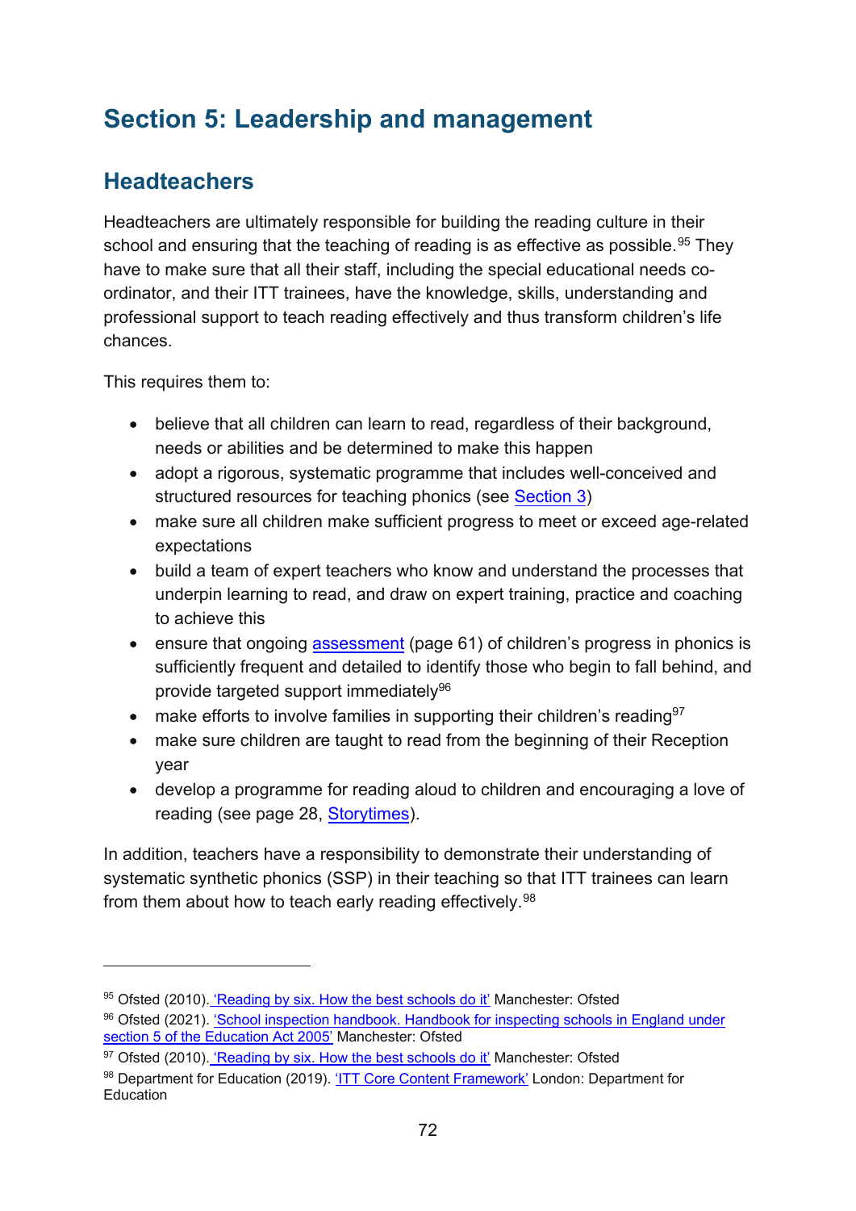# Section 5: Leadership and management

## Headteachers

Headteachers are ultimately responsible for building the reading culture in their school and ensuring that the teaching of reading is as effective as possible.[95] They have to make sure that all their staff, including the special educational needs co-ordinator, and their ITT trainees, have the knowledge, skills, understanding and professional support to teach reading effectively and thus transform children's life chances.

This requires them to:

- believe that all children can learn to read, regardless of their background, needs or abilities and be determined to make this happen
- adopt a rigorous, systematic programme that includes well-conceived and structured resources for teaching phonics (see Section 3)
- make sure all children make sufficient progress to meet or exceed age-related expectations
- build a team of expert teachers who know and understand the processes that underpin learning to read, and draw on expert training, practice and coaching to achieve this
- ensure that ongoing assessment (page 61) of children's progress in phonics is sufficiently frequent and detailed to identify those who begin to fall behind, and provide targeted support immediately[96]
- make efforts to involve families in supporting their children's reading[97]
- make sure children are taught to read from the beginning of their Reception year
- develop a programme for reading aloud to children and encouraging a love of reading (see page 28, Storytimes).

In addition, teachers have a responsibility to demonstrate their understanding of systematic synthetic phonics (SSP) in their teaching so that ITT trainees can learn from them about how to teach early reading effectively.[98]

---

[95] Ofsted (2010). 'Reading by six. How the best schools do it' Manchester: Ofsted

[96] Ofsted (2021). 'School inspection handbook. Handbook for inspecting schools in England under section 5 of the Education Act 2005' Manchester: Ofsted

[97] Ofsted (2010). 'Reading by six. How the best schools do it' Manchester: Ofsted

[98] Department for Education (2019). 'ITT Core Content Framework' London: Department for Education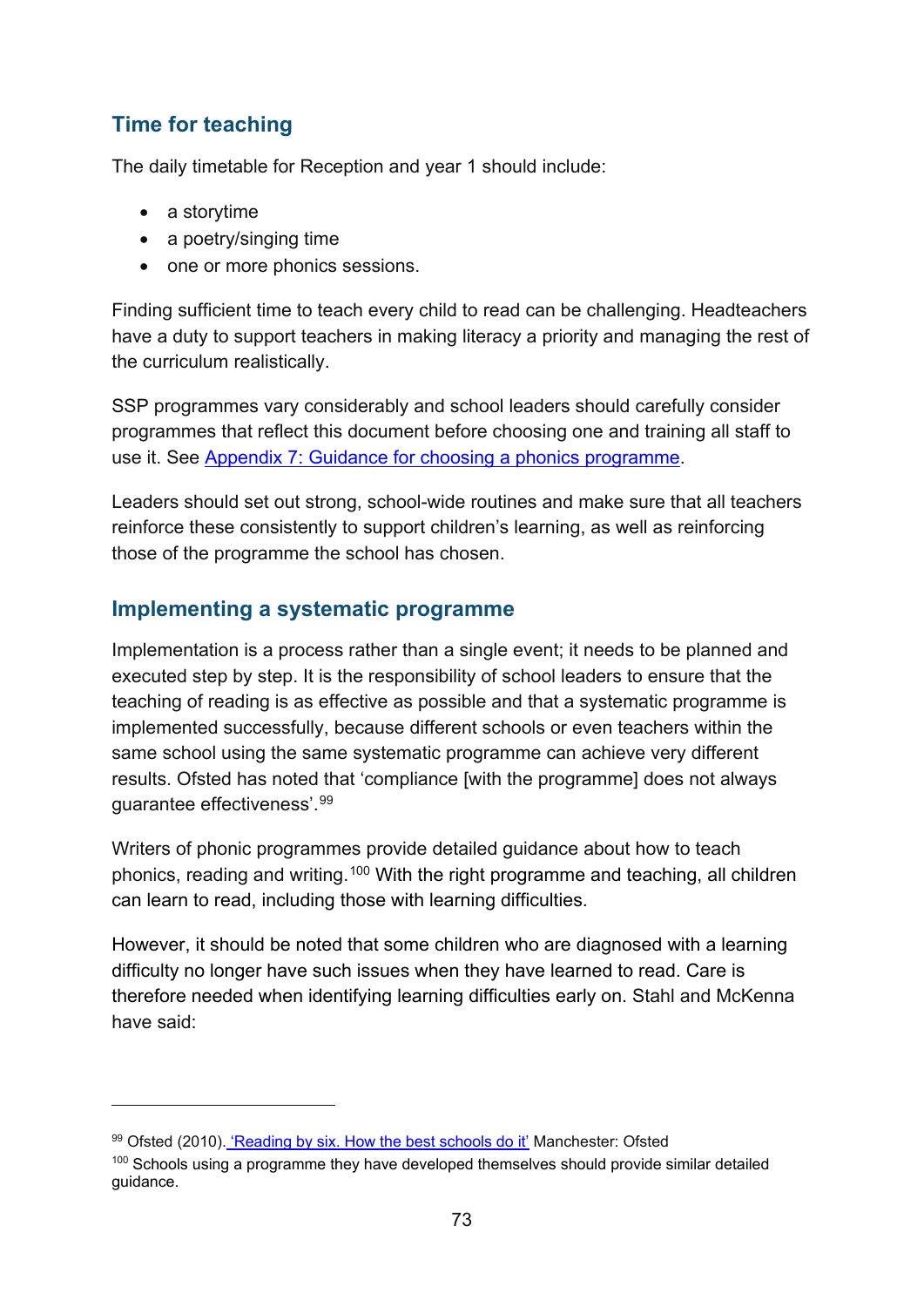## Time for teaching

The daily timetable for Reception and year 1 should include:

- a storytime
- a poetry/singing time
- one or more phonics sessions.

Finding sufficient time to teach every child to read can be challenging. Headteachers have a duty to support teachers in making literacy a priority and managing the rest of the curriculum realistically.

SSP programmes vary considerably and school leaders should carefully consider programmes that reflect this document before choosing one and training all staff to use it. See [Appendix 7: Guidance for choosing a phonics programme](#).

Leaders should set out strong, school-wide routines and make sure that all teachers reinforce these consistently to support children's learning, as well as reinforcing those of the programme the school has chosen.

## Implementing a systematic programme

Implementation is a process rather than a single event; it needs to be planned and executed step by step. It is the responsibility of school leaders to ensure that the teaching of reading is as effective as possible and that a systematic programme is implemented successfully, because different schools or even teachers within the same school using the same systematic programme can achieve very different results. Ofsted has noted that 'compliance [with the programme] does not always guarantee effectiveness'.[99]

Writers of phonic programmes provide detailed guidance about how to teach phonics, reading and writing.[100] With the right programme and teaching, all children can learn to read, including those with learning difficulties.

However, it should be noted that some children who are diagnosed with a learning difficulty no longer have such issues when they have learned to read. Care is therefore needed when identifying learning difficulties early on. Stahl and McKenna have said:

---

[99] Ofsted (2010). ['Reading by six. How the best schools do it'](#) Manchester: Ofsted

[100] Schools using a programme they have developed themselves should provide similar detailed guidance.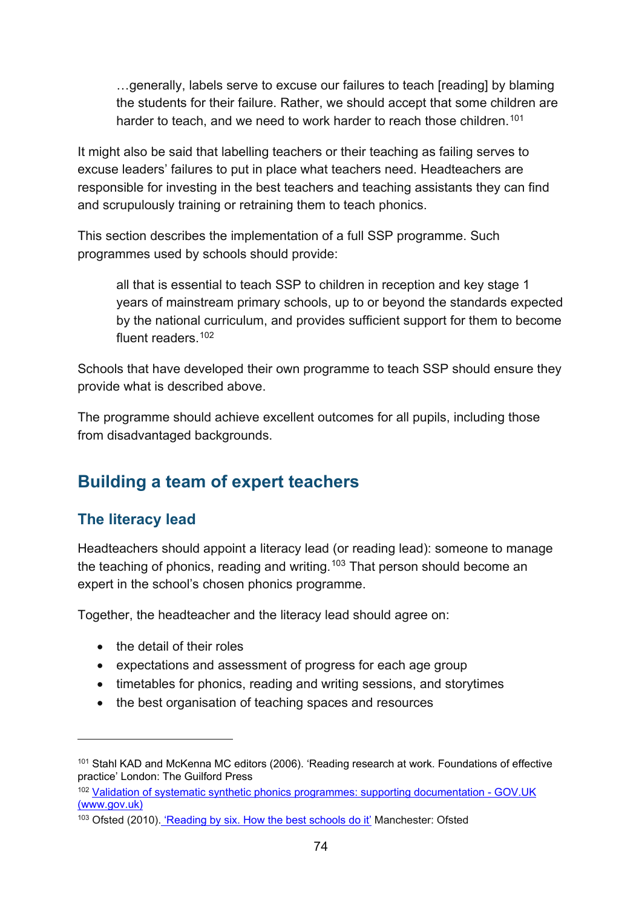> …generally, labels serve to excuse our failures to teach [reading] by blaming the students for their failure. Rather, we should accept that some children are harder to teach, and we need to work harder to reach those children.[101]

It might also be said that labelling teachers or their teaching as failing serves to excuse leaders' failures to put in place what teachers need. Headteachers are responsible for investing in the best teachers and teaching assistants they can find and scrupulously training or retraining them to teach phonics.

This section describes the implementation of a full SSP programme. Such programmes used by schools should provide:

> all that is essential to teach SSP to children in reception and key stage 1 years of mainstream primary schools, up to or beyond the standards expected by the national curriculum, and provides sufficient support for them to become fluent readers.[102]

Schools that have developed their own programme to teach SSP should ensure they provide what is described above.

The programme should achieve excellent outcomes for all pupils, including those from disadvantaged backgrounds.

## Building a team of expert teachers

### The literacy lead

Headteachers should appoint a literacy lead (or reading lead): someone to manage the teaching of phonics, reading and writing.[103] That person should become an expert in the school's chosen phonics programme.

Together, the headteacher and the literacy lead should agree on:

- the detail of their roles
- expectations and assessment of progress for each age group
- timetables for phonics, reading and writing sessions, and storytimes
- the best organisation of teaching spaces and resources

---

[101] Stahl KAD and McKenna MC editors (2006). 'Reading research at work. Foundations of effective practice' London: The Guilford Press

[102] [Validation of systematic synthetic phonics programmes: supporting documentation - GOV.UK (www.gov.uk)](www.gov.uk)

[103] Ofsted (2010). ['Reading by six. How the best schools do it'](#) Manchester: Ofsted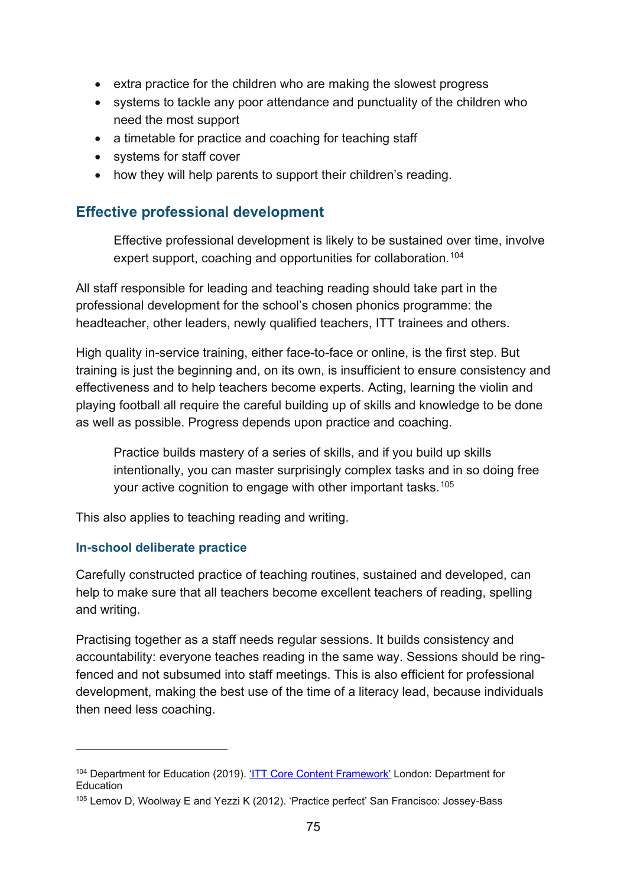- extra practice for the children who are making the slowest progress
- systems to tackle any poor attendance and punctuality of the children who need the most support
- a timetable for practice and coaching for teaching staff
- systems for staff cover
- how they will help parents to support their children's reading.

## Effective professional development

> Effective professional development is likely to be sustained over time, involve expert support, coaching and opportunities for collaboration.[104]

All staff responsible for leading and teaching reading should take part in the professional development for the school's chosen phonics programme: the headteacher, other leaders, newly qualified teachers, ITT trainees and others.

High quality in-service training, either face-to-face or online, is the first step. But training is just the beginning and, on its own, is insufficient to ensure consistency and effectiveness and to help teachers become experts. Acting, learning the violin and playing football all require the careful building up of skills and knowledge to be done as well as possible. Progress depends upon practice and coaching.

> Practice builds mastery of a series of skills, and if you build up skills intentionally, you can master surprisingly complex tasks and in so doing free your active cognition to engage with other important tasks.[105]

This also applies to teaching reading and writing.

### In-school deliberate practice

Carefully constructed practice of teaching routines, sustained and developed, can help to make sure that all teachers become excellent teachers of reading, spelling and writing.

Practising together as a staff needs regular sessions. It builds consistency and accountability: everyone teaches reading in the same way. Sessions should be ring-fenced and not subsumed into staff meetings. This is also efficient for professional development, making the best use of the time of a literacy lead, because individuals then need less coaching.

---

[104] Department for Education (2019). 'ITT Core Content Framework' London: Department for Education

[105] Lemov D, Woolway E and Yezzi K (2012). 'Practice perfect' San Francisco: Jossey-Bass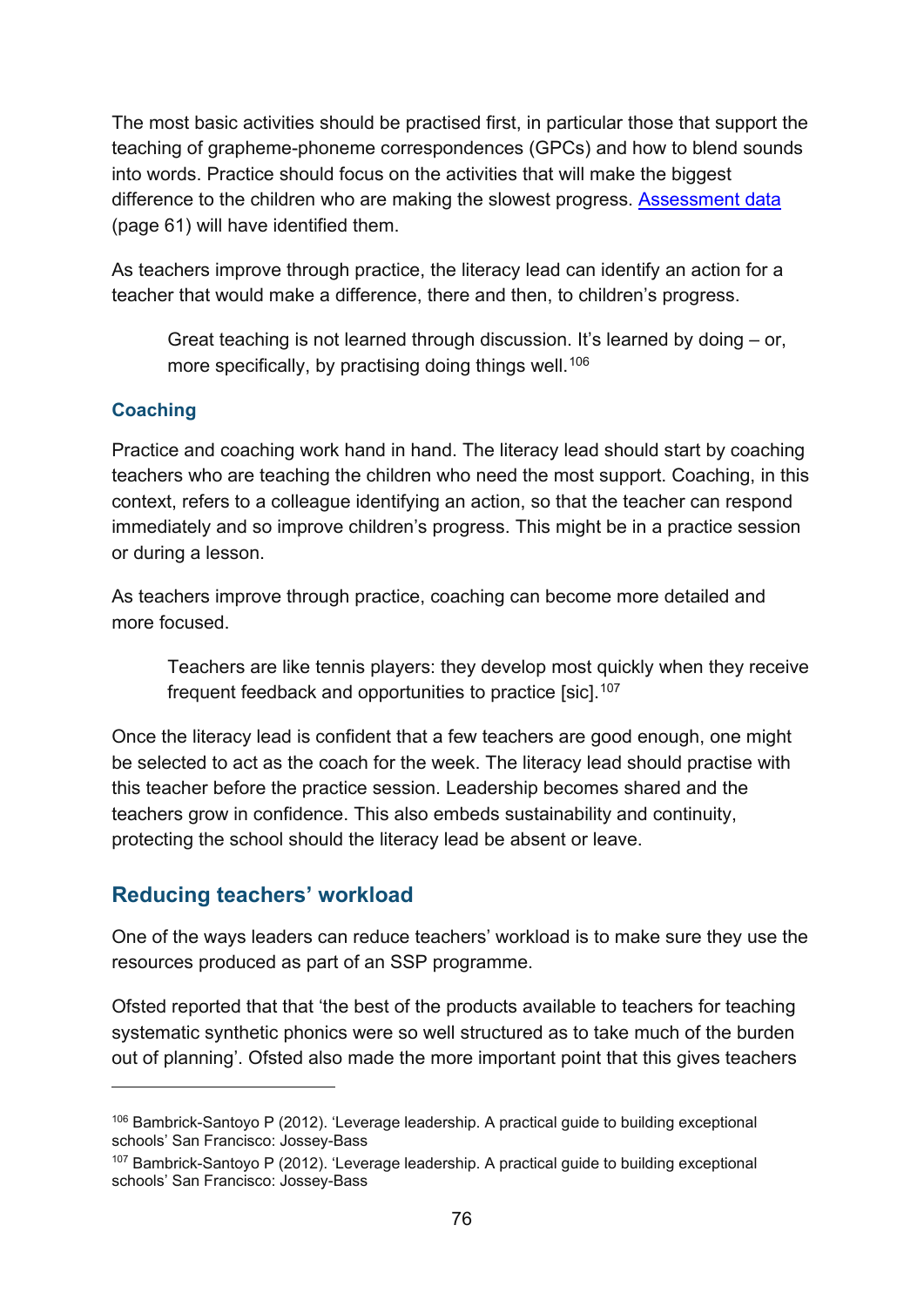The most basic activities should be practised first, in particular those that support the teaching of grapheme-phoneme correspondences (GPCs) and how to blend sounds into words. Practice should focus on the activities that will make the biggest difference to the children who are making the slowest progress. [Assessment data](#) (page 61) will have identified them.

As teachers improve through practice, the literacy lead can identify an action for a teacher that would make a difference, there and then, to children's progress.

> Great teaching is not learned through discussion. It's learned by doing – or, more specifically, by practising doing things well.[106]

### Coaching

Practice and coaching work hand in hand. The literacy lead should start by coaching teachers who are teaching the children who need the most support. Coaching, in this context, refers to a colleague identifying an action, so that the teacher can respond immediately and so improve children's progress. This might be in a practice session or during a lesson.

As teachers improve through practice, coaching can become more detailed and more focused.

> Teachers are like tennis players: they develop most quickly when they receive frequent feedback and opportunities to practice [sic].[107]

Once the literacy lead is confident that a few teachers are good enough, one might be selected to act as the coach for the week. The literacy lead should practise with this teacher before the practice session. Leadership becomes shared and the teachers grow in confidence. This also embeds sustainability and continuity, protecting the school should the literacy lead be absent or leave.

## Reducing teachers' workload

One of the ways leaders can reduce teachers' workload is to make sure they use the resources produced as part of an SSP programme.

Ofsted reported that that 'the best of the products available to teachers for teaching systematic synthetic phonics were so well structured as to take much of the burden out of planning'. Ofsted also made the more important point that this gives teachers

---

[106] Bambrick-Santoyo P (2012). 'Leverage leadership. A practical guide to building exceptional schools' San Francisco: Jossey-Bass

[107] Bambrick-Santoyo P (2012). 'Leverage leadership. A practical guide to building exceptional schools' San Francisco: Jossey-Bass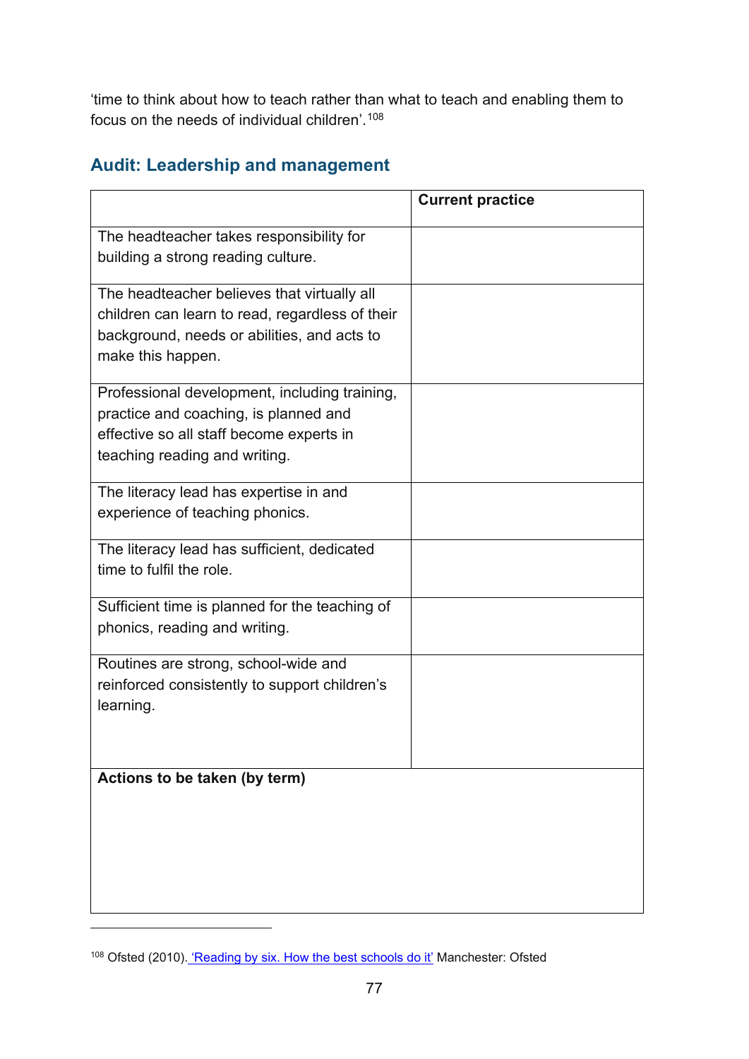'time to think about how to teach rather than what to teach and enabling them to focus on the needs of individual children'.[108]

## Audit: Leadership and management

| | Current practice |
|---|---|
| The headteacher takes responsibility for building a strong reading culture. | |
| The headteacher believes that virtually all children can learn to read, regardless of their background, needs or abilities, and acts to make this happen. | |
| Professional development, including training, practice and coaching, is planned and effective so all staff become experts in teaching reading and writing. | |
| The literacy lead has expertise in and experience of teaching phonics. | |
| The literacy lead has sufficient, dedicated time to fulfil the role. | |
| Sufficient time is planned for the teaching of phonics, reading and writing. | |
| Routines are strong, school-wide and reinforced consistently to support children's learning. | |
| **Actions to be taken (by term)** | |

---

[108] Ofsted (2010). 'Reading by six. How the best schools do it' Manchester: Ofsted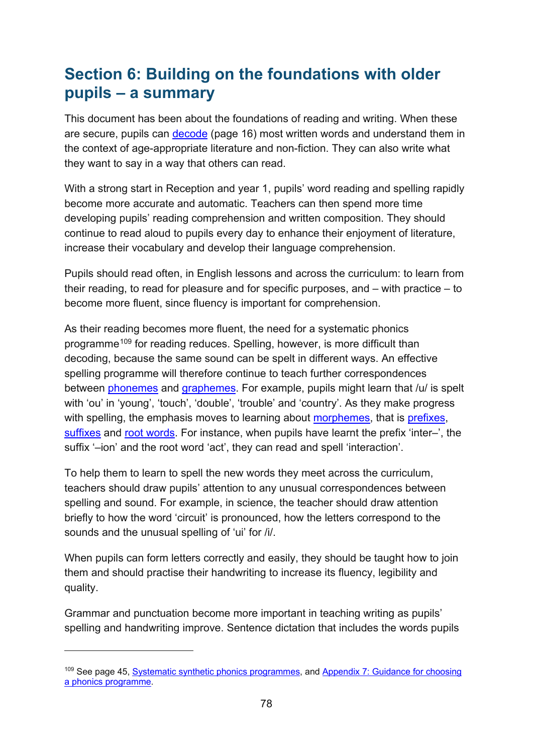## Section 6: Building on the foundations with older pupils – a summary

This document has been about the foundations of reading and writing. When these are secure, pupils can decode (page 16) most written words and understand them in the context of age-appropriate literature and non-fiction. They can also write what they want to say in a way that others can read.

With a strong start in Reception and year 1, pupils' word reading and spelling rapidly become more accurate and automatic. Teachers can then spend more time developing pupils' reading comprehension and written composition. They should continue to read aloud to pupils every day to enhance their enjoyment of literature, increase their vocabulary and develop their language comprehension.

Pupils should read often, in English lessons and across the curriculum: to learn from their reading, to read for pleasure and for specific purposes, and – with practice – to become more fluent, since fluency is important for comprehension.

As their reading becomes more fluent, the need for a systematic phonics programme[109] for reading reduces. Spelling, however, is more difficult than decoding, because the same sound can be spelt in different ways. An effective spelling programme will therefore continue to teach further correspondences between phonemes and graphemes. For example, pupils might learn that /u/ is spelt with 'ou' in 'young', 'touch', 'double', 'trouble' and 'country'. As they make progress with spelling, the emphasis moves to learning about morphemes, that is prefixes, suffixes and root words. For instance, when pupils have learnt the prefix 'inter–', the suffix '–ion' and the root word 'act', they can read and spell 'interaction'.

To help them to learn to spell the new words they meet across the curriculum, teachers should draw pupils' attention to any unusual correspondences between spelling and sound. For example, in science, the teacher should draw attention briefly to how the word 'circuit' is pronounced, how the letters correspond to the sounds and the unusual spelling of 'ui' for /i/.

When pupils can form letters correctly and easily, they should be taught how to join them and should practise their handwriting to increase its fluency, legibility and quality.

Grammar and punctuation become more important in teaching writing as pupils' spelling and handwriting improve. Sentence dictation that includes the words pupils

---

[109] See page 45, Systematic synthetic phonics programmes, and Appendix 7: Guidance for choosing a phonics programme.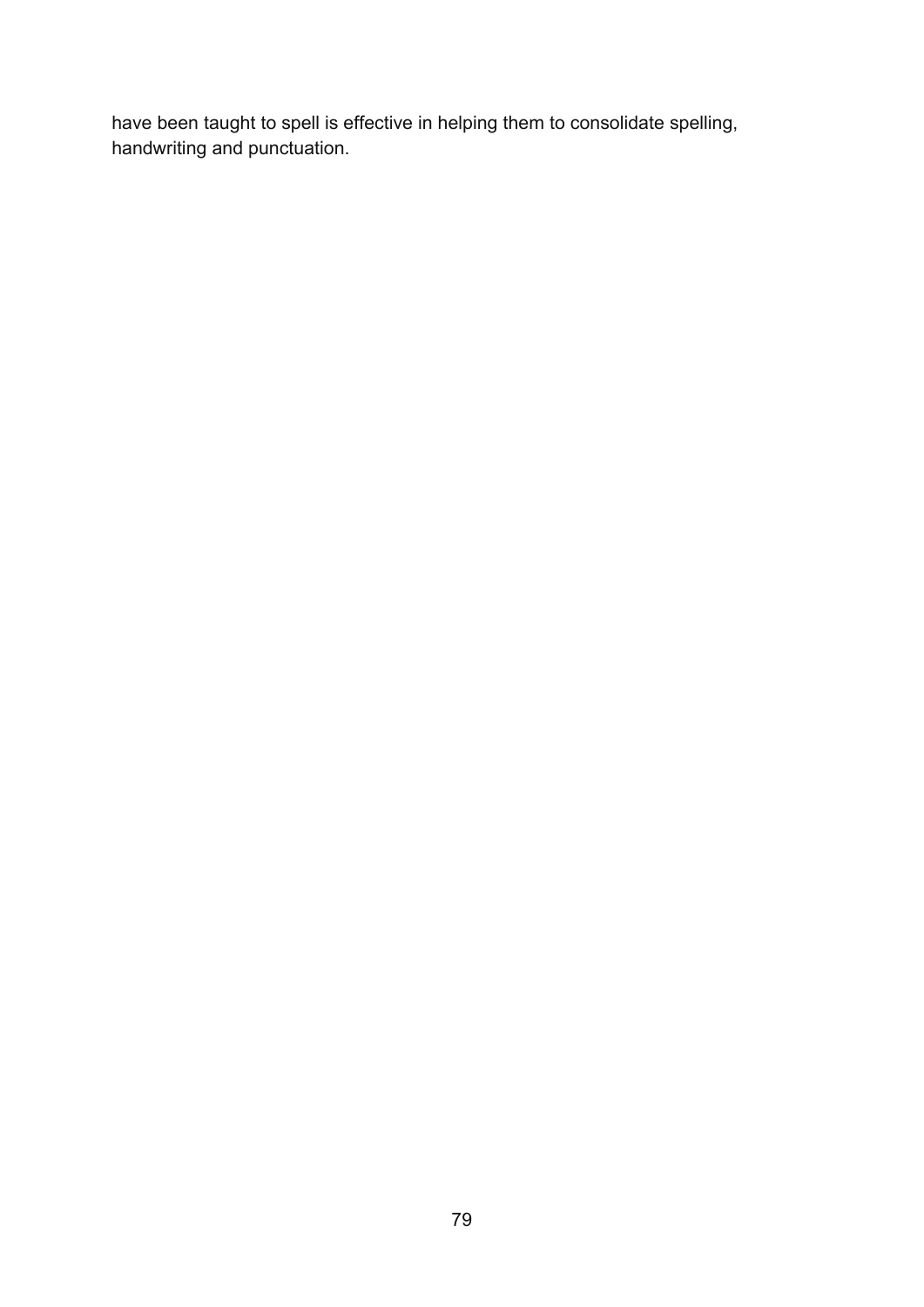have been taught to spell is effective in helping them to consolidate spelling, handwriting and punctuation.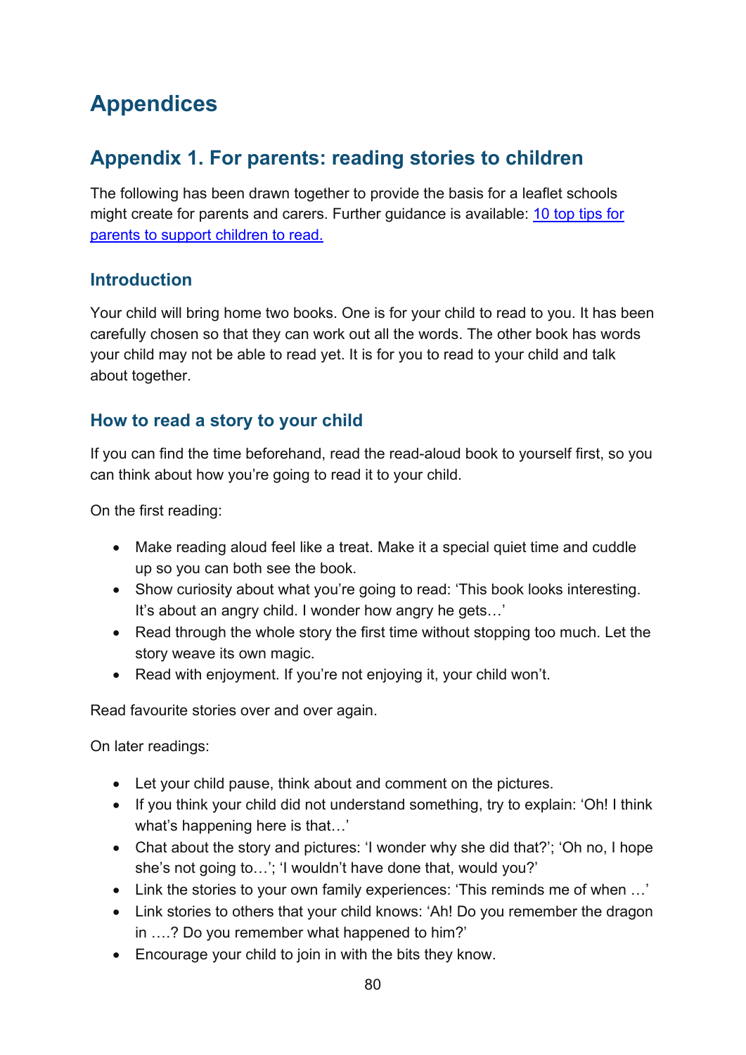# Appendices

## Appendix 1. For parents: reading stories to children

The following has been drawn together to provide the basis for a leaflet schools might create for parents and carers. Further guidance is available: [10 top tips for parents to support children to read.](#)

### Introduction

Your child will bring home two books. One is for your child to read to you. It has been carefully chosen so that they can work out all the words. The other book has words your child may not be able to read yet. It is for you to read to your child and talk about together.

### How to read a story to your child

If you can find the time beforehand, read the read-aloud book to yourself first, so you can think about how you're going to read it to your child.

On the first reading:

- Make reading aloud feel like a treat. Make it a special quiet time and cuddle up so you can both see the book.
- Show curiosity about what you're going to read: 'This book looks interesting. It's about an angry child. I wonder how angry he gets…'
- Read through the whole story the first time without stopping too much. Let the story weave its own magic.
- Read with enjoyment. If you're not enjoying it, your child won't.

Read favourite stories over and over again.

On later readings:

- Let your child pause, think about and comment on the pictures.
- If you think your child did not understand something, try to explain: 'Oh! I think what's happening here is that…'
- Chat about the story and pictures: 'I wonder why she did that?'; 'Oh no, I hope she's not going to…'; 'I wouldn't have done that, would you?'
- Link the stories to your own family experiences: 'This reminds me of when …'
- Link stories to others that your child knows: 'Ah! Do you remember the dragon in ….? Do you remember what happened to him?'
- Encourage your child to join in with the bits they know.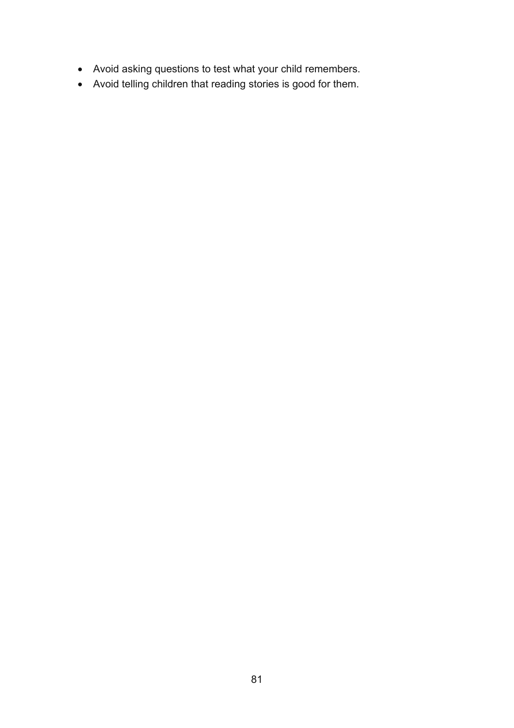- Avoid asking questions to test what your child remembers.
- Avoid telling children that reading stories is good for them.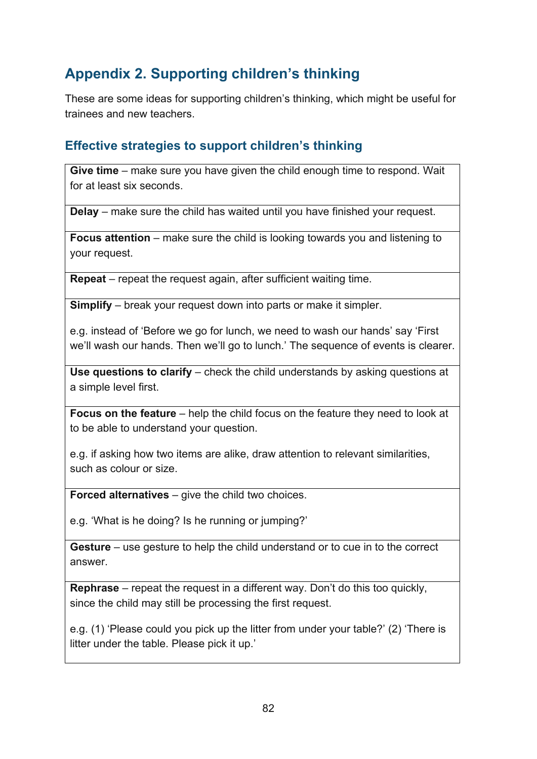## Appendix 2. Supporting children's thinking

These are some ideas for supporting children's thinking, which might be useful for trainees and new teachers.

### Effective strategies to support children's thinking

| |
|---|
| **Give time** – make sure you have given the child enough time to respond. Wait for at least six seconds. |
| **Delay** – make sure the child has waited until you have finished your request. |
| **Focus attention** – make sure the child is looking towards you and listening to your request. |
| **Repeat** – repeat the request again, after sufficient waiting time. |
| **Simplify** – break your request down into parts or make it simpler.<br><br>e.g. instead of 'Before we go for lunch, we need to wash our hands' say 'First we'll wash our hands. Then we'll go to lunch.' The sequence of events is clearer. |
| **Use questions to clarify** – check the child understands by asking questions at a simple level first. |
| **Focus on the feature** – help the child focus on the feature they need to look at to be able to understand your question.<br><br>e.g. if asking how two items are alike, draw attention to relevant similarities, such as colour or size. |
| **Forced alternatives** – give the child two choices.<br><br>e.g. 'What is he doing? Is he running or jumping?' |
| **Gesture** – use gesture to help the child understand or to cue in to the correct answer. |
| **Rephrase** – repeat the request in a different way. Don't do this too quickly, since the child may still be processing the first request.<br><br>e.g. (1) 'Please could you pick up the litter from under your table?' (2) 'There is litter under the table. Please pick it up.' |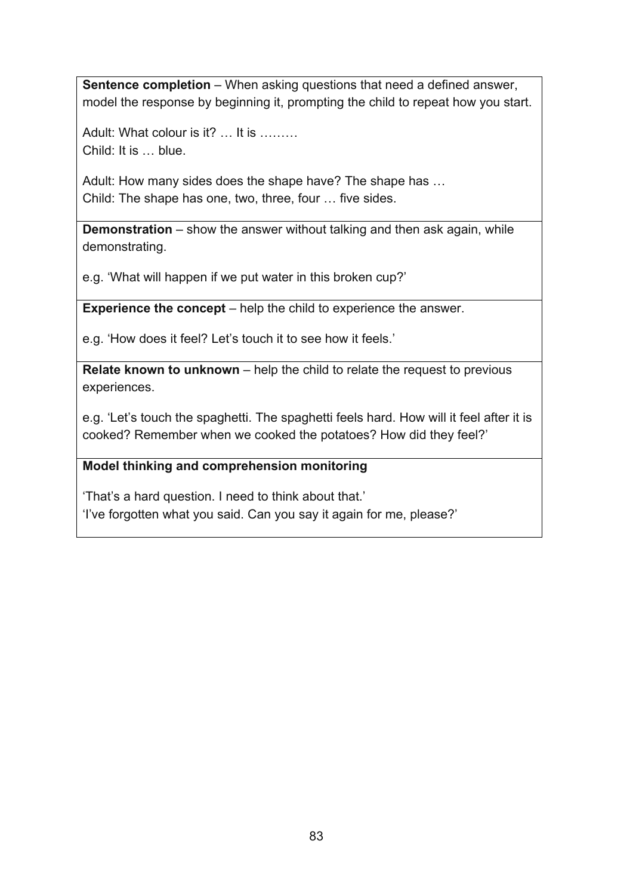**Sentence completion** – When asking questions that need a defined answer, model the response by beginning it, prompting the child to repeat how you start.

Adult: What colour is it? … It is ………
Child: It is … blue.

Adult: How many sides does the shape have? The shape has …
Child: The shape has one, two, three, four … five sides.

**Demonstration** – show the answer without talking and then ask again, while demonstrating.

e.g. 'What will happen if we put water in this broken cup?'

**Experience the concept** – help the child to experience the answer.

e.g. 'How does it feel? Let's touch it to see how it feels.'

**Relate known to unknown** – help the child to relate the request to previous experiences.

e.g. 'Let's touch the spaghetti. The spaghetti feels hard. How will it feel after it is cooked? Remember when we cooked the potatoes? How did they feel?'

**Model thinking and comprehension monitoring**

'That's a hard question. I need to think about that.'
'I've forgotten what you said. Can you say it again for me, please?'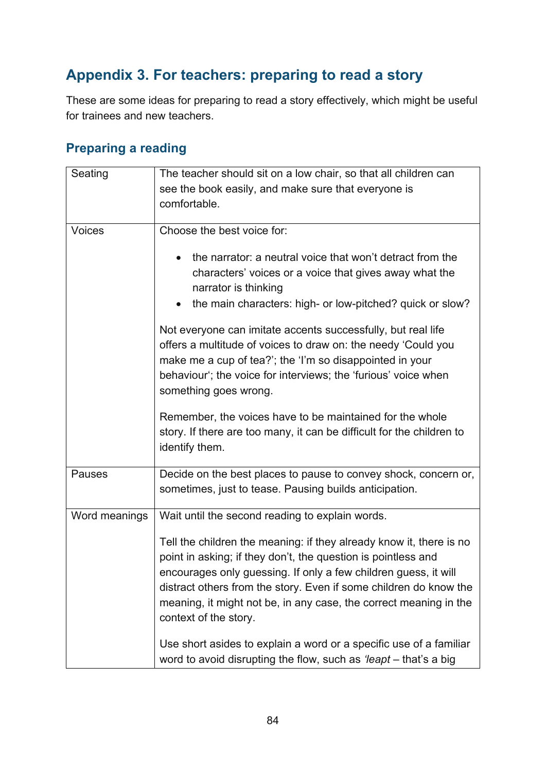## Appendix 3. For teachers: preparing to read a story

These are some ideas for preparing to read a story effectively, which might be useful for trainees and new teachers.

### Preparing a reading

| | |
|---|---|
| Seating | The teacher should sit on a low chair, so that all children can see the book easily, and make sure that everyone is comfortable. |
| Voices | Choose the best voice for:<br><br>• the narrator: a neutral voice that won't detract from the characters' voices or a voice that gives away what the narrator is thinking<br>• the main characters: high- or low-pitched? quick or slow?<br><br>Not everyone can imitate accents successfully, but real life offers a multitude of voices to draw on: the needy 'Could you make me a cup of tea?'; the 'I'm so disappointed in your behaviour'; the voice for interviews; the 'furious' voice when something goes wrong.<br><br>Remember, the voices have to be maintained for the whole story. If there are too many, it can be difficult for the children to identify them. |
| Pauses | Decide on the best places to pause to convey shock, concern or, sometimes, just to tease. Pausing builds anticipation. |
| Word meanings | Wait until the second reading to explain words.<br><br>Tell the children the meaning: if they already know it, there is no point in asking; if they don't, the question is pointless and encourages only guessing. If only a few children guess, it will distract others from the story. Even if some children do know the meaning, it might not be, in any case, the correct meaning in the context of the story.<br><br>Use short asides to explain a word or a specific use of a familiar word to avoid disrupting the flow, such as *'leapt* – that's a big |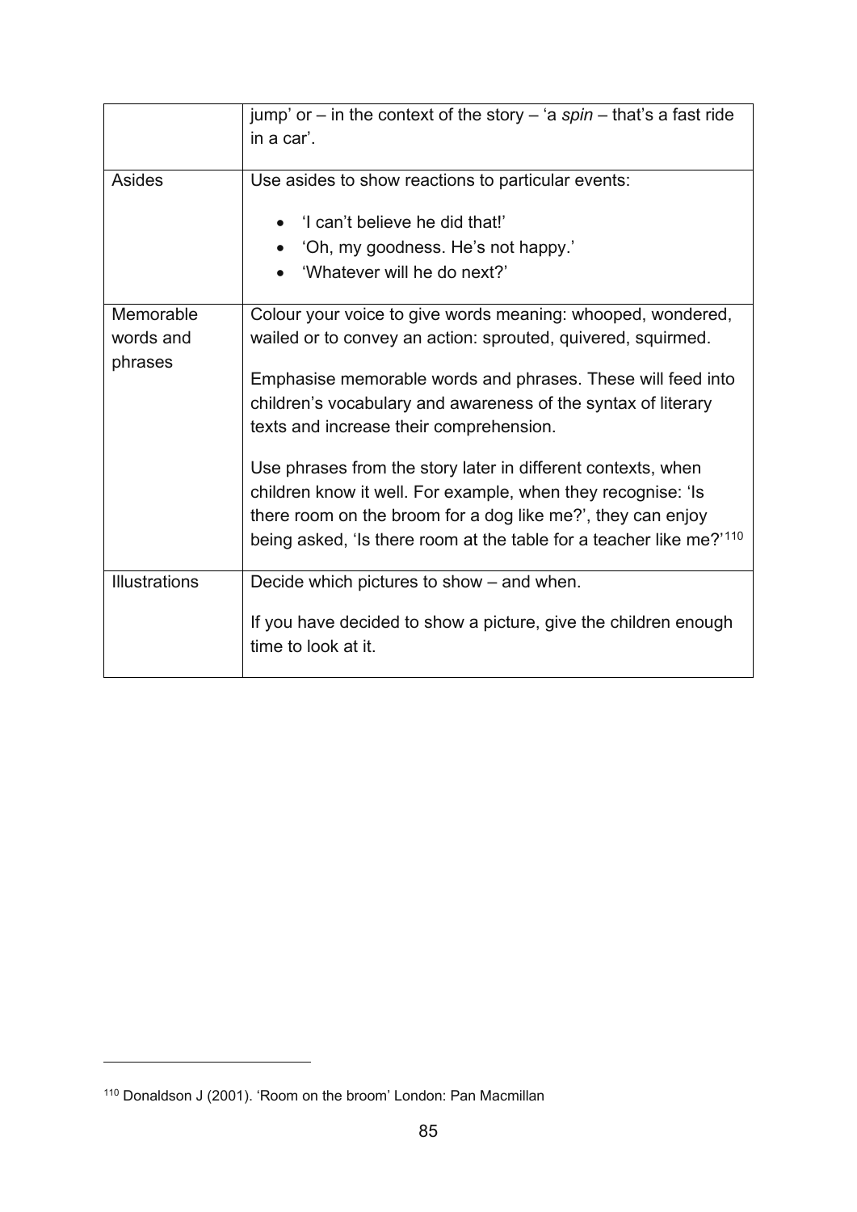| | |
|---|---|
| | jump' or – in the context of the story – 'a *spin* – that's a fast ride in a car'. |
| Asides | Use asides to show reactions to particular events:<br>• 'I can't believe he did that!'<br>• 'Oh, my goodness. He's not happy.'<br>• 'Whatever will he do next?' |
| Memorable words and phrases | Colour your voice to give words meaning: whooped, wondered, wailed or to convey an action: sprouted, quivered, squirmed.<br><br>Emphasise memorable words and phrases. These will feed into children's vocabulary and awareness of the syntax of literary texts and increase their comprehension.<br><br>Use phrases from the story later in different contexts, when children know it well. For example, when they recognise: 'Is there room on the broom for a dog like me?', they can enjoy being asked, 'Is there room at the table for a teacher like me?'[110] |
| Illustrations | Decide which pictures to show – and when.<br><br>If you have decided to show a picture, give the children enough time to look at it. |

[110] Donaldson J (2001). 'Room on the broom' London: Pan Macmillan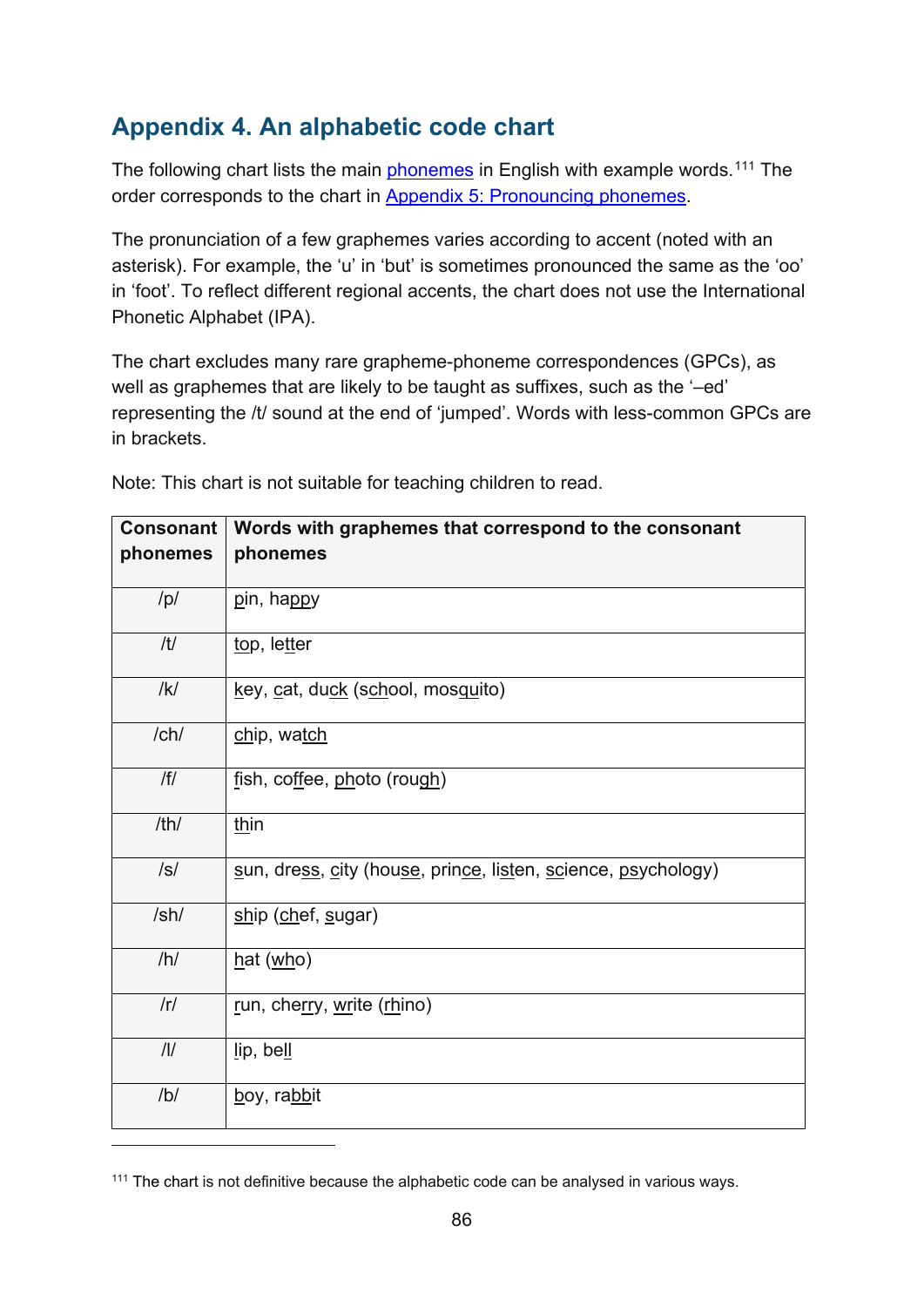## Appendix 4. An alphabetic code chart

The following chart lists the main phonemes in English with example words.[111] The order corresponds to the chart in Appendix 5: Pronouncing phonemes.

The pronunciation of a few graphemes varies according to accent (noted with an asterisk). For example, the 'u' in 'but' is sometimes pronounced the same as the 'oo' in 'foot'. To reflect different regional accents, the chart does not use the International Phonetic Alphabet (IPA).

The chart excludes many rare grapheme-phoneme correspondences (GPCs), as well as graphemes that are likely to be taught as suffixes, such as the '–ed' representing the /t/ sound at the end of 'jumped'. Words with less-common GPCs are in brackets.

Note: This chart is not suitable for teaching children to read.

| Consonant phonemes | Words with graphemes that correspond to the consonant phonemes |
|---|---|
| /p/ | pin, happy |
| /t/ | top, letter |
| /k/ | key, cat, duck (school, mosquito) |
| /ch/ | chip, watch |
| /f/ | fish, coffee, photo (rough) |
| /th/ | thin |
| /s/ | sun, dress, city (house, prince, listen, science, psychology) |
| /sh/ | ship (chef, sugar) |
| /h/ | hat (who) |
| /r/ | run, cherry, write (rhino) |
| /l/ | lip, bell |
| /b/ | boy, rabbit |

[111] The chart is not definitive because the alphabetic code can be analysed in various ways.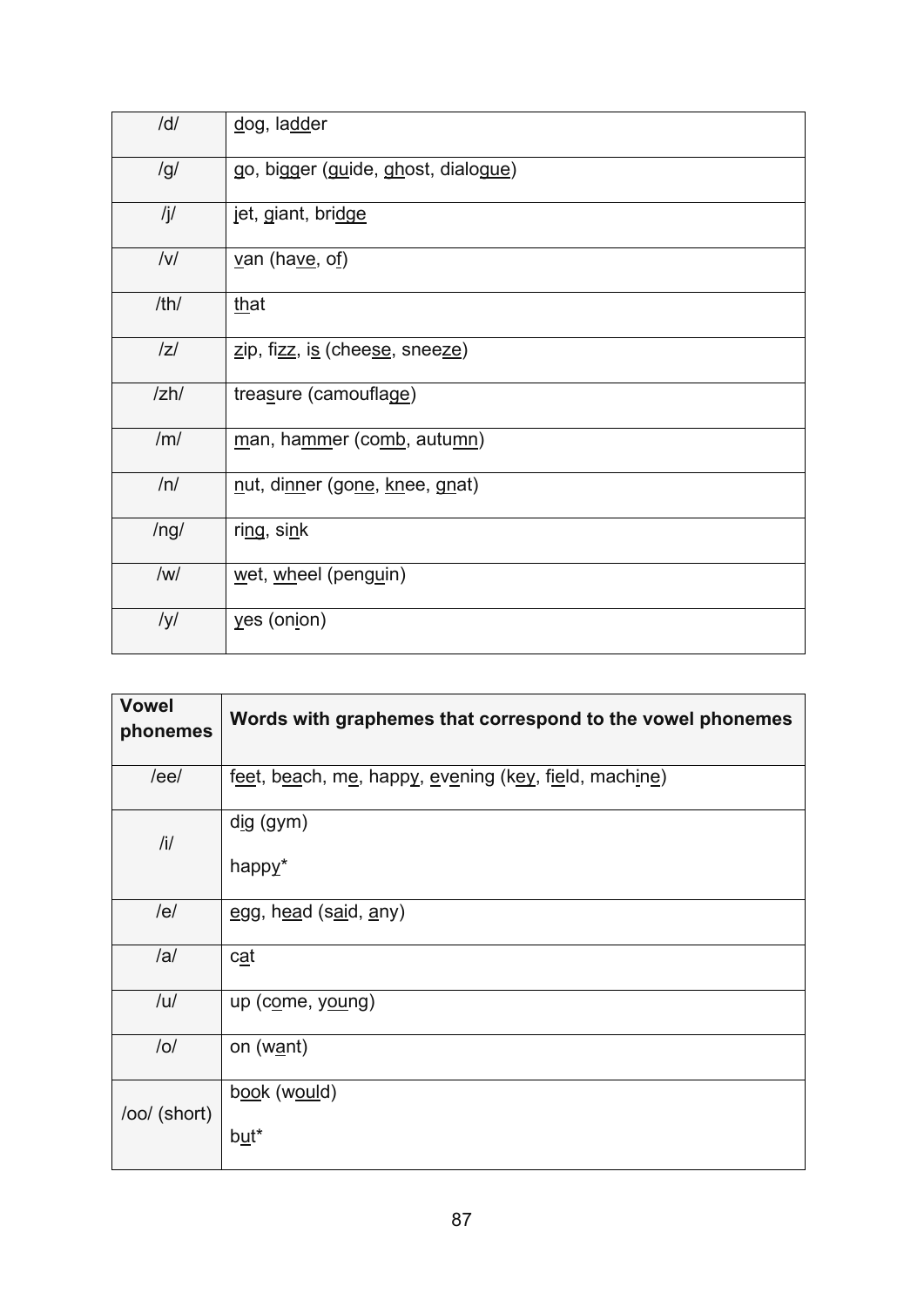| /d/ | dog, ladder |
| --- | --- |
| /g/ | go, bigger (guide, ghost, dialogue) |
| /j/ | jet, giant, bridge |
| /v/ | van (have, of) |
| /th/ | that |
| /z/ | zip, fizz, is (cheese, sneeze) |
| /zh/ | treasure (camouflage) |
| /m/ | man, hammer (comb, autumn) |
| /n/ | nut, dinner (gone, knee, gnat) |
| /ng/ | ring, sink |
| /w/ | wet, wheel (penguin) |
| /y/ | yes (onion) |

| **Vowel phonemes** | **Words with graphemes that correspond to the vowel phonemes** |
| --- | --- |
| /ee/ | feet, beach, me, happy, evening (key, field, machine) |
| /i/ | dig (gym)<br>happy* |
| /e/ | egg, head (said, any) |
| /a/ | cat |
| /u/ | up (come, young) |
| /o/ | on (want) |
| /oo/ (short) | book (would)<br>but* |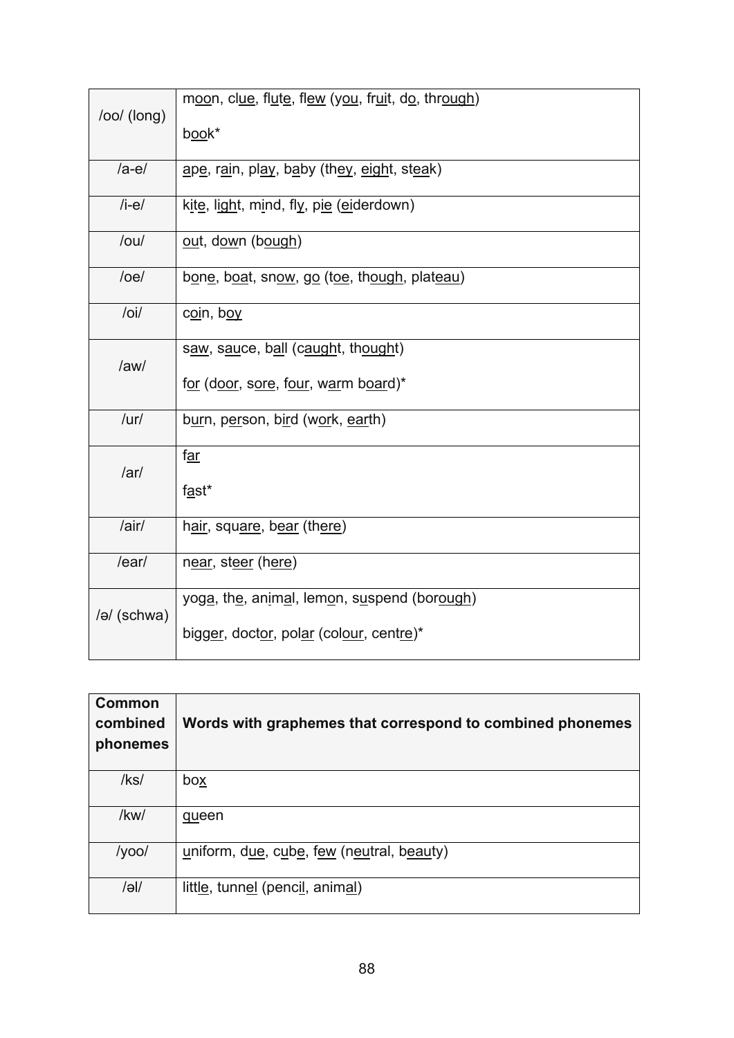| | |
|---|---|
| /oo/ (long) | moon, clue, flute, flew (you, fruit, do, through)<br><br>book* |
| /a-e/ | ape, rain, play, baby (they, eight, steak) |
| /i-e/ | kite, light, mind, fly, pie (eiderdown) |
| /ou/ | out, down (bough) |
| /oe/ | bone, boat, snow, go (toe, though, plateau) |
| /oi/ | coin, boy |
| /aw/ | saw, sauce, ball (caught, thought)<br><br>for (door, sore, four, warm board)* |
| /ur/ | burn, person, bird (work, earth) |
| /ar/ | far<br><br>fast* |
| /air/ | hair, square, bear (there) |
| /ear/ | near, steer (here) |
| /ə/ (schwa) | yoga, the, animal, lemon, suspend (borough)<br><br>bigger, doctor, polar (colour, centre)* |

| **Common combined phonemes** | **Words with graphemes that correspond to combined phonemes** |
|---|---|
| /ks/ | box |
| /kw/ | queen |
| /yoo/ | uniform, due, cube, few (neutral, beauty) |
| /əl/ | little, tunnel (pencil, animal) |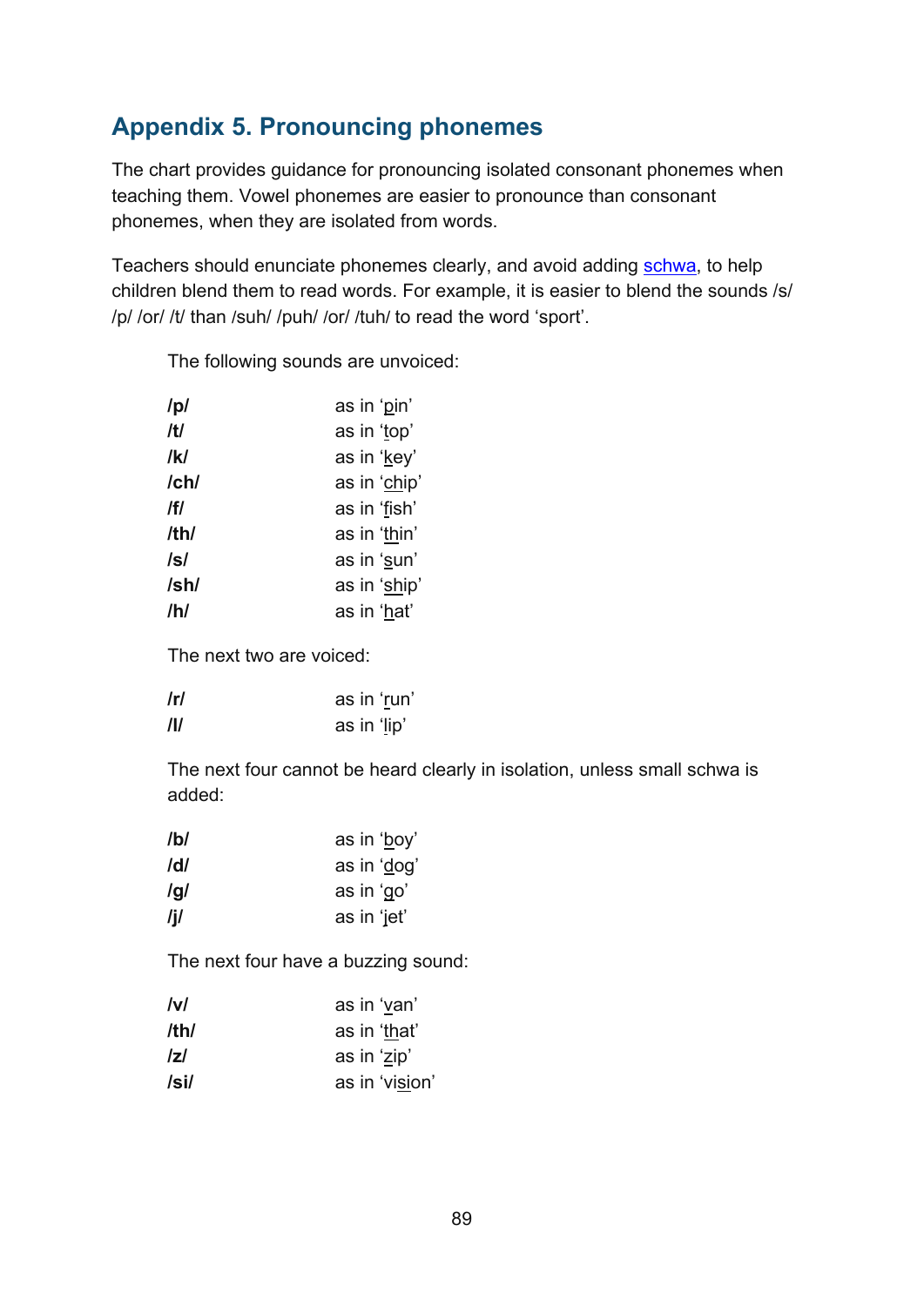## Appendix 5. Pronouncing phonemes

The chart provides guidance for pronouncing isolated consonant phonemes when teaching them. Vowel phonemes are easier to pronounce than consonant phonemes, when they are isolated from words.

Teachers should enunciate phonemes clearly, and avoid adding schwa, to help children blend them to read words. For example, it is easier to blend the sounds /s/ /p/ /or/ /t/ than /suh/ /puh/ /or/ /tuh/ to read the word 'sport'.

The following sounds are unvoiced:

| | |
|---|---|
| **/p/** | as in 'pin' |
| **/t/** | as in 'top' |
| **/k/** | as in 'key' |
| **/ch/** | as in 'chip' |
| **/f/** | as in 'fish' |
| **/th/** | as in 'thin' |
| **/s/** | as in 'sun' |
| **/sh/** | as in 'ship' |
| **/h/** | as in 'hat' |

The next two are voiced:

| | |
|---|---|
| **/r/** | as in 'run' |
| **/l/** | as in 'lip' |

The next four cannot be heard clearly in isolation, unless small schwa is added:

| | |
|---|---|
| **/b/** | as in 'boy' |
| **/d/** | as in 'dog' |
| **/g/** | as in 'go' |
| **/j/** | as in 'jet' |

The next four have a buzzing sound:

| | |
|---|---|
| **/v/** | as in 'van' |
| **/th/** | as in 'that' |
| **/z/** | as in 'zip' |
| **/si/** | as in 'vision' |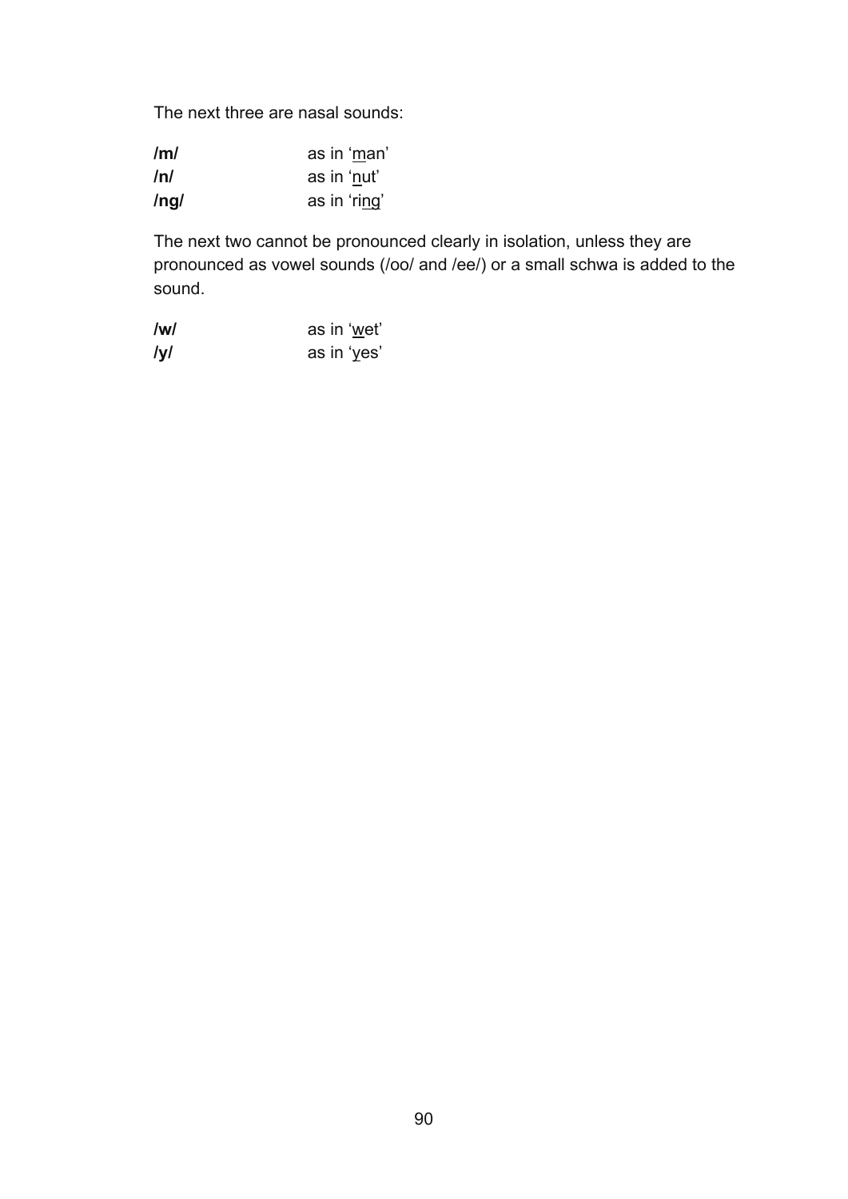The next three are nasal sounds:

| | |
|---|---|
| **/m/** | as in '<u>m</u>an' |
| **/n/** | as in '<u>n</u>ut' |
| **/ng/** | as in 'ri<u>ng</u>' |

The next two cannot be pronounced clearly in isolation, unless they are pronounced as vowel sounds (/oo/ and /ee/) or a small schwa is added to the sound.

| | |
|---|---|
| **/w/** | as in '<u>w</u>et' |
| **/y/** | as in '<u>y</u>es' |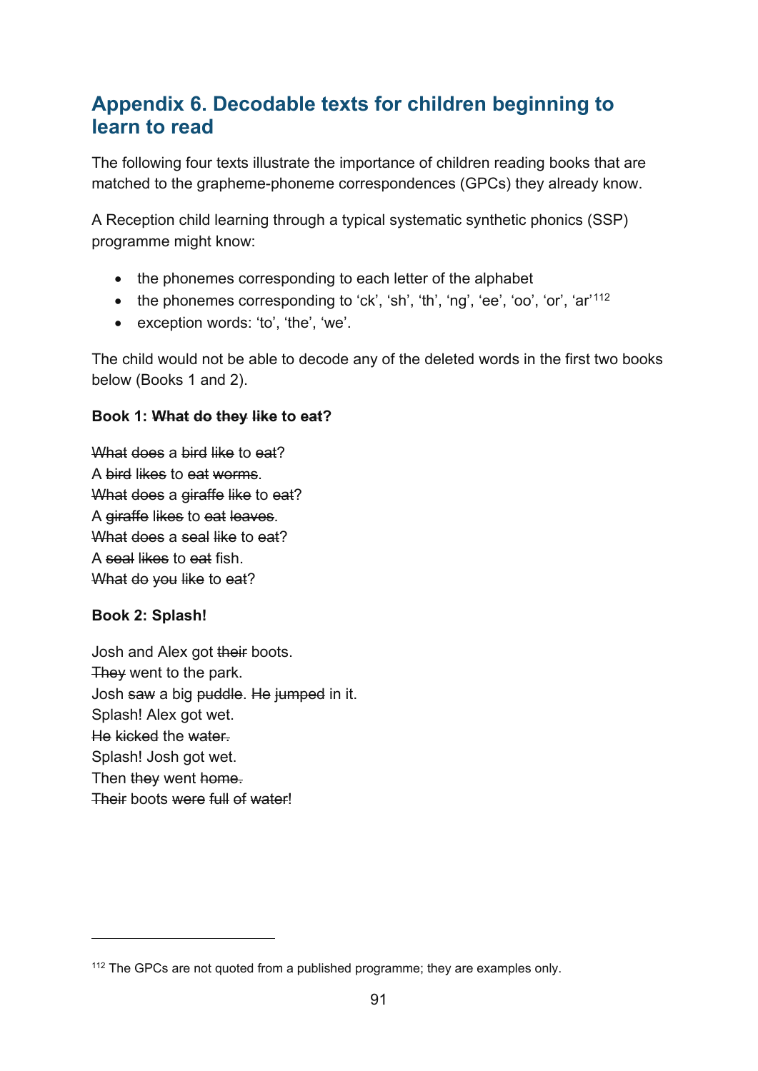## Appendix 6. Decodable texts for children beginning to learn to read

The following four texts illustrate the importance of children reading books that are matched to the grapheme-phoneme correspondences (GPCs) they already know.

A Reception child learning through a typical systematic synthetic phonics (SSP) programme might know:

- the phonemes corresponding to each letter of the alphabet
- the phonemes corresponding to 'ck', 'sh', 'th', 'ng', 'ee', 'oo', 'or', 'ar'[112]
- exception words: 'to', 'the', 'we'.

The child would not be able to decode any of the deleted words in the first two books below (Books 1 and 2).

**Book 1: ~~What~~ ~~do~~ ~~they~~ ~~like~~ to ~~eat~~?**

~~What~~ ~~does~~ a ~~bird~~ ~~like~~ to ~~eat~~?  
A ~~bird~~ ~~likes~~ to ~~eat~~ ~~worms~~.  
~~What~~ ~~does~~ a ~~giraffe~~ ~~like~~ to ~~eat~~?  
A ~~giraffe~~ ~~likes~~ to ~~eat~~ ~~leaves~~.  
~~What~~ ~~does~~ a ~~seal~~ ~~like~~ to ~~eat~~?  
A ~~seal~~ ~~likes~~ to ~~eat~~ fish.  
~~What~~ ~~do~~ ~~you~~ ~~like~~ to ~~eat~~?

**Book 2: Splash!**

Josh and Alex got ~~their~~ boots.  
~~They~~ went to the park.  
Josh ~~saw~~ a big ~~puddle~~. ~~He~~ ~~jumped~~ in it.  
Splash! Alex got wet.  
~~He~~ ~~kicked~~ the ~~water.~~  
Splash! Josh got wet.  
Then ~~they~~ went ~~home.~~  
~~Their~~ boots ~~were~~ ~~full~~ ~~of~~ ~~water~~!

[112] The GPCs are not quoted from a published programme; they are examples only.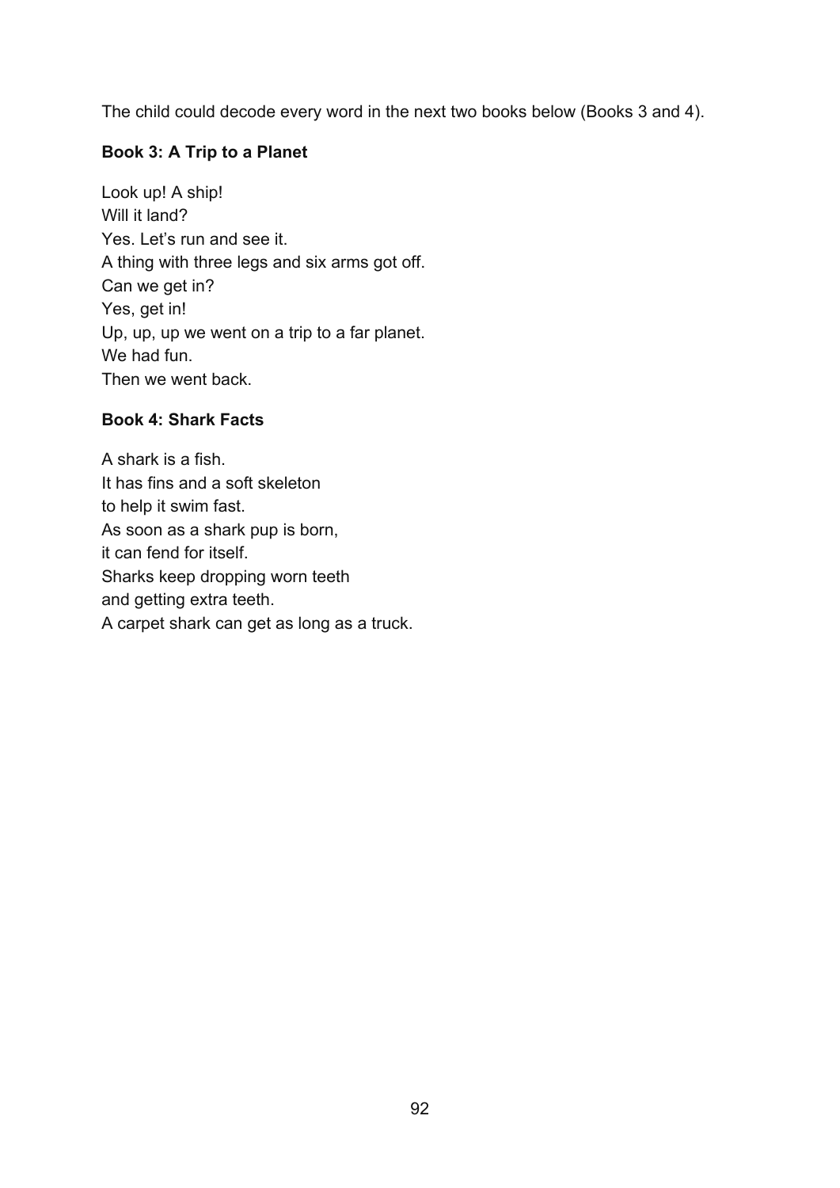The child could decode every word in the next two books below (Books 3 and 4).

**Book 3: A Trip to a Planet**

Look up! A ship!  
Will it land?  
Yes. Let's run and see it.  
A thing with three legs and six arms got off.  
Can we get in?  
Yes, get in!  
Up, up, up we went on a trip to a far planet.  
We had fun.  
Then we went back.

**Book 4: Shark Facts**

A shark is a fish.  
It has fins and a soft skeleton  
to help it swim fast.  
As soon as a shark pup is born,  
it can fend for itself.  
Sharks keep dropping worn teeth  
and getting extra teeth.  
A carpet shark can get as long as a truck.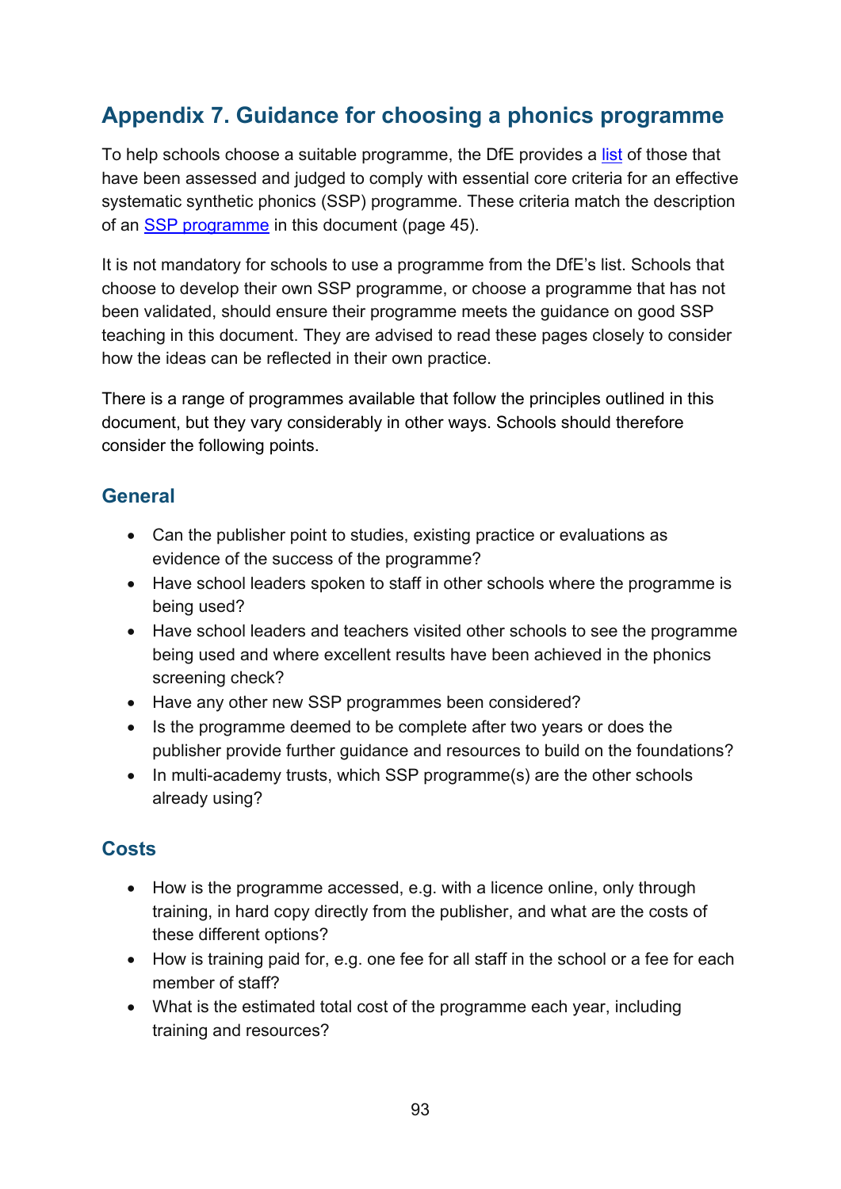## Appendix 7. Guidance for choosing a phonics programme

To help schools choose a suitable programme, the DfE provides a list of those that have been assessed and judged to comply with essential core criteria for an effective systematic synthetic phonics (SSP) programme. These criteria match the description of an SSP programme in this document (page 45).

It is not mandatory for schools to use a programme from the DfE's list. Schools that choose to develop their own SSP programme, or choose a programme that has not been validated, should ensure their programme meets the guidance on good SSP teaching in this document. They are advised to read these pages closely to consider how the ideas can be reflected in their own practice.

There is a range of programmes available that follow the principles outlined in this document, but they vary considerably in other ways. Schools should therefore consider the following points.

### General

- Can the publisher point to studies, existing practice or evaluations as evidence of the success of the programme?
- Have school leaders spoken to staff in other schools where the programme is being used?
- Have school leaders and teachers visited other schools to see the programme being used and where excellent results have been achieved in the phonics screening check?
- Have any other new SSP programmes been considered?
- Is the programme deemed to be complete after two years or does the publisher provide further guidance and resources to build on the foundations?
- In multi-academy trusts, which SSP programme(s) are the other schools already using?

### Costs

- How is the programme accessed, e.g. with a licence online, only through training, in hard copy directly from the publisher, and what are the costs of these different options?
- How is training paid for, e.g. one fee for all staff in the school or a fee for each member of staff?
- What is the estimated total cost of the programme each year, including training and resources?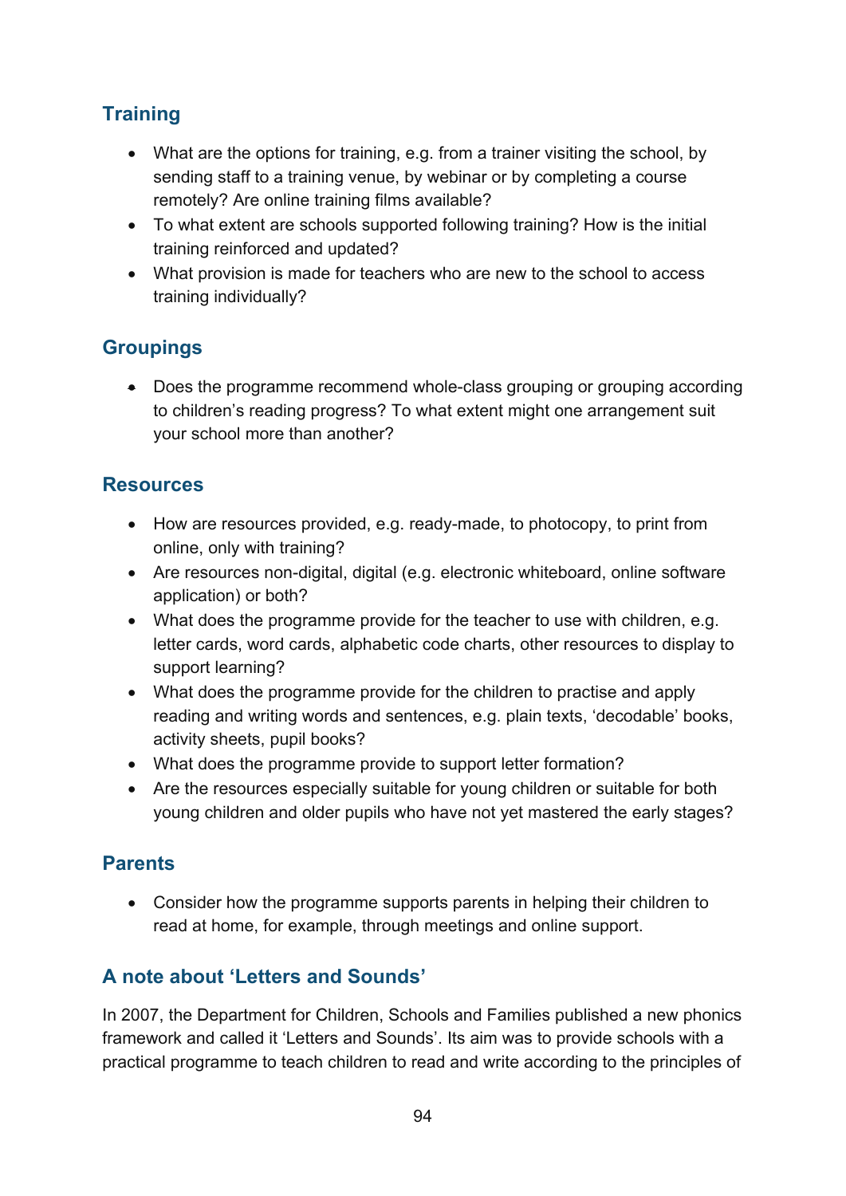## Training

- What are the options for training, e.g. from a trainer visiting the school, by sending staff to a training venue, by webinar or by completing a course remotely? Are online training films available?
- To what extent are schools supported following training? How is the initial training reinforced and updated?
- What provision is made for teachers who are new to the school to access training individually?

## Groupings

- Does the programme recommend whole-class grouping or grouping according to children's reading progress? To what extent might one arrangement suit your school more than another?

## Resources

- How are resources provided, e.g. ready-made, to photocopy, to print from online, only with training?
- Are resources non-digital, digital (e.g. electronic whiteboard, online software application) or both?
- What does the programme provide for the teacher to use with children, e.g. letter cards, word cards, alphabetic code charts, other resources to display to support learning?
- What does the programme provide for the children to practise and apply reading and writing words and sentences, e.g. plain texts, 'decodable' books, activity sheets, pupil books?
- What does the programme provide to support letter formation?
- Are the resources especially suitable for young children or suitable for both young children and older pupils who have not yet mastered the early stages?

## Parents

- Consider how the programme supports parents in helping their children to read at home, for example, through meetings and online support.

## A note about 'Letters and Sounds'

In 2007, the Department for Children, Schools and Families published a new phonics framework and called it 'Letters and Sounds'. Its aim was to provide schools with a practical programme to teach children to read and write according to the principles of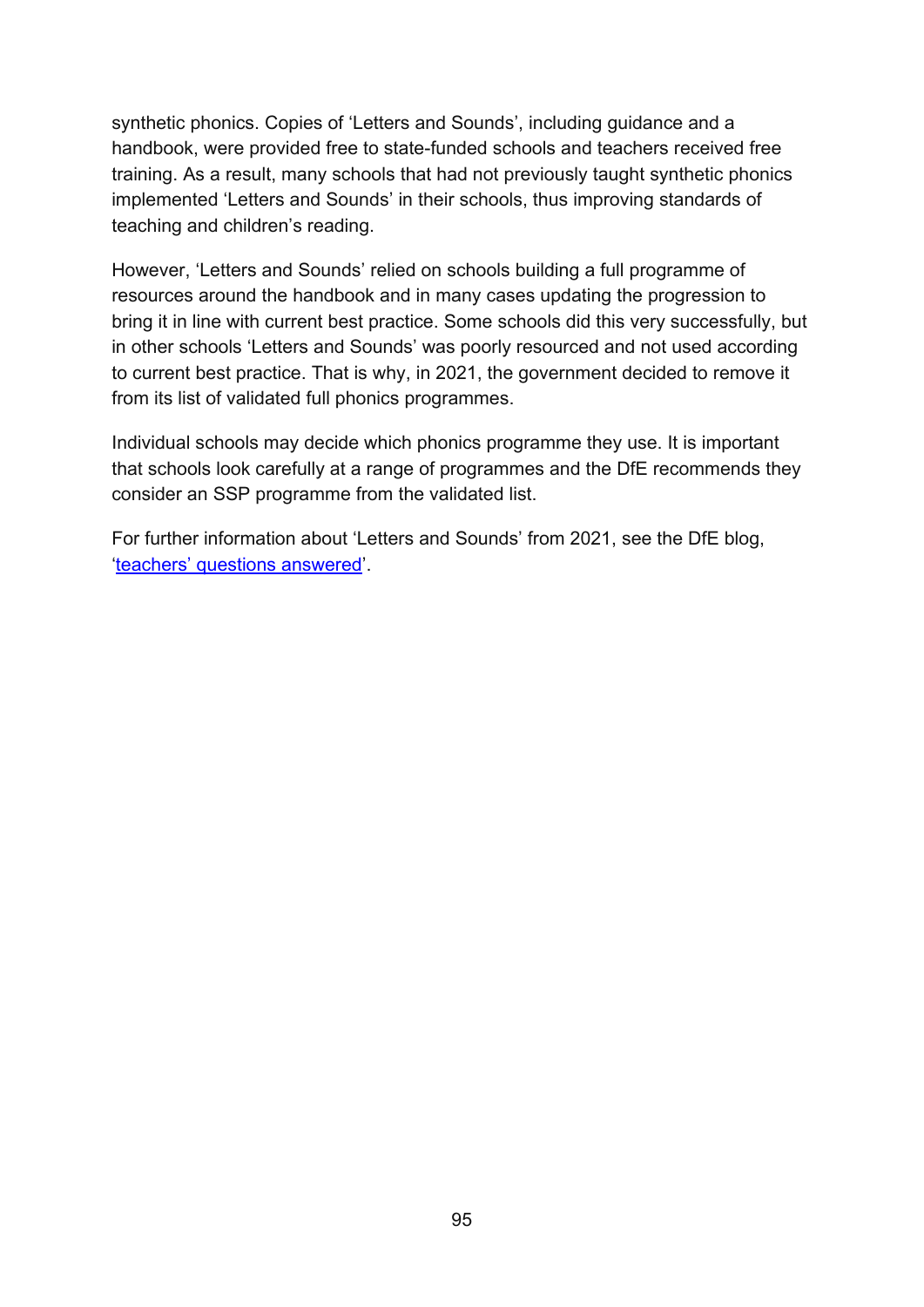synthetic phonics. Copies of 'Letters and Sounds', including guidance and a handbook, were provided free to state-funded schools and teachers received free training. As a result, many schools that had not previously taught synthetic phonics implemented 'Letters and Sounds' in their schools, thus improving standards of teaching and children's reading.

However, 'Letters and Sounds' relied on schools building a full programme of resources around the handbook and in many cases updating the progression to bring it in line with current best practice. Some schools did this very successfully, but in other schools 'Letters and Sounds' was poorly resourced and not used according to current best practice. That is why, in 2021, the government decided to remove it from its list of validated full phonics programmes.

Individual schools may decide which phonics programme they use. It is important that schools look carefully at a range of programmes and the DfE recommends they consider an SSP programme from the validated list.

For further information about 'Letters and Sounds' from 2021, see the DfE blog, 'teachers' questions answered'.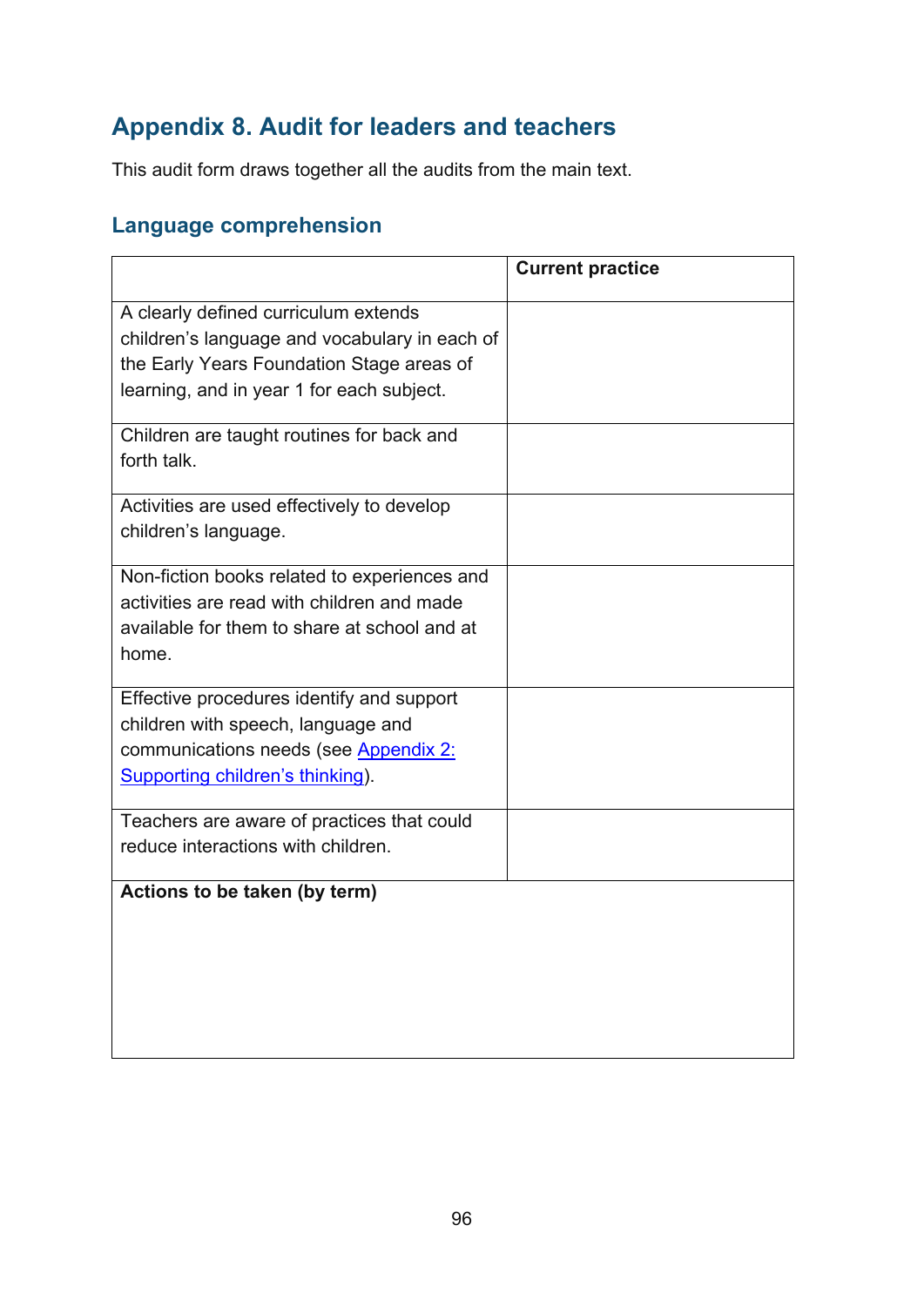## Appendix 8. Audit for leaders and teachers

This audit form draws together all the audits from the main text.

### Language comprehension

| | **Current practice** |
|---|---|
| A clearly defined curriculum extends children's language and vocabulary in each of the Early Years Foundation Stage areas of learning, and in year 1 for each subject. | |
| Children are taught routines for back and forth talk. | |
| Activities are used effectively to develop children's language. | |
| Non-fiction books related to experiences and activities are read with children and made available for them to share at school and at home. | |
| Effective procedures identify and support children with speech, language and communications needs (see Appendix 2: Supporting children's thinking). | |
| Teachers are aware of practices that could reduce interactions with children. | |
| **Actions to be taken (by term)** | |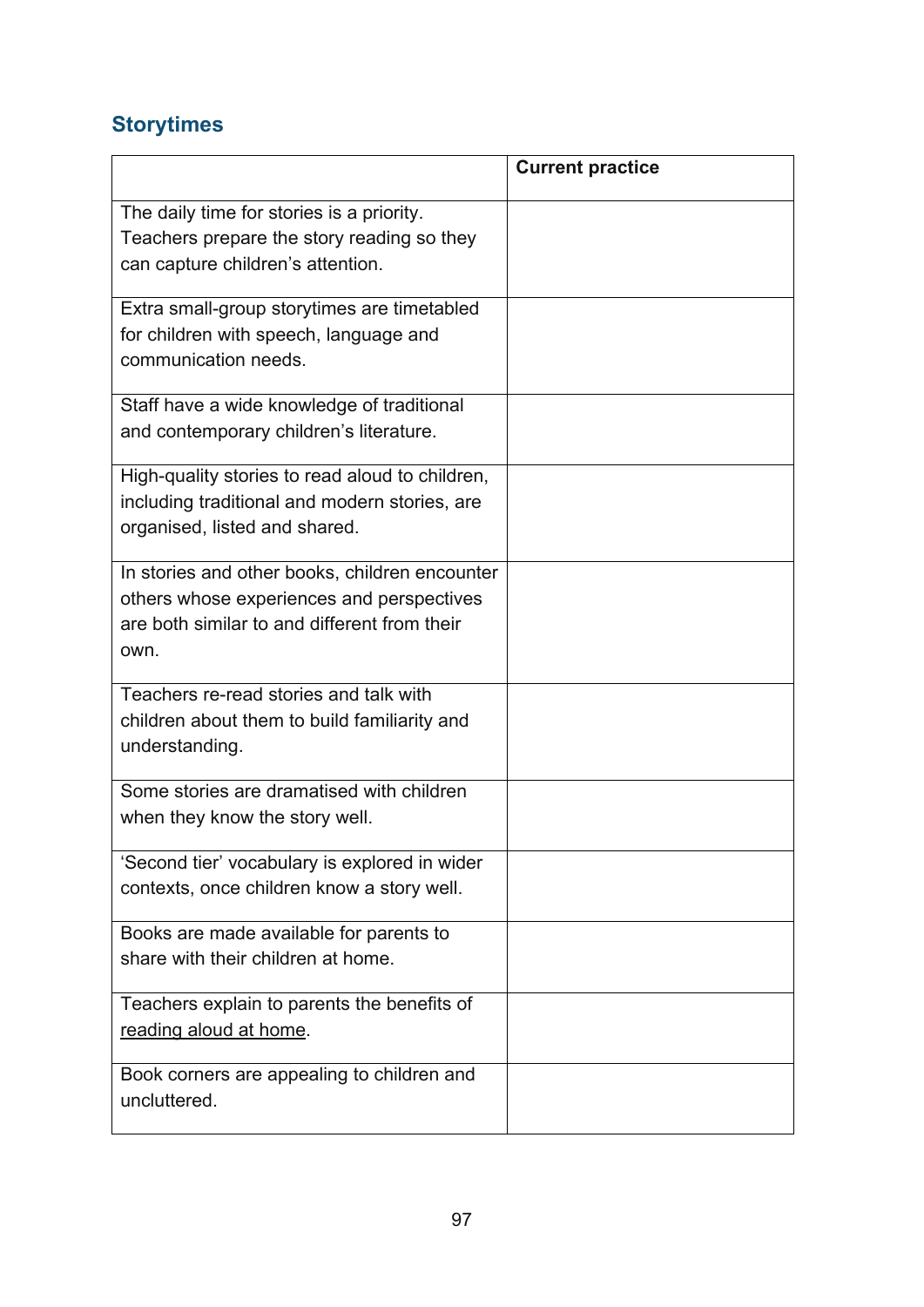## Storytimes

| | Current practice |
|---|---|
| The daily time for stories is a priority. Teachers prepare the story reading so they can capture children's attention. | |
| Extra small-group storytimes are timetabled for children with speech, language and communication needs. | |
| Staff have a wide knowledge of traditional and contemporary children's literature. | |
| High-quality stories to read aloud to children, including traditional and modern stories, are organised, listed and shared. | |
| In stories and other books, children encounter others whose experiences and perspectives are both similar to and different from their own. | |
| Teachers re-read stories and talk with children about them to build familiarity and understanding. | |
| Some stories are dramatised with children when they know the story well. | |
| 'Second tier' vocabulary is explored in wider contexts, once children know a story well. | |
| Books are made available for parents to share with their children at home. | |
| Teachers explain to parents the benefits of reading aloud at home. | |
| Book corners are appealing to children and uncluttered. | |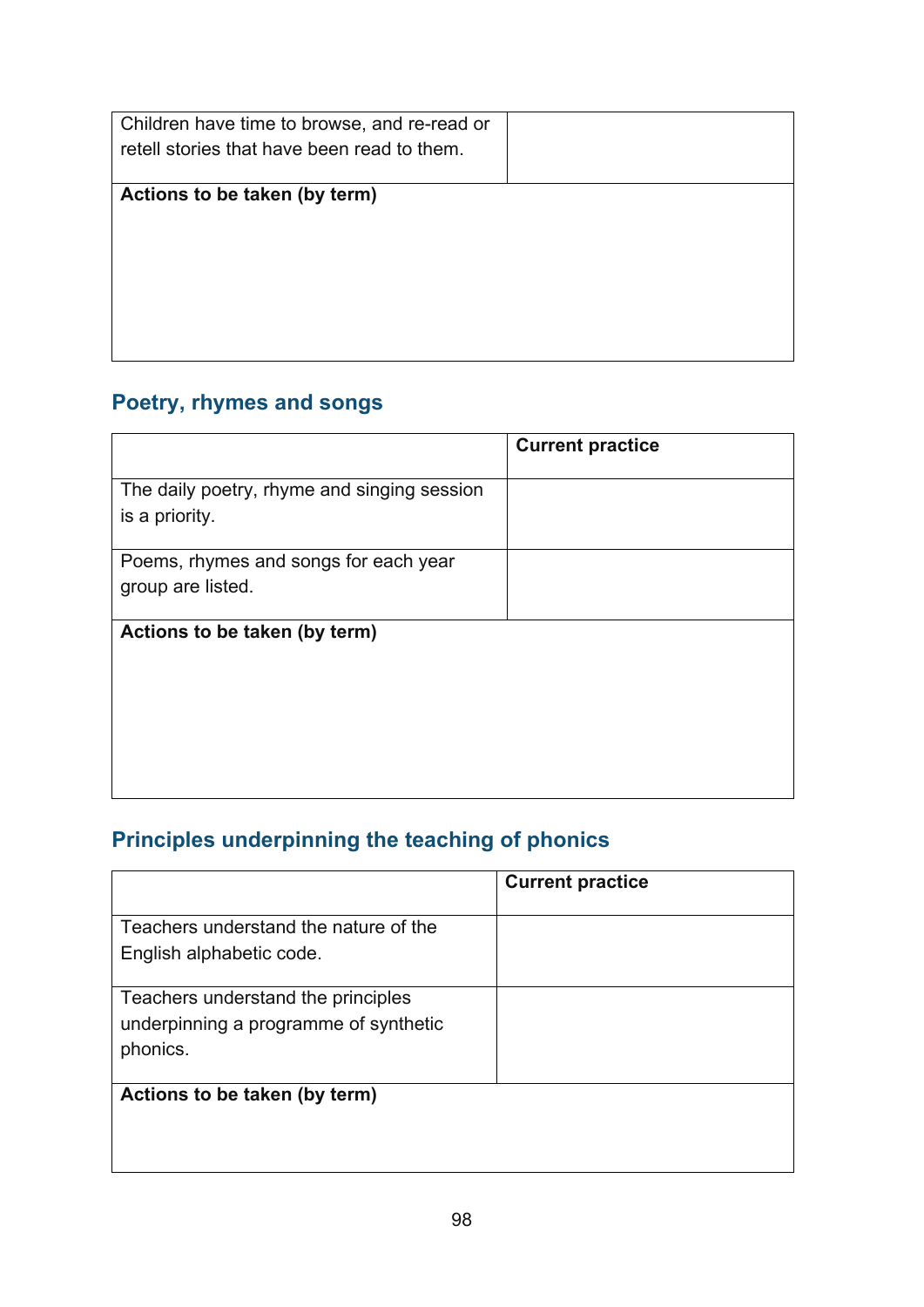| | |
|---|---|
| Children have time to browse, and re-read or retell stories that have been read to them. | |
| **Actions to be taken (by term)** | |

## Poetry, rhymes and songs

| | **Current practice** |
|---|---|
| The daily poetry, rhyme and singing session is a priority. | |
| Poems, rhymes and songs for each year group are listed. | |
| **Actions to be taken (by term)** | |

## Principles underpinning the teaching of phonics

| | **Current practice** |
|---|---|
| Teachers understand the nature of the English alphabetic code. | |
| Teachers understand the principles underpinning a programme of synthetic phonics. | |
| **Actions to be taken (by term)** | |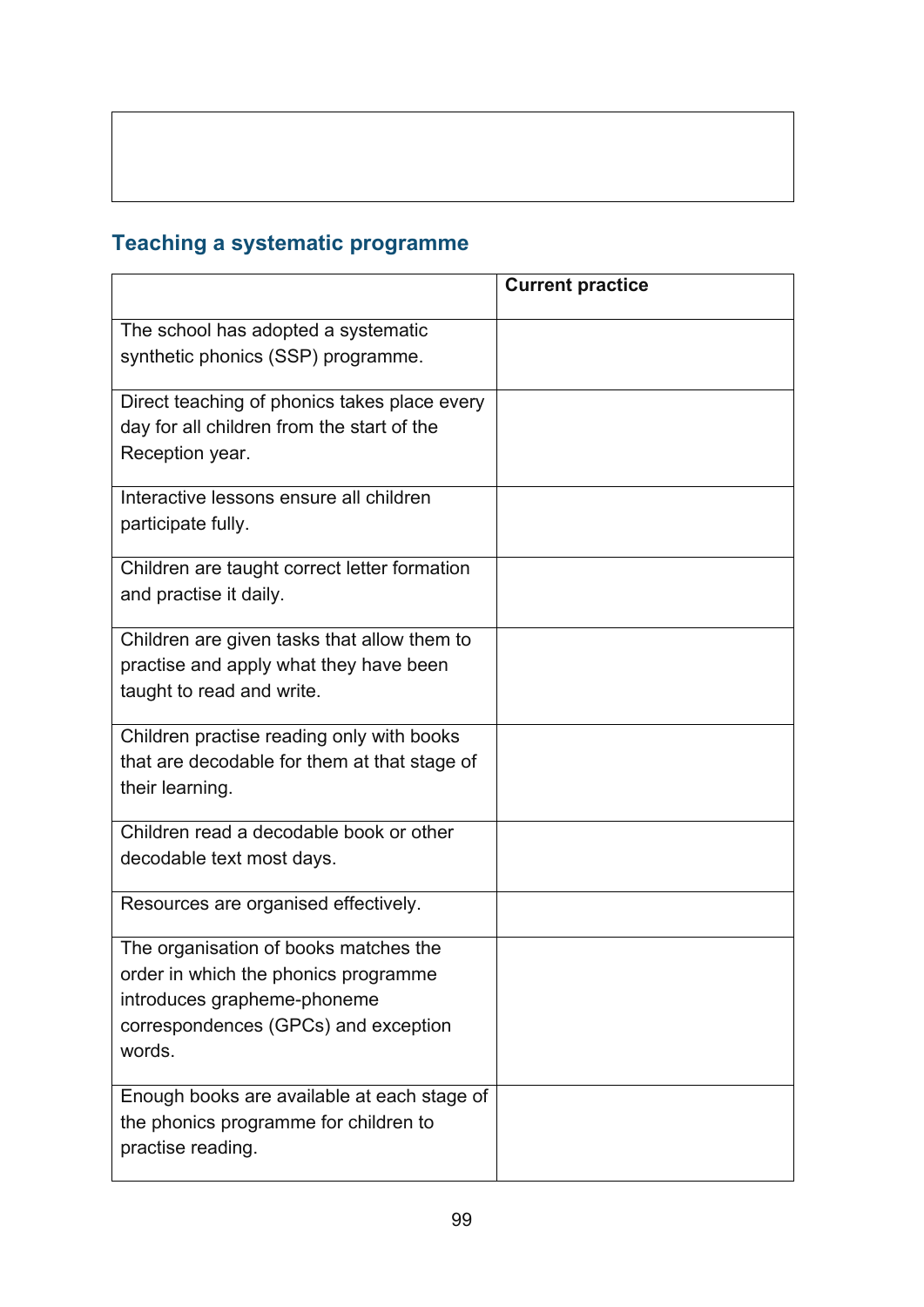## Teaching a systematic programme

| | Current practice |
|---|---|
| The school has adopted a systematic synthetic phonics (SSP) programme. | |
| Direct teaching of phonics takes place every day for all children from the start of the Reception year. | |
| Interactive lessons ensure all children participate fully. | |
| Children are taught correct letter formation and practise it daily. | |
| Children are given tasks that allow them to practise and apply what they have been taught to read and write. | |
| Children practise reading only with books that are decodable for them at that stage of their learning. | |
| Children read a decodable book or other decodable text most days. | |
| Resources are organised effectively. | |
| The organisation of books matches the order in which the phonics programme introduces grapheme-phoneme correspondences (GPCs) and exception words. | |
| Enough books are available at each stage of the phonics programme for children to practise reading. | |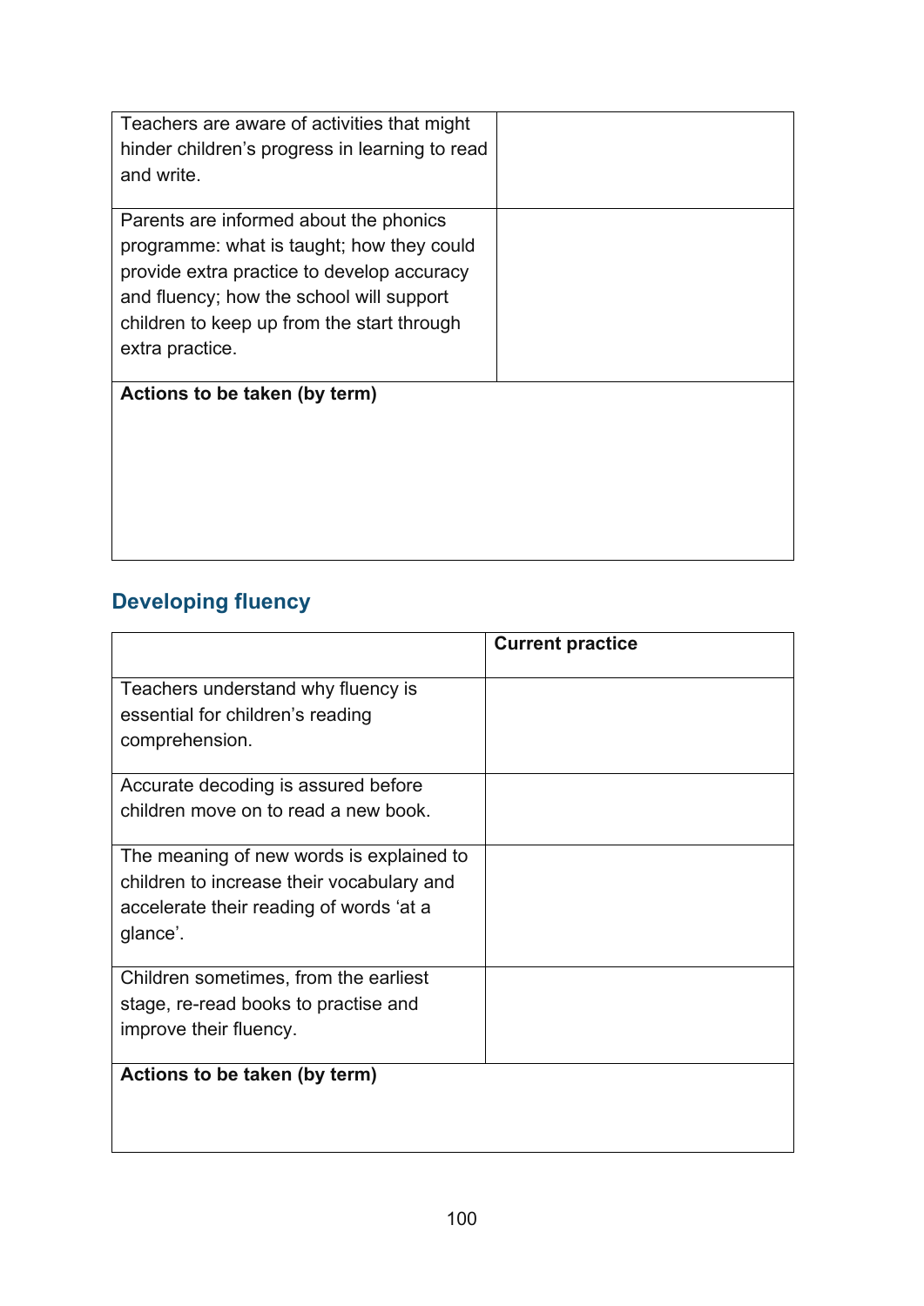| | |
|---|---|
| Teachers are aware of activities that might hinder children's progress in learning to read and write. | |
| Parents are informed about the phonics programme: what is taught; how they could provide extra practice to develop accuracy and fluency; how the school will support children to keep up from the start through extra practice. | |
| **Actions to be taken (by term)** | |

## Developing fluency

| | Current practice |
|---|---|
| Teachers understand why fluency is essential for children's reading comprehension. | |
| Accurate decoding is assured before children move on to read a new book. | |
| The meaning of new words is explained to children to increase their vocabulary and accelerate their reading of words 'at a glance'. | |
| Children sometimes, from the earliest stage, re-read books to practise and improve their fluency. | |
| **Actions to be taken (by term)** | |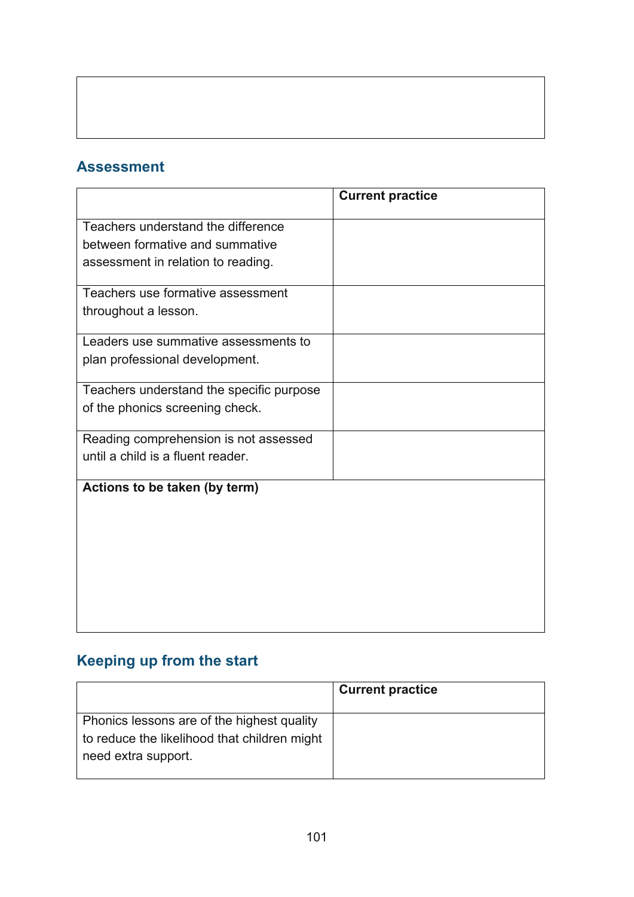## Assessment

| | Current practice |
|---|---|
| Teachers understand the difference between formative and summative assessment in relation to reading. | |
| Teachers use formative assessment throughout a lesson. | |
| Leaders use summative assessments to plan professional development. | |
| Teachers understand the specific purpose of the phonics screening check. | |
| Reading comprehension is not assessed until a child is a fluent reader. | |
| **Actions to be taken (by term)** | |

## Keeping up from the start

| | Current practice |
|---|---|
| Phonics lessons are of the highest quality to reduce the likelihood that children might need extra support. | |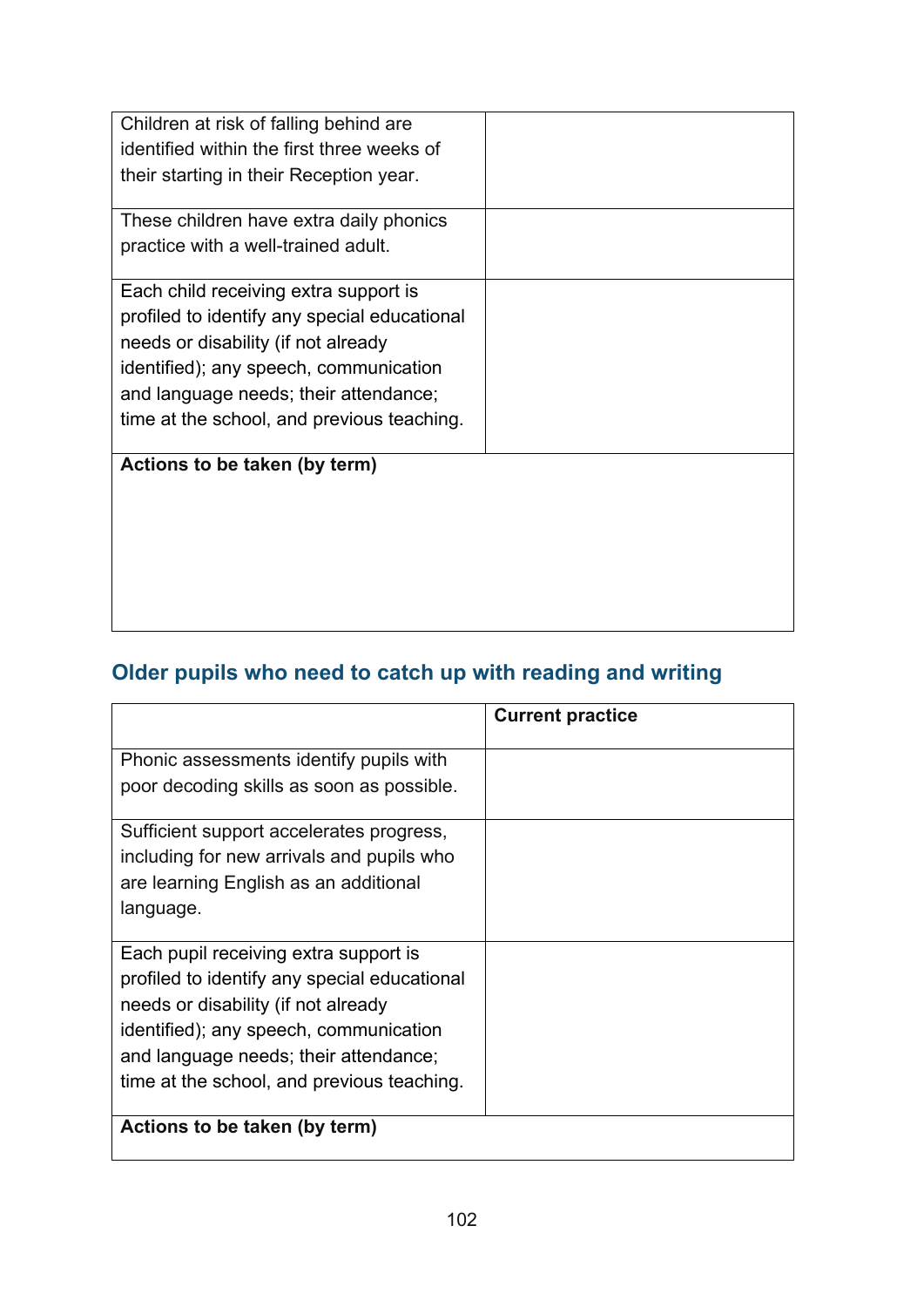| | |
|---|---|
| Children at risk of falling behind are identified within the first three weeks of their starting in their Reception year. | |
| These children have extra daily phonics practice with a well-trained adult. | |
| Each child receiving extra support is profiled to identify any special educational needs or disability (if not already identified); any speech, communication and language needs; their attendance; time at the school, and previous teaching. | |
| **Actions to be taken (by term)** | |

## Older pupils who need to catch up with reading and writing

| | **Current practice** |
|---|---|
| Phonic assessments identify pupils with poor decoding skills as soon as possible. | |
| Sufficient support accelerates progress, including for new arrivals and pupils who are learning English as an additional language. | |
| Each pupil receiving extra support is profiled to identify any special educational needs or disability (if not already identified); any speech, communication and language needs; their attendance; time at the school, and previous teaching. | |
| **Actions to be taken (by term)** | |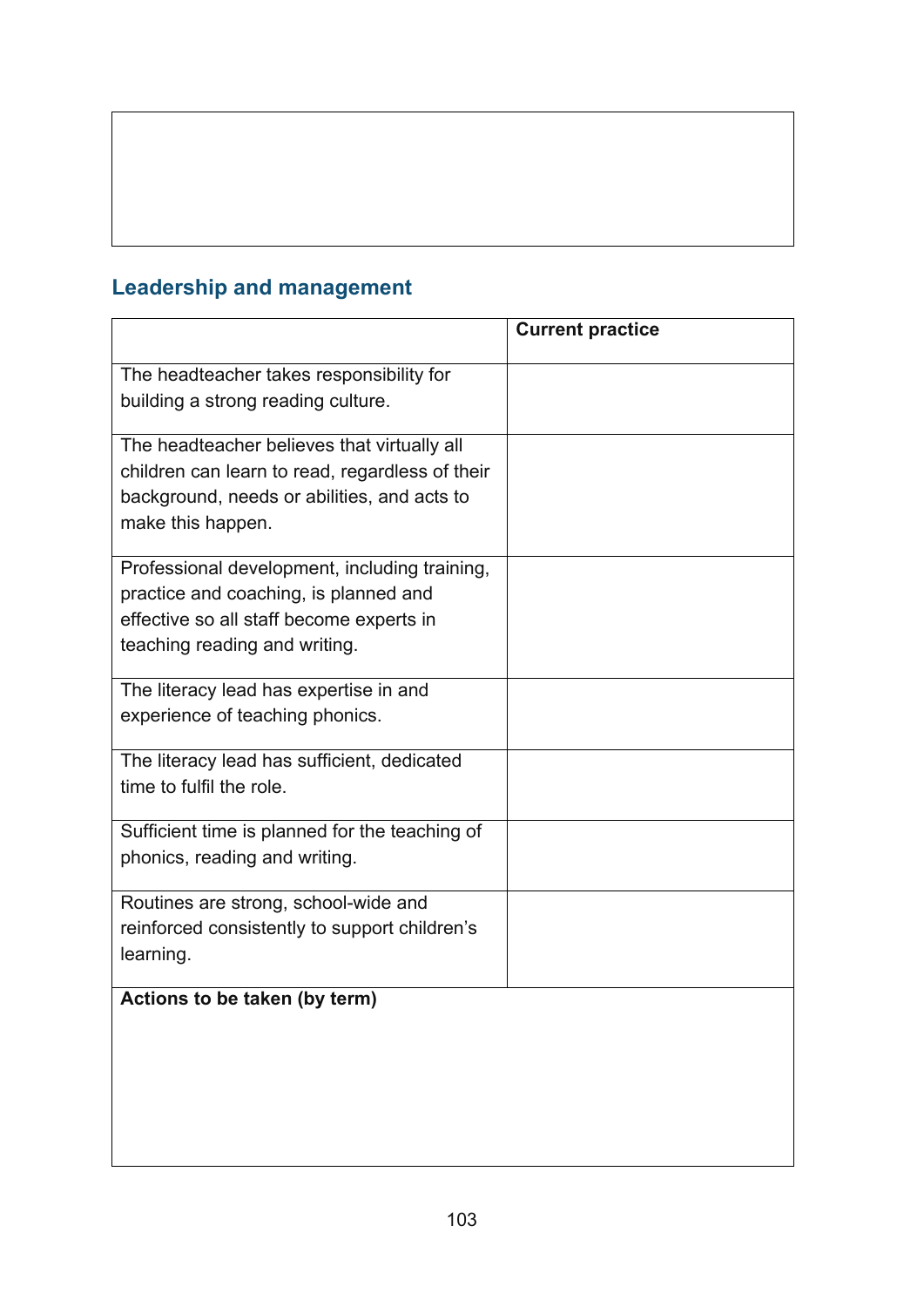## Leadership and management

| | Current practice |
|---|---|
| The headteacher takes responsibility for building a strong reading culture. | |
| The headteacher believes that virtually all children can learn to read, regardless of their background, needs or abilities, and acts to make this happen. | |
| Professional development, including training, practice and coaching, is planned and effective so all staff become experts in teaching reading and writing. | |
| The literacy lead has expertise in and experience of teaching phonics. | |
| The literacy lead has sufficient, dedicated time to fulfil the role. | |
| Sufficient time is planned for the teaching of phonics, reading and writing. | |
| Routines are strong, school-wide and reinforced consistently to support children's learning. | |
| **Actions to be taken (by term)** | |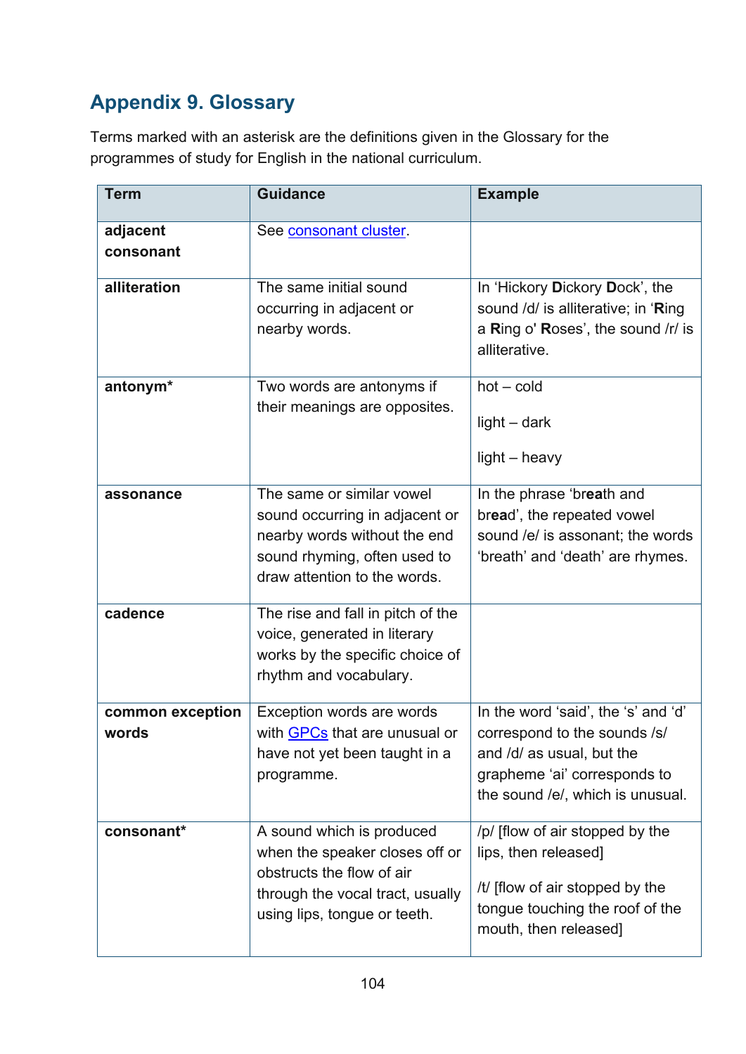## Appendix 9. Glossary

Terms marked with an asterisk are the definitions given in the Glossary for the programmes of study for English in the national curriculum.

| Term | Guidance | Example |
|---|---|---|
| **adjacent consonant** | See consonant cluster. | |
| **alliteration** | The same initial sound occurring in adjacent or nearby words. | In 'Hickory **D**ickory **D**ock', the sound /d/ is alliterative; in '**R**ing a **R**ing o' **R**oses', the sound /r/ is alliterative. |
| **antonym*** | Two words are antonyms if their meanings are opposites. | hot – cold<br><br>light – dark<br><br>light – heavy |
| **assonance** | The same or similar vowel sound occurring in adjacent or nearby words without the end sound rhyming, often used to draw attention to the words. | In the phrase 'br**ea**th and br**ea**d', the repeated vowel sound /e/ is assonant; the words 'breath' and 'death' are rhymes. |
| **cadence** | The rise and fall in pitch of the voice, generated in literary works by the specific choice of rhythm and vocabulary. | |
| **common exception words** | Exception words are words with GPCs that are unusual or have not yet been taught in a programme. | In the word 'said', the 's' and 'd' correspond to the sounds /s/ and /d/ as usual, but the grapheme 'ai' corresponds to the sound /e/, which is unusual. |
| **consonant*** | A sound which is produced when the speaker closes off or obstructs the flow of air through the vocal tract, usually using lips, tongue or teeth. | /p/ [flow of air stopped by the lips, then released]<br><br>/t/ [flow of air stopped by the tongue touching the roof of the mouth, then released] |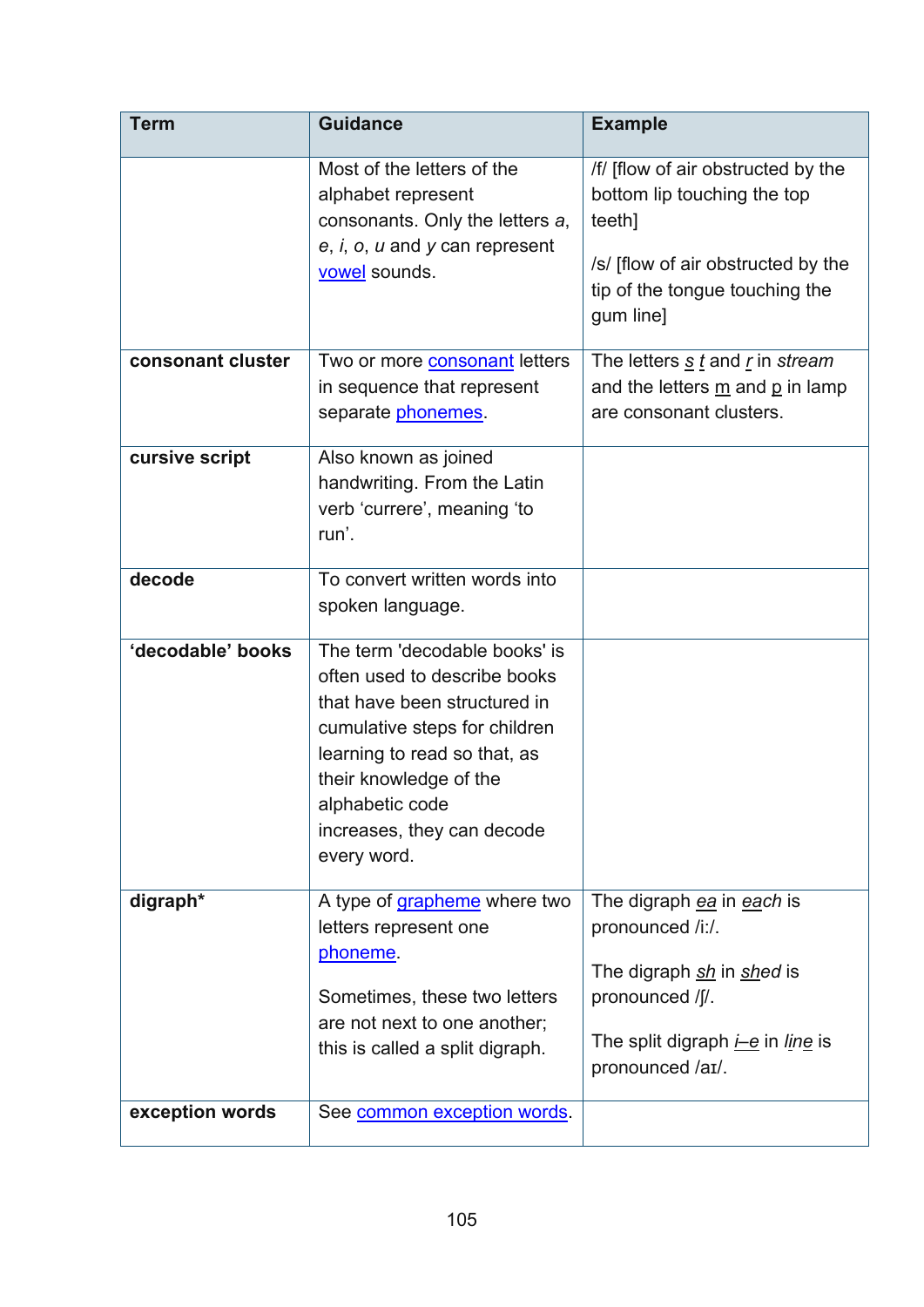| Term | Guidance | Example |
|---|---|---|
| | Most of the letters of the alphabet represent consonants. Only the letters *a*, *e*, *i*, *o*, *u* and *y* can represent vowel sounds. | /f/ [flow of air obstructed by the bottom lip touching the top teeth]<br><br>/s/ [flow of air obstructed by the tip of the tongue touching the gum line] |
| **consonant cluster** | Two or more consonant letters in sequence that represent separate phonemes. | The letters *s t* and *r* in *stream* and the letters m and p in lamp are consonant clusters. |
| **cursive script** | Also known as joined handwriting. From the Latin verb 'currere', meaning 'to run'. | |
| **decode** | To convert written words into spoken language. | |
| **'decodable' books** | The term 'decodable books' is often used to describe books that have been structured in cumulative steps for children learning to read so that, as their knowledge of the alphabetic code increases, they can decode every word. | |
| **digraph*** | A type of grapheme where two letters represent one phoneme.<br><br>Sometimes, these two letters are not next to one another; this is called a split digraph. | The digraph *ea* in *each* is pronounced /iː/.<br><br>The digraph *sh* in *shed* is pronounced /ʃ/.<br><br>The split digraph *i–e* in *line* is pronounced /aɪ/. |
| **exception words** | See common exception words. | |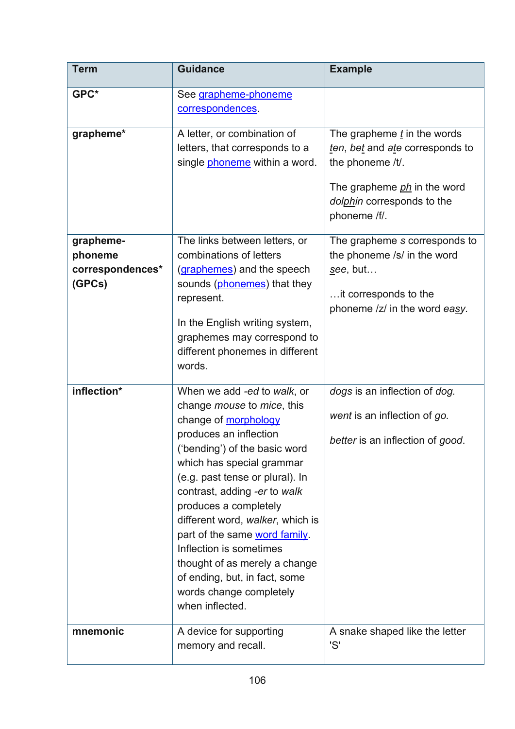| Term | Guidance | Example |
| --- | --- | --- |
| **GPC*** | See grapheme-phoneme correspondences. | |
| **grapheme*** | A letter, or combination of letters, that corresponds to a single phoneme within a word. | The grapheme *t* in the words *ten*, *bet* and *ate* corresponds to the phoneme /t/.<br><br>The grapheme *ph* in the word *dolphin* corresponds to the phoneme /f/. |
| **grapheme-phoneme correspondences* (GPCs)** | The links between letters, or combinations of letters (graphemes) and the speech sounds (phonemes) that they represent.<br><br>In the English writing system, graphemes may correspond to different phonemes in different words. | The grapheme *s* corresponds to the phoneme /s/ in the word *see*, but…<br><br>…it corresponds to the phoneme /z/ in the word *easy*. |
| **inflection*** | When we add *-ed* to *walk*, or change *mouse* to *mice*, this change of morphology produces an inflection ('bending') of the basic word which has special grammar (e.g. past tense or plural). In contrast, adding *-er* to *walk* produces a completely different word, *walker*, which is part of the same word family. Inflection is sometimes thought of as merely a change of ending, but, in fact, some words change completely when inflected. | *dogs* is an inflection of *dog.*<br><br>*went* is an inflection of *go.*<br><br>*better* is an inflection of *good*. |
| **mnemonic** | A device for supporting memory and recall. | A snake shaped like the letter 'S' |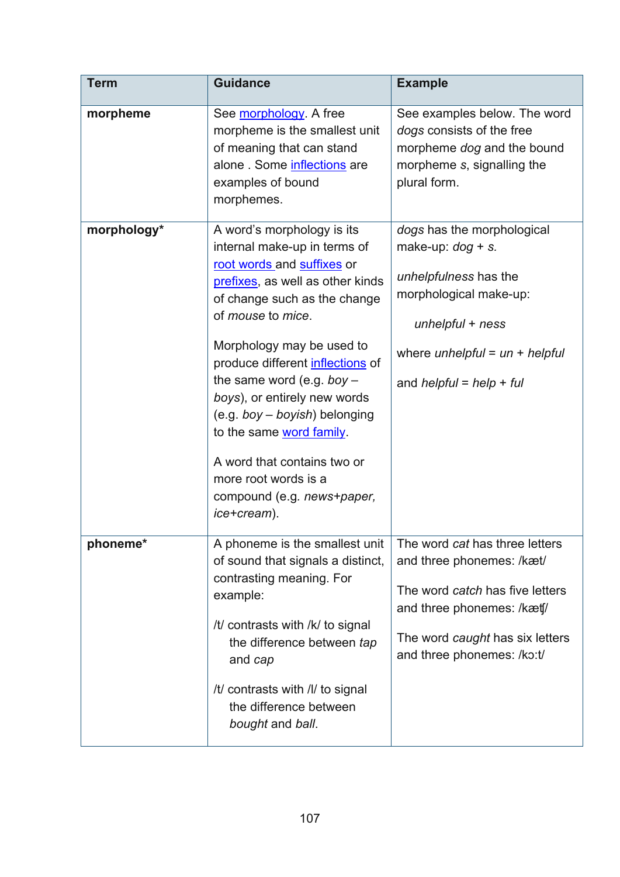| Term | Guidance | Example |
|---|---|---|
| **morpheme** | See morphology. A free morpheme is the smallest unit of meaning that can stand alone . Some inflections are examples of bound morphemes. | See examples below. The word *dogs* consists of the free morpheme *dog* and the bound morpheme *s*, signalling the plural form. |
| **morphology*** | A word's morphology is its internal make-up in terms of root words and suffixes or prefixes, as well as other kinds of change such as the change of *mouse* to *mice*.<br><br>Morphology may be used to produce different inflections of the same word (e.g. *boy – boys*), or entirely new words (e.g. *boy – boyish*) belonging to the same word family.<br><br>A word that contains two or more root words is a compound (e.g. *news+paper, ice+cream*). | *dogs* has the morphological make-up: *dog + s.*<br><br>*unhelpfulness* has the morphological make-up:<br><br>*unhelpful + ness*<br><br>where *unhelpful = un + helpful*<br><br>and *helpful = help + ful* |
| **phoneme*** | A phoneme is the smallest unit of sound that signals a distinct, contrasting meaning. For example:<br><br>/t/ contrasts with /k/ to signal the difference between *tap* and *cap*<br><br>/t/ contrasts with /l/ to signal the difference between *bought* and *ball*. | The word *cat* has three letters and three phonemes: /kæt/<br><br>The word *catch* has five letters and three phonemes: /kætʃ/<br><br>The word *caught* has six letters and three phonemes: /kɔːt/ |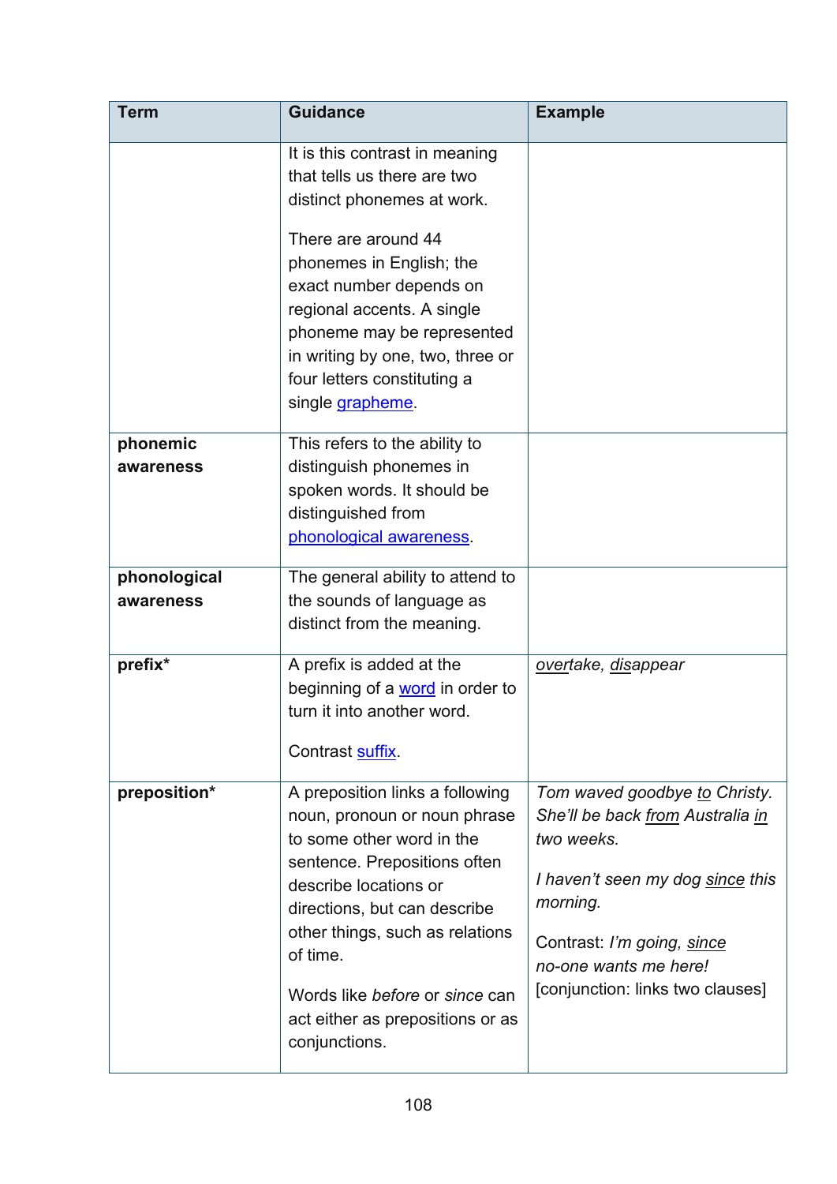| Term | Guidance | Example |
| --- | --- | --- |
| | It is this contrast in meaning that tells us there are two distinct phonemes at work.<br><br>There are around 44 phonemes in English; the exact number depends on regional accents. A single phoneme may be represented in writing by one, two, three or four letters constituting a single grapheme. | |
| **phonemic awareness** | This refers to the ability to distinguish phonemes in spoken words. It should be distinguished from phonological awareness. | |
| **phonological awareness** | The general ability to attend to the sounds of language as distinct from the meaning. | |
| **prefix*** | A prefix is added at the beginning of a word in order to turn it into another word.<br><br>Contrast suffix. | *<u>over</u>take, <u>dis</u>appear* |
| **preposition*** | A preposition links a following noun, pronoun or noun phrase to some other word in the sentence. Prepositions often describe locations or directions, but can describe other things, such as relations of time.<br><br>Words like *before* or *since* can act either as prepositions or as conjunctions. | *Tom waved goodbye <u>to</u> Christy. She'll be back <u>from</u> Australia <u>in</u> two weeks.*<br><br>*I haven't seen my dog <u>since</u> this morning.*<br><br>Contrast: *I'm going, <u>since</u> no-one wants me here!* [conjunction: links two clauses] |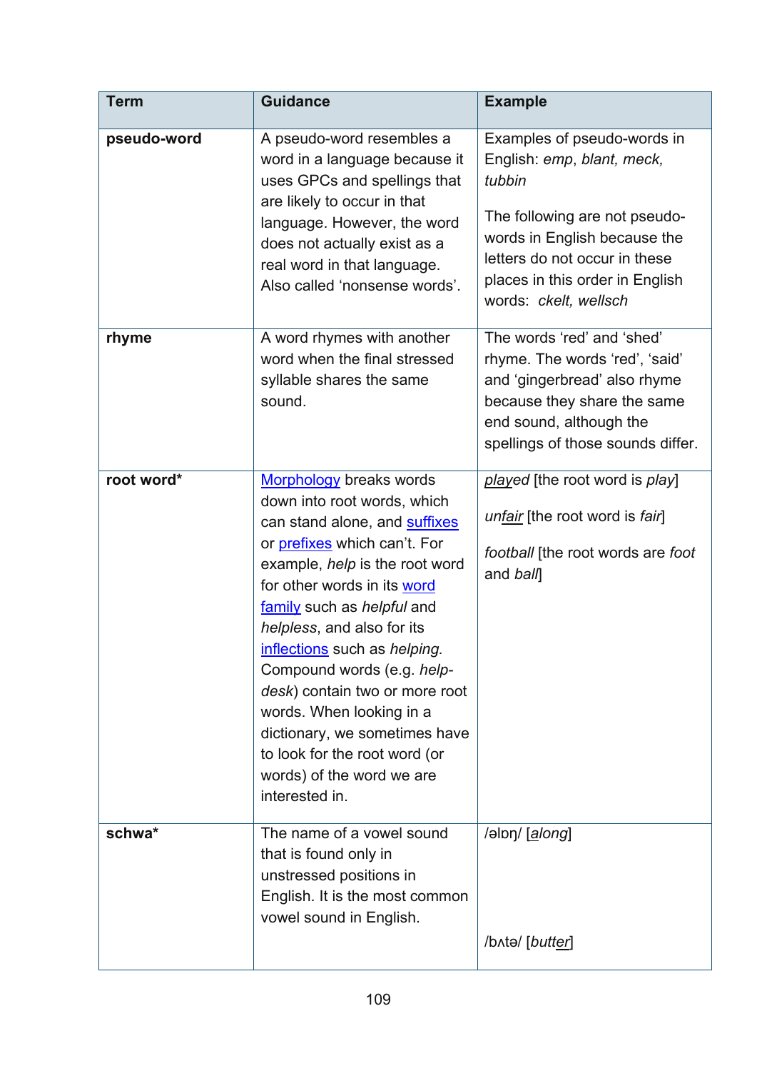| Term | Guidance | Example |
|---|---|---|
| **pseudo-word** | A pseudo-word resembles a word in a language because it uses GPCs and spellings that are likely to occur in that language. However, the word does not actually exist as a real word in that language. Also called 'nonsense words'. | Examples of pseudo-words in English: *emp*, *blant, meck, tubbin*<br><br>The following are not pseudo-words in English because the letters do not occur in these places in this order in English words: *ckelt, wellsch* |
| **rhyme** | A word rhymes with another word when the final stressed syllable shares the same sound. | The words 'red' and 'shed' rhyme. The words 'red', 'said' and 'gingerbread' also rhyme because they share the same end sound, although the spellings of those sounds differ. |
| **root word*** | Morphology breaks words down into root words, which can stand alone, and suffixes or prefixes which can't. For example, *help* is the root word for other words in its word family such as *helpful* and *helpless*, and also for its inflections such as *helping.* Compound words (e.g. *help-desk*) contain two or more root words. When looking in a dictionary, we sometimes have to look for the root word (or words) of the word we are interested in. | *played* [the root word is *play*]<br><br>*unfair* [the root word is *fair*]<br><br>*football* [the root words are *foot* and *ball*] |
| **schwa*** | The name of a vowel sound that is found only in unstressed positions in English. It is the most common vowel sound in English. | /əlɒŋ/ [*along*]<br><br>/bʌtə/ [*butter*] |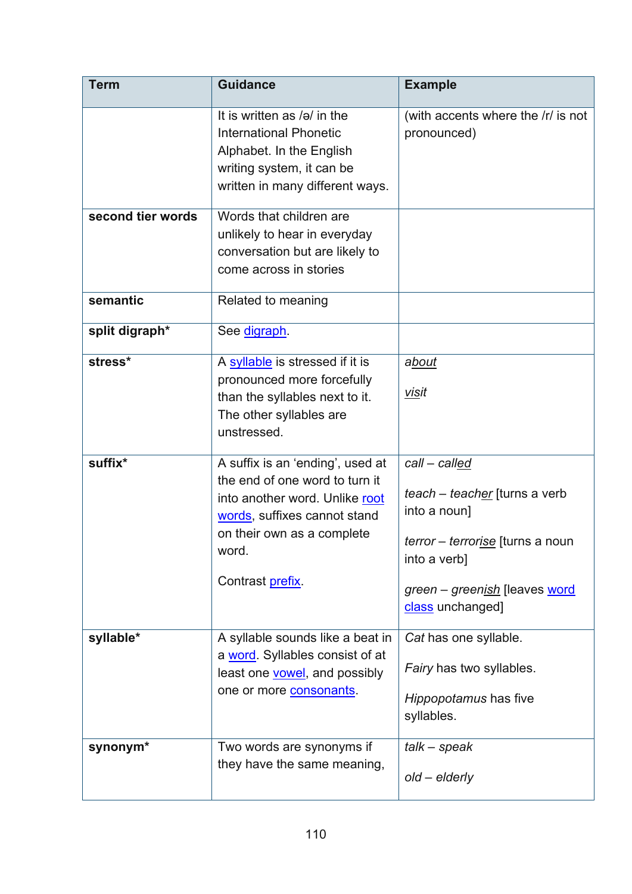| Term | Guidance | Example |
| --- | --- | --- |
| | It is written as /ə/ in the International Phonetic Alphabet. In the English writing system, it can be written in many different ways. | (with accents where the /r/ is not pronounced) |
| **second tier words** | Words that children are unlikely to hear in everyday conversation but are likely to come across in stories | |
| **semantic** | Related to meaning | |
| **split digraph*** | See digraph. | |
| **stress*** | A syllable is stressed if it is pronounced more forcefully than the syllables next to it. The other syllables are unstressed. | *a<u>bout</u>*<br><br>*<u>vis</u>it* |
| **suffix*** | A suffix is an 'ending', used at the end of one word to turn it into another word. Unlike root words, suffixes cannot stand on their own as a complete word.<br><br>Contrast prefix. | *call – call<u>ed</u>*<br><br>*teach – teach<u>er</u>* [turns a verb into a noun]<br><br>*terror – terror<u>ise</u>* [turns a noun into a verb]<br><br>*green – green<u>ish</u>* [leaves word class unchanged] |
| **syllable*** | A syllable sounds like a beat in a word. Syllables consist of at least one vowel, and possibly one or more consonants. | *Cat* has one syllable.<br><br>*Fairy* has two syllables.<br><br>*Hippopotamus* has five syllables. |
| **synonym*** | Two words are synonyms if they have the same meaning, | *talk – speak*<br><br>*old – elderly* |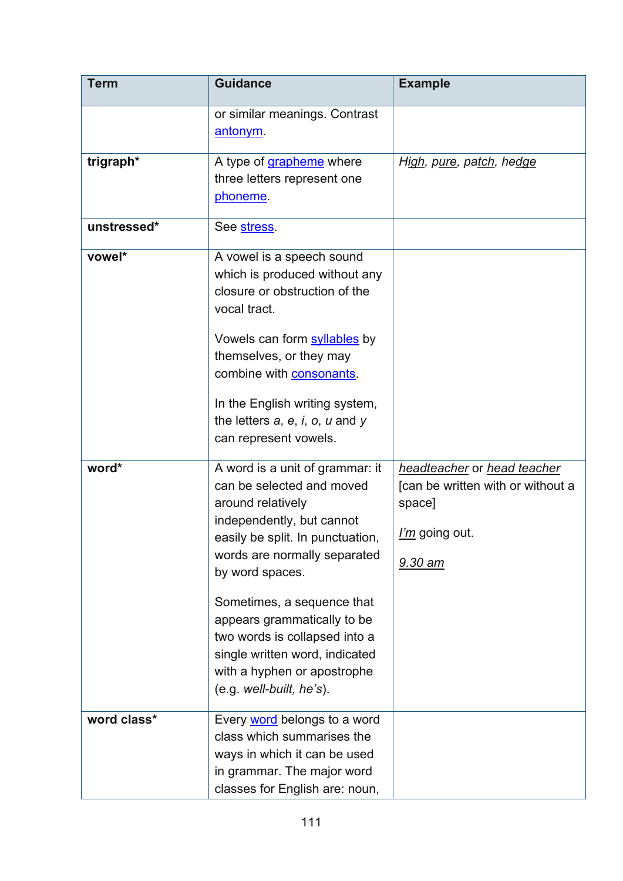| Term | Guidance | Example |
|---|---|---|
| | or similar meanings. Contrast antonym. | |
| **trigraph*** | A type of grapheme where three letters represent one phoneme. | *High*, *pure*, *patch*, *hedge* |
| **unstressed*** | See stress. | |
| **vowel*** | A vowel is a speech sound which is produced without any closure or obstruction of the vocal tract.<br><br>Vowels can form syllables by themselves, or they may combine with consonants.<br><br>In the English writing system, the letters *a*, *e*, *i*, *o*, *u* and *y* can represent vowels. | |
| **word*** | A word is a unit of grammar: it can be selected and moved around relatively independently, but cannot easily be split. In punctuation, words are normally separated by word spaces.<br><br>Sometimes, a sequence that appears grammatically to be two words is collapsed into a single written word, indicated with a hyphen or apostrophe (e.g. *well-built, he's*). | *headteacher* or *head teacher* [can be written with or without a space]<br><br>*I'm* going out.<br><br>*9.30 am* |
| **word class*** | Every word belongs to a word class which summarises the ways in which it can be used in grammar. The major word classes for English are: noun, | |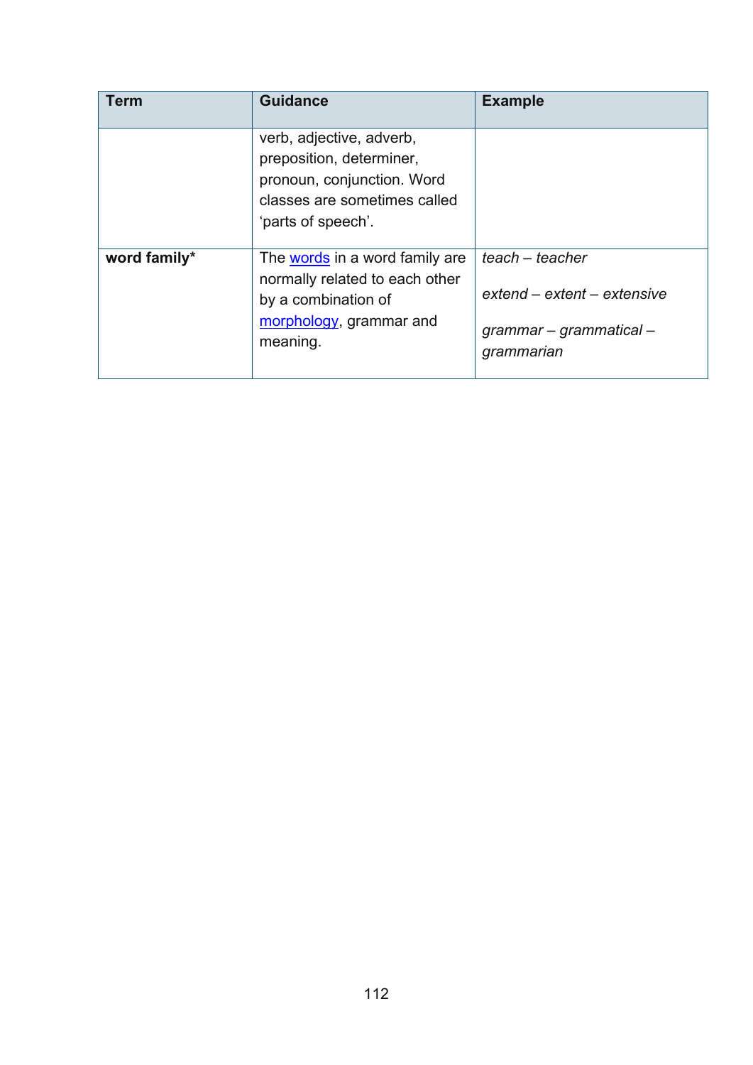| Term | Guidance | Example |
|---|---|---|
| | verb, adjective, adverb, preposition, determiner, pronoun, conjunction. Word classes are sometimes called 'parts of speech'. | |
| **word family*** | The words in a word family are normally related to each other by a combination of morphology, grammar and meaning. | *teach – teacher*<br><br>*extend – extent – extensive*<br><br>*grammar – grammatical – grammarian* |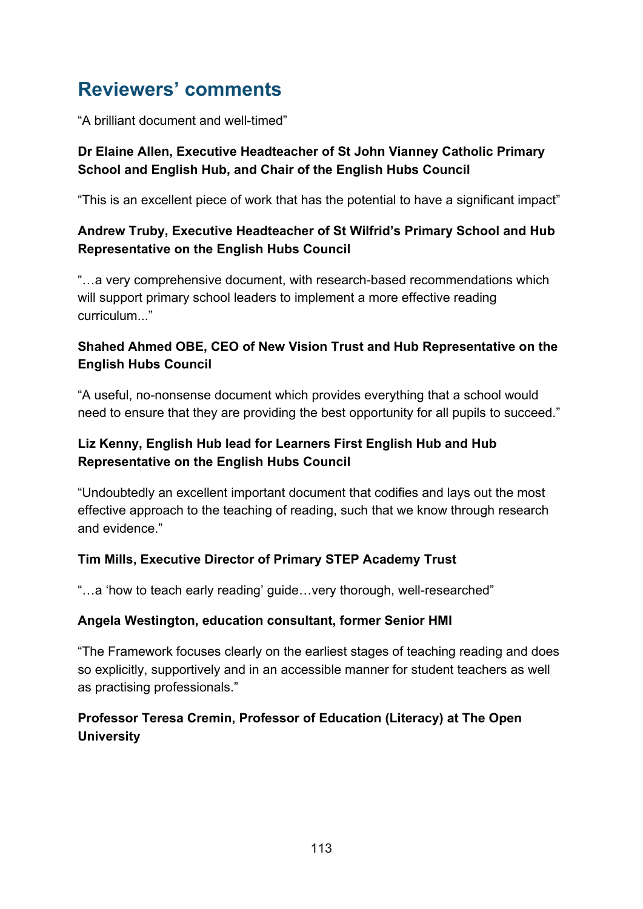## Reviewers' comments

"A brilliant document and well-timed"

**Dr Elaine Allen, Executive Headteacher of St John Vianney Catholic Primary School and English Hub, and Chair of the English Hubs Council**

"This is an excellent piece of work that has the potential to have a significant impact"

**Andrew Truby, Executive Headteacher of St Wilfrid's Primary School and Hub Representative on the English Hubs Council**

"…a very comprehensive document, with research-based recommendations which will support primary school leaders to implement a more effective reading curriculum..."

**Shahed Ahmed OBE, CEO of New Vision Trust and Hub Representative on the English Hubs Council**

"A useful, no-nonsense document which provides everything that a school would need to ensure that they are providing the best opportunity for all pupils to succeed."

**Liz Kenny, English Hub lead for Learners First English Hub and Hub Representative on the English Hubs Council**

"Undoubtedly an excellent important document that codifies and lays out the most effective approach to the teaching of reading, such that we know through research and evidence."

**Tim Mills, Executive Director of Primary STEP Academy Trust**

"…a 'how to teach early reading' guide…very thorough, well-researched"

**Angela Westington, education consultant, former Senior HMI**

"The Framework focuses clearly on the earliest stages of teaching reading and does so explicitly, supportively and in an accessible manner for student teachers as well as practising professionals."

**Professor Teresa Cremin, Professor of Education (Literacy) at The Open University**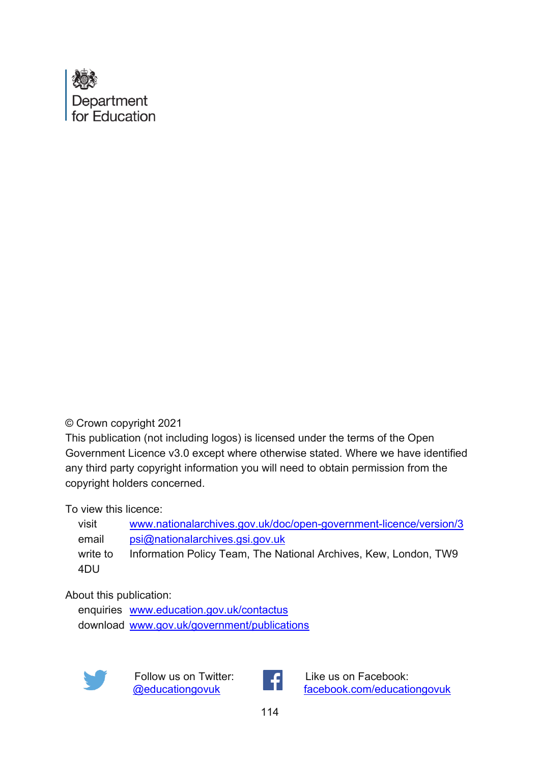Department for Education

© Crown copyright 2021

This publication (not including logos) is licensed under the terms of the Open Government Licence v3.0 except where otherwise stated. Where we have identified any third party copyright information you will need to obtain permission from the copyright holders concerned.

To view this licence:

visit www.nationalarchives.gov.uk/doc/open-government-licence/version/3
email psi@nationalarchives.gsi.gov.uk
write to Information Policy Team, The National Archives, Kew, London, TW9 4DU

About this publication:

enquiries www.education.gov.uk/contactus
download www.gov.uk/government/publications

Follow us on Twitter: @educationgovuk

Like us on Facebook: facebook.com/educationgovuk